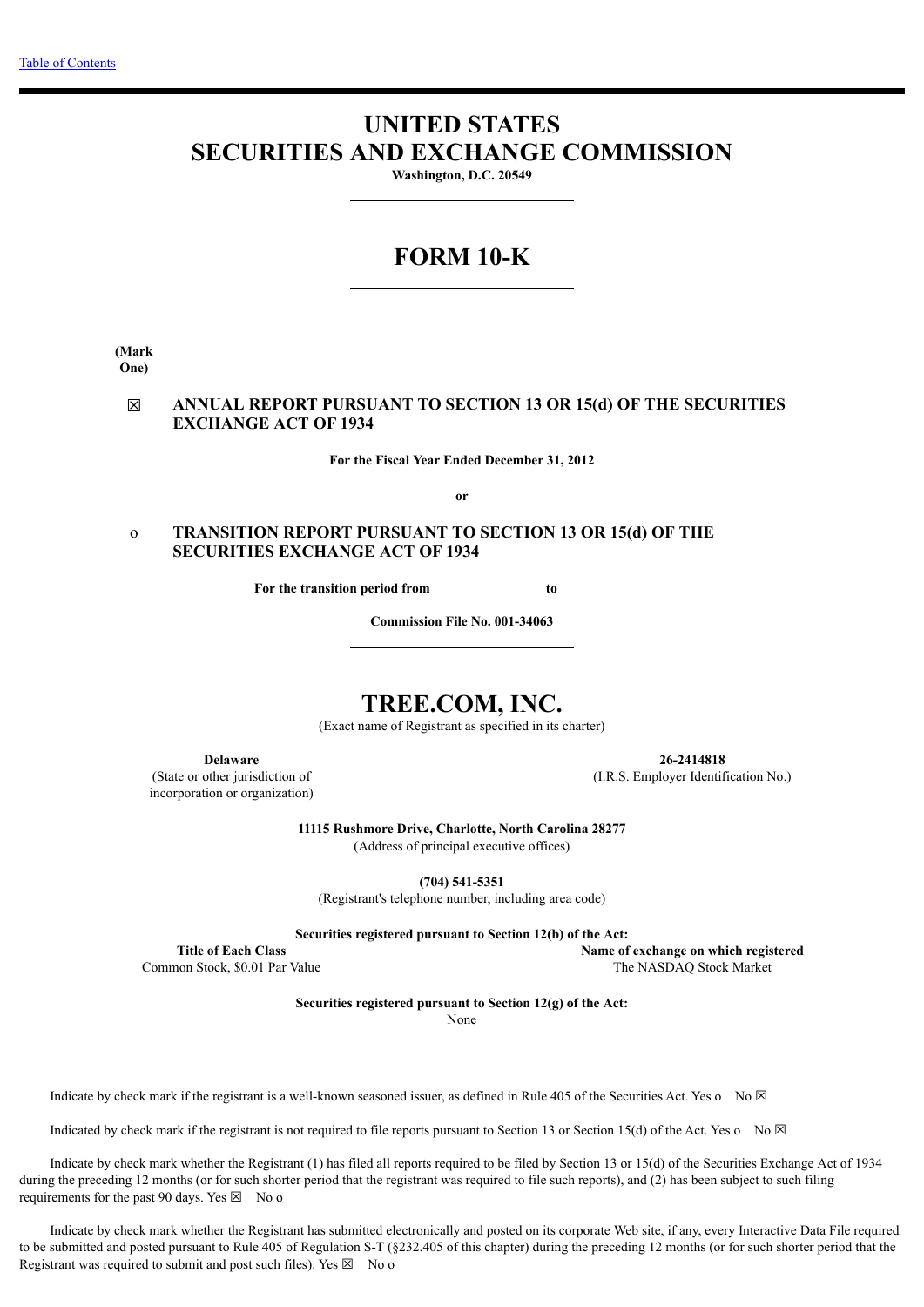[Table of Contents](#)

# UNITED STATES
# SECURITIES AND EXCHANGE COMMISSION

**Washington, D.C. 20549**

---

# FORM 10-K

---

**(Mark One)**

☒ **ANNUAL REPORT PURSUANT TO SECTION 13 OR 15(d) OF THE SECURITIES EXCHANGE ACT OF 1934**

**For the Fiscal Year Ended December 31, 2012**

**or**

o **TRANSITION REPORT PURSUANT TO SECTION 13 OR 15(d) OF THE SECURITIES EXCHANGE ACT OF 1934**

**For the transition period from to**

**Commission File No. 001-34063**

---

# TREE.COM, INC.

(Exact name of Registrant as specified in its charter)

| **Delaware** | **26-2414818** |
|---|---|
| (State or other jurisdiction of incorporation or organization) | (I.R.S. Employer Identification No.) |

**11115 Rushmore Drive, Charlotte, North Carolina 28277**
(Address of principal executive offices)

**(704) 541-5351**
(Registrant's telephone number, including area code)

**Securities registered pursuant to Section 12(b) of the Act:**

| **Title of Each Class** | **Name of exchange on which registered** |
|---|---|
| Common Stock, $0.01 Par Value | The NASDAQ Stock Market |

**Securities registered pursuant to Section 12(g) of the Act:**
None

---

Indicate by check mark if the registrant is a well-known seasoned issuer, as defined in Rule 405 of the Securities Act. Yes o No ☒

Indicated by check mark if the registrant is not required to file reports pursuant to Section 13 or Section 15(d) of the Act. Yes o No ☒

Indicate by check mark whether the Registrant (1) has filed all reports required to be filed by Section 13 or 15(d) of the Securities Exchange Act of 1934 during the preceding 12 months (or for such shorter period that the registrant was required to file such reports), and (2) has been subject to such filing requirements for the past 90 days. Yes ☒ No o

Indicate by check mark whether the Registrant has submitted electronically and posted on its corporate Web site, if any, every Interactive Data File required to be submitted and posted pursuant to Rule 405 of Regulation S-T (§232.405 of this chapter) during the preceding 12 months (or for such shorter period that the Registrant was required to submit and post such files). Yes ☒ No o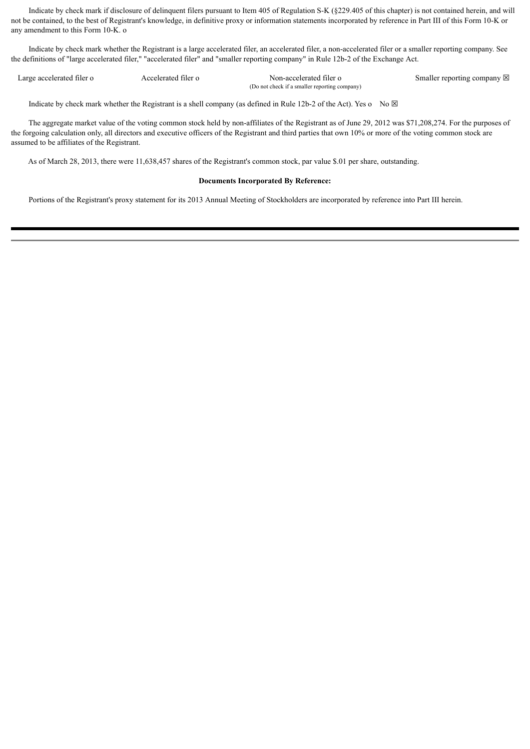Indicate by check mark if disclosure of delinquent filers pursuant to Item 405 of Regulation S-K (§229.405 of this chapter) is not contained herein, and will not be contained, to the best of Registrant's knowledge, in definitive proxy or information statements incorporated by reference in Part III of this Form 10-K or any amendment to this Form 10-K. o

Indicate by check mark whether the Registrant is a large accelerated filer, an accelerated filer, a non-accelerated filer or a smaller reporting company. See the definitions of "large accelerated filer," "accelerated filer" and "smaller reporting company" in Rule 12b-2 of the Exchange Act.

| Large accelerated filer o | Accelerated filer o | Non-accelerated filer o (Do not check if a smaller reporting company) | Smaller reporting company ☒ |
|---|---|---|---|

Indicate by check mark whether the Registrant is a shell company (as defined in Rule 12b-2 of the Act). Yes o No ☒

The aggregate market value of the voting common stock held by non-affiliates of the Registrant as of June 29, 2012 was $71,208,274. For the purposes of the forgoing calculation only, all directors and executive officers of the Registrant and third parties that own 10% or more of the voting common stock are assumed to be affiliates of the Registrant.

As of March 28, 2013, there were 11,638,457 shares of the Registrant's common stock, par value $.01 per share, outstanding.

**Documents Incorporated By Reference:**

Portions of the Registrant's proxy statement for its 2013 Annual Meeting of Stockholders are incorporated by reference into Part III herein.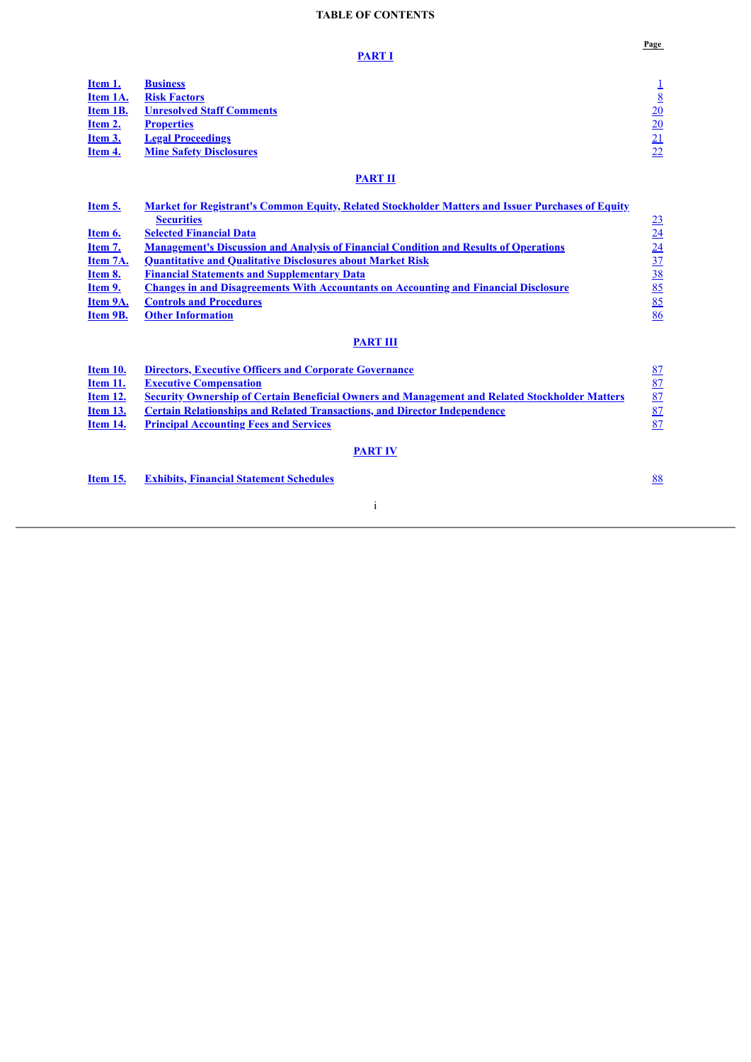# TABLE OF CONTENTS

| | | Page |
|---|---|---|
| | **PART I** | |
| **Item 1.** | **Business** | 1 |
| **Item 1A.** | **Risk Factors** | 8 |
| **Item 1B.** | **Unresolved Staff Comments** | 20 |
| **Item 2.** | **Properties** | 20 |
| **Item 3.** | **Legal Proceedings** | 21 |
| **Item 4.** | **Mine Safety Disclosures** | 22 |
| | **PART II** | |
| **Item 5.** | **Market for Registrant's Common Equity, Related Stockholder Matters and Issuer Purchases of Equity Securities** | 23 |
| **Item 6.** | **Selected Financial Data** | 24 |
| **Item 7.** | **Management's Discussion and Analysis of Financial Condition and Results of Operations** | 24 |
| **Item 7A.** | **Quantitative and Qualitative Disclosures about Market Risk** | 37 |
| **Item 8.** | **Financial Statements and Supplementary Data** | 38 |
| **Item 9.** | **Changes in and Disagreements With Accountants on Accounting and Financial Disclosure** | 85 |
| **Item 9A.** | **Controls and Procedures** | 85 |
| **Item 9B.** | **Other Information** | 86 |
| | **PART III** | |
| **Item 10.** | **Directors, Executive Officers and Corporate Governance** | 87 |
| **Item 11.** | **Executive Compensation** | 87 |
| **Item 12.** | **Security Ownership of Certain Beneficial Owners and Management and Related Stockholder Matters** | 87 |
| **Item 13.** | **Certain Relationships and Related Transactions, and Director Independence** | 87 |
| **Item 14.** | **Principal Accounting Fees and Services** | 87 |
| | **PART IV** | |
| **Item 15.** | **Exhibits, Financial Statement Schedules** | 88 |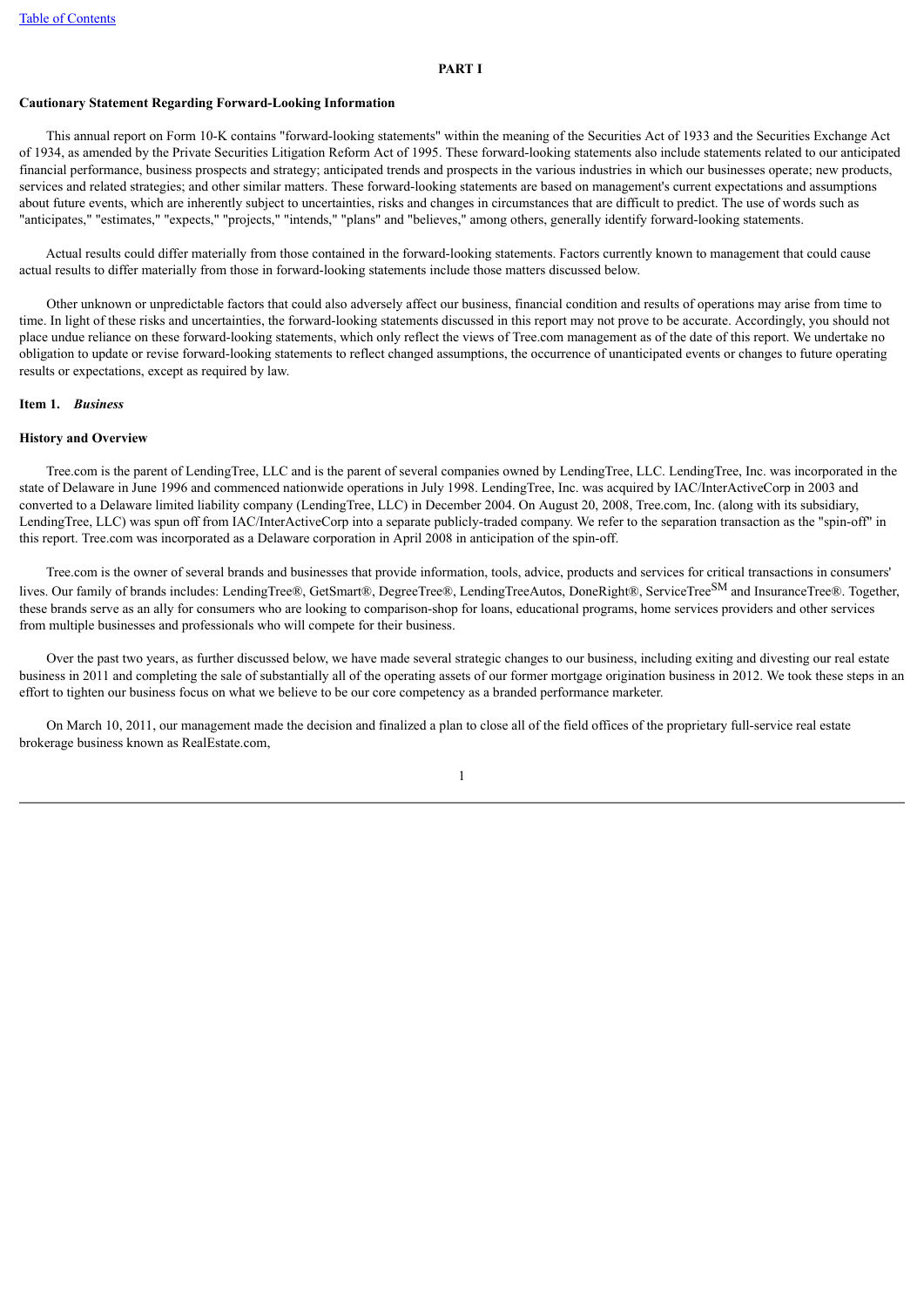## PART I

**Cautionary Statement Regarding Forward-Looking Information**

This annual report on Form 10-K contains "forward-looking statements" within the meaning of the Securities Act of 1933 and the Securities Exchange Act of 1934, as amended by the Private Securities Litigation Reform Act of 1995. These forward-looking statements also include statements related to our anticipated financial performance, business prospects and strategy; anticipated trends and prospects in the various industries in which our businesses operate; new products, services and related strategies; and other similar matters. These forward-looking statements are based on management's current expectations and assumptions about future events, which are inherently subject to uncertainties, risks and changes in circumstances that are difficult to predict. The use of words such as "anticipates," "estimates," "expects," "projects," "intends," "plans" and "believes," among others, generally identify forward-looking statements.

Actual results could differ materially from those contained in the forward-looking statements. Factors currently known to management that could cause actual results to differ materially from those in forward-looking statements include those matters discussed below.

Other unknown or unpredictable factors that could also adversely affect our business, financial condition and results of operations may arise from time to time. In light of these risks and uncertainties, the forward-looking statements discussed in this report may not prove to be accurate. Accordingly, you should not place undue reliance on these forward-looking statements, which only reflect the views of Tree.com management as of the date of this report. We undertake no obligation to update or revise forward-looking statements to reflect changed assumptions, the occurrence of unanticipated events or changes to future operating results or expectations, except as required by law.

**Item 1.** ***Business***

**History and Overview**

Tree.com is the parent of LendingTree, LLC and is the parent of several companies owned by LendingTree, LLC. LendingTree, Inc. was incorporated in the state of Delaware in June 1996 and commenced nationwide operations in July 1998. LendingTree, Inc. was acquired by IAC/InterActiveCorp in 2003 and converted to a Delaware limited liability company (LendingTree, LLC) in December 2004. On August 20, 2008, Tree.com, Inc. (along with its subsidiary, LendingTree, LLC) was spun off from IAC/InterActiveCorp into a separate publicly-traded company. We refer to the separation transaction as the "spin-off" in this report. Tree.com was incorporated as a Delaware corporation in April 2008 in anticipation of the spin-off.

Tree.com is the owner of several brands and businesses that provide information, tools, advice, products and services for critical transactions in consumers' lives. Our family of brands includes: LendingTree®, GetSmart®, DegreeTree®, LendingTreeAutos, DoneRight®, ServiceTree℠ and InsuranceTree®. Together, these brands serve as an ally for consumers who are looking to comparison-shop for loans, educational programs, home services providers and other services from multiple businesses and professionals who will compete for their business.

Over the past two years, as further discussed below, we have made several strategic changes to our business, including exiting and divesting our real estate business in 2011 and completing the sale of substantially all of the operating assets of our former mortgage origination business in 2012. We took these steps in an effort to tighten our business focus on what we believe to be our core competency as a branded performance marketer.

On March 10, 2011, our management made the decision and finalized a plan to close all of the field offices of the proprietary full-service real estate brokerage business known as RealEstate.com,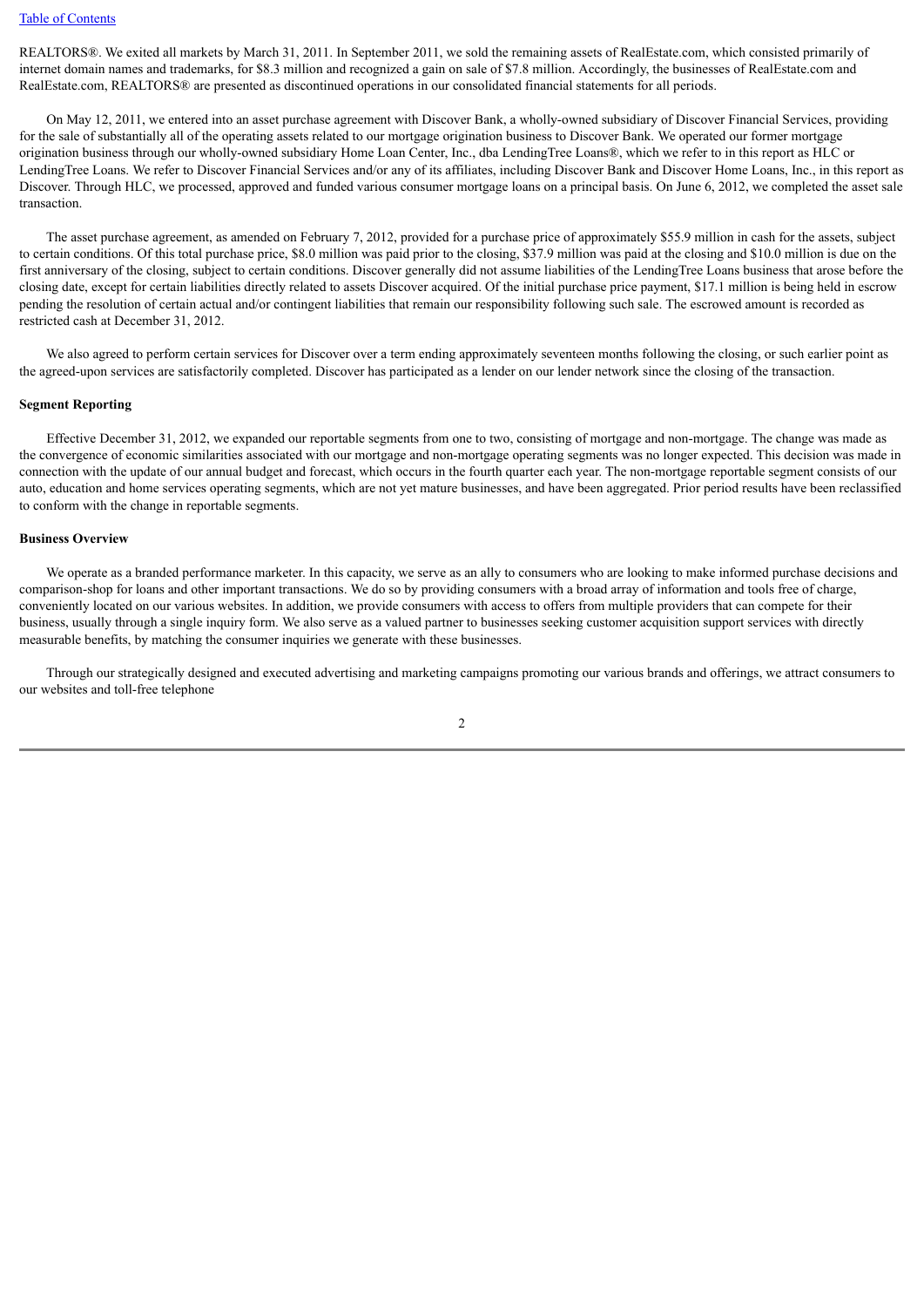REALTORS®. We exited all markets by March 31, 2011. In September 2011, we sold the remaining assets of RealEstate.com, which consisted primarily of internet domain names and trademarks, for $8.3 million and recognized a gain on sale of $7.8 million. Accordingly, the businesses of RealEstate.com and RealEstate.com, REALTORS® are presented as discontinued operations in our consolidated financial statements for all periods.

On May 12, 2011, we entered into an asset purchase agreement with Discover Bank, a wholly-owned subsidiary of Discover Financial Services, providing for the sale of substantially all of the operating assets related to our mortgage origination business to Discover Bank. We operated our former mortgage origination business through our wholly-owned subsidiary Home Loan Center, Inc., dba LendingTree Loans®, which we refer to in this report as HLC or LendingTree Loans. We refer to Discover Financial Services and/or any of its affiliates, including Discover Bank and Discover Home Loans, Inc., in this report as Discover. Through HLC, we processed, approved and funded various consumer mortgage loans on a principal basis. On June 6, 2012, we completed the asset sale transaction.

The asset purchase agreement, as amended on February 7, 2012, provided for a purchase price of approximately $55.9 million in cash for the assets, subject to certain conditions. Of this total purchase price, $8.0 million was paid prior to the closing, $37.9 million was paid at the closing and $10.0 million is due on the first anniversary of the closing, subject to certain conditions. Discover generally did not assume liabilities of the LendingTree Loans business that arose before the closing date, except for certain liabilities directly related to assets Discover acquired. Of the initial purchase price payment, $17.1 million is being held in escrow pending the resolution of certain actual and/or contingent liabilities that remain our responsibility following such sale. The escrowed amount is recorded as restricted cash at December 31, 2012.

We also agreed to perform certain services for Discover over a term ending approximately seventeen months following the closing, or such earlier point as the agreed-upon services are satisfactorily completed. Discover has participated as a lender on our lender network since the closing of the transaction.

**Segment Reporting**

Effective December 31, 2012, we expanded our reportable segments from one to two, consisting of mortgage and non-mortgage. The change was made as the convergence of economic similarities associated with our mortgage and non-mortgage operating segments was no longer expected. This decision was made in connection with the update of our annual budget and forecast, which occurs in the fourth quarter each year. The non-mortgage reportable segment consists of our auto, education and home services operating segments, which are not yet mature businesses, and have been aggregated. Prior period results have been reclassified to conform with the change in reportable segments.

**Business Overview**

We operate as a branded performance marketer. In this capacity, we serve as an ally to consumers who are looking to make informed purchase decisions and comparison-shop for loans and other important transactions. We do so by providing consumers with a broad array of information and tools free of charge, conveniently located on our various websites. In addition, we provide consumers with access to offers from multiple providers that can compete for their business, usually through a single inquiry form. We also serve as a valued partner to businesses seeking customer acquisition support services with directly measurable benefits, by matching the consumer inquiries we generate with these businesses.

Through our strategically designed and executed advertising and marketing campaigns promoting our various brands and offerings, we attract consumers to our websites and toll-free telephone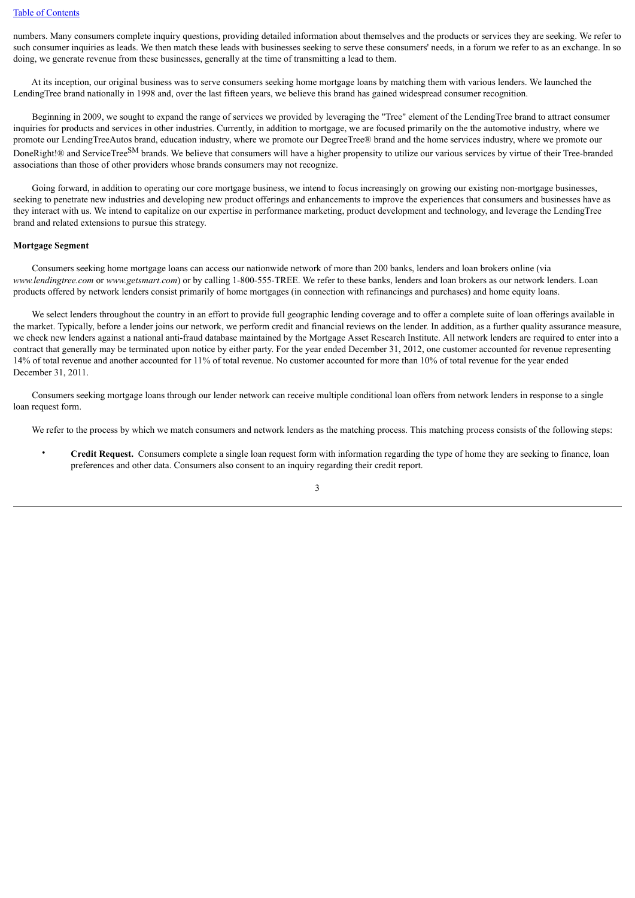numbers. Many consumers complete inquiry questions, providing detailed information about themselves and the products or services they are seeking. We refer to such consumer inquiries as leads. We then match these leads with businesses seeking to serve these consumers' needs, in a forum we refer to as an exchange. In so doing, we generate revenue from these businesses, generally at the time of transmitting a lead to them.

At its inception, our original business was to serve consumers seeking home mortgage loans by matching them with various lenders. We launched the LendingTree brand nationally in 1998 and, over the last fifteen years, we believe this brand has gained widespread consumer recognition.

Beginning in 2009, we sought to expand the range of services we provided by leveraging the "Tree" element of the LendingTree brand to attract consumer inquiries for products and services in other industries. Currently, in addition to mortgage, we are focused primarily on the the automotive industry, where we promote our LendingTreeAutos brand, education industry, where we promote our DegreeTree® brand and the home services industry, where we promote our DoneRight!® and ServiceTree℠ brands. We believe that consumers will have a higher propensity to utilize our various services by virtue of their Tree-branded associations than those of other providers whose brands consumers may not recognize.

Going forward, in addition to operating our core mortgage business, we intend to focus increasingly on growing our existing non-mortgage businesses, seeking to penetrate new industries and developing new product offerings and enhancements to improve the experiences that consumers and businesses have as they interact with us. We intend to capitalize on our expertise in performance marketing, product development and technology, and leverage the LendingTree brand and related extensions to pursue this strategy.

**Mortgage Segment**

Consumers seeking home mortgage loans can access our nationwide network of more than 200 banks, lenders and loan brokers online (via *www.lendingtree.com* or *www.getsmart.com*) or by calling 1-800-555-TREE. We refer to these banks, lenders and loan brokers as our network lenders. Loan products offered by network lenders consist primarily of home mortgages (in connection with refinancings and purchases) and home equity loans.

We select lenders throughout the country in an effort to provide full geographic lending coverage and to offer a complete suite of loan offerings available in the market. Typically, before a lender joins our network, we perform credit and financial reviews on the lender. In addition, as a further quality assurance measure, we check new lenders against a national anti-fraud database maintained by the Mortgage Asset Research Institute. All network lenders are required to enter into a contract that generally may be terminated upon notice by either party. For the year ended December 31, 2012, one customer accounted for revenue representing 14% of total revenue and another accounted for 11% of total revenue. No customer accounted for more than 10% of total revenue for the year ended December 31, 2011.

Consumers seeking mortgage loans through our lender network can receive multiple conditional loan offers from network lenders in response to a single loan request form.

We refer to the process by which we match consumers and network lenders as the matching process. This matching process consists of the following steps:

- **Credit Request.** Consumers complete a single loan request form with information regarding the type of home they are seeking to finance, loan preferences and other data. Consumers also consent to an inquiry regarding their credit report.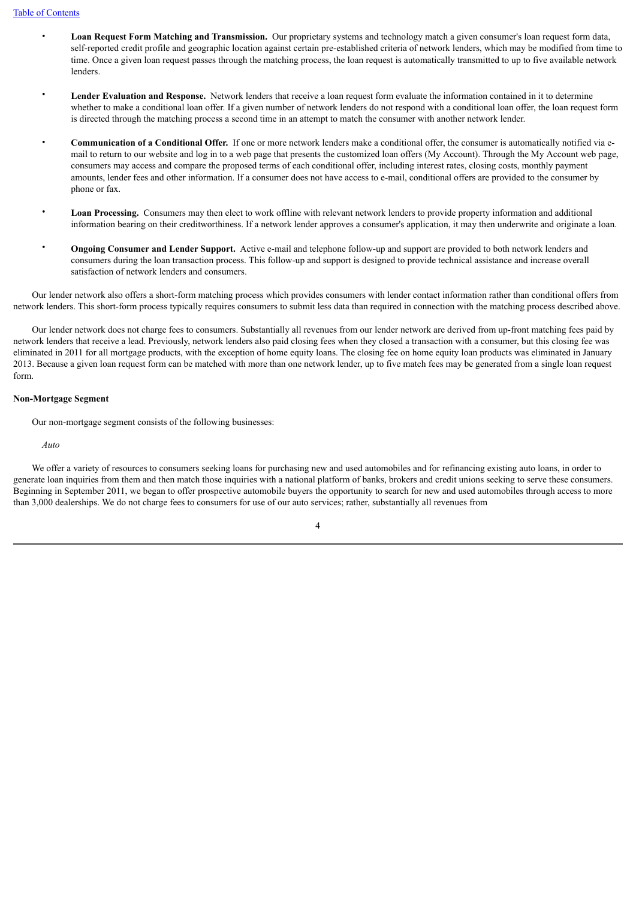- **Loan Request Form Matching and Transmission.** Our proprietary systems and technology match a given consumer's loan request form data, self-reported credit profile and geographic location against certain pre-established criteria of network lenders, which may be modified from time to time. Once a given loan request passes through the matching process, the loan request is automatically transmitted to up to five available network lenders.

- **Lender Evaluation and Response.** Network lenders that receive a loan request form evaluate the information contained in it to determine whether to make a conditional loan offer. If a given number of network lenders do not respond with a conditional loan offer, the loan request form is directed through the matching process a second time in an attempt to match the consumer with another network lender.

- **Communication of a Conditional Offer.** If one or more network lenders make a conditional offer, the consumer is automatically notified via e-mail to return to our website and log in to a web page that presents the customized loan offers (My Account). Through the My Account web page, consumers may access and compare the proposed terms of each conditional offer, including interest rates, closing costs, monthly payment amounts, lender fees and other information. If a consumer does not have access to e-mail, conditional offers are provided to the consumer by phone or fax.

- **Loan Processing.** Consumers may then elect to work offline with relevant network lenders to provide property information and additional information bearing on their creditworthiness. If a network lender approves a consumer's application, it may then underwrite and originate a loan.

- **Ongoing Consumer and Lender Support.** Active e-mail and telephone follow-up and support are provided to both network lenders and consumers during the loan transaction process. This follow-up and support is designed to provide technical assistance and increase overall satisfaction of network lenders and consumers.

Our lender network also offers a short-form matching process which provides consumers with lender contact information rather than conditional offers from network lenders. This short-form process typically requires consumers to submit less data than required in connection with the matching process described above.

Our lender network does not charge fees to consumers. Substantially all revenues from our lender network are derived from up-front matching fees paid by network lenders that receive a lead. Previously, network lenders also paid closing fees when they closed a transaction with a consumer, but this closing fee was eliminated in 2011 for all mortgage products, with the exception of home equity loans. The closing fee on home equity loan products was eliminated in January 2013. Because a given loan request form can be matched with more than one network lender, up to five match fees may be generated from a single loan request form.

**Non-Mortgage Segment**

Our non-mortgage segment consists of the following businesses:

*Auto*

We offer a variety of resources to consumers seeking loans for purchasing new and used automobiles and for refinancing existing auto loans, in order to generate loan inquiries from them and then match those inquiries with a national platform of banks, brokers and credit unions seeking to serve these consumers. Beginning in September 2011, we began to offer prospective automobile buyers the opportunity to search for new and used automobiles through access to more than 3,000 dealerships. We do not charge fees to consumers for use of our auto services; rather, substantially all revenues from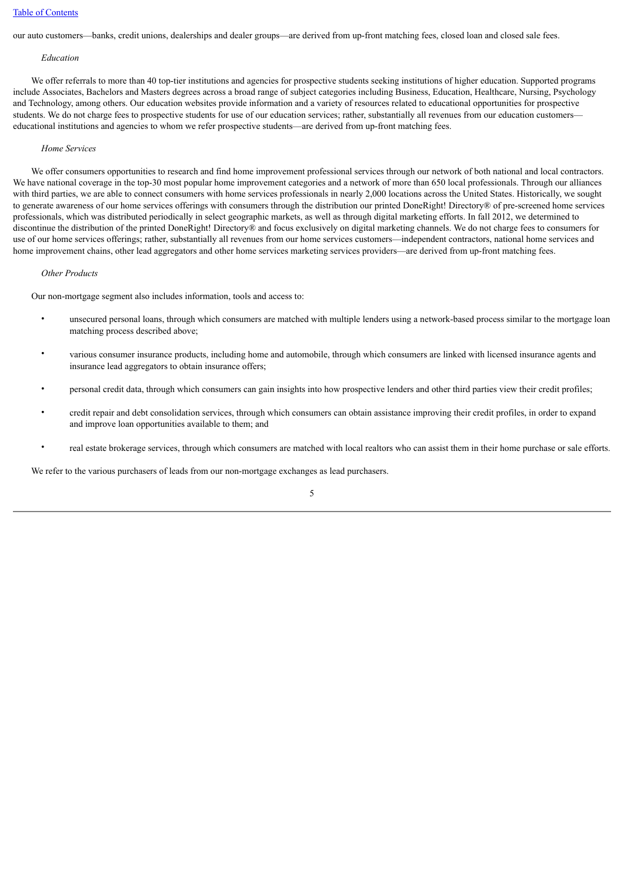our auto customers—banks, credit unions, dealerships and dealer groups—are derived from up-front matching fees, closed loan and closed sale fees.

*Education*

We offer referrals to more than 40 top-tier institutions and agencies for prospective students seeking institutions of higher education. Supported programs include Associates, Bachelors and Masters degrees across a broad range of subject categories including Business, Education, Healthcare, Nursing, Psychology and Technology, among others. Our education websites provide information and a variety of resources related to educational opportunities for prospective students. We do not charge fees to prospective students for use of our education services; rather, substantially all revenues from our education customers—educational institutions and agencies to whom we refer prospective students—are derived from up-front matching fees.

*Home Services*

We offer consumers opportunities to research and find home improvement professional services through our network of both national and local contractors. We have national coverage in the top-30 most popular home improvement categories and a network of more than 650 local professionals. Through our alliances with third parties, we are able to connect consumers with home services professionals in nearly 2,000 locations across the United States. Historically, we sought to generate awareness of our home services offerings with consumers through the distribution our printed DoneRight! Directory® of pre-screened home services professionals, which was distributed periodically in select geographic markets, as well as through digital marketing efforts. In fall 2012, we determined to discontinue the distribution of the printed DoneRight! Directory® and focus exclusively on digital marketing channels. We do not charge fees to consumers for use of our home services offerings; rather, substantially all revenues from our home services customers—independent contractors, national home services and home improvement chains, other lead aggregators and other home services marketing services providers—are derived from up-front matching fees.

*Other Products*

Our non-mortgage segment also includes information, tools and access to:

- unsecured personal loans, through which consumers are matched with multiple lenders using a network-based process similar to the mortgage loan matching process described above;
- various consumer insurance products, including home and automobile, through which consumers are linked with licensed insurance agents and insurance lead aggregators to obtain insurance offers;
- personal credit data, through which consumers can gain insights into how prospective lenders and other third parties view their credit profiles;
- credit repair and debt consolidation services, through which consumers can obtain assistance improving their credit profiles, in order to expand and improve loan opportunities available to them; and
- real estate brokerage services, through which consumers are matched with local realtors who can assist them in their home purchase or sale efforts.

We refer to the various purchasers of leads from our non-mortgage exchanges as lead purchasers.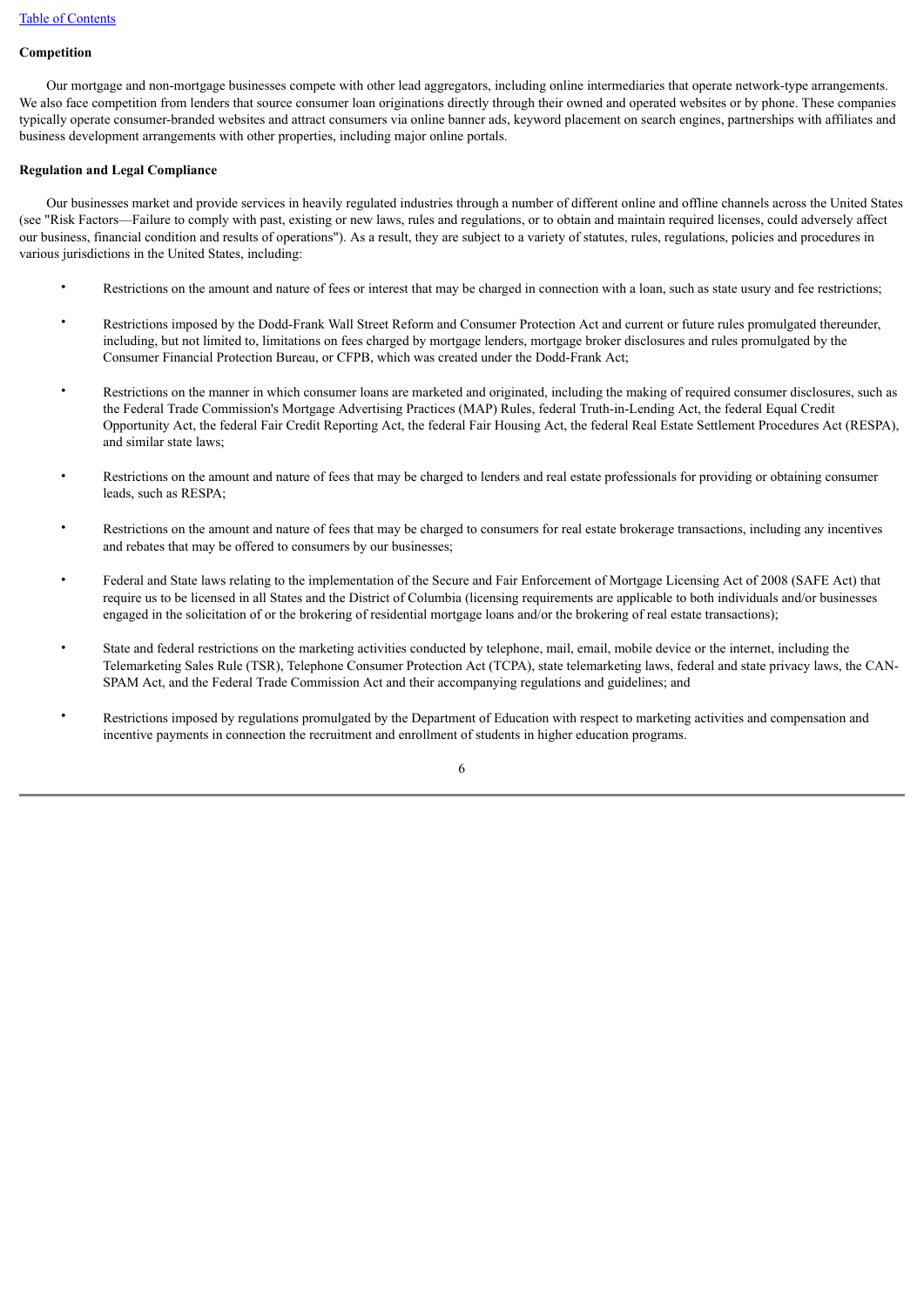**Competition**

Our mortgage and non-mortgage businesses compete with other lead aggregators, including online intermediaries that operate network-type arrangements. We also face competition from lenders that source consumer loan originations directly through their owned and operated websites or by phone. These companies typically operate consumer-branded websites and attract consumers via online banner ads, keyword placement on search engines, partnerships with affiliates and business development arrangements with other properties, including major online portals.

**Regulation and Legal Compliance**

Our businesses market and provide services in heavily regulated industries through a number of different online and offline channels across the United States (see "Risk Factors—Failure to comply with past, existing or new laws, rules and regulations, or to obtain and maintain required licenses, could adversely affect our business, financial condition and results of operations"). As a result, they are subject to a variety of statutes, rules, regulations, policies and procedures in various jurisdictions in the United States, including:

- Restrictions on the amount and nature of fees or interest that may be charged in connection with a loan, such as state usury and fee restrictions;
- Restrictions imposed by the Dodd-Frank Wall Street Reform and Consumer Protection Act and current or future rules promulgated thereunder, including, but not limited to, limitations on fees charged by mortgage lenders, mortgage broker disclosures and rules promulgated by the Consumer Financial Protection Bureau, or CFPB, which was created under the Dodd-Frank Act;
- Restrictions on the manner in which consumer loans are marketed and originated, including the making of required consumer disclosures, such as the Federal Trade Commission's Mortgage Advertising Practices (MAP) Rules, federal Truth-in-Lending Act, the federal Equal Credit Opportunity Act, the federal Fair Credit Reporting Act, the federal Fair Housing Act, the federal Real Estate Settlement Procedures Act (RESPA), and similar state laws;
- Restrictions on the amount and nature of fees that may be charged to lenders and real estate professionals for providing or obtaining consumer leads, such as RESPA;
- Restrictions on the amount and nature of fees that may be charged to consumers for real estate brokerage transactions, including any incentives and rebates that may be offered to consumers by our businesses;
- Federal and State laws relating to the implementation of the Secure and Fair Enforcement of Mortgage Licensing Act of 2008 (SAFE Act) that require us to be licensed in all States and the District of Columbia (licensing requirements are applicable to both individuals and/or businesses engaged in the solicitation of or the brokering of residential mortgage loans and/or the brokering of real estate transactions);
- State and federal restrictions on the marketing activities conducted by telephone, mail, email, mobile device or the internet, including the Telemarketing Sales Rule (TSR), Telephone Consumer Protection Act (TCPA), state telemarketing laws, federal and state privacy laws, the CAN-SPAM Act, and the Federal Trade Commission Act and their accompanying regulations and guidelines; and
- Restrictions imposed by regulations promulgated by the Department of Education with respect to marketing activities and compensation and incentive payments in connection the recruitment and enrollment of students in higher education programs.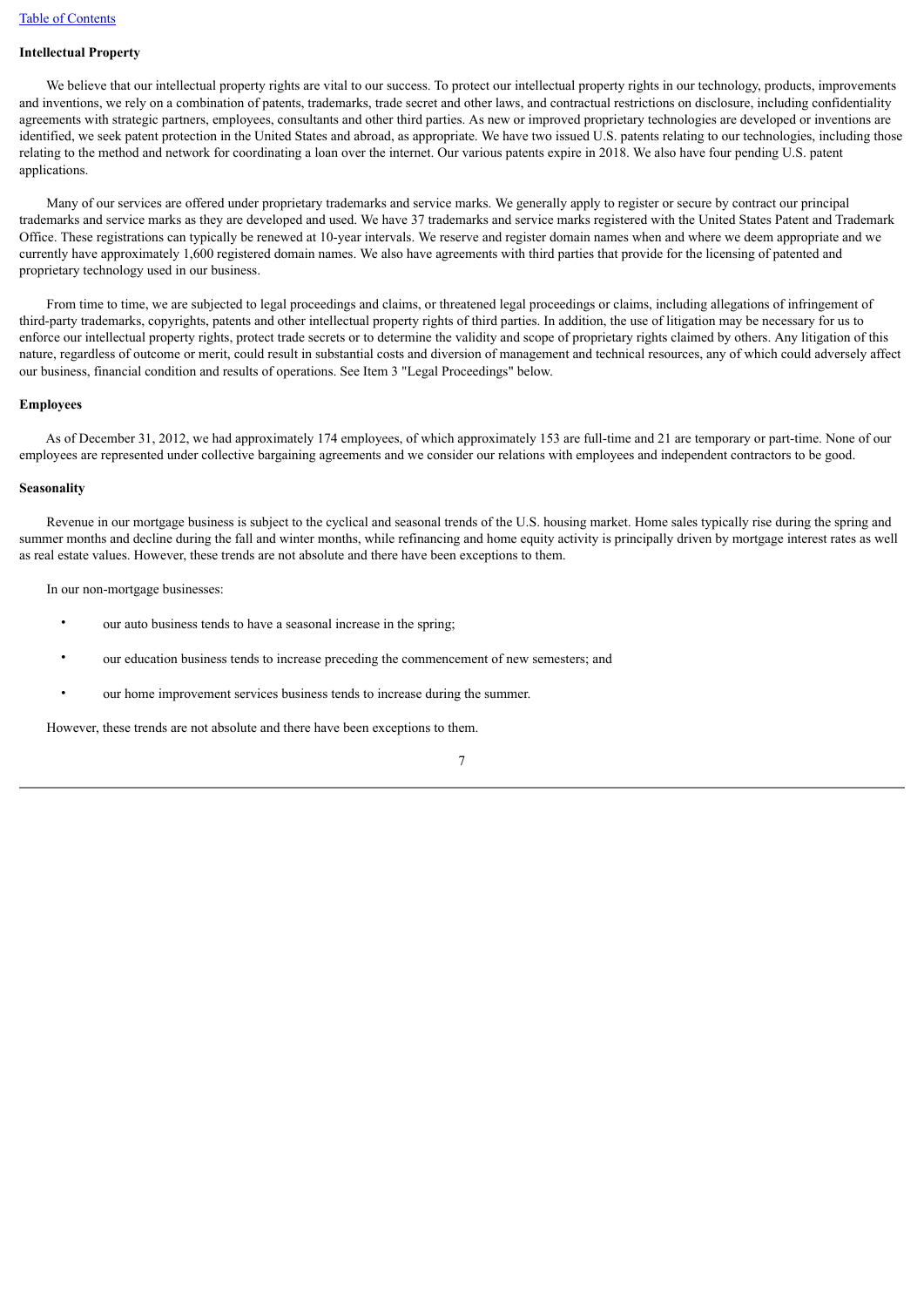**Intellectual Property**

We believe that our intellectual property rights are vital to our success. To protect our intellectual property rights in our technology, products, improvements and inventions, we rely on a combination of patents, trademarks, trade secret and other laws, and contractual restrictions on disclosure, including confidentiality agreements with strategic partners, employees, consultants and other third parties. As new or improved proprietary technologies are developed or inventions are identified, we seek patent protection in the United States and abroad, as appropriate. We have two issued U.S. patents relating to our technologies, including those relating to the method and network for coordinating a loan over the internet. Our various patents expire in 2018. We also have four pending U.S. patent applications.

Many of our services are offered under proprietary trademarks and service marks. We generally apply to register or secure by contract our principal trademarks and service marks as they are developed and used. We have 37 trademarks and service marks registered with the United States Patent and Trademark Office. These registrations can typically be renewed at 10-year intervals. We reserve and register domain names when and where we deem appropriate and we currently have approximately 1,600 registered domain names. We also have agreements with third parties that provide for the licensing of patented and proprietary technology used in our business.

From time to time, we are subjected to legal proceedings and claims, or threatened legal proceedings or claims, including allegations of infringement of third-party trademarks, copyrights, patents and other intellectual property rights of third parties. In addition, the use of litigation may be necessary for us to enforce our intellectual property rights, protect trade secrets or to determine the validity and scope of proprietary rights claimed by others. Any litigation of this nature, regardless of outcome or merit, could result in substantial costs and diversion of management and technical resources, any of which could adversely affect our business, financial condition and results of operations. See Item 3 "Legal Proceedings" below.

**Employees**

As of December 31, 2012, we had approximately 174 employees, of which approximately 153 are full-time and 21 are temporary or part-time. None of our employees are represented under collective bargaining agreements and we consider our relations with employees and independent contractors to be good.

**Seasonality**

Revenue in our mortgage business is subject to the cyclical and seasonal trends of the U.S. housing market. Home sales typically rise during the spring and summer months and decline during the fall and winter months, while refinancing and home equity activity is principally driven by mortgage interest rates as well as real estate values. However, these trends are not absolute and there have been exceptions to them.

In our non-mortgage businesses:

- our auto business tends to have a seasonal increase in the spring;
- our education business tends to increase preceding the commencement of new semesters; and
- our home improvement services business tends to increase during the summer.

However, these trends are not absolute and there have been exceptions to them.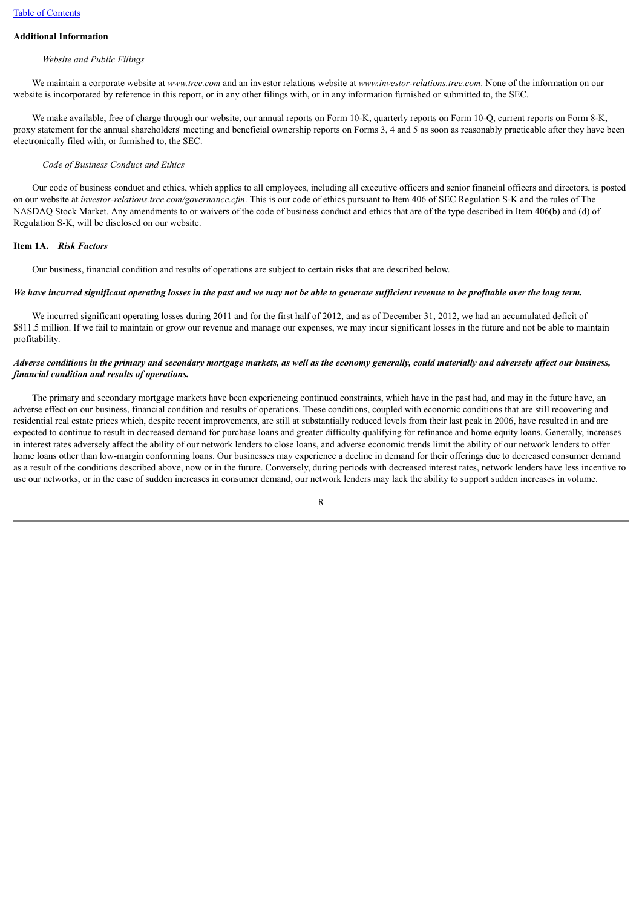## Additional Information

*Website and Public Filings*

We maintain a corporate website at *www.tree.com* and an investor relations website at *www.investor-relations.tree.com*. None of the information on our website is incorporated by reference in this report, or in any other filings with, or in any information furnished or submitted to, the SEC.

We make available, free of charge through our website, our annual reports on Form 10-K, quarterly reports on Form 10-Q, current reports on Form 8-K, proxy statement for the annual shareholders' meeting and beneficial ownership reports on Forms 3, 4 and 5 as soon as reasonably practicable after they have been electronically filed with, or furnished to, the SEC.

*Code of Business Conduct and Ethics*

Our code of business conduct and ethics, which applies to all employees, including all executive officers and senior financial officers and directors, is posted on our website at *investor-relations.tree.com/governance.cfm*. This is our code of ethics pursuant to Item 406 of SEC Regulation S-K and the rules of The NASDAQ Stock Market. Any amendments to or waivers of the code of business conduct and ethics that are of the type described in Item 406(b) and (d) of Regulation S-K, will be disclosed on our website.

## Item 1A. *Risk Factors*

Our business, financial condition and results of operations are subject to certain risks that are described below.

***We have incurred significant operating losses in the past and we may not be able to generate sufficient revenue to be profitable over the long term.***

We incurred significant operating losses during 2011 and for the first half of 2012, and as of December 31, 2012, we had an accumulated deficit of $811.5 million. If we fail to maintain or grow our revenue and manage our expenses, we may incur significant losses in the future and not be able to maintain profitability.

***Adverse conditions in the primary and secondary mortgage markets, as well as the economy generally, could materially and adversely affect our business, financial condition and results of operations.***

The primary and secondary mortgage markets have been experiencing continued constraints, which have in the past had, and may in the future have, an adverse effect on our business, financial condition and results of operations. These conditions, coupled with economic conditions that are still recovering and residential real estate prices which, despite recent improvements, are still at substantially reduced levels from their last peak in 2006, have resulted in and are expected to continue to result in decreased demand for purchase loans and greater difficulty qualifying for refinance and home equity loans. Generally, increases in interest rates adversely affect the ability of our network lenders to close loans, and adverse economic trends limit the ability of our network lenders to offer home loans other than low-margin conforming loans. Our businesses may experience a decline in demand for their offerings due to decreased consumer demand as a result of the conditions described above, now or in the future. Conversely, during periods with decreased interest rates, network lenders have less incentive to use our networks, or in the case of sudden increases in consumer demand, our network lenders may lack the ability to support sudden increases in volume.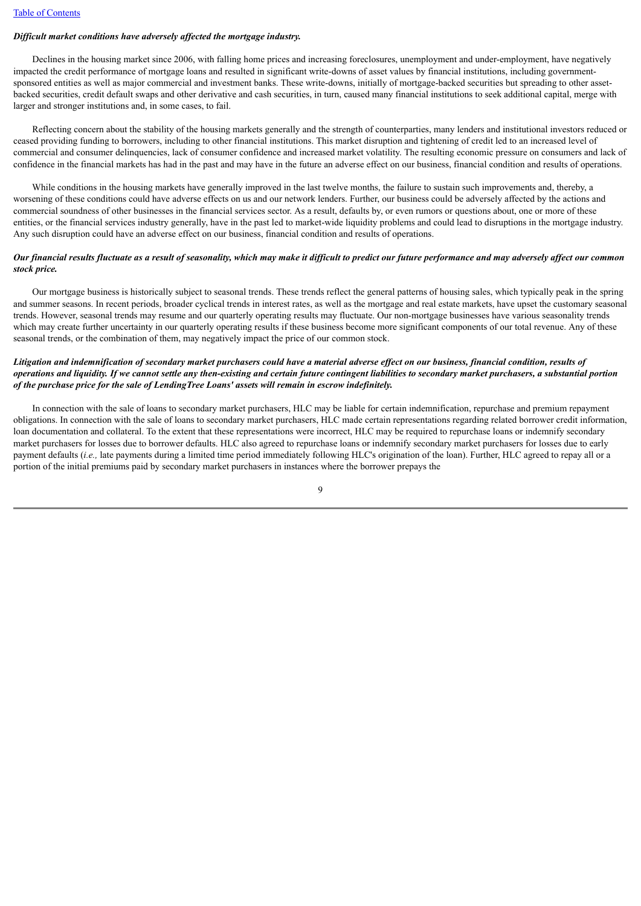***Difficult market conditions have adversely affected the mortgage industry.***

Declines in the housing market since 2006, with falling home prices and increasing foreclosures, unemployment and under-employment, have negatively impacted the credit performance of mortgage loans and resulted in significant write-downs of asset values by financial institutions, including government-sponsored entities as well as major commercial and investment banks. These write-downs, initially of mortgage-backed securities but spreading to other asset-backed securities, credit default swaps and other derivative and cash securities, in turn, caused many financial institutions to seek additional capital, merge with larger and stronger institutions and, in some cases, to fail.

Reflecting concern about the stability of the housing markets generally and the strength of counterparties, many lenders and institutional investors reduced or ceased providing funding to borrowers, including to other financial institutions. This market disruption and tightening of credit led to an increased level of commercial and consumer delinquencies, lack of consumer confidence and increased market volatility. The resulting economic pressure on consumers and lack of confidence in the financial markets has had in the past and may have in the future an adverse effect on our business, financial condition and results of operations.

While conditions in the housing markets have generally improved in the last twelve months, the failure to sustain such improvements and, thereby, a worsening of these conditions could have adverse effects on us and our network lenders. Further, our business could be adversely affected by the actions and commercial soundness of other businesses in the financial services sector. As a result, defaults by, or even rumors or questions about, one or more of these entities, or the financial services industry generally, have in the past led to market-wide liquidity problems and could lead to disruptions in the mortgage industry. Any such disruption could have an adverse effect on our business, financial condition and results of operations.

***Our financial results fluctuate as a result of seasonality, which may make it difficult to predict our future performance and may adversely affect our common stock price.***

Our mortgage business is historically subject to seasonal trends. These trends reflect the general patterns of housing sales, which typically peak in the spring and summer seasons. In recent periods, broader cyclical trends in interest rates, as well as the mortgage and real estate markets, have upset the customary seasonal trends. However, seasonal trends may resume and our quarterly operating results may fluctuate. Our non-mortgage businesses have various seasonality trends which may create further uncertainty in our quarterly operating results if these business become more significant components of our total revenue. Any of these seasonal trends, or the combination of them, may negatively impact the price of our common stock.

***Litigation and indemnification of secondary market purchasers could have a material adverse effect on our business, financial condition, results of operations and liquidity. If we cannot settle any then-existing and certain future contingent liabilities to secondary market purchasers, a substantial portion of the purchase price for the sale of LendingTree Loans' assets will remain in escrow indefinitely.***

In connection with the sale of loans to secondary market purchasers, HLC may be liable for certain indemnification, repurchase and premium repayment obligations. In connection with the sale of loans to secondary market purchasers, HLC made certain representations regarding related borrower credit information, loan documentation and collateral. To the extent that these representations were incorrect, HLC may be required to repurchase loans or indemnify secondary market purchasers for losses due to borrower defaults. HLC also agreed to repurchase loans or indemnify secondary market purchasers for losses due to early payment defaults (*i.e.,* late payments during a limited time period immediately following HLC's origination of the loan). Further, HLC agreed to repay all or a portion of the initial premiums paid by secondary market purchasers in instances where the borrower prepays the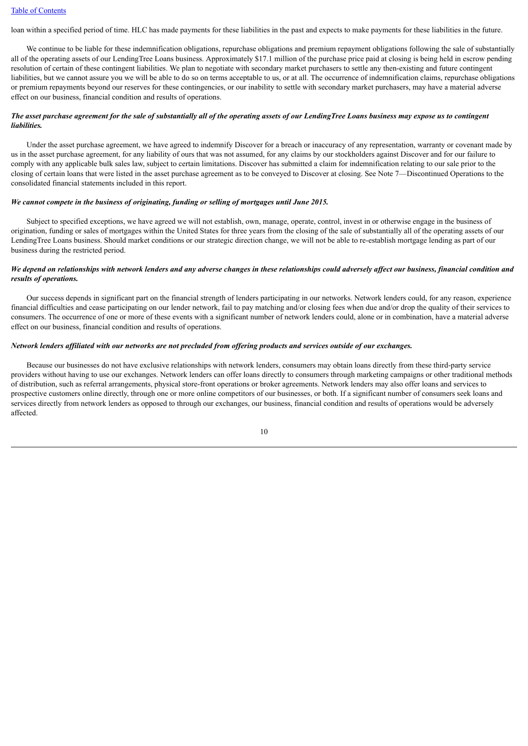loan within a specified period of time. HLC has made payments for these liabilities in the past and expects to make payments for these liabilities in the future.

We continue to be liable for these indemnification obligations, repurchase obligations and premium repayment obligations following the sale of substantially all of the operating assets of our LendingTree Loans business. Approximately $17.1 million of the purchase price paid at closing is being held in escrow pending resolution of certain of these contingent liabilities. We plan to negotiate with secondary market purchasers to settle any then-existing and future contingent liabilities, but we cannot assure you we will be able to do so on terms acceptable to us, or at all. The occurrence of indemnification claims, repurchase obligations or premium repayments beyond our reserves for these contingencies, or our inability to settle with secondary market purchasers, may have a material adverse effect on our business, financial condition and results of operations.

***The asset purchase agreement for the sale of substantially all of the operating assets of our LendingTree Loans business may expose us to contingent liabilities.***

Under the asset purchase agreement, we have agreed to indemnify Discover for a breach or inaccuracy of any representation, warranty or covenant made by us in the asset purchase agreement, for any liability of ours that was not assumed, for any claims by our stockholders against Discover and for our failure to comply with any applicable bulk sales law, subject to certain limitations. Discover has submitted a claim for indemnification relating to our sale prior to the closing of certain loans that were listed in the asset purchase agreement as to be conveyed to Discover at closing. See Note 7—Discontinued Operations to the consolidated financial statements included in this report.

***We cannot compete in the business of originating, funding or selling of mortgages until June 2015.***

Subject to specified exceptions, we have agreed we will not establish, own, manage, operate, control, invest in or otherwise engage in the business of origination, funding or sales of mortgages within the United States for three years from the closing of the sale of substantially all of the operating assets of our LendingTree Loans business. Should market conditions or our strategic direction change, we will not be able to re-establish mortgage lending as part of our business during the restricted period.

***We depend on relationships with network lenders and any adverse changes in these relationships could adversely affect our business, financial condition and results of operations.***

Our success depends in significant part on the financial strength of lenders participating in our networks. Network lenders could, for any reason, experience financial difficulties and cease participating on our lender network, fail to pay matching and/or closing fees when due and/or drop the quality of their services to consumers. The occurrence of one or more of these events with a significant number of network lenders could, alone or in combination, have a material adverse effect on our business, financial condition and results of operations.

***Network lenders affiliated with our networks are not precluded from offering products and services outside of our exchanges.***

Because our businesses do not have exclusive relationships with network lenders, consumers may obtain loans directly from these third-party service providers without having to use our exchanges. Network lenders can offer loans directly to consumers through marketing campaigns or other traditional methods of distribution, such as referral arrangements, physical store-front operations or broker agreements. Network lenders may also offer loans and services to prospective customers online directly, through one or more online competitors of our businesses, or both. If a significant number of consumers seek loans and services directly from network lenders as opposed to through our exchanges, our business, financial condition and results of operations would be adversely affected.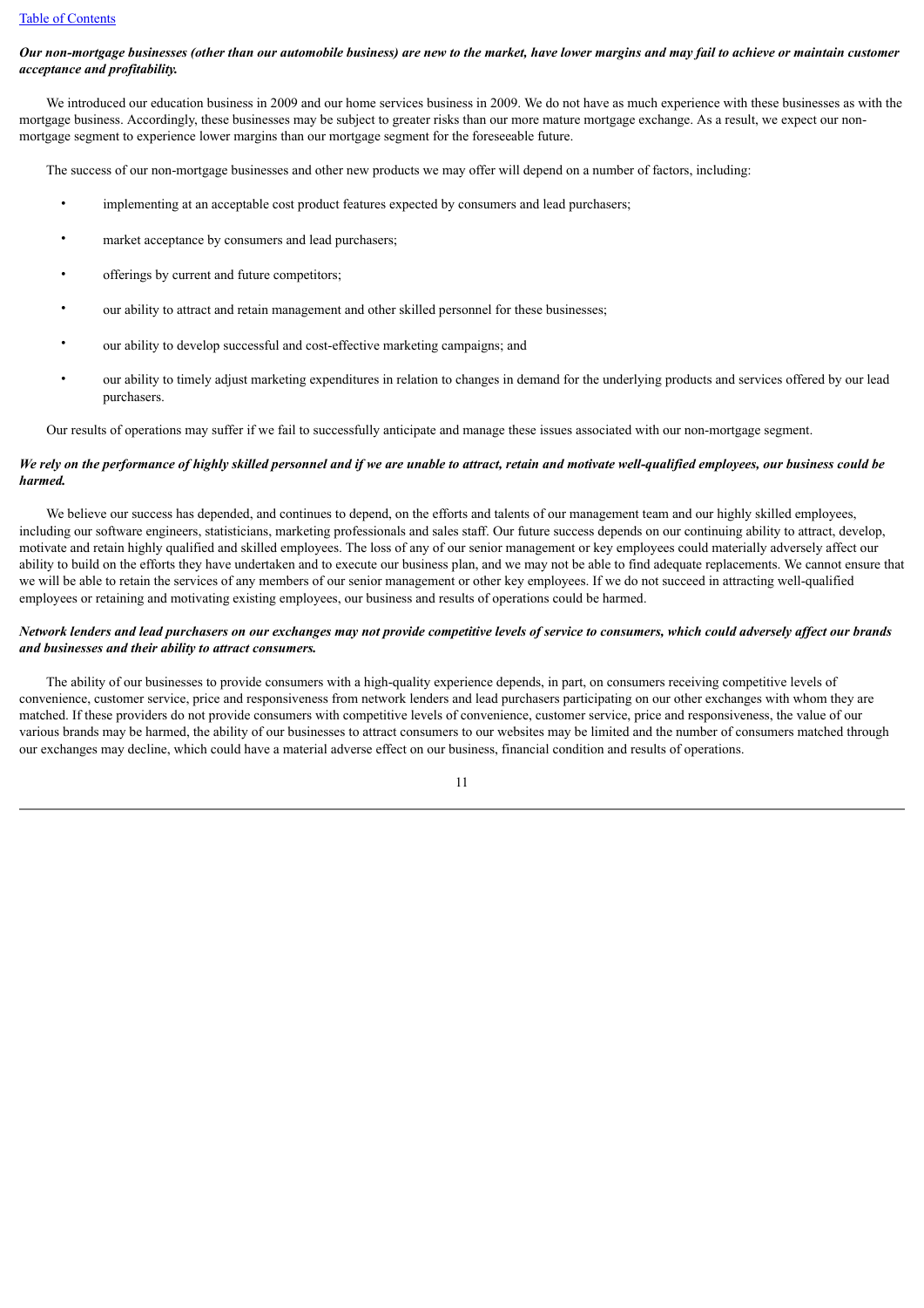***Our non-mortgage businesses (other than our automobile business) are new to the market, have lower margins and may fail to achieve or maintain customer acceptance and profitability.***

We introduced our education business in 2009 and our home services business in 2009. We do not have as much experience with these businesses as with the mortgage business. Accordingly, these businesses may be subject to greater risks than our more mature mortgage exchange. As a result, we expect our non-mortgage segment to experience lower margins than our mortgage segment for the foreseeable future.

The success of our non-mortgage businesses and other new products we may offer will depend on a number of factors, including:

- implementing at an acceptable cost product features expected by consumers and lead purchasers;
- market acceptance by consumers and lead purchasers;
- offerings by current and future competitors;
- our ability to attract and retain management and other skilled personnel for these businesses;
- our ability to develop successful and cost-effective marketing campaigns; and
- our ability to timely adjust marketing expenditures in relation to changes in demand for the underlying products and services offered by our lead purchasers.

Our results of operations may suffer if we fail to successfully anticipate and manage these issues associated with our non-mortgage segment.

***We rely on the performance of highly skilled personnel and if we are unable to attract, retain and motivate well-qualified employees, our business could be harmed.***

We believe our success has depended, and continues to depend, on the efforts and talents of our management team and our highly skilled employees, including our software engineers, statisticians, marketing professionals and sales staff. Our future success depends on our continuing ability to attract, develop, motivate and retain highly qualified and skilled employees. The loss of any of our senior management or key employees could materially adversely affect our ability to build on the efforts they have undertaken and to execute our business plan, and we may not be able to find adequate replacements. We cannot ensure that we will be able to retain the services of any members of our senior management or other key employees. If we do not succeed in attracting well-qualified employees or retaining and motivating existing employees, our business and results of operations could be harmed.

***Network lenders and lead purchasers on our exchanges may not provide competitive levels of service to consumers, which could adversely affect our brands and businesses and their ability to attract consumers.***

The ability of our businesses to provide consumers with a high-quality experience depends, in part, on consumers receiving competitive levels of convenience, customer service, price and responsiveness from network lenders and lead purchasers participating on our other exchanges with whom they are matched. If these providers do not provide consumers with competitive levels of convenience, customer service, price and responsiveness, the value of our various brands may be harmed, the ability of our businesses to attract consumers to our websites may be limited and the number of consumers matched through our exchanges may decline, which could have a material adverse effect on our business, financial condition and results of operations.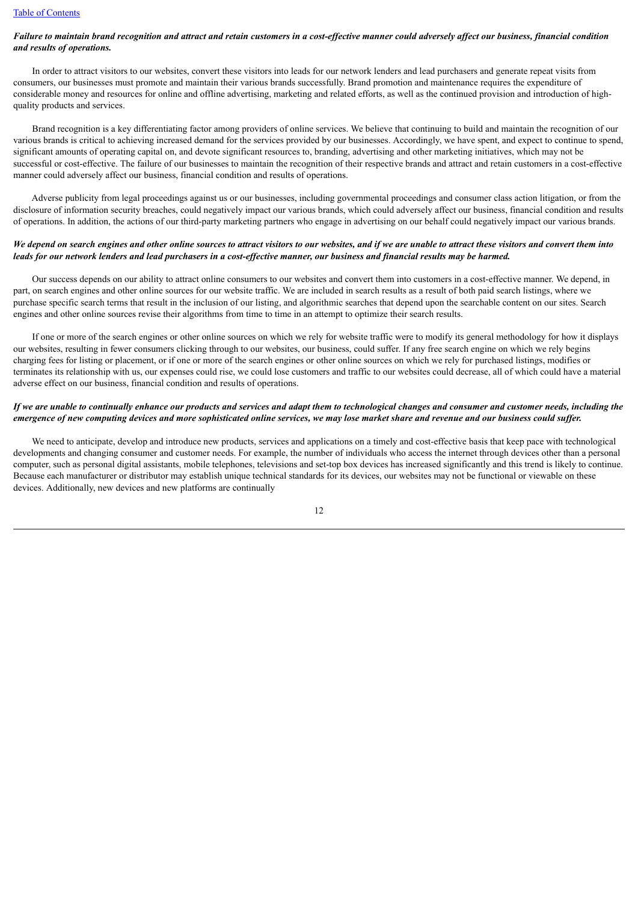***Failure to maintain brand recognition and attract and retain customers in a cost-effective manner could adversely affect our business, financial condition and results of operations.***

In order to attract visitors to our websites, convert these visitors into leads for our network lenders and lead purchasers and generate repeat visits from consumers, our businesses must promote and maintain their various brands successfully. Brand promotion and maintenance requires the expenditure of considerable money and resources for online and offline advertising, marketing and related efforts, as well as the continued provision and introduction of high-quality products and services.

Brand recognition is a key differentiating factor among providers of online services. We believe that continuing to build and maintain the recognition of our various brands is critical to achieving increased demand for the services provided by our businesses. Accordingly, we have spent, and expect to continue to spend, significant amounts of operating capital on, and devote significant resources to, branding, advertising and other marketing initiatives, which may not be successful or cost-effective. The failure of our businesses to maintain the recognition of their respective brands and attract and retain customers in a cost-effective manner could adversely affect our business, financial condition and results of operations.

Adverse publicity from legal proceedings against us or our businesses, including governmental proceedings and consumer class action litigation, or from the disclosure of information security breaches, could negatively impact our various brands, which could adversely affect our business, financial condition and results of operations. In addition, the actions of our third-party marketing partners who engage in advertising on our behalf could negatively impact our various brands.

***We depend on search engines and other online sources to attract visitors to our websites, and if we are unable to attract these visitors and convert them into leads for our network lenders and lead purchasers in a cost-effective manner, our business and financial results may be harmed.***

Our success depends on our ability to attract online consumers to our websites and convert them into customers in a cost-effective manner. We depend, in part, on search engines and other online sources for our website traffic. We are included in search results as a result of both paid search listings, where we purchase specific search terms that result in the inclusion of our listing, and algorithmic searches that depend upon the searchable content on our sites. Search engines and other online sources revise their algorithms from time to time in an attempt to optimize their search results.

If one or more of the search engines or other online sources on which we rely for website traffic were to modify its general methodology for how it displays our websites, resulting in fewer consumers clicking through to our websites, our business, could suffer. If any free search engine on which we rely begins charging fees for listing or placement, or if one or more of the search engines or other online sources on which we rely for purchased listings, modifies or terminates its relationship with us, our expenses could rise, we could lose customers and traffic to our websites could decrease, all of which could have a material adverse effect on our business, financial condition and results of operations.

***If we are unable to continually enhance our products and services and adapt them to technological changes and consumer and customer needs, including the emergence of new computing devices and more sophisticated online services, we may lose market share and revenue and our business could suffer.***

We need to anticipate, develop and introduce new products, services and applications on a timely and cost-effective basis that keep pace with technological developments and changing consumer and customer needs. For example, the number of individuals who access the internet through devices other than a personal computer, such as personal digital assistants, mobile telephones, televisions and set-top box devices has increased significantly and this trend is likely to continue. Because each manufacturer or distributor may establish unique technical standards for its devices, our websites may not be functional or viewable on these devices. Additionally, new devices and new platforms are continually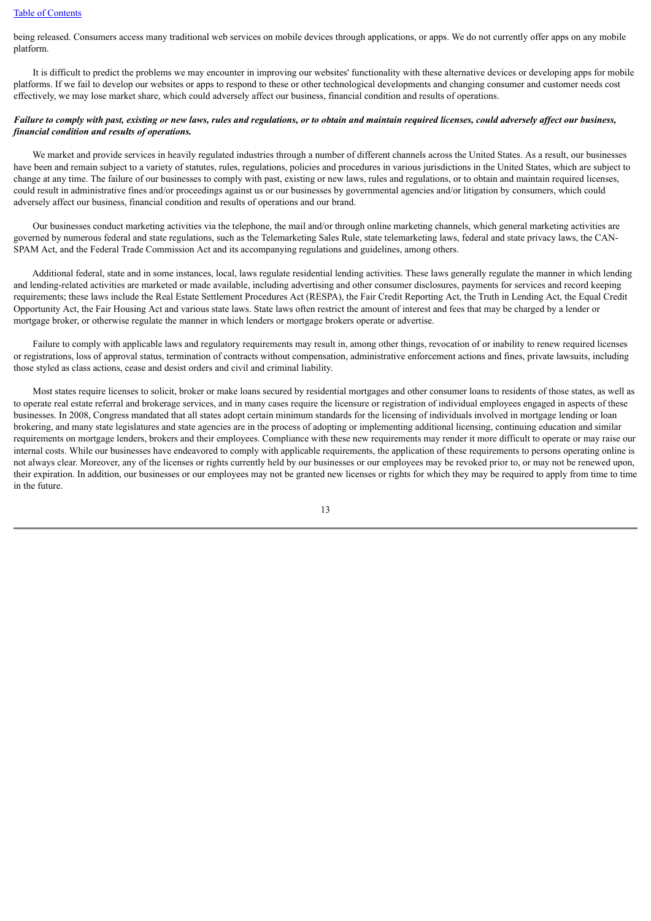being released. Consumers access many traditional web services on mobile devices through applications, or apps. We do not currently offer apps on any mobile platform.

It is difficult to predict the problems we may encounter in improving our websites' functionality with these alternative devices or developing apps for mobile platforms. If we fail to develop our websites or apps to respond to these or other technological developments and changing consumer and customer needs cost effectively, we may lose market share, which could adversely affect our business, financial condition and results of operations.

***Failure to comply with past, existing or new laws, rules and regulations, or to obtain and maintain required licenses, could adversely affect our business, financial condition and results of operations.***

We market and provide services in heavily regulated industries through a number of different channels across the United States. As a result, our businesses have been and remain subject to a variety of statutes, rules, regulations, policies and procedures in various jurisdictions in the United States, which are subject to change at any time. The failure of our businesses to comply with past, existing or new laws, rules and regulations, or to obtain and maintain required licenses, could result in administrative fines and/or proceedings against us or our businesses by governmental agencies and/or litigation by consumers, which could adversely affect our business, financial condition and results of operations and our brand.

Our businesses conduct marketing activities via the telephone, the mail and/or through online marketing channels, which general marketing activities are governed by numerous federal and state regulations, such as the Telemarketing Sales Rule, state telemarketing laws, federal and state privacy laws, the CAN-SPAM Act, and the Federal Trade Commission Act and its accompanying regulations and guidelines, among others.

Additional federal, state and in some instances, local, laws regulate residential lending activities. These laws generally regulate the manner in which lending and lending-related activities are marketed or made available, including advertising and other consumer disclosures, payments for services and record keeping requirements; these laws include the Real Estate Settlement Procedures Act (RESPA), the Fair Credit Reporting Act, the Truth in Lending Act, the Equal Credit Opportunity Act, the Fair Housing Act and various state laws. State laws often restrict the amount of interest and fees that may be charged by a lender or mortgage broker, or otherwise regulate the manner in which lenders or mortgage brokers operate or advertise.

Failure to comply with applicable laws and regulatory requirements may result in, among other things, revocation of or inability to renew required licenses or registrations, loss of approval status, termination of contracts without compensation, administrative enforcement actions and fines, private lawsuits, including those styled as class actions, cease and desist orders and civil and criminal liability.

Most states require licenses to solicit, broker or make loans secured by residential mortgages and other consumer loans to residents of those states, as well as to operate real estate referral and brokerage services, and in many cases require the licensure or registration of individual employees engaged in aspects of these businesses. In 2008, Congress mandated that all states adopt certain minimum standards for the licensing of individuals involved in mortgage lending or loan brokering, and many state legislatures and state agencies are in the process of adopting or implementing additional licensing, continuing education and similar requirements on mortgage lenders, brokers and their employees. Compliance with these new requirements may render it more difficult to operate or may raise our internal costs. While our businesses have endeavored to comply with applicable requirements, the application of these requirements to persons operating online is not always clear. Moreover, any of the licenses or rights currently held by our businesses or our employees may be revoked prior to, or may not be renewed upon, their expiration. In addition, our businesses or our employees may not be granted new licenses or rights for which they may be required to apply from time to time in the future.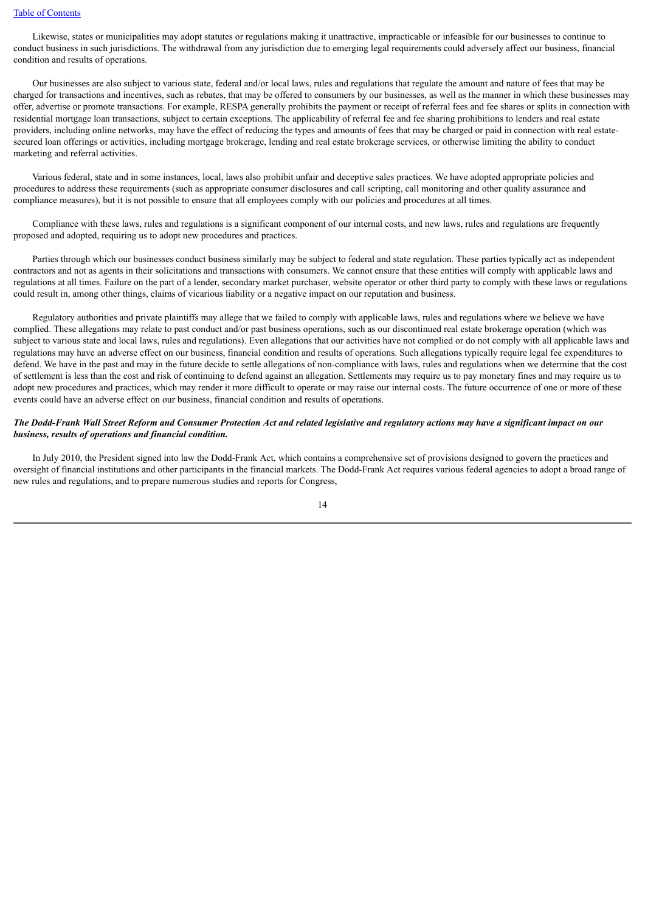Likewise, states or municipalities may adopt statutes or regulations making it unattractive, impracticable or infeasible for our businesses to continue to conduct business in such jurisdictions. The withdrawal from any jurisdiction due to emerging legal requirements could adversely affect our business, financial condition and results of operations.

Our businesses are also subject to various state, federal and/or local laws, rules and regulations that regulate the amount and nature of fees that may be charged for transactions and incentives, such as rebates, that may be offered to consumers by our businesses, as well as the manner in which these businesses may offer, advertise or promote transactions. For example, RESPA generally prohibits the payment or receipt of referral fees and fee shares or splits in connection with residential mortgage loan transactions, subject to certain exceptions. The applicability of referral fee and fee sharing prohibitions to lenders and real estate providers, including online networks, may have the effect of reducing the types and amounts of fees that may be charged or paid in connection with real estate-secured loan offerings or activities, including mortgage brokerage, lending and real estate brokerage services, or otherwise limiting the ability to conduct marketing and referral activities.

Various federal, state and in some instances, local, laws also prohibit unfair and deceptive sales practices. We have adopted appropriate policies and procedures to address these requirements (such as appropriate consumer disclosures and call scripting, call monitoring and other quality assurance and compliance measures), but it is not possible to ensure that all employees comply with our policies and procedures at all times.

Compliance with these laws, rules and regulations is a significant component of our internal costs, and new laws, rules and regulations are frequently proposed and adopted, requiring us to adopt new procedures and practices.

Parties through which our businesses conduct business similarly may be subject to federal and state regulation. These parties typically act as independent contractors and not as agents in their solicitations and transactions with consumers. We cannot ensure that these entities will comply with applicable laws and regulations at all times. Failure on the part of a lender, secondary market purchaser, website operator or other third party to comply with these laws or regulations could result in, among other things, claims of vicarious liability or a negative impact on our reputation and business.

Regulatory authorities and private plaintiffs may allege that we failed to comply with applicable laws, rules and regulations where we believe we have complied. These allegations may relate to past conduct and/or past business operations, such as our discontinued real estate brokerage operation (which was subject to various state and local laws, rules and regulations). Even allegations that our activities have not complied or do not comply with all applicable laws and regulations may have an adverse effect on our business, financial condition and results of operations. Such allegations typically require legal fee expenditures to defend. We have in the past and may in the future decide to settle allegations of non-compliance with laws, rules and regulations when we determine that the cost of settlement is less than the cost and risk of continuing to defend against an allegation. Settlements may require us to pay monetary fines and may require us to adopt new procedures and practices, which may render it more difficult to operate or may raise our internal costs. The future occurrence of one or more of these events could have an adverse effect on our business, financial condition and results of operations.

***The Dodd-Frank Wall Street Reform and Consumer Protection Act and related legislative and regulatory actions may have a significant impact on our business, results of operations and financial condition.***

In July 2010, the President signed into law the Dodd-Frank Act, which contains a comprehensive set of provisions designed to govern the practices and oversight of financial institutions and other participants in the financial markets. The Dodd-Frank Act requires various federal agencies to adopt a broad range of new rules and regulations, and to prepare numerous studies and reports for Congress,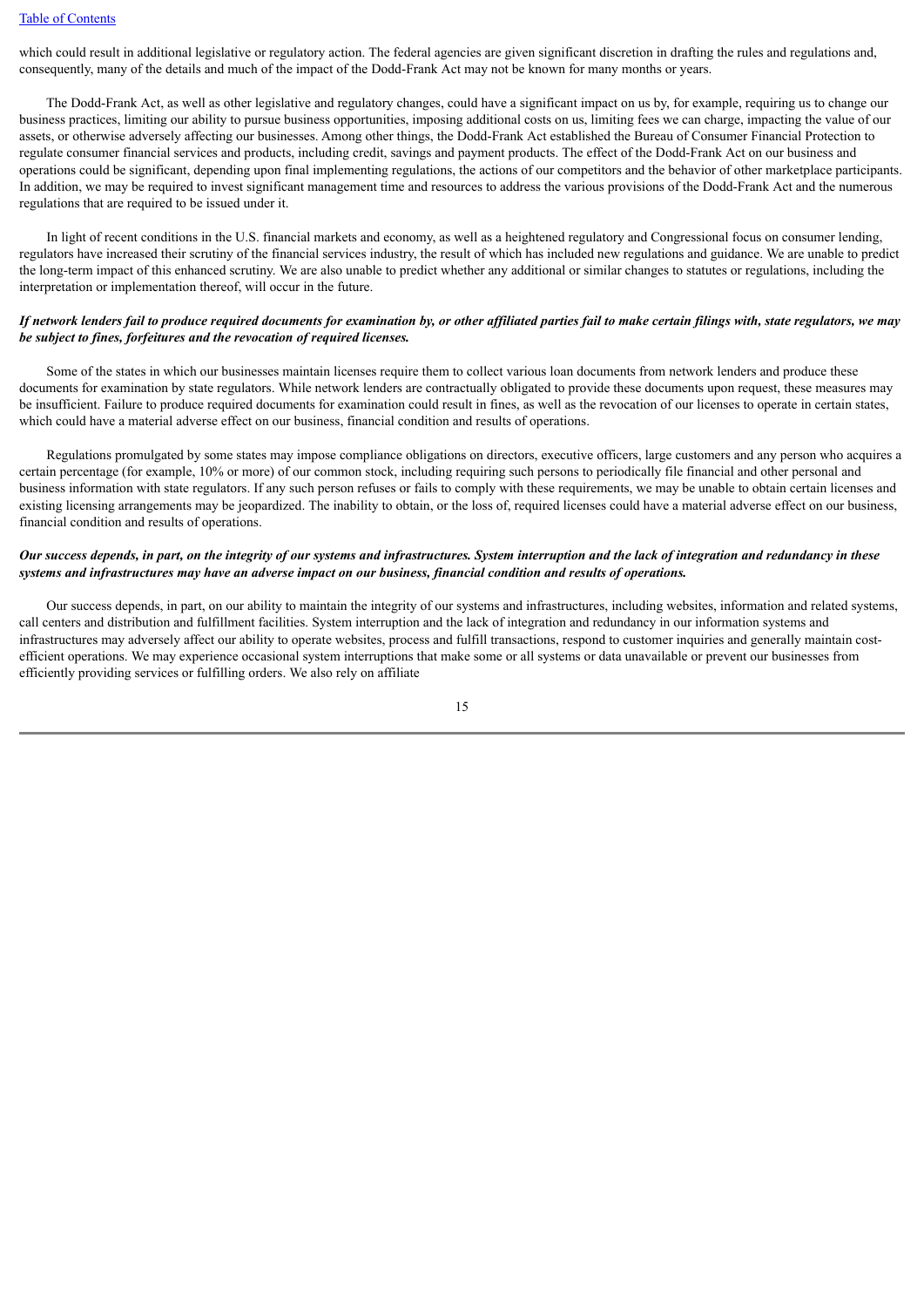which could result in additional legislative or regulatory action. The federal agencies are given significant discretion in drafting the rules and regulations and, consequently, many of the details and much of the impact of the Dodd-Frank Act may not be known for many months or years.

The Dodd-Frank Act, as well as other legislative and regulatory changes, could have a significant impact on us by, for example, requiring us to change our business practices, limiting our ability to pursue business opportunities, imposing additional costs on us, limiting fees we can charge, impacting the value of our assets, or otherwise adversely affecting our businesses. Among other things, the Dodd-Frank Act established the Bureau of Consumer Financial Protection to regulate consumer financial services and products, including credit, savings and payment products. The effect of the Dodd-Frank Act on our business and operations could be significant, depending upon final implementing regulations, the actions of our competitors and the behavior of other marketplace participants. In addition, we may be required to invest significant management time and resources to address the various provisions of the Dodd-Frank Act and the numerous regulations that are required to be issued under it.

In light of recent conditions in the U.S. financial markets and economy, as well as a heightened regulatory and Congressional focus on consumer lending, regulators have increased their scrutiny of the financial services industry, the result of which has included new regulations and guidance. We are unable to predict the long-term impact of this enhanced scrutiny. We are also unable to predict whether any additional or similar changes to statutes or regulations, including the interpretation or implementation thereof, will occur in the future.

***If network lenders fail to produce required documents for examination by, or other affiliated parties fail to make certain filings with, state regulators, we may be subject to fines, forfeitures and the revocation of required licenses.***

Some of the states in which our businesses maintain licenses require them to collect various loan documents from network lenders and produce these documents for examination by state regulators. While network lenders are contractually obligated to provide these documents upon request, these measures may be insufficient. Failure to produce required documents for examination could result in fines, as well as the revocation of our licenses to operate in certain states, which could have a material adverse effect on our business, financial condition and results of operations.

Regulations promulgated by some states may impose compliance obligations on directors, executive officers, large customers and any person who acquires a certain percentage (for example, 10% or more) of our common stock, including requiring such persons to periodically file financial and other personal and business information with state regulators. If any such person refuses or fails to comply with these requirements, we may be unable to obtain certain licenses and existing licensing arrangements may be jeopardized. The inability to obtain, or the loss of, required licenses could have a material adverse effect on our business, financial condition and results of operations.

***Our success depends, in part, on the integrity of our systems and infrastructures. System interruption and the lack of integration and redundancy in these systems and infrastructures may have an adverse impact on our business, financial condition and results of operations.***

Our success depends, in part, on our ability to maintain the integrity of our systems and infrastructures, including websites, information and related systems, call centers and distribution and fulfillment facilities. System interruption and the lack of integration and redundancy in our information systems and infrastructures may adversely affect our ability to operate websites, process and fulfill transactions, respond to customer inquiries and generally maintain cost-efficient operations. We may experience occasional system interruptions that make some or all systems or data unavailable or prevent our businesses from efficiently providing services or fulfilling orders. We also rely on affiliate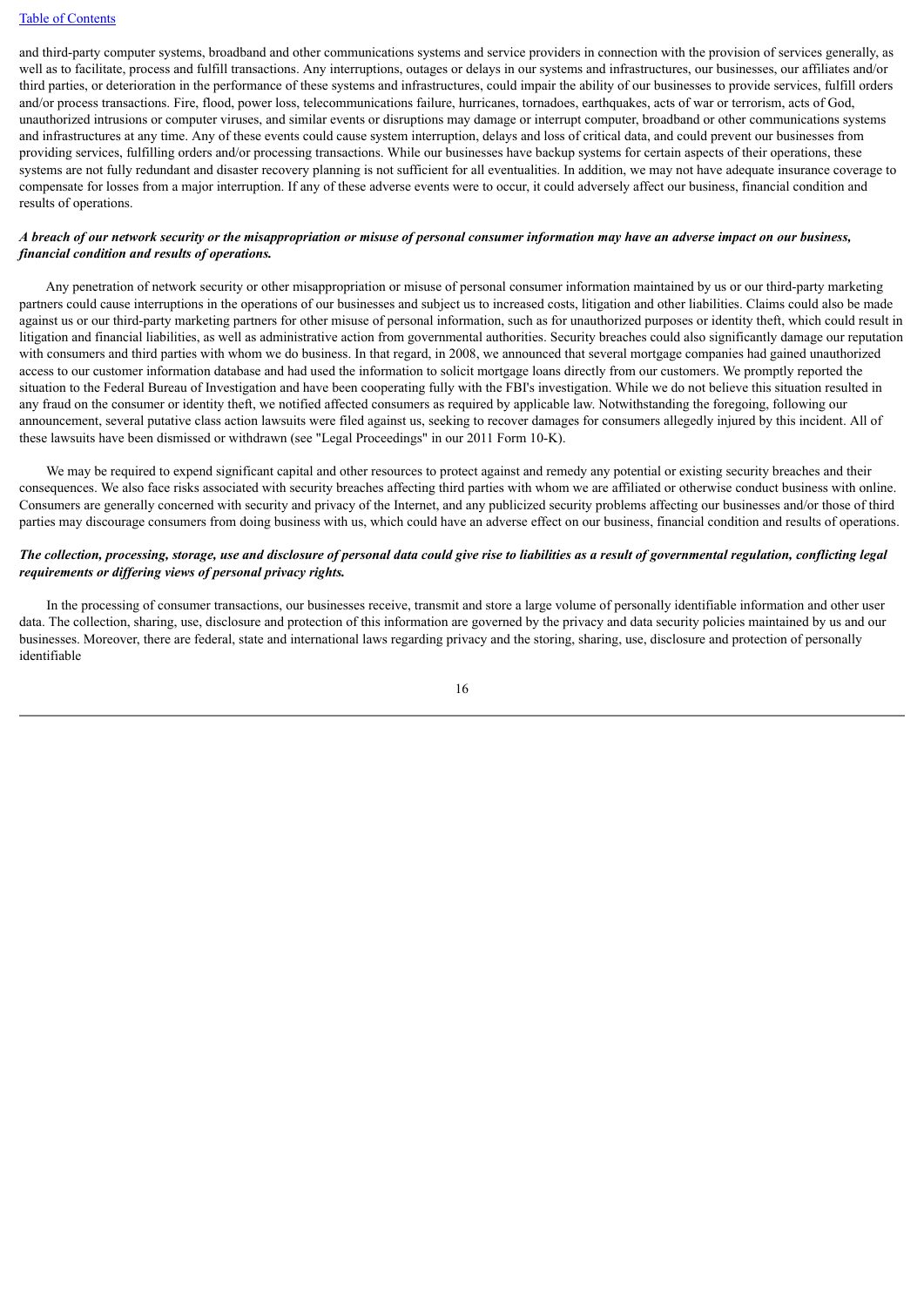and third-party computer systems, broadband and other communications systems and service providers in connection with the provision of services generally, as well as to facilitate, process and fulfill transactions. Any interruptions, outages or delays in our systems and infrastructures, our businesses, our affiliates and/or third parties, or deterioration in the performance of these systems and infrastructures, could impair the ability of our businesses to provide services, fulfill orders and/or process transactions. Fire, flood, power loss, telecommunications failure, hurricanes, tornadoes, earthquakes, acts of war or terrorism, acts of God, unauthorized intrusions or computer viruses, and similar events or disruptions may damage or interrupt computer, broadband or other communications systems and infrastructures at any time. Any of these events could cause system interruption, delays and loss of critical data, and could prevent our businesses from providing services, fulfilling orders and/or processing transactions. While our businesses have backup systems for certain aspects of their operations, these systems are not fully redundant and disaster recovery planning is not sufficient for all eventualities. In addition, we may not have adequate insurance coverage to compensate for losses from a major interruption. If any of these adverse events were to occur, it could adversely affect our business, financial condition and results of operations.

***A breach of our network security or the misappropriation or misuse of personal consumer information may have an adverse impact on our business, financial condition and results of operations.***

Any penetration of network security or other misappropriation or misuse of personal consumer information maintained by us or our third-party marketing partners could cause interruptions in the operations of our businesses and subject us to increased costs, litigation and other liabilities. Claims could also be made against us or our third-party marketing partners for other misuse of personal information, such as for unauthorized purposes or identity theft, which could result in litigation and financial liabilities, as well as administrative action from governmental authorities. Security breaches could also significantly damage our reputation with consumers and third parties with whom we do business. In that regard, in 2008, we announced that several mortgage companies had gained unauthorized access to our customer information database and had used the information to solicit mortgage loans directly from our customers. We promptly reported the situation to the Federal Bureau of Investigation and have been cooperating fully with the FBI's investigation. While we do not believe this situation resulted in any fraud on the consumer or identity theft, we notified affected consumers as required by applicable law. Notwithstanding the foregoing, following our announcement, several putative class action lawsuits were filed against us, seeking to recover damages for consumers allegedly injured by this incident. All of these lawsuits have been dismissed or withdrawn (see "Legal Proceedings" in our 2011 Form 10-K).

We may be required to expend significant capital and other resources to protect against and remedy any potential or existing security breaches and their consequences. We also face risks associated with security breaches affecting third parties with whom we are affiliated or otherwise conduct business with online. Consumers are generally concerned with security and privacy of the Internet, and any publicized security problems affecting our businesses and/or those of third parties may discourage consumers from doing business with us, which could have an adverse effect on our business, financial condition and results of operations.

***The collection, processing, storage, use and disclosure of personal data could give rise to liabilities as a result of governmental regulation, conflicting legal requirements or differing views of personal privacy rights.***

In the processing of consumer transactions, our businesses receive, transmit and store a large volume of personally identifiable information and other user data. The collection, sharing, use, disclosure and protection of this information are governed by the privacy and data security policies maintained by us and our businesses. Moreover, there are federal, state and international laws regarding privacy and the storing, sharing, use, disclosure and protection of personally identifiable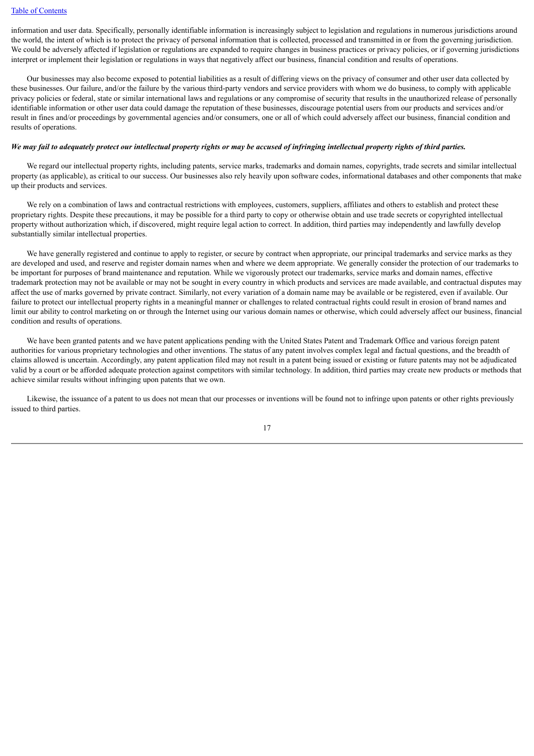information and user data. Specifically, personally identifiable information is increasingly subject to legislation and regulations in numerous jurisdictions around the world, the intent of which is to protect the privacy of personal information that is collected, processed and transmitted in or from the governing jurisdiction. We could be adversely affected if legislation or regulations are expanded to require changes in business practices or privacy policies, or if governing jurisdictions interpret or implement their legislation or regulations in ways that negatively affect our business, financial condition and results of operations.

Our businesses may also become exposed to potential liabilities as a result of differing views on the privacy of consumer and other user data collected by these businesses. Our failure, and/or the failure by the various third-party vendors and service providers with whom we do business, to comply with applicable privacy policies or federal, state or similar international laws and regulations or any compromise of security that results in the unauthorized release of personally identifiable information or other user data could damage the reputation of these businesses, discourage potential users from our products and services and/or result in fines and/or proceedings by governmental agencies and/or consumers, one or all of which could adversely affect our business, financial condition and results of operations.

***We may fail to adequately protect our intellectual property rights or may be accused of infringing intellectual property rights of third parties.***

We regard our intellectual property rights, including patents, service marks, trademarks and domain names, copyrights, trade secrets and similar intellectual property (as applicable), as critical to our success. Our businesses also rely heavily upon software codes, informational databases and other components that make up their products and services.

We rely on a combination of laws and contractual restrictions with employees, customers, suppliers, affiliates and others to establish and protect these proprietary rights. Despite these precautions, it may be possible for a third party to copy or otherwise obtain and use trade secrets or copyrighted intellectual property without authorization which, if discovered, might require legal action to correct. In addition, third parties may independently and lawfully develop substantially similar intellectual properties.

We have generally registered and continue to apply to register, or secure by contract when appropriate, our principal trademarks and service marks as they are developed and used, and reserve and register domain names when and where we deem appropriate. We generally consider the protection of our trademarks to be important for purposes of brand maintenance and reputation. While we vigorously protect our trademarks, service marks and domain names, effective trademark protection may not be available or may not be sought in every country in which products and services are made available, and contractual disputes may affect the use of marks governed by private contract. Similarly, not every variation of a domain name may be available or be registered, even if available. Our failure to protect our intellectual property rights in a meaningful manner or challenges to related contractual rights could result in erosion of brand names and limit our ability to control marketing on or through the Internet using our various domain names or otherwise, which could adversely affect our business, financial condition and results of operations.

We have been granted patents and we have patent applications pending with the United States Patent and Trademark Office and various foreign patent authorities for various proprietary technologies and other inventions. The status of any patent involves complex legal and factual questions, and the breadth of claims allowed is uncertain. Accordingly, any patent application filed may not result in a patent being issued or existing or future patents may not be adjudicated valid by a court or be afforded adequate protection against competitors with similar technology. In addition, third parties may create new products or methods that achieve similar results without infringing upon patents that we own.

Likewise, the issuance of a patent to us does not mean that our processes or inventions will be found not to infringe upon patents or other rights previously issued to third parties.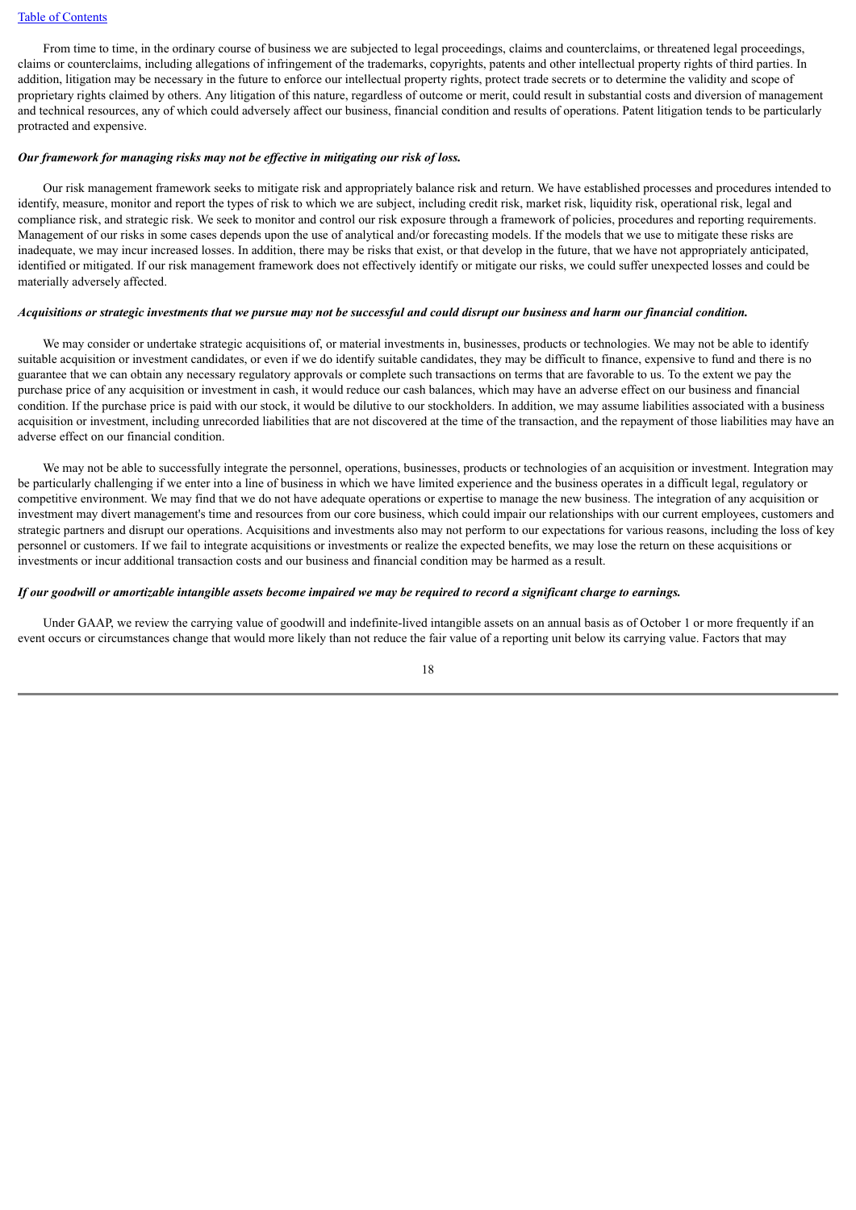From time to time, in the ordinary course of business we are subjected to legal proceedings, claims and counterclaims, or threatened legal proceedings, claims or counterclaims, including allegations of infringement of the trademarks, copyrights, patents and other intellectual property rights of third parties. In addition, litigation may be necessary in the future to enforce our intellectual property rights, protect trade secrets or to determine the validity and scope of proprietary rights claimed by others. Any litigation of this nature, regardless of outcome or merit, could result in substantial costs and diversion of management and technical resources, any of which could adversely affect our business, financial condition and results of operations. Patent litigation tends to be particularly protracted and expensive.

***Our framework for managing risks may not be effective in mitigating our risk of loss.***

Our risk management framework seeks to mitigate risk and appropriately balance risk and return. We have established processes and procedures intended to identify, measure, monitor and report the types of risk to which we are subject, including credit risk, market risk, liquidity risk, operational risk, legal and compliance risk, and strategic risk. We seek to monitor and control our risk exposure through a framework of policies, procedures and reporting requirements. Management of our risks in some cases depends upon the use of analytical and/or forecasting models. If the models that we use to mitigate these risks are inadequate, we may incur increased losses. In addition, there may be risks that exist, or that develop in the future, that we have not appropriately anticipated, identified or mitigated. If our risk management framework does not effectively identify or mitigate our risks, we could suffer unexpected losses and could be materially adversely affected.

***Acquisitions or strategic investments that we pursue may not be successful and could disrupt our business and harm our financial condition.***

We may consider or undertake strategic acquisitions of, or material investments in, businesses, products or technologies. We may not be able to identify suitable acquisition or investment candidates, or even if we do identify suitable candidates, they may be difficult to finance, expensive to fund and there is no guarantee that we can obtain any necessary regulatory approvals or complete such transactions on terms that are favorable to us. To the extent we pay the purchase price of any acquisition or investment in cash, it would reduce our cash balances, which may have an adverse effect on our business and financial condition. If the purchase price is paid with our stock, it would be dilutive to our stockholders. In addition, we may assume liabilities associated with a business acquisition or investment, including unrecorded liabilities that are not discovered at the time of the transaction, and the repayment of those liabilities may have an adverse effect on our financial condition.

We may not be able to successfully integrate the personnel, operations, businesses, products or technologies of an acquisition or investment. Integration may be particularly challenging if we enter into a line of business in which we have limited experience and the business operates in a difficult legal, regulatory or competitive environment. We may find that we do not have adequate operations or expertise to manage the new business. The integration of any acquisition or investment may divert management's time and resources from our core business, which could impair our relationships with our current employees, customers and strategic partners and disrupt our operations. Acquisitions and investments also may not perform to our expectations for various reasons, including the loss of key personnel or customers. If we fail to integrate acquisitions or investments or realize the expected benefits, we may lose the return on these acquisitions or investments or incur additional transaction costs and our business and financial condition may be harmed as a result.

***If our goodwill or amortizable intangible assets become impaired we may be required to record a significant charge to earnings.***

Under GAAP, we review the carrying value of goodwill and indefinite-lived intangible assets on an annual basis as of October 1 or more frequently if an event occurs or circumstances change that would more likely than not reduce the fair value of a reporting unit below its carrying value. Factors that may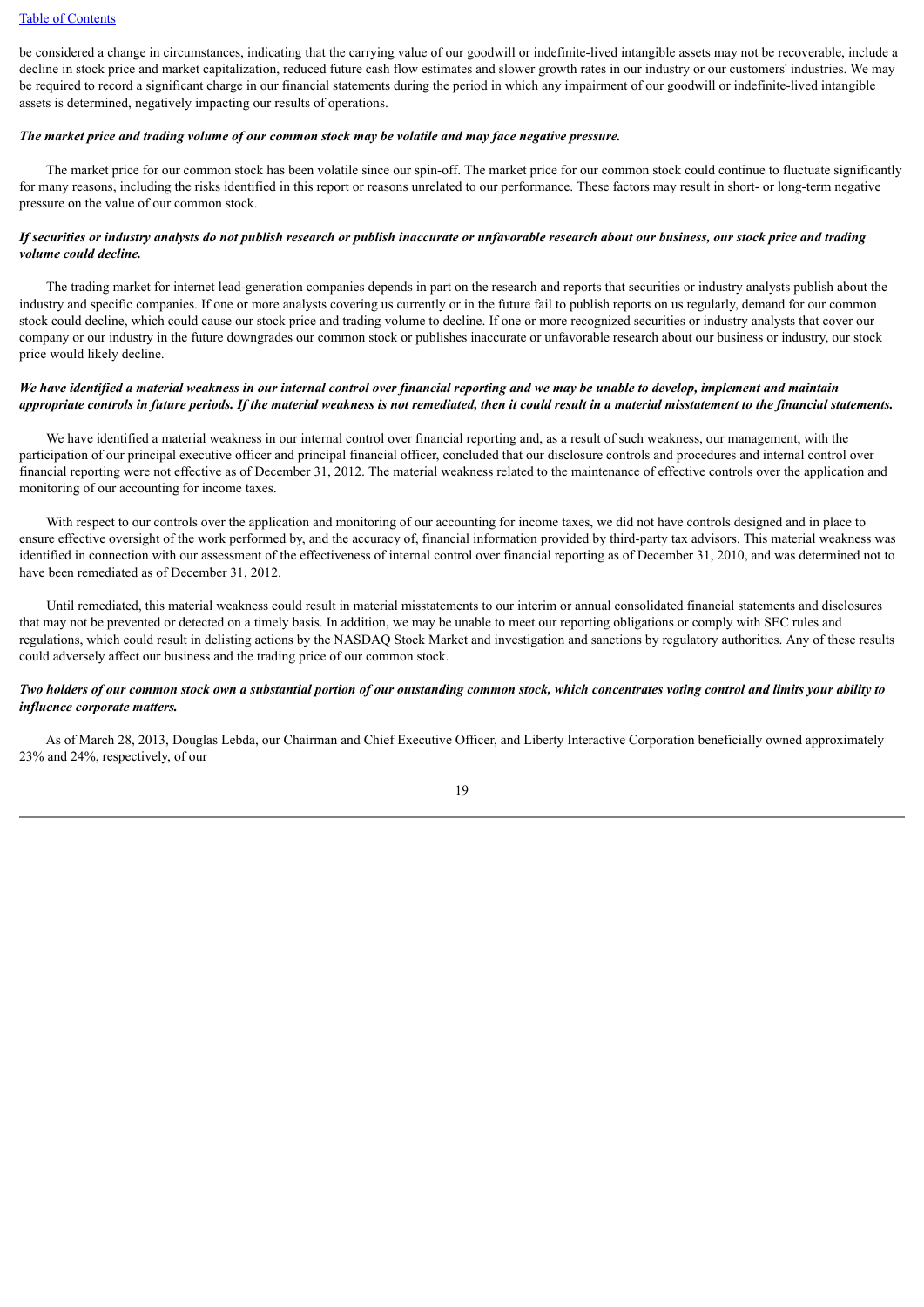be considered a change in circumstances, indicating that the carrying value of our goodwill or indefinite-lived intangible assets may not be recoverable, include a decline in stock price and market capitalization, reduced future cash flow estimates and slower growth rates in our industry or our customers' industries. We may be required to record a significant charge in our financial statements during the period in which any impairment of our goodwill or indefinite-lived intangible assets is determined, negatively impacting our results of operations.

***The market price and trading volume of our common stock may be volatile and may face negative pressure.***

The market price for our common stock has been volatile since our spin-off. The market price for our common stock could continue to fluctuate significantly for many reasons, including the risks identified in this report or reasons unrelated to our performance. These factors may result in short- or long-term negative pressure on the value of our common stock.

***If securities or industry analysts do not publish research or publish inaccurate or unfavorable research about our business, our stock price and trading volume could decline.***

The trading market for internet lead-generation companies depends in part on the research and reports that securities or industry analysts publish about the industry and specific companies. If one or more analysts covering us currently or in the future fail to publish reports on us regularly, demand for our common stock could decline, which could cause our stock price and trading volume to decline. If one or more recognized securities or industry analysts that cover our company or our industry in the future downgrades our common stock or publishes inaccurate or unfavorable research about our business or industry, our stock price would likely decline.

***We have identified a material weakness in our internal control over financial reporting and we may be unable to develop, implement and maintain appropriate controls in future periods. If the material weakness is not remediated, then it could result in a material misstatement to the financial statements.***

We have identified a material weakness in our internal control over financial reporting and, as a result of such weakness, our management, with the participation of our principal executive officer and principal financial officer, concluded that our disclosure controls and procedures and internal control over financial reporting were not effective as of December 31, 2012. The material weakness related to the maintenance of effective controls over the application and monitoring of our accounting for income taxes.

With respect to our controls over the application and monitoring of our accounting for income taxes, we did not have controls designed and in place to ensure effective oversight of the work performed by, and the accuracy of, financial information provided by third-party tax advisors. This material weakness was identified in connection with our assessment of the effectiveness of internal control over financial reporting as of December 31, 2010, and was determined not to have been remediated as of December 31, 2012.

Until remediated, this material weakness could result in material misstatements to our interim or annual consolidated financial statements and disclosures that may not be prevented or detected on a timely basis. In addition, we may be unable to meet our reporting obligations or comply with SEC rules and regulations, which could result in delisting actions by the NASDAQ Stock Market and investigation and sanctions by regulatory authorities. Any of these results could adversely affect our business and the trading price of our common stock.

***Two holders of our common stock own a substantial portion of our outstanding common stock, which concentrates voting control and limits your ability to influence corporate matters.***

As of March 28, 2013, Douglas Lebda, our Chairman and Chief Executive Officer, and Liberty Interactive Corporation beneficially owned approximately 23% and 24%, respectively, of our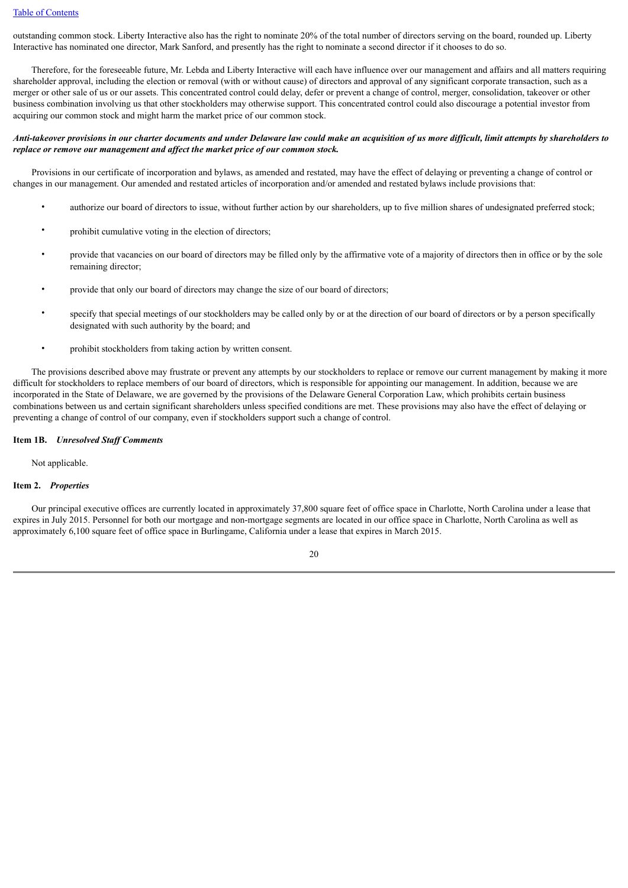outstanding common stock. Liberty Interactive also has the right to nominate 20% of the total number of directors serving on the board, rounded up. Liberty Interactive has nominated one director, Mark Sanford, and presently has the right to nominate a second director if it chooses to do so.

Therefore, for the foreseeable future, Mr. Lebda and Liberty Interactive will each have influence over our management and affairs and all matters requiring shareholder approval, including the election or removal (with or without cause) of directors and approval of any significant corporate transaction, such as a merger or other sale of us or our assets. This concentrated control could delay, defer or prevent a change of control, merger, consolidation, takeover or other business combination involving us that other stockholders may otherwise support. This concentrated control could also discourage a potential investor from acquiring our common stock and might harm the market price of our common stock.

***Anti-takeover provisions in our charter documents and under Delaware law could make an acquisition of us more difficult, limit attempts by shareholders to replace or remove our management and affect the market price of our common stock.***

Provisions in our certificate of incorporation and bylaws, as amended and restated, may have the effect of delaying or preventing a change of control or changes in our management. Our amended and restated articles of incorporation and/or amended and restated bylaws include provisions that:

- authorize our board of directors to issue, without further action by our shareholders, up to five million shares of undesignated preferred stock;
- prohibit cumulative voting in the election of directors;
- provide that vacancies on our board of directors may be filled only by the affirmative vote of a majority of directors then in office or by the sole remaining director;
- provide that only our board of directors may change the size of our board of directors;
- specify that special meetings of our stockholders may be called only by or at the direction of our board of directors or by a person specifically designated with such authority by the board; and
- prohibit stockholders from taking action by written consent.

The provisions described above may frustrate or prevent any attempts by our stockholders to replace or remove our current management by making it more difficult for stockholders to replace members of our board of directors, which is responsible for appointing our management. In addition, because we are incorporated in the State of Delaware, we are governed by the provisions of the Delaware General Corporation Law, which prohibits certain business combinations between us and certain significant shareholders unless specified conditions are met. These provisions may also have the effect of delaying or preventing a change of control of our company, even if stockholders support such a change of control.

**Item 1B.** ***Unresolved Staff Comments***

Not applicable.

**Item 2.** ***Properties***

Our principal executive offices are currently located in approximately 37,800 square feet of office space in Charlotte, North Carolina under a lease that expires in July 2015. Personnel for both our mortgage and non-mortgage segments are located in our office space in Charlotte, North Carolina as well as approximately 6,100 square feet of office space in Burlingame, California under a lease that expires in March 2015.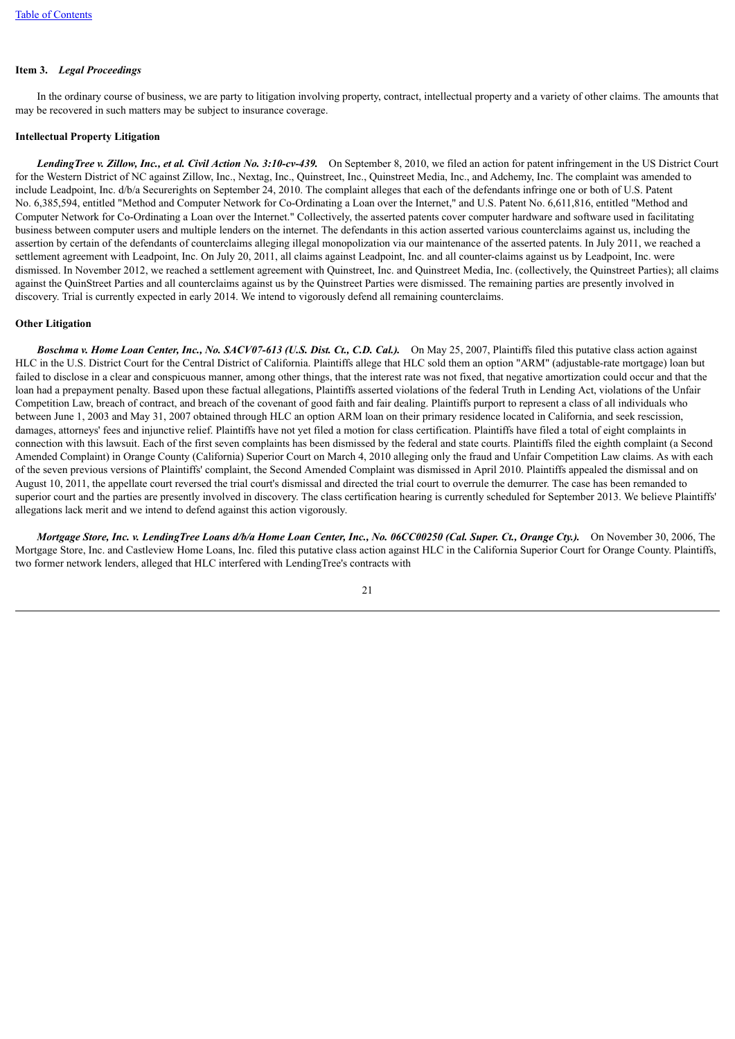### Item 3. *Legal Proceedings*

In the ordinary course of business, we are party to litigation involving property, contract, intellectual property and a variety of other claims. The amounts that may be recovered in such matters may be subject to insurance coverage.

#### Intellectual Property Litigation

***LendingTree v. Zillow, Inc., et al. Civil Action No. 3:10-cv-439.*** On September 8, 2010, we filed an action for patent infringement in the US District Court for the Western District of NC against Zillow, Inc., Nextag, Inc., Quinstreet, Inc., Quinstreet Media, Inc., and Adchemy, Inc. The complaint was amended to include Leadpoint, Inc. d/b/a Securerights on September 24, 2010. The complaint alleges that each of the defendants infringe one or both of U.S. Patent No. 6,385,594, entitled "Method and Computer Network for Co-Ordinating a Loan over the Internet," and U.S. Patent No. 6,611,816, entitled "Method and Computer Network for Co-Ordinating a Loan over the Internet." Collectively, the asserted patents cover computer hardware and software used in facilitating business between computer users and multiple lenders on the internet. The defendants in this action asserted various counterclaims against us, including the assertion by certain of the defendants of counterclaims alleging illegal monopolization via our maintenance of the asserted patents. In July 2011, we reached a settlement agreement with Leadpoint, Inc. On July 20, 2011, all claims against Leadpoint, Inc. and all counter-claims against us by Leadpoint, Inc. were dismissed. In November 2012, we reached a settlement agreement with Quinstreet, Inc. and Quinstreet Media, Inc. (collectively, the Quinstreet Parties); all claims against the QuinStreet Parties and all counterclaims against us by the Quinstreet Parties were dismissed. The remaining parties are presently involved in discovery. Trial is currently expected in early 2014. We intend to vigorously defend all remaining counterclaims.

#### Other Litigation

***Boschma v. Home Loan Center, Inc., No. SACV07-613 (U.S. Dist. Ct., C.D. Cal.).*** On May 25, 2007, Plaintiffs filed this putative class action against HLC in the U.S. District Court for the Central District of California. Plaintiffs allege that HLC sold them an option "ARM" (adjustable-rate mortgage) loan but failed to disclose in a clear and conspicuous manner, among other things, that the interest rate was not fixed, that negative amortization could occur and that the loan had a prepayment penalty. Based upon these factual allegations, Plaintiffs asserted violations of the federal Truth in Lending Act, violations of the Unfair Competition Law, breach of contract, and breach of the covenant of good faith and fair dealing. Plaintiffs purport to represent a class of all individuals who between June 1, 2003 and May 31, 2007 obtained through HLC an option ARM loan on their primary residence located in California, and seek rescission, damages, attorneys' fees and injunctive relief. Plaintiffs have not yet filed a motion for class certification. Plaintiffs have filed a total of eight complaints in connection with this lawsuit. Each of the first seven complaints has been dismissed by the federal and state courts. Plaintiffs filed the eighth complaint (a Second Amended Complaint) in Orange County (California) Superior Court on March 4, 2010 alleging only the fraud and Unfair Competition Law claims. As with each of the seven previous versions of Plaintiffs' complaint, the Second Amended Complaint was dismissed in April 2010. Plaintiffs appealed the dismissal and on August 10, 2011, the appellate court reversed the trial court's dismissal and directed the trial court to overrule the demurrer. The case has been remanded to superior court and the parties are presently involved in discovery. The class certification hearing is currently scheduled for September 2013. We believe Plaintiffs' allegations lack merit and we intend to defend against this action vigorously.

***Mortgage Store, Inc. v. LendingTree Loans d/b/a Home Loan Center, Inc., No. 06CC00250 (Cal. Super. Ct., Orange Cty.).*** On November 30, 2006, The Mortgage Store, Inc. and Castleview Home Loans, Inc. filed this putative class action against HLC in the California Superior Court for Orange County. Plaintiffs, two former network lenders, alleged that HLC interfered with LendingTree's contracts with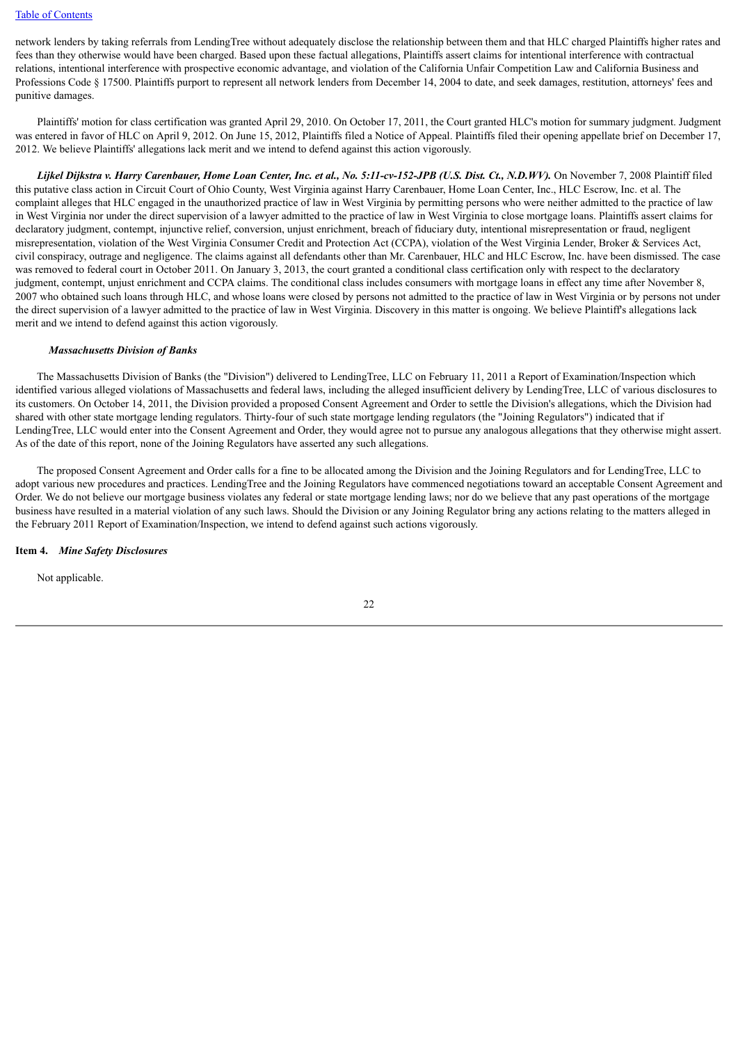network lenders by taking referrals from LendingTree without adequately disclose the relationship between them and that HLC charged Plaintiffs higher rates and fees than they otherwise would have been charged. Based upon these factual allegations, Plaintiffs assert claims for intentional interference with contractual relations, intentional interference with prospective economic advantage, and violation of the California Unfair Competition Law and California Business and Professions Code § 17500. Plaintiffs purport to represent all network lenders from December 14, 2004 to date, and seek damages, restitution, attorneys' fees and punitive damages.

Plaintiffs' motion for class certification was granted April 29, 2010. On October 17, 2011, the Court granted HLC's motion for summary judgment. Judgment was entered in favor of HLC on April 9, 2012. On June 15, 2012, Plaintiffs filed a Notice of Appeal. Plaintiffs filed their opening appellate brief on December 17, 2012. We believe Plaintiffs' allegations lack merit and we intend to defend against this action vigorously.

***Lijkel Dijkstra v. Harry Carenbauer, Home Loan Center, Inc. et al., No. 5:11-cv-152-JPB (U.S. Dist. Ct., N.D.WV).*** On November 7, 2008 Plaintiff filed this putative class action in Circuit Court of Ohio County, West Virginia against Harry Carenbauer, Home Loan Center, Inc., HLC Escrow, Inc. et al. The complaint alleges that HLC engaged in the unauthorized practice of law in West Virginia by permitting persons who were neither admitted to the practice of law in West Virginia nor under the direct supervision of a lawyer admitted to the practice of law in West Virginia to close mortgage loans. Plaintiffs assert claims for declaratory judgment, contempt, injunctive relief, conversion, unjust enrichment, breach of fiduciary duty, intentional misrepresentation or fraud, negligent misrepresentation, violation of the West Virginia Consumer Credit and Protection Act (CCPA), violation of the West Virginia Lender, Broker & Services Act, civil conspiracy, outrage and negligence. The claims against all defendants other than Mr. Carenbauer, HLC and HLC Escrow, Inc. have been dismissed. The case was removed to federal court in October 2011. On January 3, 2013, the court granted a conditional class certification only with respect to the declaratory judgment, contempt, unjust enrichment and CCPA claims. The conditional class includes consumers with mortgage loans in effect any time after November 8, 2007 who obtained such loans through HLC, and whose loans were closed by persons not admitted to the practice of law in West Virginia or by persons not under the direct supervision of a lawyer admitted to the practice of law in West Virginia. Discovery in this matter is ongoing. We believe Plaintiff's allegations lack merit and we intend to defend against this action vigorously.

***Massachusetts Division of Banks***

The Massachusetts Division of Banks (the "Division") delivered to LendingTree, LLC on February 11, 2011 a Report of Examination/Inspection which identified various alleged violations of Massachusetts and federal laws, including the alleged insufficient delivery by LendingTree, LLC of various disclosures to its customers. On October 14, 2011, the Division provided a proposed Consent Agreement and Order to settle the Division's allegations, which the Division had shared with other state mortgage lending regulators. Thirty-four of such state mortgage lending regulators (the "Joining Regulators") indicated that if LendingTree, LLC would enter into the Consent Agreement and Order, they would agree not to pursue any analogous allegations that they otherwise might assert. As of the date of this report, none of the Joining Regulators have asserted any such allegations.

The proposed Consent Agreement and Order calls for a fine to be allocated among the Division and the Joining Regulators and for LendingTree, LLC to adopt various new procedures and practices. LendingTree and the Joining Regulators have commenced negotiations toward an acceptable Consent Agreement and Order. We do not believe our mortgage business violates any federal or state mortgage lending laws; nor do we believe that any past operations of the mortgage business have resulted in a material violation of any such laws. Should the Division or any Joining Regulator bring any actions relating to the matters alleged in the February 2011 Report of Examination/Inspection, we intend to defend against such actions vigorously.

**Item 4.** ***Mine Safety Disclosures***

Not applicable.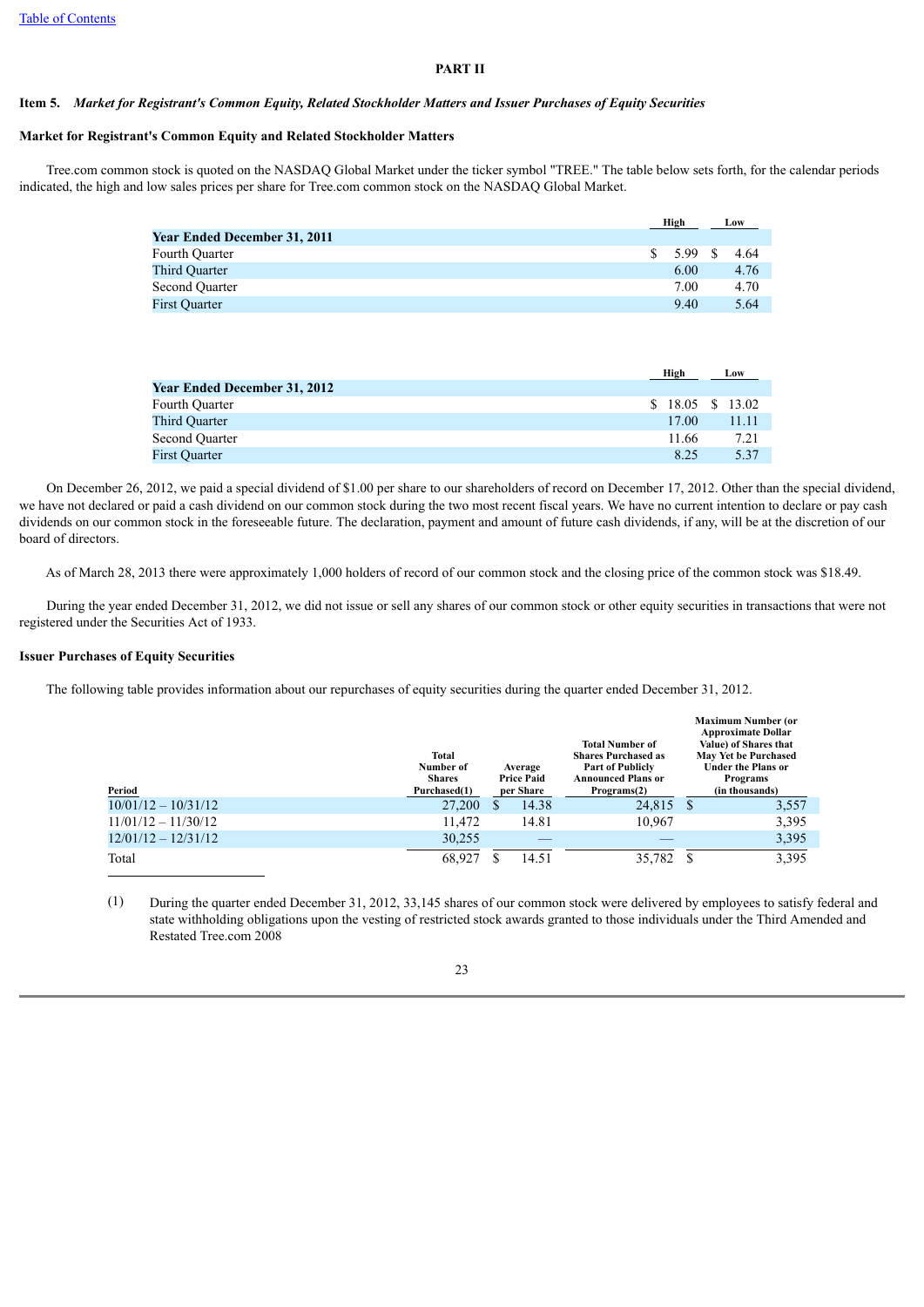# PART II

## Item 5. *Market for Registrant's Common Equity, Related Stockholder Matters and Issuer Purchases of Equity Securities*

### Market for Registrant's Common Equity and Related Stockholder Matters

Tree.com common stock is quoted on the NASDAQ Global Market under the ticker symbol "TREE." The table below sets forth, for the calendar periods indicated, the high and low sales prices per share for Tree.com common stock on the NASDAQ Global Market.

| | High | Low |
|---|---|---|
| **Year Ended December 31, 2011** | | |
| Fourth Quarter | $ 5.99 | $ 4.64 |
| Third Quarter | 6.00 | 4.76 |
| Second Quarter | 7.00 | 4.70 |
| First Quarter | 9.40 | 5.64 |

| | High | Low |
|---|---|---|
| **Year Ended December 31, 2012** | | |
| Fourth Quarter | $ 18.05 | $ 13.02 |
| Third Quarter | 17.00 | 11.11 |
| Second Quarter | 11.66 | 7.21 |
| First Quarter | 8.25 | 5.37 |

On December 26, 2012, we paid a special dividend of $1.00 per share to our shareholders of record on December 17, 2012. Other than the special dividend, we have not declared or paid a cash dividend on our common stock during the two most recent fiscal years. We have no current intention to declare or pay cash dividends on our common stock in the foreseeable future. The declaration, payment and amount of future cash dividends, if any, will be at the discretion of our board of directors.

As of March 28, 2013 there were approximately 1,000 holders of record of our common stock and the closing price of the common stock was $18.49.

During the year ended December 31, 2012, we did not issue or sell any shares of our common stock or other equity securities in transactions that were not registered under the Securities Act of 1933.

### Issuer Purchases of Equity Securities

The following table provides information about our repurchases of equity securities during the quarter ended December 31, 2012.

| Period | Total Number of Shares Purchased(1) | Average Price Paid per Share | Total Number of Shares Purchased as Part of Publicly Announced Plans or Programs(2) | Maximum Number (or Approximate Dollar Value) of Shares that May Yet be Purchased Under the Plans or Programs (in thousands) |
|---|---|---|---|---|
| 10/01/12 – 10/31/12 | 27,200 | $ 14.38 | 24,815 | $ 3,557 |
| 11/01/12 – 11/30/12 | 11,472 | 14.81 | 10,967 | 3,395 |
| 12/01/12 – 12/31/12 | 30,255 | — | — | 3,395 |
| Total | 68,927 | $ 14.51 | 35,782 | $ 3,395 |

(1) During the quarter ended December 31, 2012, 33,145 shares of our common stock were delivered by employees to satisfy federal and state withholding obligations upon the vesting of restricted stock awards granted to those individuals under the Third Amended and Restated Tree.com 2008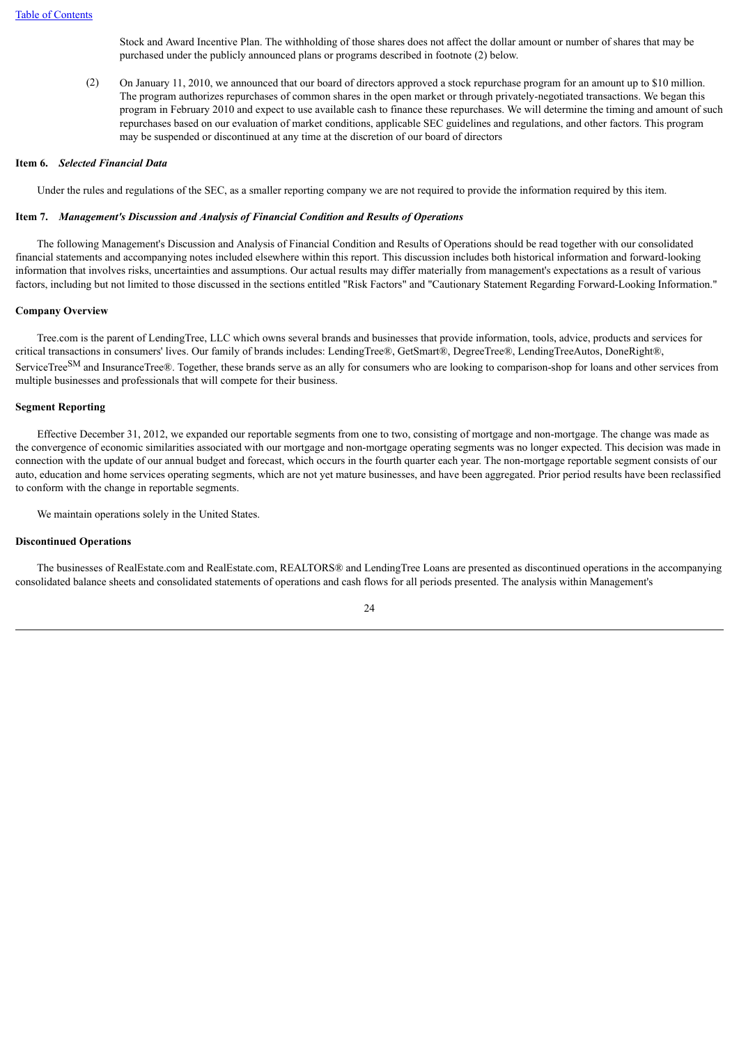Stock and Award Incentive Plan. The withholding of those shares does not affect the dollar amount or number of shares that may be purchased under the publicly announced plans or programs described in footnote (2) below.

(2) On January 11, 2010, we announced that our board of directors approved a stock repurchase program for an amount up to $10 million. The program authorizes repurchases of common shares in the open market or through privately-negotiated transactions. We began this program in February 2010 and expect to use available cash to finance these repurchases. We will determine the timing and amount of such repurchases based on our evaluation of market conditions, applicable SEC guidelines and regulations, and other factors. This program may be suspended or discontinued at any time at the discretion of our board of directors

**Item 6.** ***Selected Financial Data***

Under the rules and regulations of the SEC, as a smaller reporting company we are not required to provide the information required by this item.

**Item 7.** ***Management's Discussion and Analysis of Financial Condition and Results of Operations***

The following Management's Discussion and Analysis of Financial Condition and Results of Operations should be read together with our consolidated financial statements and accompanying notes included elsewhere within this report. This discussion includes both historical information and forward-looking information that involves risks, uncertainties and assumptions. Our actual results may differ materially from management's expectations as a result of various factors, including but not limited to those discussed in the sections entitled "Risk Factors" and "Cautionary Statement Regarding Forward-Looking Information."

**Company Overview**

Tree.com is the parent of LendingTree, LLC which owns several brands and businesses that provide information, tools, advice, products and services for critical transactions in consumers' lives. Our family of brands includes: LendingTree®, GetSmart®, DegreeTree®, LendingTreeAutos, DoneRight®, ServiceTree[SM] and InsuranceTree®. Together, these brands serve as an ally for consumers who are looking to comparison-shop for loans and other services from multiple businesses and professionals that will compete for their business.

**Segment Reporting**

Effective December 31, 2012, we expanded our reportable segments from one to two, consisting of mortgage and non-mortgage. The change was made as the convergence of economic similarities associated with our mortgage and non-mortgage operating segments was no longer expected. This decision was made in connection with the update of our annual budget and forecast, which occurs in the fourth quarter each year. The non-mortgage reportable segment consists of our auto, education and home services operating segments, which are not yet mature businesses, and have been aggregated. Prior period results have been reclassified to conform with the change in reportable segments.

We maintain operations solely in the United States.

**Discontinued Operations**

The businesses of RealEstate.com and RealEstate.com, REALTORS® and LendingTree Loans are presented as discontinued operations in the accompanying consolidated balance sheets and consolidated statements of operations and cash flows for all periods presented. The analysis within Management's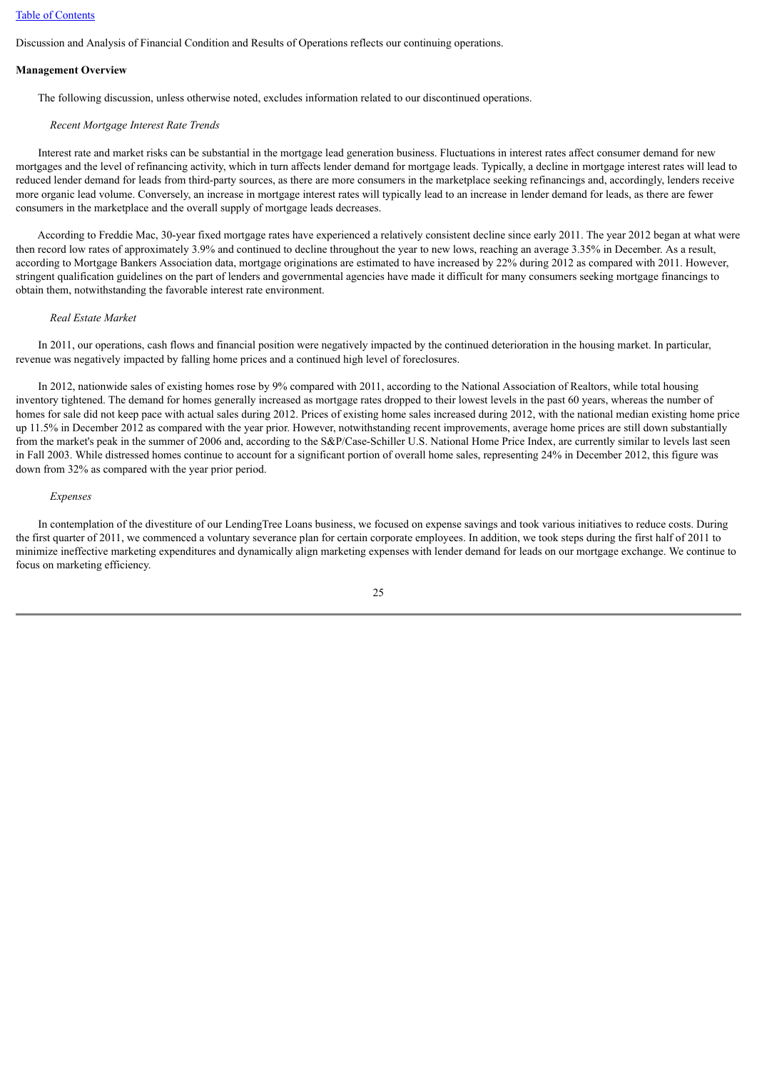Discussion and Analysis of Financial Condition and Results of Operations reflects our continuing operations.

**Management Overview**

The following discussion, unless otherwise noted, excludes information related to our discontinued operations.

*Recent Mortgage Interest Rate Trends*

Interest rate and market risks can be substantial in the mortgage lead generation business. Fluctuations in interest rates affect consumer demand for new mortgages and the level of refinancing activity, which in turn affects lender demand for mortgage leads. Typically, a decline in mortgage interest rates will lead to reduced lender demand for leads from third-party sources, as there are more consumers in the marketplace seeking refinancings and, accordingly, lenders receive more organic lead volume. Conversely, an increase in mortgage interest rates will typically lead to an increase in lender demand for leads, as there are fewer consumers in the marketplace and the overall supply of mortgage leads decreases.

According to Freddie Mac, 30-year fixed mortgage rates have experienced a relatively consistent decline since early 2011. The year 2012 began at what were then record low rates of approximately 3.9% and continued to decline throughout the year to new lows, reaching an average 3.35% in December. As a result, according to Mortgage Bankers Association data, mortgage originations are estimated to have increased by 22% during 2012 as compared with 2011. However, stringent qualification guidelines on the part of lenders and governmental agencies have made it difficult for many consumers seeking mortgage financings to obtain them, notwithstanding the favorable interest rate environment.

*Real Estate Market*

In 2011, our operations, cash flows and financial position were negatively impacted by the continued deterioration in the housing market. In particular, revenue was negatively impacted by falling home prices and a continued high level of foreclosures.

In 2012, nationwide sales of existing homes rose by 9% compared with 2011, according to the National Association of Realtors, while total housing inventory tightened. The demand for homes generally increased as mortgage rates dropped to their lowest levels in the past 60 years, whereas the number of homes for sale did not keep pace with actual sales during 2012. Prices of existing home sales increased during 2012, with the national median existing home price up 11.5% in December 2012 as compared with the year prior. However, notwithstanding recent improvements, average home prices are still down substantially from the market's peak in the summer of 2006 and, according to the S&P/Case-Schiller U.S. National Home Price Index, are currently similar to levels last seen in Fall 2003. While distressed homes continue to account for a significant portion of overall home sales, representing 24% in December 2012, this figure was down from 32% as compared with the year prior period.

*Expenses*

In contemplation of the divestiture of our LendingTree Loans business, we focused on expense savings and took various initiatives to reduce costs. During the first quarter of 2011, we commenced a voluntary severance plan for certain corporate employees. In addition, we took steps during the first half of 2011 to minimize ineffective marketing expenditures and dynamically align marketing expenses with lender demand for leads on our mortgage exchange. We continue to focus on marketing efficiency.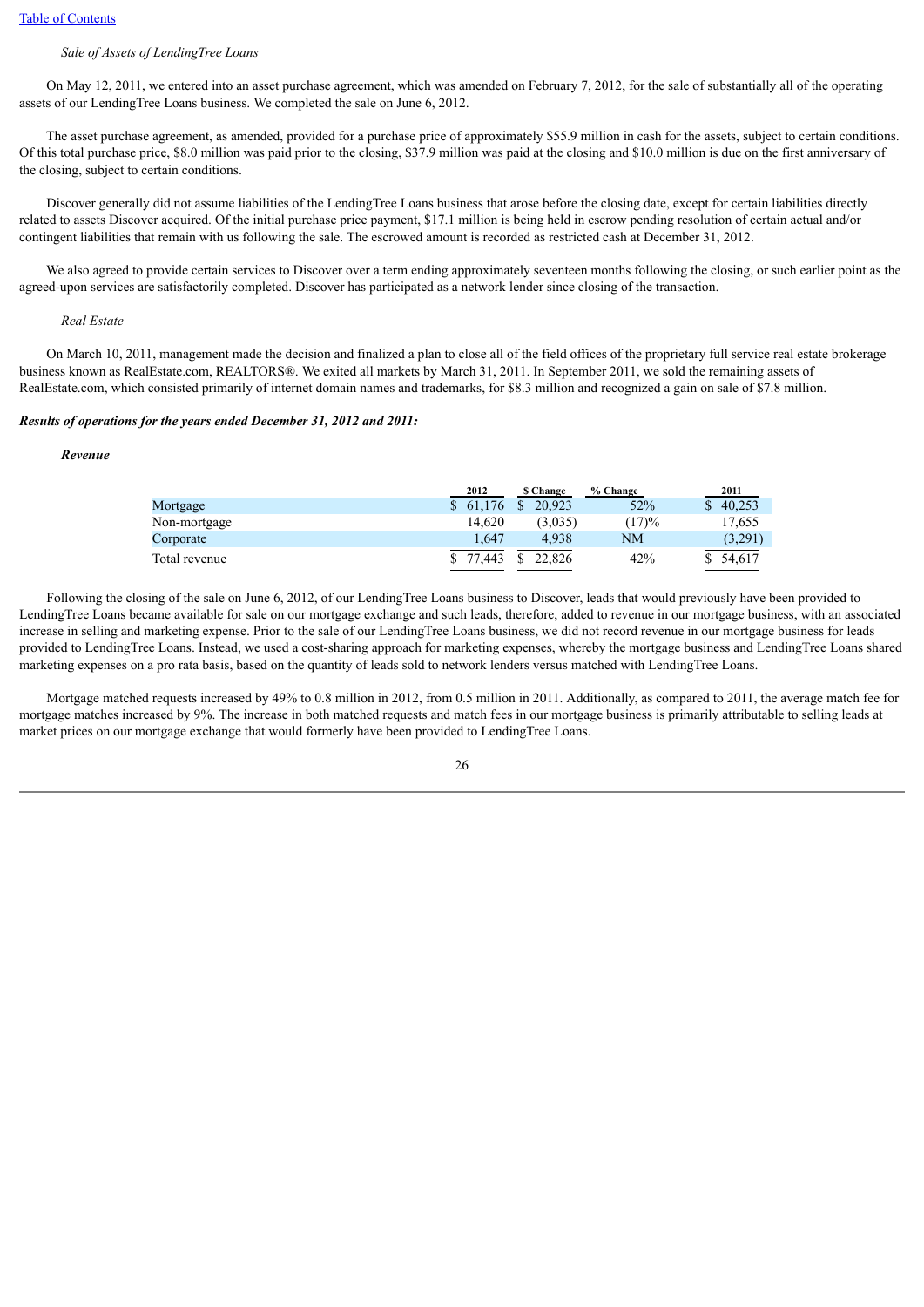*Sale of Assets of LendingTree Loans*

On May 12, 2011, we entered into an asset purchase agreement, which was amended on February 7, 2012, for the sale of substantially all of the operating assets of our LendingTree Loans business. We completed the sale on June 6, 2012.

The asset purchase agreement, as amended, provided for a purchase price of approximately $55.9 million in cash for the assets, subject to certain conditions. Of this total purchase price, $8.0 million was paid prior to the closing, $37.9 million was paid at the closing and $10.0 million is due on the first anniversary of the closing, subject to certain conditions.

Discover generally did not assume liabilities of the LendingTree Loans business that arose before the closing date, except for certain liabilities directly related to assets Discover acquired. Of the initial purchase price payment, $17.1 million is being held in escrow pending resolution of certain actual and/or contingent liabilities that remain with us following the sale. The escrowed amount is recorded as restricted cash at December 31, 2012.

We also agreed to provide certain services to Discover over a term ending approximately seventeen months following the closing, or such earlier point as the agreed-upon services are satisfactorily completed. Discover has participated as a network lender since closing of the transaction.

*Real Estate*

On March 10, 2011, management made the decision and finalized a plan to close all of the field offices of the proprietary full service real estate brokerage business known as RealEstate.com, REALTORS®. We exited all markets by March 31, 2011. In September 2011, we sold the remaining assets of RealEstate.com, which consisted primarily of internet domain names and trademarks, for $8.3 million and recognized a gain on sale of $7.8 million.

***Results of operations for the years ended December 31, 2012 and 2011:***

***Revenue***

| | 2012 | $ Change | % Change | 2011 |
|---|---|---|---|---|
| Mortgage | $ 61,176 | $ 20,923 | 52% | $ 40,253 |
| Non-mortgage | 14,620 | (3,035) | (17)% | 17,655 |
| Corporate | 1,647 | 4,938 | NM | (3,291) |
| Total revenue | $ 77,443 | $ 22,826 | 42% | $ 54,617 |

Following the closing of the sale on June 6, 2012, of our LendingTree Loans business to Discover, leads that would previously have been provided to LendingTree Loans became available for sale on our mortgage exchange and such leads, therefore, added to revenue in our mortgage business, with an associated increase in selling and marketing expense. Prior to the sale of our LendingTree Loans business, we did not record revenue in our mortgage business for leads provided to LendingTree Loans. Instead, we used a cost-sharing approach for marketing expenses, whereby the mortgage business and LendingTree Loans shared marketing expenses on a pro rata basis, based on the quantity of leads sold to network lenders versus matched with LendingTree Loans.

Mortgage matched requests increased by 49% to 0.8 million in 2012, from 0.5 million in 2011. Additionally, as compared to 2011, the average match fee for mortgage matches increased by 9%. The increase in both matched requests and match fees in our mortgage business is primarily attributable to selling leads at market prices on our mortgage exchange that would formerly have been provided to LendingTree Loans.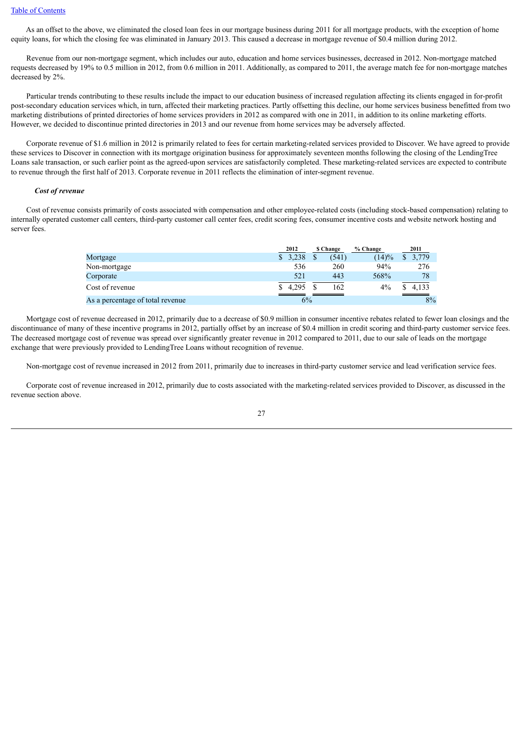As an offset to the above, we eliminated the closed loan fees in our mortgage business during 2011 for all mortgage products, with the exception of home equity loans, for which the closing fee was eliminated in January 2013. This caused a decrease in mortgage revenue of $0.4 million during 2012.

Revenue from our non-mortgage segment, which includes our auto, education and home services businesses, decreased in 2012. Non-mortgage matched requests decreased by 19% to 0.5 million in 2012, from 0.6 million in 2011. Additionally, as compared to 2011, the average match fee for non-mortgage matches decreased by 2%.

Particular trends contributing to these results include the impact to our education business of increased regulation affecting its clients engaged in for-profit post-secondary education services which, in turn, affected their marketing practices. Partly offsetting this decline, our home services business benefitted from two marketing distributions of printed directories of home services providers in 2012 as compared with one in 2011, in addition to its online marketing efforts. However, we decided to discontinue printed directories in 2013 and our revenue from home services may be adversely affected.

Corporate revenue of $1.6 million in 2012 is primarily related to fees for certain marketing-related services provided to Discover. We have agreed to provide these services to Discover in connection with its mortgage origination business for approximately seventeen months following the closing of the LendingTree Loans sale transaction, or such earlier point as the agreed-upon services are satisfactorily completed. These marketing-related services are expected to contribute to revenue through the first half of 2013. Corporate revenue in 2011 reflects the elimination of inter-segment revenue.

***Cost of revenue***

Cost of revenue consists primarily of costs associated with compensation and other employee-related costs (including stock-based compensation) relating to internally operated customer call centers, third-party customer call center fees, credit scoring fees, consumer incentive costs and website network hosting and server fees.

| | 2012 | $ Change | % Change | 2011 |
|---|---|---|---|---|
| Mortgage | $ 3,238 | $ (541) | (14)% | $ 3,779 |
| Non-mortgage | 536 | 260 | 94% | 276 |
| Corporate | 521 | 443 | 568% | 78 |
| Cost of revenue | $ 4,295 | $ 162 | 4% | $ 4,133 |
| As a percentage of total revenue | 6% | | | 8% |

Mortgage cost of revenue decreased in 2012, primarily due to a decrease of $0.9 million in consumer incentive rebates related to fewer loan closings and the discontinuance of many of these incentive programs in 2012, partially offset by an increase of $0.4 million in credit scoring and third-party customer service fees. The decreased mortgage cost of revenue was spread over significantly greater revenue in 2012 compared to 2011, due to our sale of leads on the mortgage exchange that were previously provided to LendingTree Loans without recognition of revenue.

Non-mortgage cost of revenue increased in 2012 from 2011, primarily due to increases in third-party customer service and lead verification service fees.

Corporate cost of revenue increased in 2012, primarily due to costs associated with the marketing-related services provided to Discover, as discussed in the revenue section above.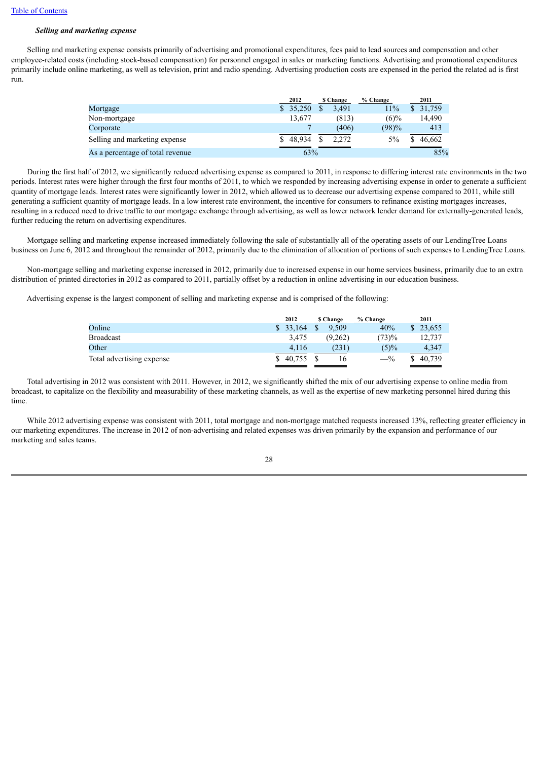*Selling and marketing expense*

Selling and marketing expense consists primarily of advertising and promotional expenditures, fees paid to lead sources and compensation and other employee-related costs (including stock-based compensation) for personnel engaged in sales or marketing functions. Advertising and promotional expenditures primarily include online marketing, as well as television, print and radio spending. Advertising production costs are expensed in the period the related ad is first run.

| | 2012 | $ Change | % Change | 2011 |
|---|---|---|---|---|
| Mortgage | $ 35,250 | $ 3,491 | 11% | $ 31,759 |
| Non-mortgage | 13,677 | (813) | (6)% | 14,490 |
| Corporate | 7 | (406) | (98)% | 413 |
| Selling and marketing expense | $ 48,934 | $ 2,272 | 5% | $ 46,662 |
| As a percentage of total revenue | 63% | | | 85% |

During the first half of 2012, we significantly reduced advertising expense as compared to 2011, in response to differing interest rate environments in the two periods. Interest rates were higher through the first four months of 2011, to which we responded by increasing advertising expense in order to generate a sufficient quantity of mortgage leads. Interest rates were significantly lower in 2012, which allowed us to decrease our advertising expense compared to 2011, while still generating a sufficient quantity of mortgage leads. In a low interest rate environment, the incentive for consumers to refinance existing mortgages increases, resulting in a reduced need to drive traffic to our mortgage exchange through advertising, as well as lower network lender demand for externally-generated leads, further reducing the return on advertising expenditures.

Mortgage selling and marketing expense increased immediately following the sale of substantially all of the operating assets of our LendingTree Loans business on June 6, 2012 and throughout the remainder of 2012, primarily due to the elimination of allocation of portions of such expenses to LendingTree Loans.

Non-mortgage selling and marketing expense increased in 2012, primarily due to increased expense in our home services business, primarily due to an extra distribution of printed directories in 2012 as compared to 2011, partially offset by a reduction in online advertising in our education business.

Advertising expense is the largest component of selling and marketing expense and is comprised of the following:

| | 2012 | $ Change | % Change | 2011 |
|---|---|---|---|---|
| Online | $ 33,164 | $ 9,509 | 40% | $ 23,655 |
| Broadcast | 3,475 | (9,262) | (73)% | 12,737 |
| Other | 4,116 | (231) | (5)% | 4,347 |
| Total advertising expense | $ 40,755 | $ 16 | —% | $ 40,739 |

Total advertising in 2012 was consistent with 2011. However, in 2012, we significantly shifted the mix of our advertising expense to online media from broadcast, to capitalize on the flexibility and measurability of these marketing channels, as well as the expertise of new marketing personnel hired during this time.

While 2012 advertising expense was consistent with 2011, total mortgage and non-mortgage matched requests increased 13%, reflecting greater efficiency in our marketing expenditures. The increase in 2012 of non-advertising and related expenses was driven primarily by the expansion and performance of our marketing and sales teams.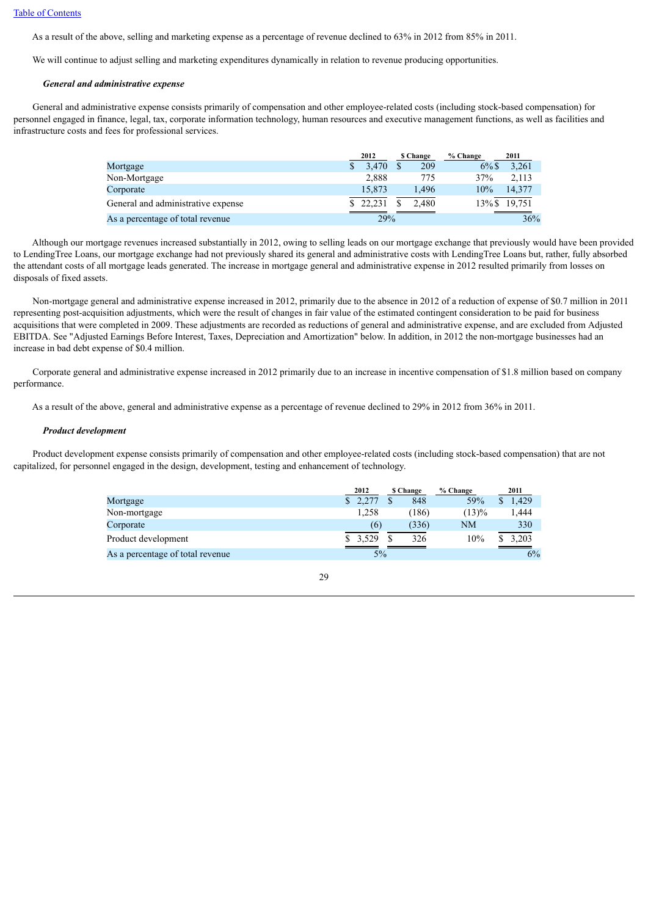As a result of the above, selling and marketing expense as a percentage of revenue declined to 63% in 2012 from 85% in 2011.

We will continue to adjust selling and marketing expenditures dynamically in relation to revenue producing opportunities.

***General and administrative expense***

General and administrative expense consists primarily of compensation and other employee-related costs (including stock-based compensation) for personnel engaged in finance, legal, tax, corporate information technology, human resources and executive management functions, as well as facilities and infrastructure costs and fees for professional services.

| | 2012 | $ Change | % Change | 2011 |
|---|---|---|---|---|
| Mortgage | $ 3,470 | $ 209 | 6% | $ 3,261 |
| Non-Mortgage | 2,888 | 775 | 37% | 2,113 |
| Corporate | 15,873 | 1,496 | 10% | 14,377 |
| General and administrative expense | $ 22,231 | $ 2,480 | 13% | $ 19,751 |
| As a percentage of total revenue | 29% | | | 36% |

Although our mortgage revenues increased substantially in 2012, owing to selling leads on our mortgage exchange that previously would have been provided to LendingTree Loans, our mortgage exchange had not previously shared its general and administrative costs with LendingTree Loans but, rather, fully absorbed the attendant costs of all mortgage leads generated. The increase in mortgage general and administrative expense in 2012 resulted primarily from losses on disposals of fixed assets.

Non-mortgage general and administrative expense increased in 2012, primarily due to the absence in 2012 of a reduction of expense of $0.7 million in 2011 representing post-acquisition adjustments, which were the result of changes in fair value of the estimated contingent consideration to be paid for business acquisitions that were completed in 2009. These adjustments are recorded as reductions of general and administrative expense, and are excluded from Adjusted EBITDA. See "Adjusted Earnings Before Interest, Taxes, Depreciation and Amortization" below. In addition, in 2012 the non-mortgage businesses had an increase in bad debt expense of $0.4 million.

Corporate general and administrative expense increased in 2012 primarily due to an increase in incentive compensation of $1.8 million based on company performance.

As a result of the above, general and administrative expense as a percentage of revenue declined to 29% in 2012 from 36% in 2011.

***Product development***

Product development expense consists primarily of compensation and other employee-related costs (including stock-based compensation) that are not capitalized, for personnel engaged in the design, development, testing and enhancement of technology.

| | 2012 | $ Change | % Change | 2011 |
|---|---|---|---|---|
| Mortgage | $ 2,277 | $ 848 | 59% | $ 1,429 |
| Non-mortgage | 1,258 | (186) | (13)% | 1,444 |
| Corporate | (6) | (336) | NM | 330 |
| Product development | $ 3,529 | $ 326 | 10% | $ 3,203 |
| As a percentage of total revenue | 5% | | | 6% |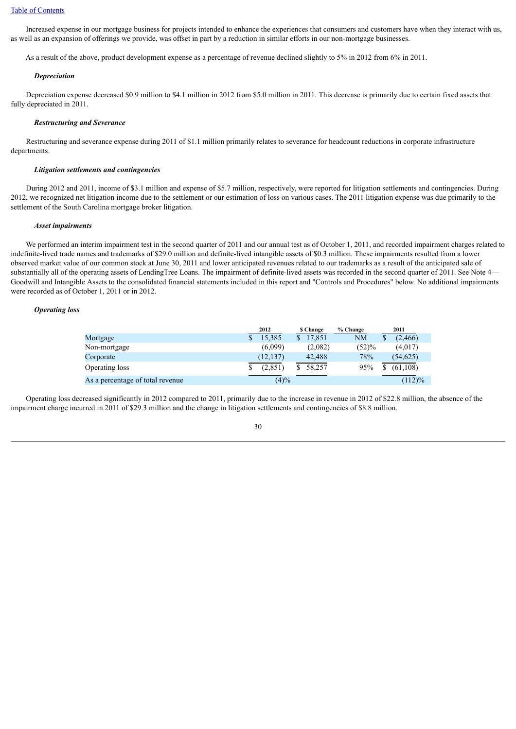Increased expense in our mortgage business for projects intended to enhance the experiences that consumers and customers have when they interact with us, as well as an expansion of offerings we provide, was offset in part by a reduction in similar efforts in our non-mortgage businesses.

As a result of the above, product development expense as a percentage of revenue declined slightly to 5% in 2012 from 6% in 2011.

***Depreciation***

Depreciation expense decreased $0.9 million to $4.1 million in 2012 from $5.0 million in 2011. This decrease is primarily due to certain fixed assets that fully depreciated in 2011.

***Restructuring and Severance***

Restructuring and severance expense during 2011 of $1.1 million primarily relates to severance for headcount reductions in corporate infrastructure departments.

***Litigation settlements and contingencies***

During 2012 and 2011, income of $3.1 million and expense of $5.7 million, respectively, were reported for litigation settlements and contingencies. During 2012, we recognized net litigation income due to the settlement or our estimation of loss on various cases. The 2011 litigation expense was due primarily to the settlement of the South Carolina mortgage broker litigation.

***Asset impairments***

We performed an interim impairment test in the second quarter of 2011 and our annual test as of October 1, 2011, and recorded impairment charges related to indefinite-lived trade names and trademarks of $29.0 million and definite-lived intangible assets of $0.3 million. These impairments resulted from a lower observed market value of our common stock at June 30, 2011 and lower anticipated revenues related to our trademarks as a result of the anticipated sale of substantially all of the operating assets of LendingTree Loans. The impairment of definite-lived assets was recorded in the second quarter of 2011. See Note 4—Goodwill and Intangible Assets to the consolidated financial statements included in this report and "Controls and Procedures" below. No additional impairments were recorded as of October 1, 2011 or in 2012.

***Operating loss***

| | 2012 | $ Change | % Change | 2011 |
|---|---|---|---|---|
| Mortgage | $ 15,385 | $ 17,851 | NM | $ (2,466) |
| Non-mortgage | (6,099) | (2,082) | (52)% | (4,017) |
| Corporate | (12,137) | 42,488 | 78% | (54,625) |
| Operating loss | $ (2,851) | $ 58,257 | 95% | $ (61,108) |
| As a percentage of total revenue | (4)% | | | (112)% |

Operating loss decreased significantly in 2012 compared to 2011, primarily due to the increase in revenue in 2012 of $22.8 million, the absence of the impairment charge incurred in 2011 of $29.3 million and the change in litigation settlements and contingencies of $8.8 million.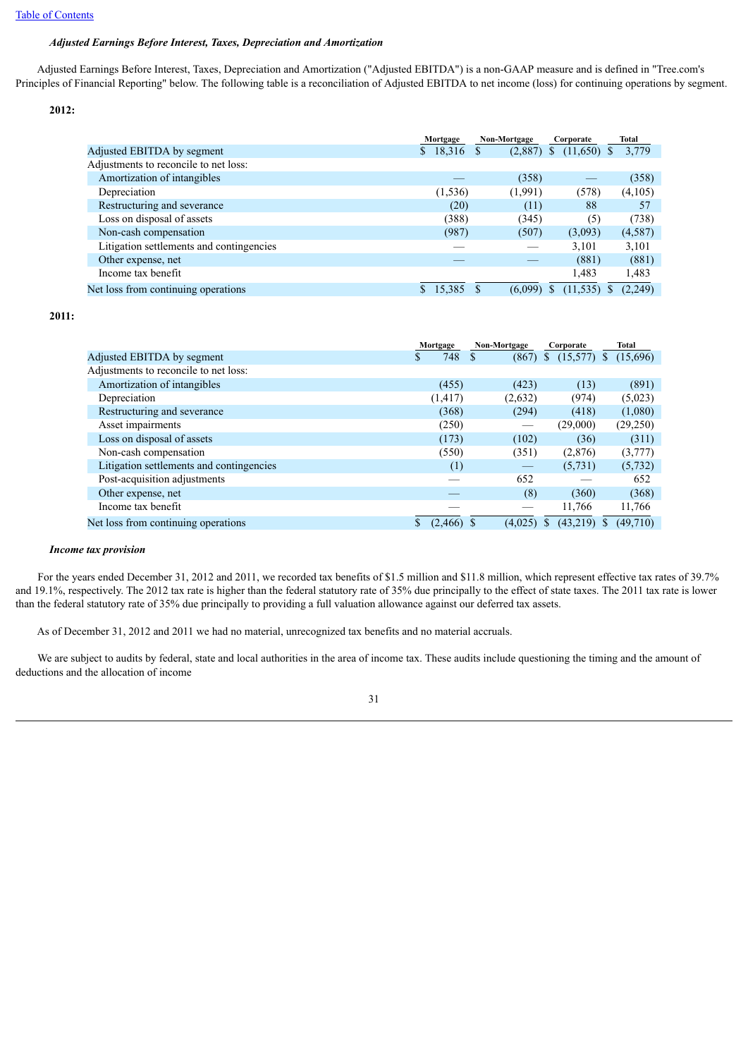### *Adjusted Earnings Before Interest, Taxes, Depreciation and Amortization*

Adjusted Earnings Before Interest, Taxes, Depreciation and Amortization ("Adjusted EBITDA") is a non-GAAP measure and is defined in "Tree.com's Principles of Financial Reporting" below. The following table is a reconciliation of Adjusted EBITDA to net income (loss) for continuing operations by segment.

**2012:**

| | Mortgage | Non-Mortgage | Corporate | Total |
|---|---|---|---|---|
| Adjusted EBITDA by segment | $ 18,316 | $ (2,887) | $ (11,650) | $ 3,779 |
| Adjustments to reconcile to net loss: | | | | |
| Amortization of intangibles | — | (358) | — | (358) |
| Depreciation | (1,536) | (1,991) | (578) | (4,105) |
| Restructuring and severance | (20) | (11) | 88 | 57 |
| Loss on disposal of assets | (388) | (345) | (5) | (738) |
| Non-cash compensation | (987) | (507) | (3,093) | (4,587) |
| Litigation settlements and contingencies | — | — | 3,101 | 3,101 |
| Other expense, net | — | — | (881) | (881) |
| Income tax benefit | | | 1,483 | 1,483 |
| Net loss from continuing operations | $ 15,385 | $ (6,099) | $ (11,535) | $ (2,249) |

**2011:**

| | Mortgage | Non-Mortgage | Corporate | Total |
|---|---|---|---|---|
| Adjusted EBITDA by segment | $ 748 | $ (867) | $ (15,577) | $ (15,696) |
| Adjustments to reconcile to net loss: | | | | |
| Amortization of intangibles | (455) | (423) | (13) | (891) |
| Depreciation | (1,417) | (2,632) | (974) | (5,023) |
| Restructuring and severance | (368) | (294) | (418) | (1,080) |
| Asset impairments | (250) | — | (29,000) | (29,250) |
| Loss on disposal of assets | (173) | (102) | (36) | (311) |
| Non-cash compensation | (550) | (351) | (2,876) | (3,777) |
| Litigation settlements and contingencies | (1) | — | (5,731) | (5,732) |
| Post-acquisition adjustments | — | 652 | — | 652 |
| Other expense, net | — | (8) | (360) | (368) |
| Income tax benefit | — | — | 11,766 | 11,766 |
| Net loss from continuing operations | $ (2,466) | $ (4,025) | $ (43,219) | $ (49,710) |

### *Income tax provision*

For the years ended December 31, 2012 and 2011, we recorded tax benefits of $1.5 million and $11.8 million, which represent effective tax rates of 39.7% and 19.1%, respectively. The 2012 tax rate is higher than the federal statutory rate of 35% due principally to the effect of state taxes. The 2011 tax rate is lower than the federal statutory rate of 35% due principally to providing a full valuation allowance against our deferred tax assets.

As of December 31, 2012 and 2011 we had no material, unrecognized tax benefits and no material accruals.

We are subject to audits by federal, state and local authorities in the area of income tax. These audits include questioning the timing and the amount of deductions and the allocation of income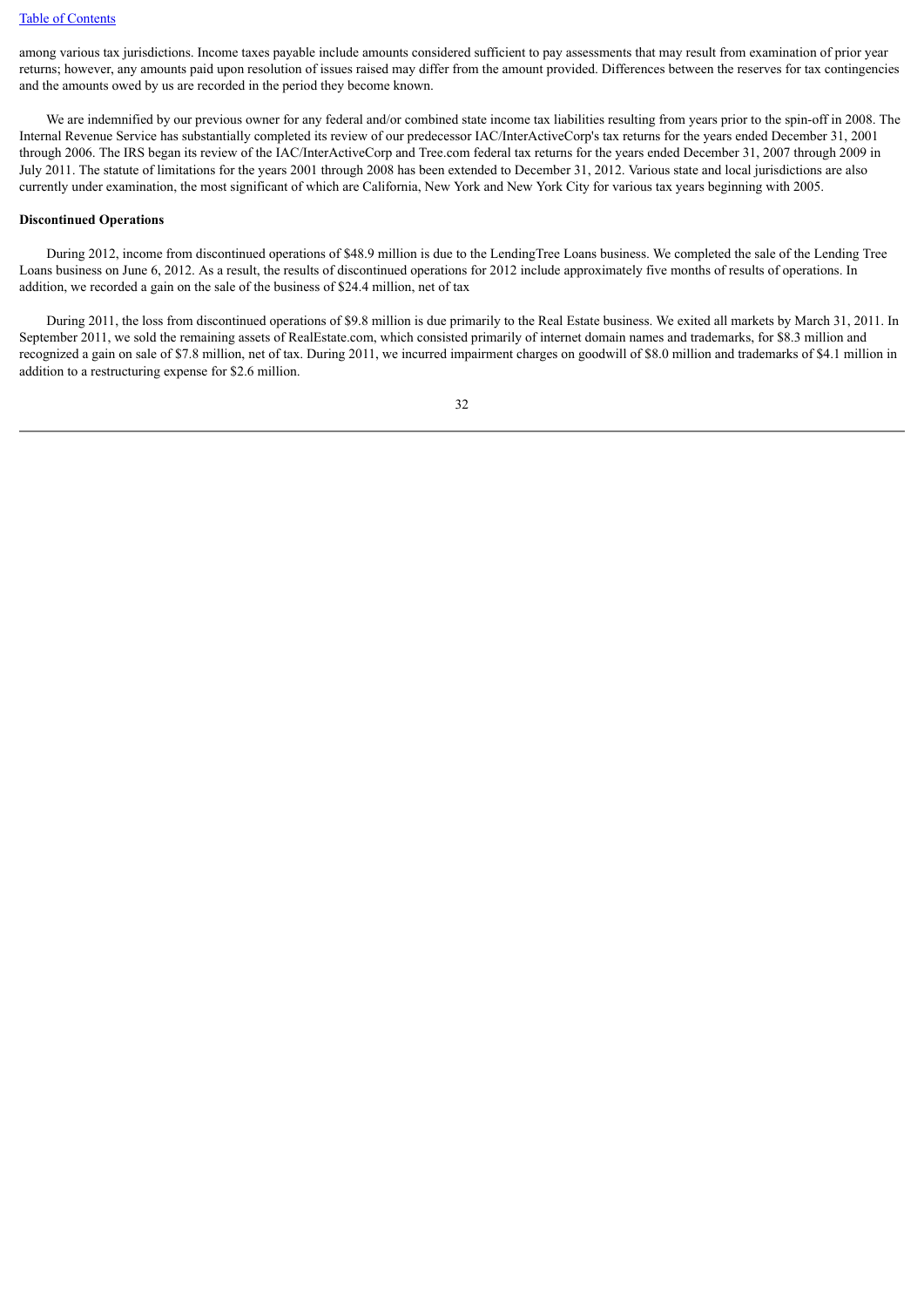among various tax jurisdictions. Income taxes payable include amounts considered sufficient to pay assessments that may result from examination of prior year returns; however, any amounts paid upon resolution of issues raised may differ from the amount provided. Differences between the reserves for tax contingencies and the amounts owed by us are recorded in the period they become known.

We are indemnified by our previous owner for any federal and/or combined state income tax liabilities resulting from years prior to the spin-off in 2008. The Internal Revenue Service has substantially completed its review of our predecessor IAC/InterActiveCorp's tax returns for the years ended December 31, 2001 through 2006. The IRS began its review of the IAC/InterActiveCorp and Tree.com federal tax returns for the years ended December 31, 2007 through 2009 in July 2011. The statute of limitations for the years 2001 through 2008 has been extended to December 31, 2012. Various state and local jurisdictions are also currently under examination, the most significant of which are California, New York and New York City for various tax years beginning with 2005.

**Discontinued Operations**

During 2012, income from discontinued operations of $48.9 million is due to the LendingTree Loans business. We completed the sale of the Lending Tree Loans business on June 6, 2012. As a result, the results of discontinued operations for 2012 include approximately five months of results of operations. In addition, we recorded a gain on the sale of the business of $24.4 million, net of tax

During 2011, the loss from discontinued operations of $9.8 million is due primarily to the Real Estate business. We exited all markets by March 31, 2011. In September 2011, we sold the remaining assets of RealEstate.com, which consisted primarily of internet domain names and trademarks, for $8.3 million and recognized a gain on sale of $7.8 million, net of tax. During 2011, we incurred impairment charges on goodwill of $8.0 million and trademarks of $4.1 million in addition to a restructuring expense for $2.6 million.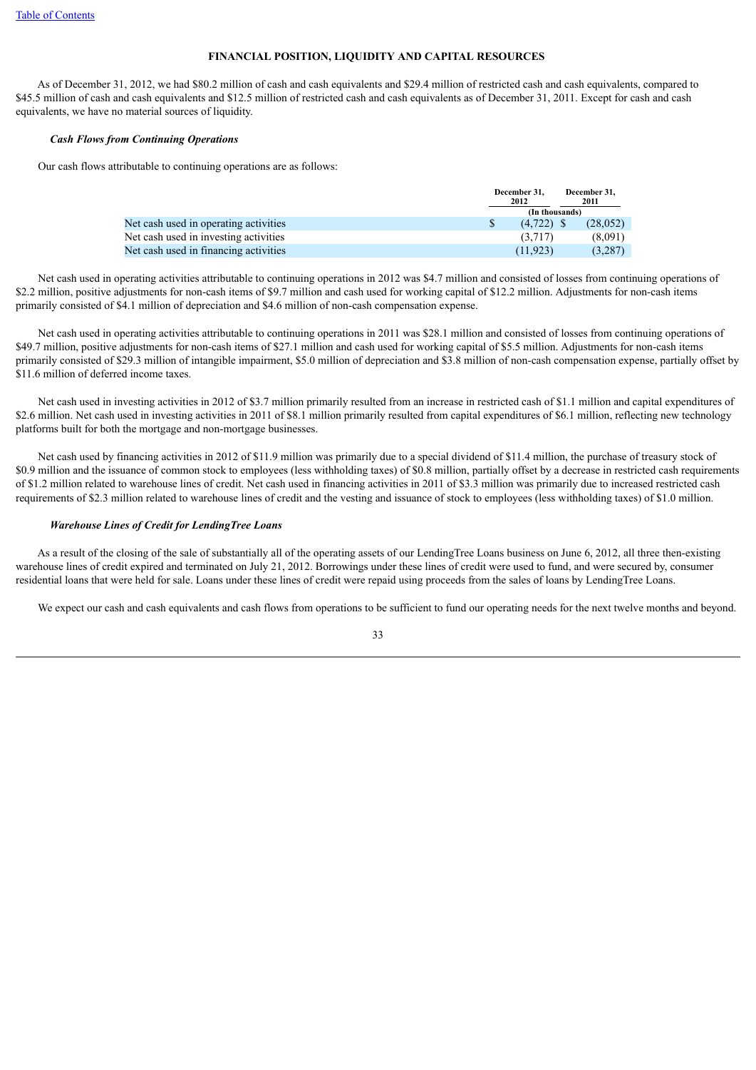## FINANCIAL POSITION, LIQUIDITY AND CAPITAL RESOURCES

As of December 31, 2012, we had $80.2 million of cash and cash equivalents and $29.4 million of restricted cash and cash equivalents, compared to $45.5 million of cash and cash equivalents and $12.5 million of restricted cash and cash equivalents as of December 31, 2011. Except for cash and cash equivalents, we have no material sources of liquidity.

### *Cash Flows from Continuing Operations*

Our cash flows attributable to continuing operations are as follows:

| | December 31, 2012 | December 31, 2011 |
|---|---|---|
| | (In thousands) | |
| Net cash used in operating activities | $ (4,722) | $ (28,052) |
| Net cash used in investing activities | (3,717) | (8,091) |
| Net cash used in financing activities | (11,923) | (3,287) |

Net cash used in operating activities attributable to continuing operations in 2012 was $4.7 million and consisted of losses from continuing operations of $2.2 million, positive adjustments for non-cash items of $9.7 million and cash used for working capital of $12.2 million. Adjustments for non-cash items primarily consisted of $4.1 million of depreciation and $4.6 million of non-cash compensation expense.

Net cash used in operating activities attributable to continuing operations in 2011 was $28.1 million and consisted of losses from continuing operations of $49.7 million, positive adjustments for non-cash items of $27.1 million and cash used for working capital of $5.5 million. Adjustments for non-cash items primarily consisted of $29.3 million of intangible impairment, $5.0 million of depreciation and $3.8 million of non-cash compensation expense, partially offset by $11.6 million of deferred income taxes.

Net cash used in investing activities in 2012 of $3.7 million primarily resulted from an increase in restricted cash of $1.1 million and capital expenditures of $2.6 million. Net cash used in investing activities in 2011 of $8.1 million primarily resulted from capital expenditures of $6.1 million, reflecting new technology platforms built for both the mortgage and non-mortgage businesses.

Net cash used by financing activities in 2012 of $11.9 million was primarily due to a special dividend of $11.4 million, the purchase of treasury stock of $0.9 million and the issuance of common stock to employees (less withholding taxes) of $0.8 million, partially offset by a decrease in restricted cash requirements of $1.2 million related to warehouse lines of credit. Net cash used in financing activities in 2011 of $3.3 million was primarily due to increased restricted cash requirements of $2.3 million related to warehouse lines of credit and the vesting and issuance of stock to employees (less withholding taxes) of $1.0 million.

### *Warehouse Lines of Credit for LendingTree Loans*

As a result of the closing of the sale of substantially all of the operating assets of our LendingTree Loans business on June 6, 2012, all three then-existing warehouse lines of credit expired and terminated on July 21, 2012. Borrowings under these lines of credit were used to fund, and were secured by, consumer residential loans that were held for sale. Loans under these lines of credit were repaid using proceeds from the sales of loans by LendingTree Loans.

We expect our cash and cash equivalents and cash flows from operations to be sufficient to fund our operating needs for the next twelve months and beyond.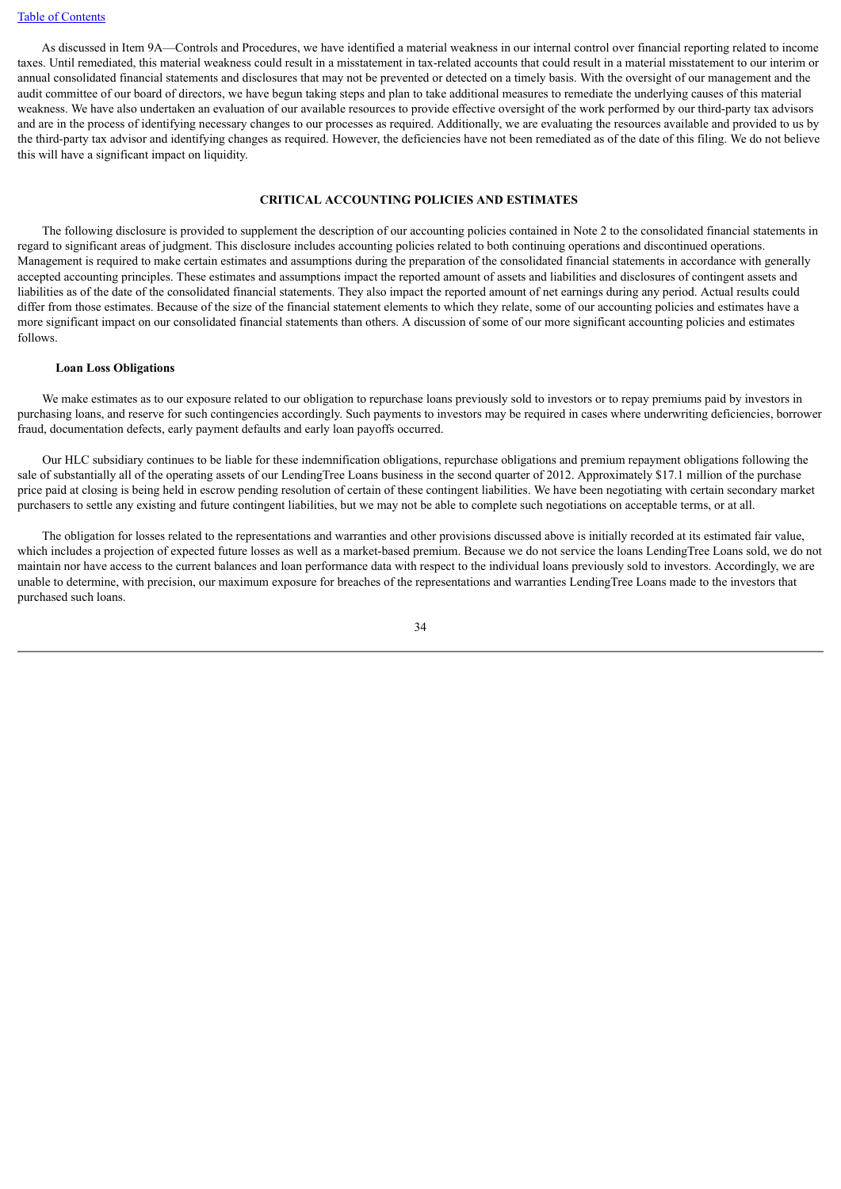As discussed in Item 9A—Controls and Procedures, we have identified a material weakness in our internal control over financial reporting related to income taxes. Until remediated, this material weakness could result in a misstatement in tax-related accounts that could result in a material misstatement to our interim or annual consolidated financial statements and disclosures that may not be prevented or detected on a timely basis. With the oversight of our management and the audit committee of our board of directors, we have begun taking steps and plan to take additional measures to remediate the underlying causes of this material weakness. We have also undertaken an evaluation of our available resources to provide effective oversight of the work performed by our third-party tax advisors and are in the process of identifying necessary changes to our processes as required. Additionally, we are evaluating the resources available and provided to us by the third-party tax advisor and identifying changes as required. However, the deficiencies have not been remediated as of the date of this filing. We do not believe this will have a significant impact on liquidity.

## CRITICAL ACCOUNTING POLICIES AND ESTIMATES

The following disclosure is provided to supplement the description of our accounting policies contained in Note 2 to the consolidated financial statements in regard to significant areas of judgment. This disclosure includes accounting policies related to both continuing operations and discontinued operations. Management is required to make certain estimates and assumptions during the preparation of the consolidated financial statements in accordance with generally accepted accounting principles. These estimates and assumptions impact the reported amount of assets and liabilities and disclosures of contingent assets and liabilities as of the date of the consolidated financial statements. They also impact the reported amount of net earnings during any period. Actual results could differ from those estimates. Because of the size of the financial statement elements to which they relate, some of our accounting policies and estimates have a more significant impact on our consolidated financial statements than others. A discussion of some of our more significant accounting policies and estimates follows.

### Loan Loss Obligations

We make estimates as to our exposure related to our obligation to repurchase loans previously sold to investors or to repay premiums paid by investors in purchasing loans, and reserve for such contingencies accordingly. Such payments to investors may be required in cases where underwriting deficiencies, borrower fraud, documentation defects, early payment defaults and early loan payoffs occurred.

Our HLC subsidiary continues to be liable for these indemnification obligations, repurchase obligations and premium repayment obligations following the sale of substantially all of the operating assets of our LendingTree Loans business in the second quarter of 2012. Approximately $17.1 million of the purchase price paid at closing is being held in escrow pending resolution of certain of these contingent liabilities. We have been negotiating with certain secondary market purchasers to settle any existing and future contingent liabilities, but we may not be able to complete such negotiations on acceptable terms, or at all.

The obligation for losses related to the representations and warranties and other provisions discussed above is initially recorded at its estimated fair value, which includes a projection of expected future losses as well as a market-based premium. Because we do not service the loans LendingTree Loans sold, we do not maintain nor have access to the current balances and loan performance data with respect to the individual loans previously sold to investors. Accordingly, we are unable to determine, with precision, our maximum exposure for breaches of the representations and warranties LendingTree Loans made to the investors that purchased such loans.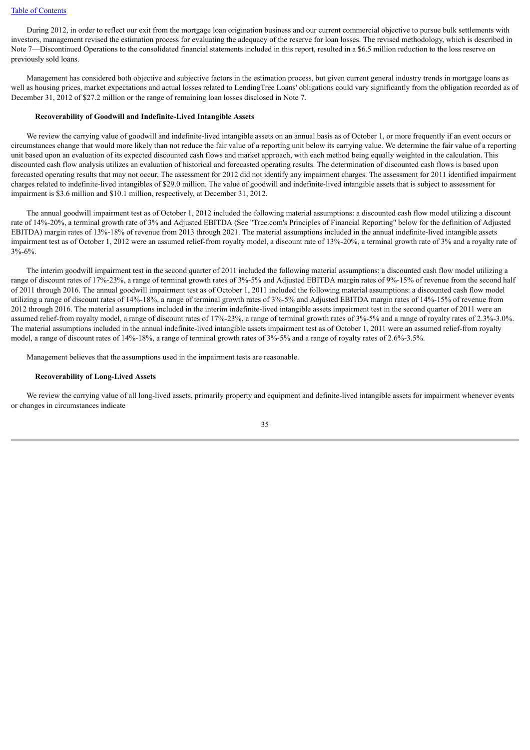During 2012, in order to reflect our exit from the mortgage loan origination business and our current commercial objective to pursue bulk settlements with investors, management revised the estimation process for evaluating the adequacy of the reserve for loan losses. The revised methodology, which is described in Note 7—Discontinued Operations to the consolidated financial statements included in this report, resulted in a $6.5 million reduction to the loss reserve on previously sold loans.

Management has considered both objective and subjective factors in the estimation process, but given current general industry trends in mortgage loans as well as housing prices, market expectations and actual losses related to LendingTree Loans' obligations could vary significantly from the obligation recorded as of December 31, 2012 of $27.2 million or the range of remaining loan losses disclosed in Note 7.

**Recoverability of Goodwill and Indefinite-Lived Intangible Assets**

We review the carrying value of goodwill and indefinite-lived intangible assets on an annual basis as of October 1, or more frequently if an event occurs or circumstances change that would more likely than not reduce the fair value of a reporting unit below its carrying value. We determine the fair value of a reporting unit based upon an evaluation of its expected discounted cash flows and market approach, with each method being equally weighted in the calculation. This discounted cash flow analysis utilizes an evaluation of historical and forecasted operating results. The determination of discounted cash flows is based upon forecasted operating results that may not occur. The assessment for 2012 did not identify any impairment charges. The assessment for 2011 identified impairment charges related to indefinite-lived intangibles of $29.0 million. The value of goodwill and indefinite-lived intangible assets that is subject to assessment for impairment is $3.6 million and $10.1 million, respectively, at December 31, 2012.

The annual goodwill impairment test as of October 1, 2012 included the following material assumptions: a discounted cash flow model utilizing a discount rate of 14%-20%, a terminal growth rate of 3% and Adjusted EBITDA (See "Tree.com's Principles of Financial Reporting" below for the definition of Adjusted EBITDA) margin rates of 13%-18% of revenue from 2013 through 2021. The material assumptions included in the annual indefinite-lived intangible assets impairment test as of October 1, 2012 were an assumed relief-from royalty model, a discount rate of 13%-20%, a terminal growth rate of 3% and a royalty rate of 3%-6%.

The interim goodwill impairment test in the second quarter of 2011 included the following material assumptions: a discounted cash flow model utilizing a range of discount rates of 17%-23%, a range of terminal growth rates of 3%-5% and Adjusted EBITDA margin rates of 9%-15% of revenue from the second half of 2011 through 2016. The annual goodwill impairment test as of October 1, 2011 included the following material assumptions: a discounted cash flow model utilizing a range of discount rates of 14%-18%, a range of terminal growth rates of 3%-5% and Adjusted EBITDA margin rates of 14%-15% of revenue from 2012 through 2016. The material assumptions included in the interim indefinite-lived intangible assets impairment test in the second quarter of 2011 were an assumed relief-from royalty model, a range of discount rates of 17%-23%, a range of terminal growth rates of 3%-5% and a range of royalty rates of 2.3%-3.0%. The material assumptions included in the annual indefinite-lived intangible assets impairment test as of October 1, 2011 were an assumed relief-from royalty model, a range of discount rates of 14%-18%, a range of terminal growth rates of 3%-5% and a range of royalty rates of 2.6%-3.5%.

Management believes that the assumptions used in the impairment tests are reasonable.

**Recoverability of Long-Lived Assets**

We review the carrying value of all long-lived assets, primarily property and equipment and definite-lived intangible assets for impairment whenever events or changes in circumstances indicate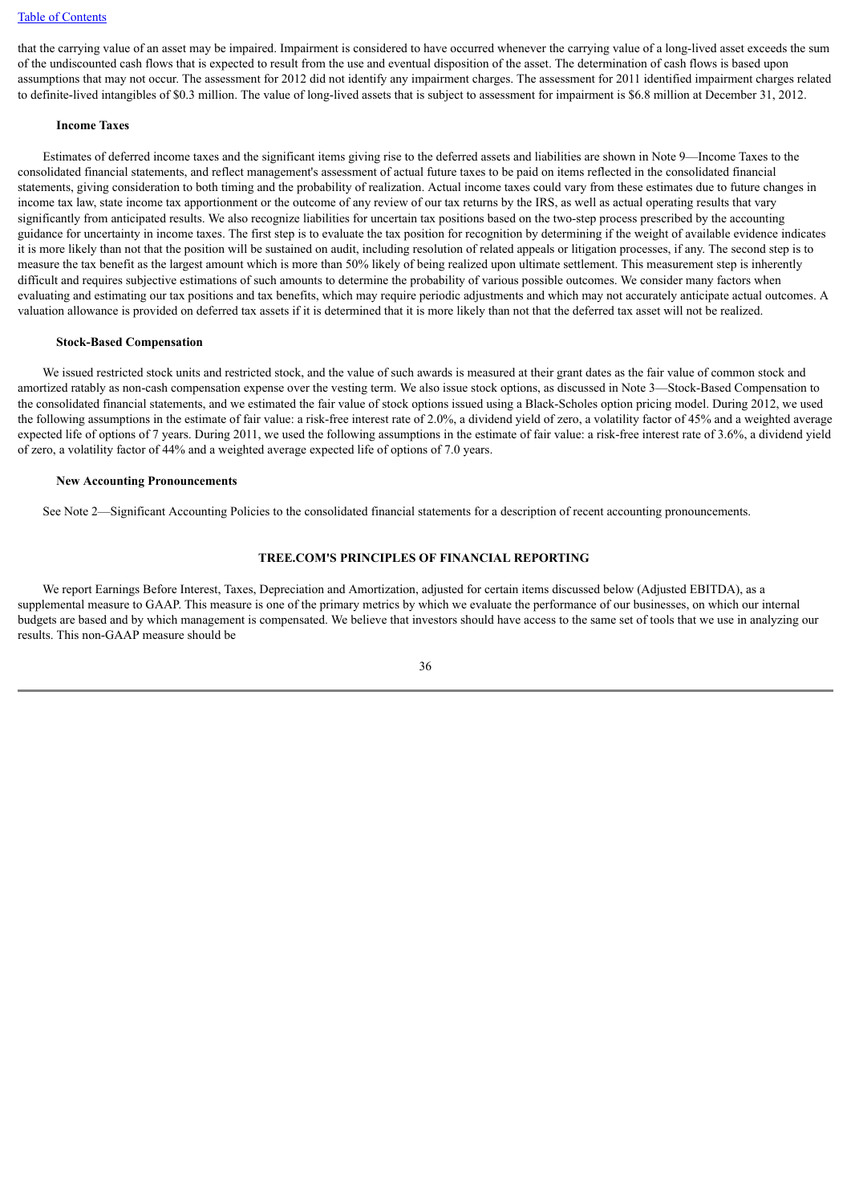that the carrying value of an asset may be impaired. Impairment is considered to have occurred whenever the carrying value of a long-lived asset exceeds the sum of the undiscounted cash flows that is expected to result from the use and eventual disposition of the asset. The determination of cash flows is based upon assumptions that may not occur. The assessment for 2012 did not identify any impairment charges. The assessment for 2011 identified impairment charges related to definite-lived intangibles of $0.3 million. The value of long-lived assets that is subject to assessment for impairment is $6.8 million at December 31, 2012.

**Income Taxes**

Estimates of deferred income taxes and the significant items giving rise to the deferred assets and liabilities are shown in Note 9—Income Taxes to the consolidated financial statements, and reflect management's assessment of actual future taxes to be paid on items reflected in the consolidated financial statements, giving consideration to both timing and the probability of realization. Actual income taxes could vary from these estimates due to future changes in income tax law, state income tax apportionment or the outcome of any review of our tax returns by the IRS, as well as actual operating results that vary significantly from anticipated results. We also recognize liabilities for uncertain tax positions based on the two-step process prescribed by the accounting guidance for uncertainty in income taxes. The first step is to evaluate the tax position for recognition by determining if the weight of available evidence indicates it is more likely than not that the position will be sustained on audit, including resolution of related appeals or litigation processes, if any. The second step is to measure the tax benefit as the largest amount which is more than 50% likely of being realized upon ultimate settlement. This measurement step is inherently difficult and requires subjective estimations of such amounts to determine the probability of various possible outcomes. We consider many factors when evaluating and estimating our tax positions and tax benefits, which may require periodic adjustments and which may not accurately anticipate actual outcomes. A valuation allowance is provided on deferred tax assets if it is determined that it is more likely than not that the deferred tax asset will not be realized.

**Stock-Based Compensation**

We issued restricted stock units and restricted stock, and the value of such awards is measured at their grant dates as the fair value of common stock and amortized ratably as non-cash compensation expense over the vesting term. We also issue stock options, as discussed in Note 3—Stock-Based Compensation to the consolidated financial statements, and we estimated the fair value of stock options issued using a Black-Scholes option pricing model. During 2012, we used the following assumptions in the estimate of fair value: a risk-free interest rate of 2.0%, a dividend yield of zero, a volatility factor of 45% and a weighted average expected life of options of 7 years. During 2011, we used the following assumptions in the estimate of fair value: a risk-free interest rate of 3.6%, a dividend yield of zero, a volatility factor of 44% and a weighted average expected life of options of 7.0 years.

**New Accounting Pronouncements**

See Note 2—Significant Accounting Policies to the consolidated financial statements for a description of recent accounting pronouncements.

## TREE.COM'S PRINCIPLES OF FINANCIAL REPORTING

We report Earnings Before Interest, Taxes, Depreciation and Amortization, adjusted for certain items discussed below (Adjusted EBITDA), as a supplemental measure to GAAP. This measure is one of the primary metrics by which we evaluate the performance of our businesses, on which our internal budgets are based and by which management is compensated. We believe that investors should have access to the same set of tools that we use in analyzing our results. This non-GAAP measure should be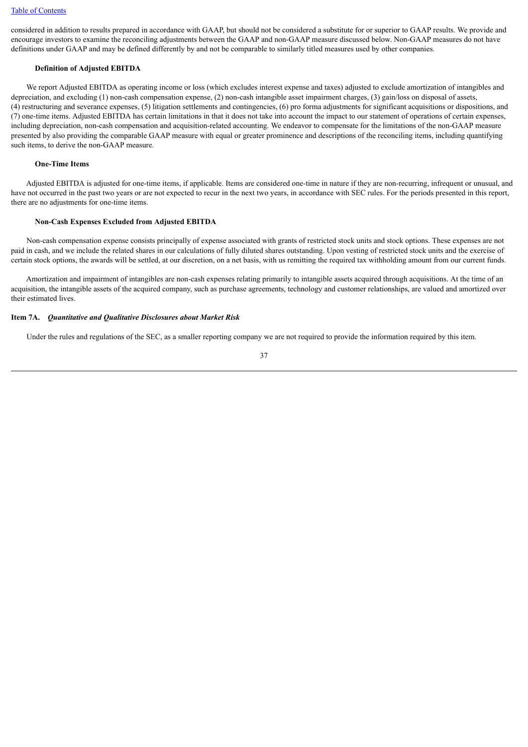considered in addition to results prepared in accordance with GAAP, but should not be considered a substitute for or superior to GAAP results. We provide and encourage investors to examine the reconciling adjustments between the GAAP and non-GAAP measure discussed below. Non-GAAP measures do not have definitions under GAAP and may be defined differently by and not be comparable to similarly titled measures used by other companies.

**Definition of Adjusted EBITDA**

We report Adjusted EBITDA as operating income or loss (which excludes interest expense and taxes) adjusted to exclude amortization of intangibles and depreciation, and excluding (1) non-cash compensation expense, (2) non-cash intangible asset impairment charges, (3) gain/loss on disposal of assets, (4) restructuring and severance expenses, (5) litigation settlements and contingencies, (6) pro forma adjustments for significant acquisitions or dispositions, and (7) one-time items. Adjusted EBITDA has certain limitations in that it does not take into account the impact to our statement of operations of certain expenses, including depreciation, non-cash compensation and acquisition-related accounting. We endeavor to compensate for the limitations of the non-GAAP measure presented by also providing the comparable GAAP measure with equal or greater prominence and descriptions of the reconciling items, including quantifying such items, to derive the non-GAAP measure.

**One-Time Items**

Adjusted EBITDA is adjusted for one-time items, if applicable. Items are considered one-time in nature if they are non-recurring, infrequent or unusual, and have not occurred in the past two years or are not expected to recur in the next two years, in accordance with SEC rules. For the periods presented in this report, there are no adjustments for one-time items.

**Non-Cash Expenses Excluded from Adjusted EBITDA**

Non-cash compensation expense consists principally of expense associated with grants of restricted stock units and stock options. These expenses are not paid in cash, and we include the related shares in our calculations of fully diluted shares outstanding. Upon vesting of restricted stock units and the exercise of certain stock options, the awards will be settled, at our discretion, on a net basis, with us remitting the required tax withholding amount from our current funds.

Amortization and impairment of intangibles are non-cash expenses relating primarily to intangible assets acquired through acquisitions. At the time of an acquisition, the intangible assets of the acquired company, such as purchase agreements, technology and customer relationships, are valued and amortized over their estimated lives.

## Item 7A. *Quantitative and Qualitative Disclosures about Market Risk*

Under the rules and regulations of the SEC, as a smaller reporting company we are not required to provide the information required by this item.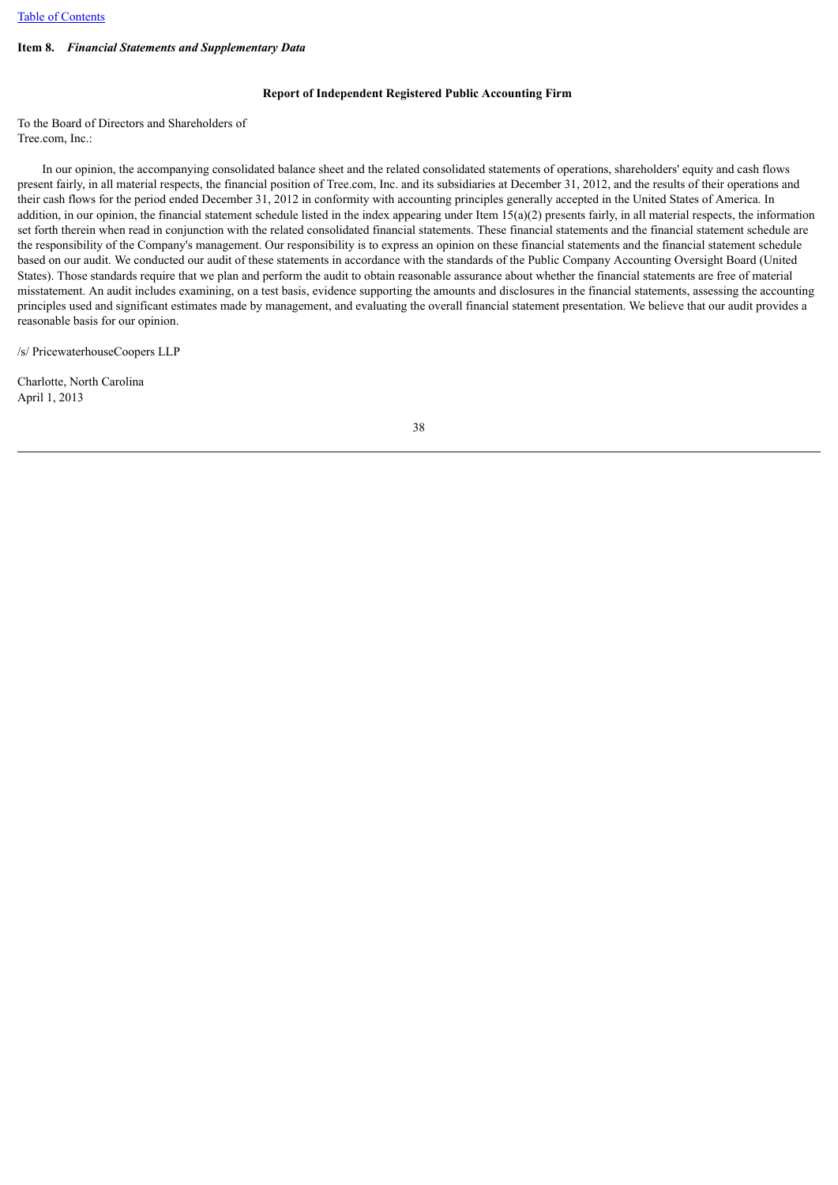**Item 8.** ***Financial Statements and Supplementary Data***

**Report of Independent Registered Public Accounting Firm**

To the Board of Directors and Shareholders of
Tree.com, Inc.:

In our opinion, the accompanying consolidated balance sheet and the related consolidated statements of operations, shareholders' equity and cash flows present fairly, in all material respects, the financial position of Tree.com, Inc. and its subsidiaries at December 31, 2012, and the results of their operations and their cash flows for the period ended December 31, 2012 in conformity with accounting principles generally accepted in the United States of America. In addition, in our opinion, the financial statement schedule listed in the index appearing under Item 15(a)(2) presents fairly, in all material respects, the information set forth therein when read in conjunction with the related consolidated financial statements. These financial statements and the financial statement schedule are the responsibility of the Company's management. Our responsibility is to express an opinion on these financial statements and the financial statement schedule based on our audit. We conducted our audit of these statements in accordance with the standards of the Public Company Accounting Oversight Board (United States). Those standards require that we plan and perform the audit to obtain reasonable assurance about whether the financial statements are free of material misstatement. An audit includes examining, on a test basis, evidence supporting the amounts and disclosures in the financial statements, assessing the accounting principles used and significant estimates made by management, and evaluating the overall financial statement presentation. We believe that our audit provides a reasonable basis for our opinion.

/s/ PricewaterhouseCoopers LLP

Charlotte, North Carolina
April 1, 2013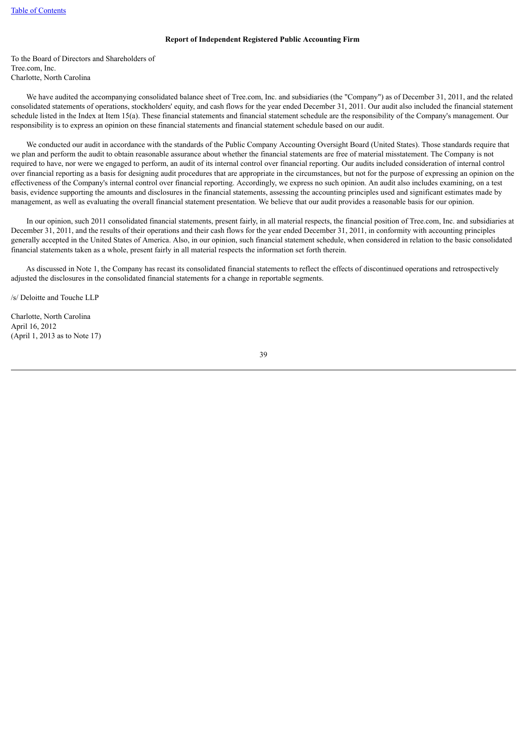**Report of Independent Registered Public Accounting Firm**

To the Board of Directors and Shareholders of
Tree.com, Inc.
Charlotte, North Carolina

We have audited the accompanying consolidated balance sheet of Tree.com, Inc. and subsidiaries (the "Company") as of December 31, 2011, and the related consolidated statements of operations, stockholders' equity, and cash flows for the year ended December 31, 2011. Our audit also included the financial statement schedule listed in the Index at Item 15(a). These financial statements and financial statement schedule are the responsibility of the Company's management. Our responsibility is to express an opinion on these financial statements and financial statement schedule based on our audit.

We conducted our audit in accordance with the standards of the Public Company Accounting Oversight Board (United States). Those standards require that we plan and perform the audit to obtain reasonable assurance about whether the financial statements are free of material misstatement. The Company is not required to have, nor were we engaged to perform, an audit of its internal control over financial reporting. Our audits included consideration of internal control over financial reporting as a basis for designing audit procedures that are appropriate in the circumstances, but not for the purpose of expressing an opinion on the effectiveness of the Company's internal control over financial reporting. Accordingly, we express no such opinion. An audit also includes examining, on a test basis, evidence supporting the amounts and disclosures in the financial statements, assessing the accounting principles used and significant estimates made by management, as well as evaluating the overall financial statement presentation. We believe that our audit provides a reasonable basis for our opinion.

In our opinion, such 2011 consolidated financial statements, present fairly, in all material respects, the financial position of Tree.com, Inc. and subsidiaries at December 31, 2011, and the results of their operations and their cash flows for the year ended December 31, 2011, in conformity with accounting principles generally accepted in the United States of America. Also, in our opinion, such financial statement schedule, when considered in relation to the basic consolidated financial statements taken as a whole, present fairly in all material respects the information set forth therein.

As discussed in Note 1, the Company has recast its consolidated financial statements to reflect the effects of discontinued operations and retrospectively adjusted the disclosures in the consolidated financial statements for a change in reportable segments.

/s/ Deloitte and Touche LLP

Charlotte, North Carolina
April 16, 2012
(April 1, 2013 as to Note 17)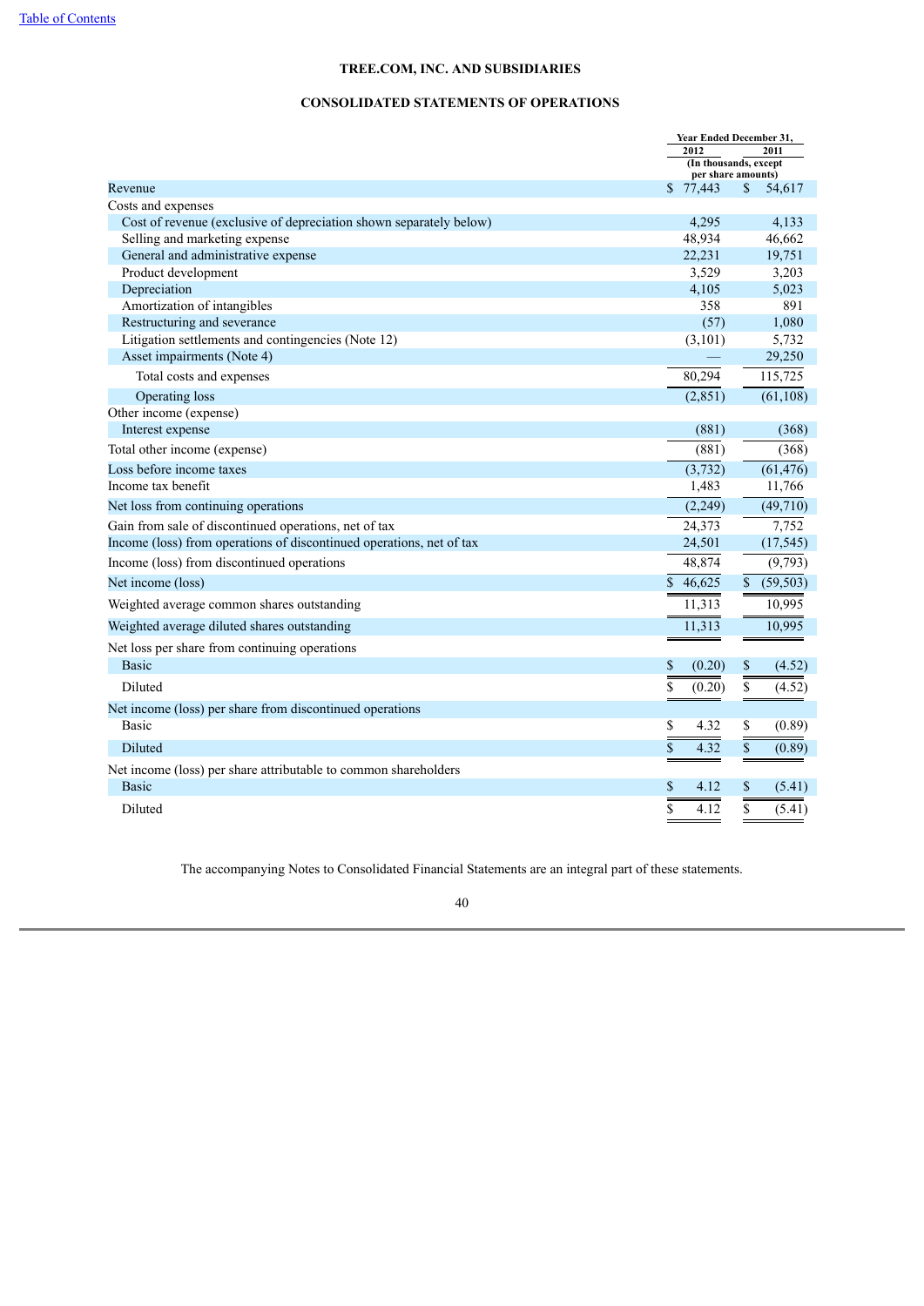Table of Contents

# TREE.COM, INC. AND SUBSIDIARIES

## CONSOLIDATED STATEMENTS OF OPERATIONS

| | Year Ended December 31, 2012 | Year Ended December 31, 2011 |
|---|---|---|
| | (In thousands, except per share amounts) | |
| Revenue | $ 77,443 | $ 54,617 |
| Costs and expenses | | |
| Cost of revenue (exclusive of depreciation shown separately below) | 4,295 | 4,133 |
| Selling and marketing expense | 48,934 | 46,662 |
| General and administrative expense | 22,231 | 19,751 |
| Product development | 3,529 | 3,203 |
| Depreciation | 4,105 | 5,023 |
| Amortization of intangibles | 358 | 891 |
| Restructuring and severance | (57) | 1,080 |
| Litigation settlements and contingencies (Note 12) | (3,101) | 5,732 |
| Asset impairments (Note 4) | — | 29,250 |
| Total costs and expenses | 80,294 | 115,725 |
| Operating loss | (2,851) | (61,108) |
| Other income (expense) | | |
| Interest expense | (881) | (368) |
| Total other income (expense) | (881) | (368) |
| Loss before income taxes | (3,732) | (61,476) |
| Income tax benefit | 1,483 | 11,766 |
| Net loss from continuing operations | (2,249) | (49,710) |
| Gain from sale of discontinued operations, net of tax | 24,373 | 7,752 |
| Income (loss) from operations of discontinued operations, net of tax | 24,501 | (17,545) |
| Income (loss) from discontinued operations | 48,874 | (9,793) |
| Net income (loss) | $ 46,625 | $ (59,503) |
| Weighted average common shares outstanding | 11,313 | 10,995 |
| Weighted average diluted shares outstanding | 11,313 | 10,995 |
| Net loss per share from continuing operations | | |
| Basic | $ (0.20) | $ (4.52) |
| Diluted | $ (0.20) | $ (4.52) |
| Net income (loss) per share from discontinued operations | | |
| Basic | $ 4.32 | $ (0.89) |
| Diluted | $ 4.32 | $ (0.89) |
| Net income (loss) per share attributable to common shareholders | | |
| Basic | $ 4.12 | $ (5.41) |
| Diluted | $ 4.12 | $ (5.41) |

The accompanying Notes to Consolidated Financial Statements are an integral part of these statements.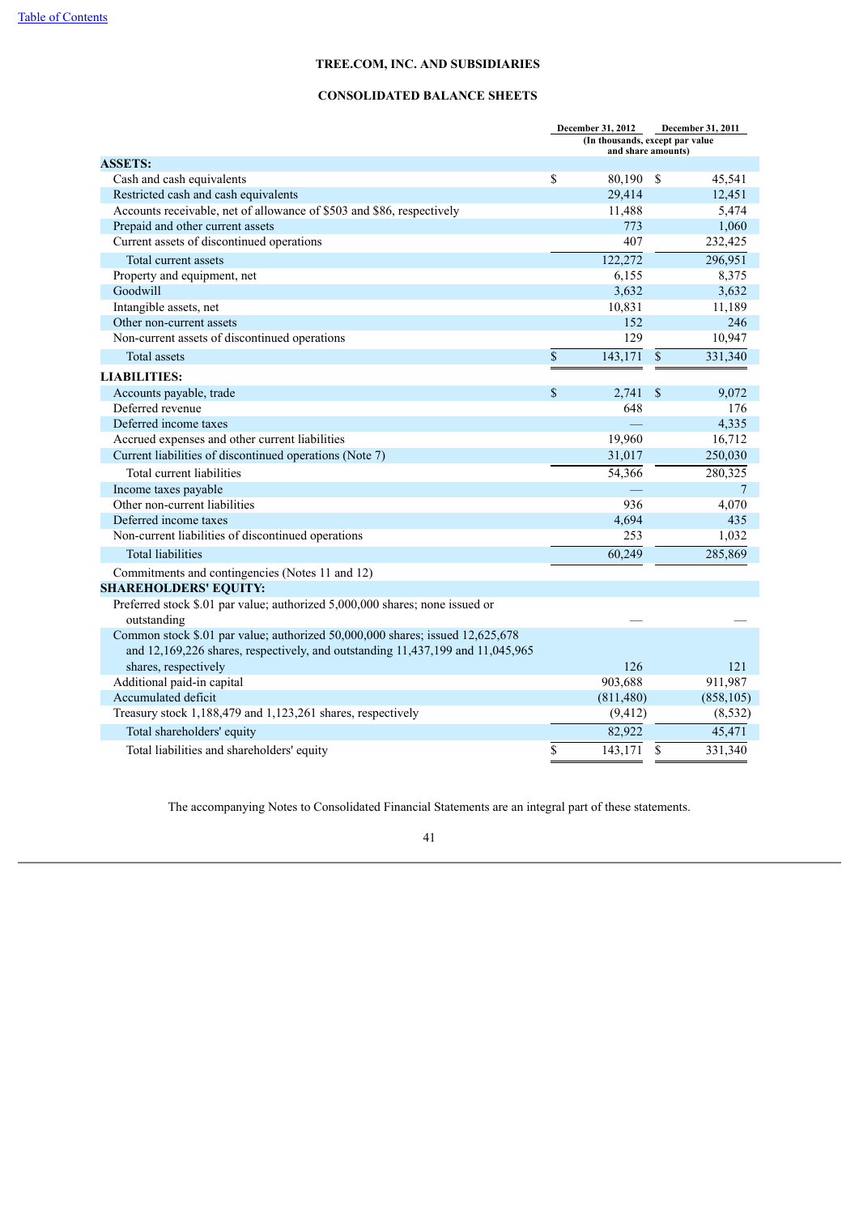[Table of Contents](#)

# TREE.COM, INC. AND SUBSIDIARIES

## CONSOLIDATED BALANCE SHEETS

| | December 31, 2012 | December 31, 2011 |
|---|---|---|
| | (In thousands, except par value and share amounts) | |
| **ASSETS:** | | |
| Cash and cash equivalents | $ 80,190 | $ 45,541 |
| Restricted cash and cash equivalents | 29,414 | 12,451 |
| Accounts receivable, net of allowance of $503 and $86, respectively | 11,488 | 5,474 |
| Prepaid and other current assets | 773 | 1,060 |
| Current assets of discontinued operations | 407 | 232,425 |
| Total current assets | 122,272 | 296,951 |
| Property and equipment, net | 6,155 | 8,375 |
| Goodwill | 3,632 | 3,632 |
| Intangible assets, net | 10,831 | 11,189 |
| Other non-current assets | 152 | 246 |
| Non-current assets of discontinued operations | 129 | 10,947 |
| Total assets | $ 143,171 | $ 331,340 |
| **LIABILITIES:** | | |
| Accounts payable, trade | $ 2,741 | $ 9,072 |
| Deferred revenue | 648 | 176 |
| Deferred income taxes | — | 4,335 |
| Accrued expenses and other current liabilities | 19,960 | 16,712 |
| Current liabilities of discontinued operations (Note 7) | 31,017 | 250,030 |
| Total current liabilities | 54,366 | 280,325 |
| Income taxes payable | — | 7 |
| Other non-current liabilities | 936 | 4,070 |
| Deferred income taxes | 4,694 | 435 |
| Non-current liabilities of discontinued operations | 253 | 1,032 |
| Total liabilities | 60,249 | 285,869 |
| Commitments and contingencies (Notes 11 and 12) | | |
| **SHAREHOLDERS' EQUITY:** | | |
| Preferred stock $.01 par value; authorized 5,000,000 shares; none issued or outstanding | — | — |
| Common stock $.01 par value; authorized 50,000,000 shares; issued 12,625,678 and 12,169,226 shares, respectively, and outstanding 11,437,199 and 11,045,965 shares, respectively | 126 | 121 |
| Additional paid-in capital | 903,688 | 911,987 |
| Accumulated deficit | (811,480) | (858,105) |
| Treasury stock 1,188,479 and 1,123,261 shares, respectively | (9,412) | (8,532) |
| Total shareholders' equity | 82,922 | 45,471 |
| Total liabilities and shareholders' equity | $ 143,171 | $ 331,340 |

The accompanying Notes to Consolidated Financial Statements are an integral part of these statements.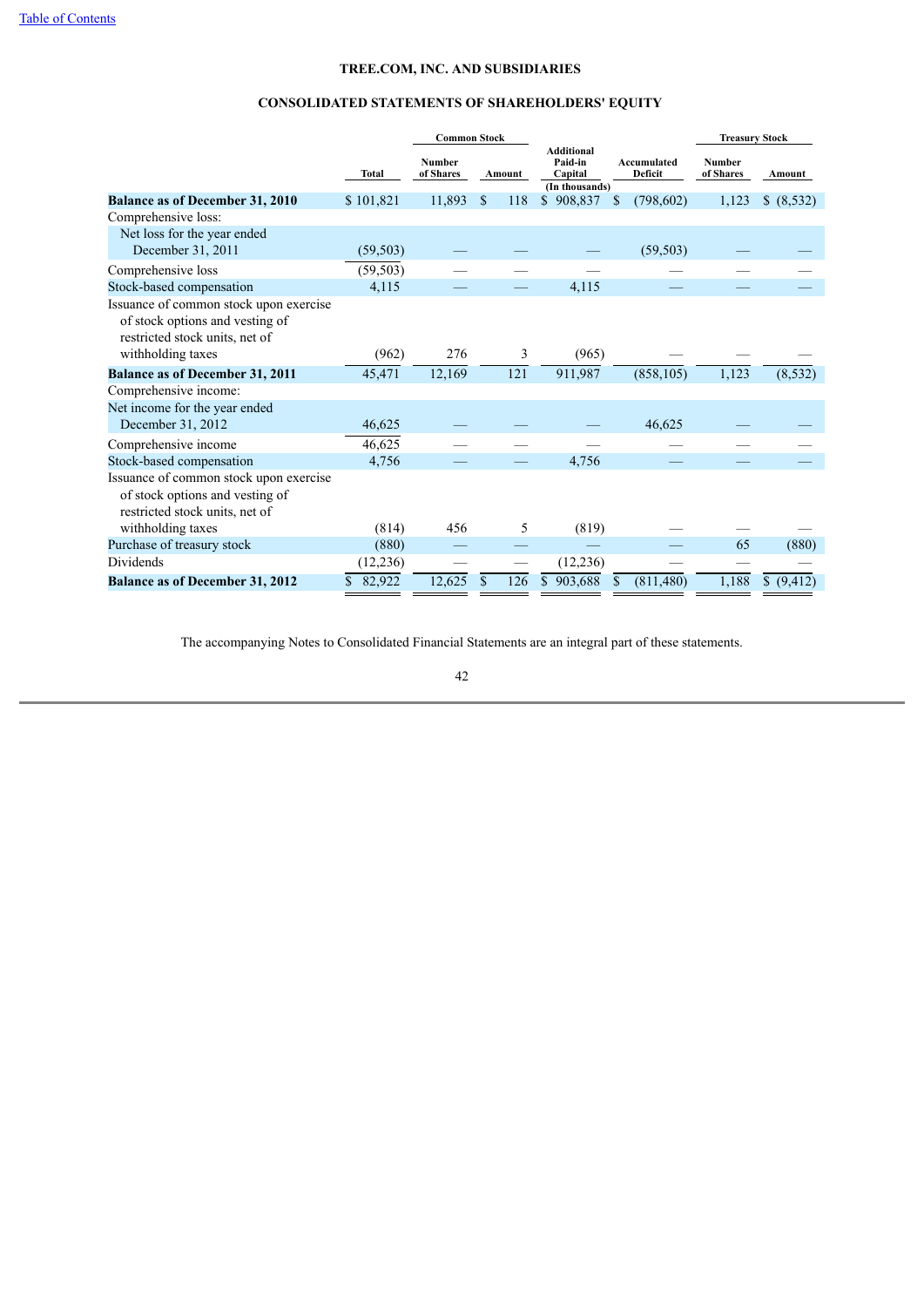## TREE.COM, INC. AND SUBSIDIARIES

## CONSOLIDATED STATEMENTS OF SHAREHOLDERS' EQUITY

| | | Common Stock | | | | Treasury Stock | |
|---|---|---|---|---|---|---|---|
| | Total | Number of Shares | Amount | Additional Paid-in Capital | Accumulated Deficit | Number of Shares | Amount |
| | | | | (In thousands) | | | |
| **Balance as of December 31, 2010** | $ 101,821 | 11,893 | $ 118 | $ 908,837 | $ (798,602) | 1,123 | $ (8,532) |
| Comprehensive loss: | | | | | | | |
| Net loss for the year ended December 31, 2011 | (59,503) | — | — | — | (59,503) | — | — |
| Comprehensive loss | (59,503) | — | — | — | — | — | — |
| Stock-based compensation | 4,115 | — | — | 4,115 | — | — | — |
| Issuance of common stock upon exercise of stock options and vesting of restricted stock units, net of withholding taxes | (962) | 276 | 3 | (965) | — | — | — |
| **Balance as of December 31, 2011** | 45,471 | 12,169 | 121 | 911,987 | (858,105) | 1,123 | (8,532) |
| Comprehensive income: | | | | | | | |
| Net income for the year ended December 31, 2012 | 46,625 | — | — | — | 46,625 | — | — |
| Comprehensive income | 46,625 | — | — | — | — | — | — |
| Stock-based compensation | 4,756 | — | — | 4,756 | — | — | — |
| Issuance of common stock upon exercise of stock options and vesting of restricted stock units, net of withholding taxes | (814) | 456 | 5 | (819) | — | — | — |
| Purchase of treasury stock | (880) | — | — | — | — | 65 | (880) |
| Dividends | (12,236) | — | — | (12,236) | — | — | — |
| **Balance as of December 31, 2012** | $ 82,922 | 12,625 | $ 126 | $ 903,688 | $ (811,480) | 1,188 | $ (9,412) |

The accompanying Notes to Consolidated Financial Statements are an integral part of these statements.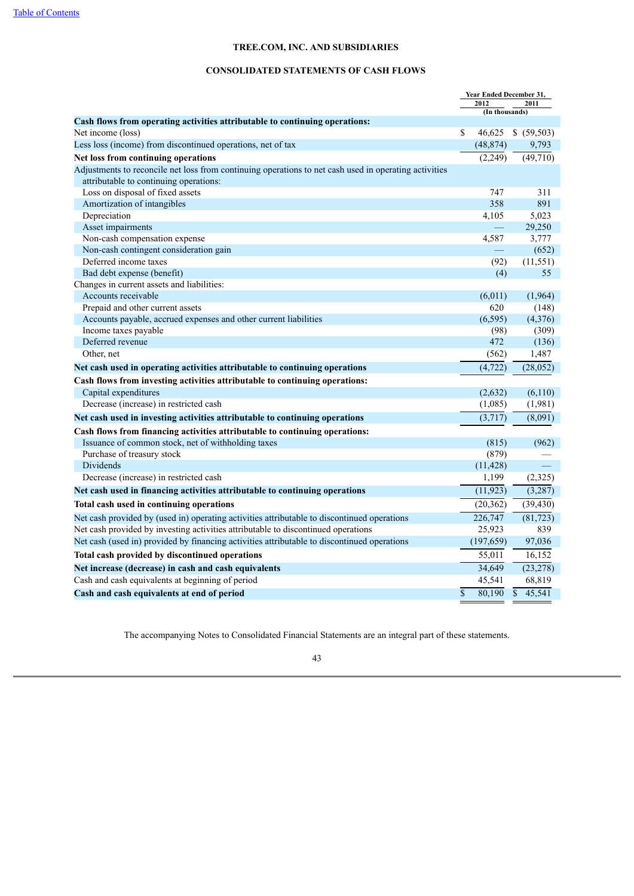**TREE.COM, INC. AND SUBSIDIARIES**

**CONSOLIDATED STATEMENTS OF CASH FLOWS**

| | Year Ended December 31, | |
|---|---|---|
| | 2012 | 2011 |
| | (In thousands) | |
| **Cash flows from operating activities attributable to continuing operations:** | | |
| Net income (loss) | $ 46,625 | $ (59,503) |
| Less loss (income) from discontinued operations, net of tax | (48,874) | 9,793 |
| **Net loss from continuing operations** | (2,249) | (49,710) |
| Adjustments to reconcile net loss from continuing operations to net cash used in operating activities attributable to continuing operations: | | |
| Loss on disposal of fixed assets | 747 | 311 |
| Amortization of intangibles | 358 | 891 |
| Depreciation | 4,105 | 5,023 |
| Asset impairments | — | 29,250 |
| Non-cash compensation expense | 4,587 | 3,777 |
| Non-cash contingent consideration gain | — | (652) |
| Deferred income taxes | (92) | (11,551) |
| Bad debt expense (benefit) | (4) | 55 |
| Changes in current assets and liabilities: | | |
| Accounts receivable | (6,011) | (1,964) |
| Prepaid and other current assets | 620 | (148) |
| Accounts payable, accrued expenses and other current liabilities | (6,595) | (4,376) |
| Income taxes payable | (98) | (309) |
| Deferred revenue | 472 | (136) |
| Other, net | (562) | 1,487 |
| **Net cash used in operating activities attributable to continuing operations** | (4,722) | (28,052) |
| **Cash flows from investing activities attributable to continuing operations:** | | |
| Capital expenditures | (2,632) | (6,110) |
| Decrease (increase) in restricted cash | (1,085) | (1,981) |
| **Net cash used in investing activities attributable to continuing operations** | (3,717) | (8,091) |
| **Cash flows from financing activities attributable to continuing operations:** | | |
| Issuance of common stock, net of withholding taxes | (815) | (962) |
| Purchase of treasury stock | (879) | — |
| Dividends | (11,428) | — |
| Decrease (increase) in restricted cash | 1,199 | (2,325) |
| **Net cash used in financing activities attributable to continuing operations** | (11,923) | (3,287) |
| **Total cash used in continuing operations** | (20,362) | (39,430) |
| Net cash provided by (used in) operating activities attributable to discontinued operations | 226,747 | (81,723) |
| Net cash provided by investing activities attributable to discontinued operations | 25,923 | 839 |
| Net cash (used in) provided by financing activities attributable to discontinued operations | (197,659) | 97,036 |
| **Total cash provided by discontinued operations** | 55,011 | 16,152 |
| **Net increase (decrease) in cash and cash equivalents** | 34,649 | (23,278) |
| Cash and cash equivalents at beginning of period | 45,541 | 68,819 |
| **Cash and cash equivalents at end of period** | $ 80,190 | $ 45,541 |

The accompanying Notes to Consolidated Financial Statements are an integral part of these statements.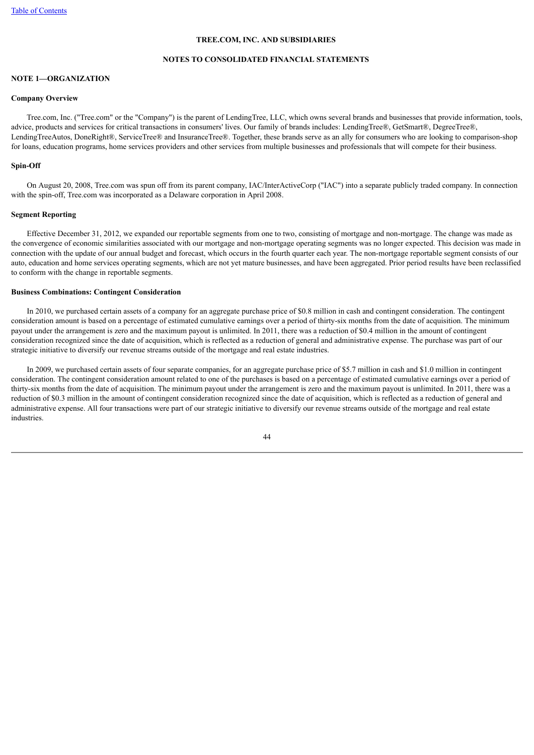# TREE.COM, INC. AND SUBSIDIARIES

## NOTES TO CONSOLIDATED FINANCIAL STATEMENTS

### NOTE 1—ORGANIZATION

**Company Overview**

Tree.com, Inc. ("Tree.com" or the "Company") is the parent of LendingTree, LLC, which owns several brands and businesses that provide information, tools, advice, products and services for critical transactions in consumers' lives. Our family of brands includes: LendingTree®, GetSmart®, DegreeTree®, LendingTreeAutos, DoneRight®, ServiceTree® and InsuranceTree®. Together, these brands serve as an ally for consumers who are looking to comparison-shop for loans, education programs, home services providers and other services from multiple businesses and professionals that will compete for their business.

**Spin-Off**

On August 20, 2008, Tree.com was spun off from its parent company, IAC/InterActiveCorp ("IAC") into a separate publicly traded company. In connection with the spin-off, Tree.com was incorporated as a Delaware corporation in April 2008.

**Segment Reporting**

Effective December 31, 2012, we expanded our reportable segments from one to two, consisting of mortgage and non-mortgage. The change was made as the convergence of economic similarities associated with our mortgage and non-mortgage operating segments was no longer expected. This decision was made in connection with the update of our annual budget and forecast, which occurs in the fourth quarter each year. The non-mortgage reportable segment consists of our auto, education and home services operating segments, which are not yet mature businesses, and have been aggregated. Prior period results have been reclassified to conform with the change in reportable segments.

**Business Combinations: Contingent Consideration**

In 2010, we purchased certain assets of a company for an aggregate purchase price of $0.8 million in cash and contingent consideration. The contingent consideration amount is based on a percentage of estimated cumulative earnings over a period of thirty-six months from the date of acquisition. The minimum payout under the arrangement is zero and the maximum payout is unlimited. In 2011, there was a reduction of $0.4 million in the amount of contingent consideration recognized since the date of acquisition, which is reflected as a reduction of general and administrative expense. The purchase was part of our strategic initiative to diversify our revenue streams outside of the mortgage and real estate industries.

In 2009, we purchased certain assets of four separate companies, for an aggregate purchase price of $5.7 million in cash and $1.0 million in contingent consideration. The contingent consideration amount related to one of the purchases is based on a percentage of estimated cumulative earnings over a period of thirty-six months from the date of acquisition. The minimum payout under the arrangement is zero and the maximum payout is unlimited. In 2011, there was a reduction of $0.3 million in the amount of contingent consideration recognized since the date of acquisition, which is reflected as a reduction of general and administrative expense. All four transactions were part of our strategic initiative to diversify our revenue streams outside of the mortgage and real estate industries.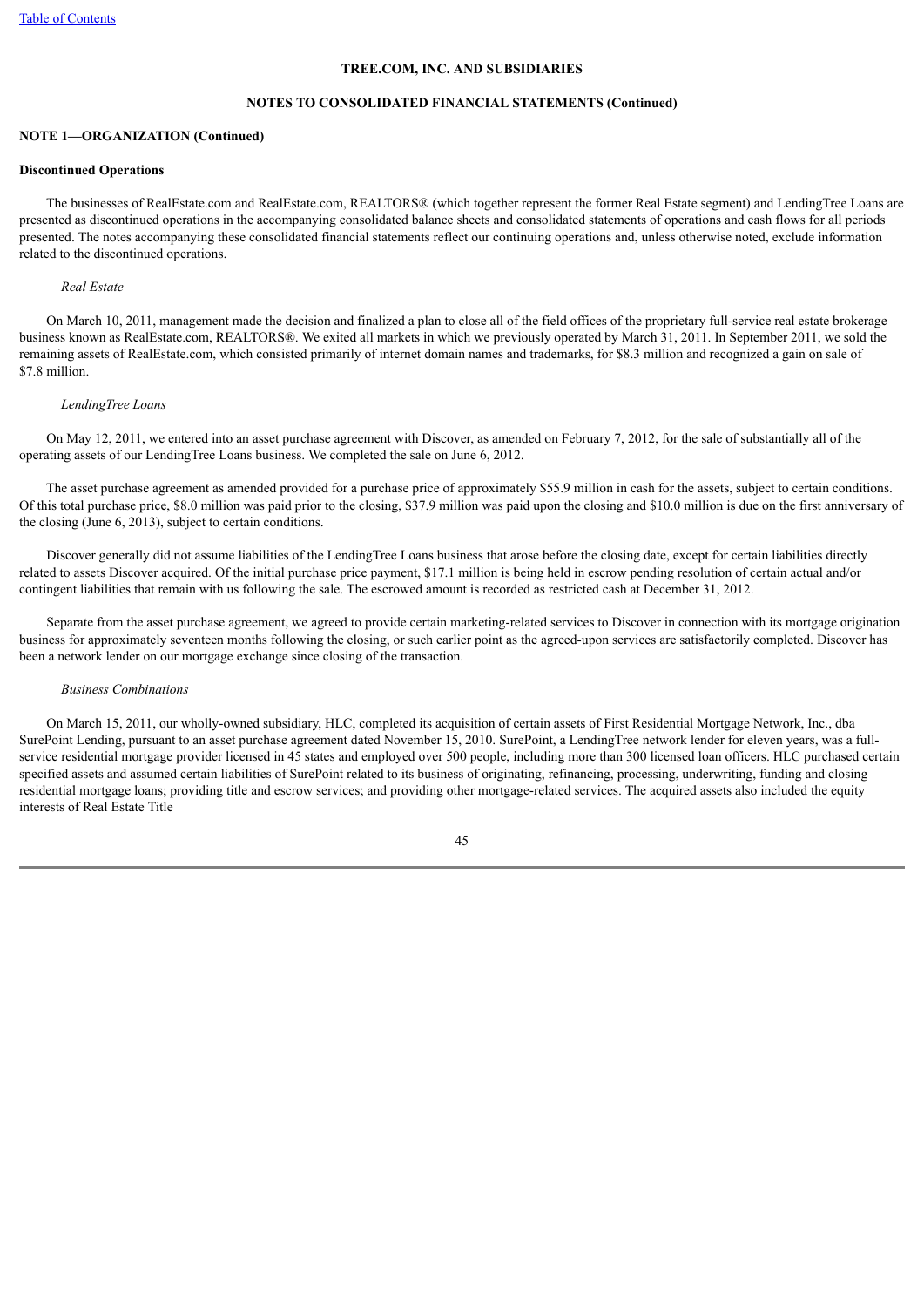**TREE.COM, INC. AND SUBSIDIARIES**

**NOTES TO CONSOLIDATED FINANCIAL STATEMENTS (Continued)**

**NOTE 1—ORGANIZATION (Continued)**

**Discontinued Operations**

The businesses of RealEstate.com and RealEstate.com, REALTORS® (which together represent the former Real Estate segment) and LendingTree Loans are presented as discontinued operations in the accompanying consolidated balance sheets and consolidated statements of operations and cash flows for all periods presented. The notes accompanying these consolidated financial statements reflect our continuing operations and, unless otherwise noted, exclude information related to the discontinued operations.

*Real Estate*

On March 10, 2011, management made the decision and finalized a plan to close all of the field offices of the proprietary full-service real estate brokerage business known as RealEstate.com, REALTORS®. We exited all markets in which we previously operated by March 31, 2011. In September 2011, we sold the remaining assets of RealEstate.com, which consisted primarily of internet domain names and trademarks, for $8.3 million and recognized a gain on sale of $7.8 million.

*LendingTree Loans*

On May 12, 2011, we entered into an asset purchase agreement with Discover, as amended on February 7, 2012, for the sale of substantially all of the operating assets of our LendingTree Loans business. We completed the sale on June 6, 2012.

The asset purchase agreement as amended provided for a purchase price of approximately $55.9 million in cash for the assets, subject to certain conditions. Of this total purchase price, $8.0 million was paid prior to the closing, $37.9 million was paid upon the closing and $10.0 million is due on the first anniversary of the closing (June 6, 2013), subject to certain conditions.

Discover generally did not assume liabilities of the LendingTree Loans business that arose before the closing date, except for certain liabilities directly related to assets Discover acquired. Of the initial purchase price payment, $17.1 million is being held in escrow pending resolution of certain actual and/or contingent liabilities that remain with us following the sale. The escrowed amount is recorded as restricted cash at December 31, 2012.

Separate from the asset purchase agreement, we agreed to provide certain marketing-related services to Discover in connection with its mortgage origination business for approximately seventeen months following the closing, or such earlier point as the agreed-upon services are satisfactorily completed. Discover has been a network lender on our mortgage exchange since closing of the transaction.

*Business Combinations*

On March 15, 2011, our wholly-owned subsidiary, HLC, completed its acquisition of certain assets of First Residential Mortgage Network, Inc., dba SurePoint Lending, pursuant to an asset purchase agreement dated November 15, 2010. SurePoint, a LendingTree network lender for eleven years, was a full-service residential mortgage provider licensed in 45 states and employed over 500 people, including more than 300 licensed loan officers. HLC purchased certain specified assets and assumed certain liabilities of SurePoint related to its business of originating, refinancing, processing, underwriting, funding and closing residential mortgage loans; providing title and escrow services; and providing other mortgage-related services. The acquired assets also included the equity interests of Real Estate Title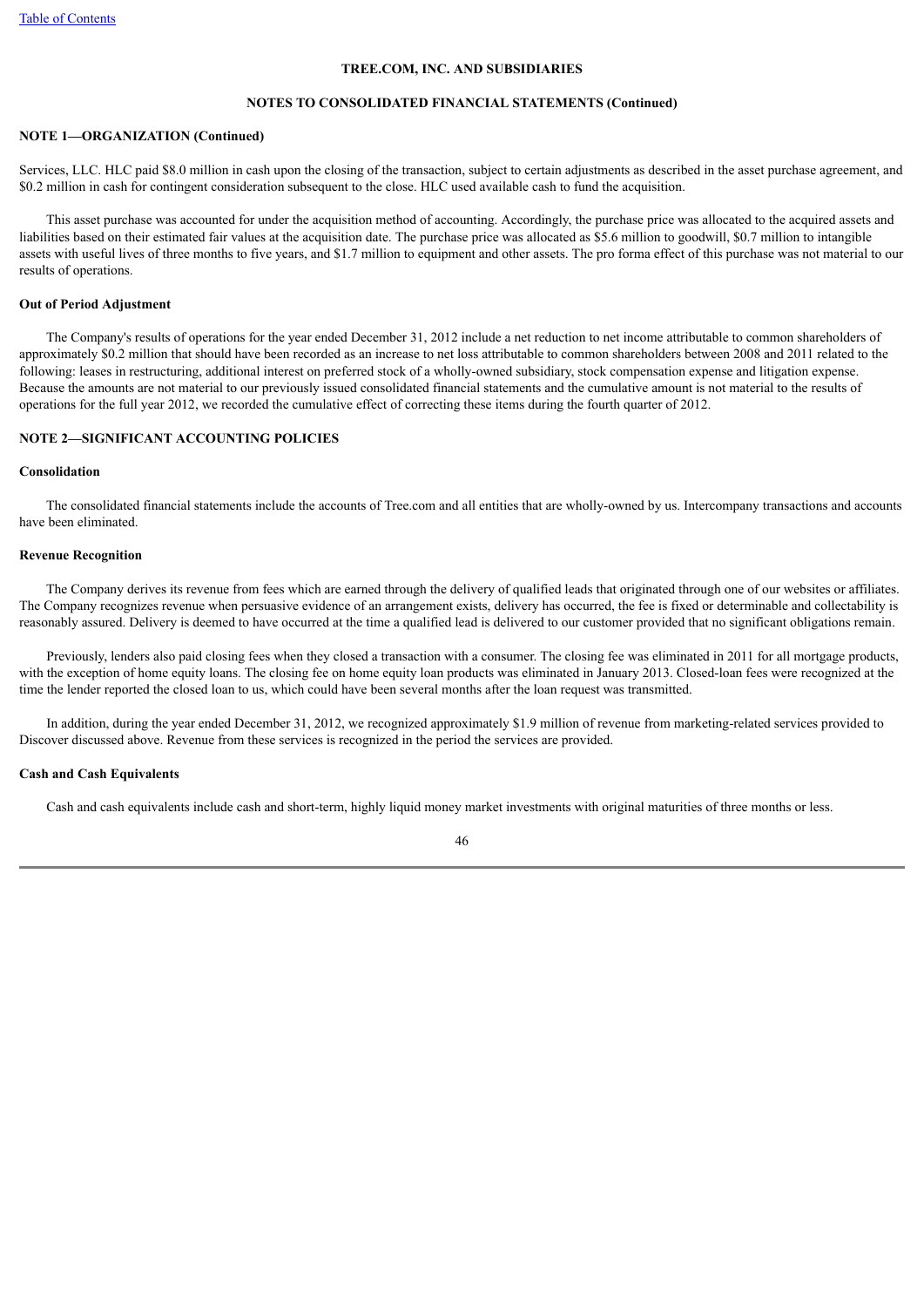**TREE.COM, INC. AND SUBSIDIARIES**

**NOTES TO CONSOLIDATED FINANCIAL STATEMENTS (Continued)**

**NOTE 1—ORGANIZATION (Continued)**

Services, LLC. HLC paid $8.0 million in cash upon the closing of the transaction, subject to certain adjustments as described in the asset purchase agreement, and $0.2 million in cash for contingent consideration subsequent to the close. HLC used available cash to fund the acquisition.

This asset purchase was accounted for under the acquisition method of accounting. Accordingly, the purchase price was allocated to the acquired assets and liabilities based on their estimated fair values at the acquisition date. The purchase price was allocated as $5.6 million to goodwill, $0.7 million to intangible assets with useful lives of three months to five years, and $1.7 million to equipment and other assets. The pro forma effect of this purchase was not material to our results of operations.

**Out of Period Adjustment**

The Company's results of operations for the year ended December 31, 2012 include a net reduction to net income attributable to common shareholders of approximately $0.2 million that should have been recorded as an increase to net loss attributable to common shareholders between 2008 and 2011 related to the following: leases in restructuring, additional interest on preferred stock of a wholly-owned subsidiary, stock compensation expense and litigation expense. Because the amounts are not material to our previously issued consolidated financial statements and the cumulative amount is not material to the results of operations for the full year 2012, we recorded the cumulative effect of correcting these items during the fourth quarter of 2012.

**NOTE 2—SIGNIFICANT ACCOUNTING POLICIES**

**Consolidation**

The consolidated financial statements include the accounts of Tree.com and all entities that are wholly-owned by us. Intercompany transactions and accounts have been eliminated.

**Revenue Recognition**

The Company derives its revenue from fees which are earned through the delivery of qualified leads that originated through one of our websites or affiliates. The Company recognizes revenue when persuasive evidence of an arrangement exists, delivery has occurred, the fee is fixed or determinable and collectability is reasonably assured. Delivery is deemed to have occurred at the time a qualified lead is delivered to our customer provided that no significant obligations remain.

Previously, lenders also paid closing fees when they closed a transaction with a consumer. The closing fee was eliminated in 2011 for all mortgage products, with the exception of home equity loans. The closing fee on home equity loan products was eliminated in January 2013. Closed-loan fees were recognized at the time the lender reported the closed loan to us, which could have been several months after the loan request was transmitted.

In addition, during the year ended December 31, 2012, we recognized approximately $1.9 million of revenue from marketing-related services provided to Discover discussed above. Revenue from these services is recognized in the period the services are provided.

**Cash and Cash Equivalents**

Cash and cash equivalents include cash and short-term, highly liquid money market investments with original maturities of three months or less.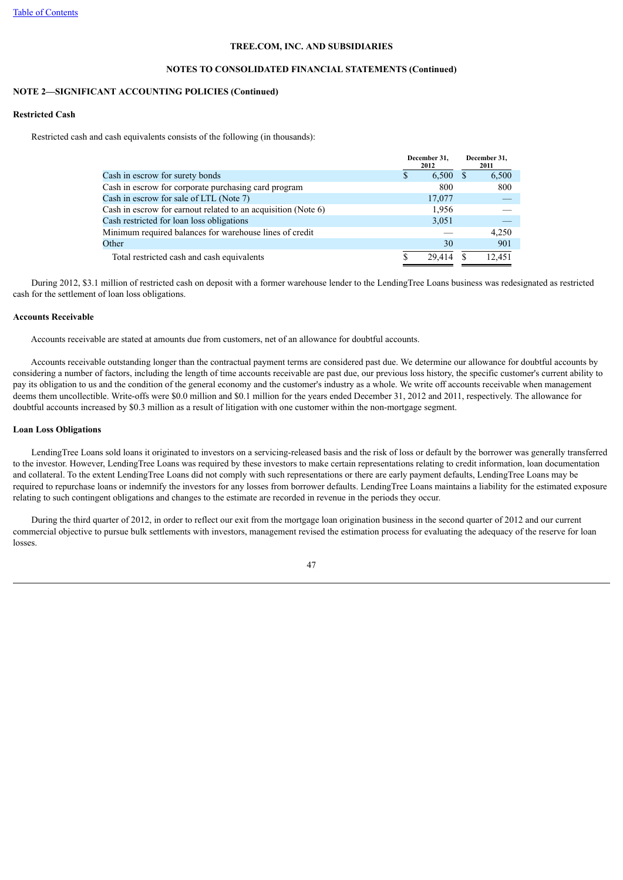TREE.COM, INC. AND SUBSIDIARIES

NOTES TO CONSOLIDATED FINANCIAL STATEMENTS (Continued)

**NOTE 2—SIGNIFICANT ACCOUNTING POLICIES (Continued)**

**Restricted Cash**

Restricted cash and cash equivalents consists of the following (in thousands):

| | December 31, 2012 | December 31, 2011 |
|---|---|---|
| Cash in escrow for surety bonds | $ 6,500 | $ 6,500 |
| Cash in escrow for corporate purchasing card program | 800 | 800 |
| Cash in escrow for sale of LTL (Note 7) | 17,077 | — |
| Cash in escrow for earnout related to an acquisition (Note 6) | 1,956 | — |
| Cash restricted for loan loss obligations | 3,051 | — |
| Minimum required balances for warehouse lines of credit | — | 4,250 |
| Other | 30 | 901 |
| Total restricted cash and cash equivalents | $ 29,414 | $ 12,451 |

During 2012, $3.1 million of restricted cash on deposit with a former warehouse lender to the LendingTree Loans business was redesignated as restricted cash for the settlement of loan loss obligations.

**Accounts Receivable**

Accounts receivable are stated at amounts due from customers, net of an allowance for doubtful accounts.

Accounts receivable outstanding longer than the contractual payment terms are considered past due. We determine our allowance for doubtful accounts by considering a number of factors, including the length of time accounts receivable are past due, our previous loss history, the specific customer's current ability to pay its obligation to us and the condition of the general economy and the customer's industry as a whole. We write off accounts receivable when management deems them uncollectible. Write-offs were $0.0 million and $0.1 million for the years ended December 31, 2012 and 2011, respectively. The allowance for doubtful accounts increased by $0.3 million as a result of litigation with one customer within the non-mortgage segment.

**Loan Loss Obligations**

LendingTree Loans sold loans it originated to investors on a servicing-released basis and the risk of loss or default by the borrower was generally transferred to the investor. However, LendingTree Loans was required by these investors to make certain representations relating to credit information, loan documentation and collateral. To the extent LendingTree Loans did not comply with such representations or there are early payment defaults, LendingTree Loans may be required to repurchase loans or indemnify the investors for any losses from borrower defaults. LendingTree Loans maintains a liability for the estimated exposure relating to such contingent obligations and changes to the estimate are recorded in revenue in the periods they occur.

During the third quarter of 2012, in order to reflect our exit from the mortgage loan origination business in the second quarter of 2012 and our current commercial objective to pursue bulk settlements with investors, management revised the estimation process for evaluating the adequacy of the reserve for loan losses.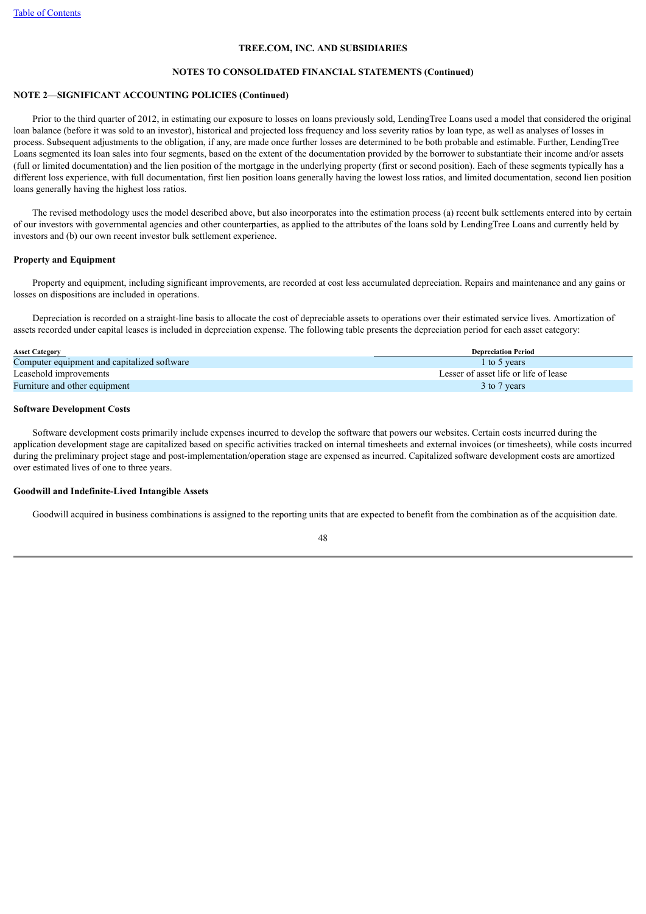**TREE.COM, INC. AND SUBSIDIARIES**

**NOTES TO CONSOLIDATED FINANCIAL STATEMENTS (Continued)**

**NOTE 2—SIGNIFICANT ACCOUNTING POLICIES (Continued)**

Prior to the third quarter of 2012, in estimating our exposure to losses on loans previously sold, LendingTree Loans used a model that considered the original loan balance (before it was sold to an investor), historical and projected loss frequency and loss severity ratios by loan type, as well as analyses of losses in process. Subsequent adjustments to the obligation, if any, are made once further losses are determined to be both probable and estimable. Further, LendingTree Loans segmented its loan sales into four segments, based on the extent of the documentation provided by the borrower to substantiate their income and/or assets (full or limited documentation) and the lien position of the mortgage in the underlying property (first or second position). Each of these segments typically has a different loss experience, with full documentation, first lien position loans generally having the lowest loss ratios, and limited documentation, second lien position loans generally having the highest loss ratios.

The revised methodology uses the model described above, but also incorporates into the estimation process (a) recent bulk settlements entered into by certain of our investors with governmental agencies and other counterparties, as applied to the attributes of the loans sold by LendingTree Loans and currently held by investors and (b) our own recent investor bulk settlement experience.

**Property and Equipment**

Property and equipment, including significant improvements, are recorded at cost less accumulated depreciation. Repairs and maintenance and any gains or losses on dispositions are included in operations.

Depreciation is recorded on a straight-line basis to allocate the cost of depreciable assets to operations over their estimated service lives. Amortization of assets recorded under capital leases is included in depreciation expense. The following table presents the depreciation period for each asset category:

| Asset Category | Depreciation Period |
|---|---|
| Computer equipment and capitalized software | 1 to 5 years |
| Leasehold improvements | Lesser of asset life or life of lease |
| Furniture and other equipment | 3 to 7 years |

**Software Development Costs**

Software development costs primarily include expenses incurred to develop the software that powers our websites. Certain costs incurred during the application development stage are capitalized based on specific activities tracked on internal timesheets and external invoices (or timesheets), while costs incurred during the preliminary project stage and post-implementation/operation stage are expensed as incurred. Capitalized software development costs are amortized over estimated lives of one to three years.

**Goodwill and Indefinite-Lived Intangible Assets**

Goodwill acquired in business combinations is assigned to the reporting units that are expected to benefit from the combination as of the acquisition date.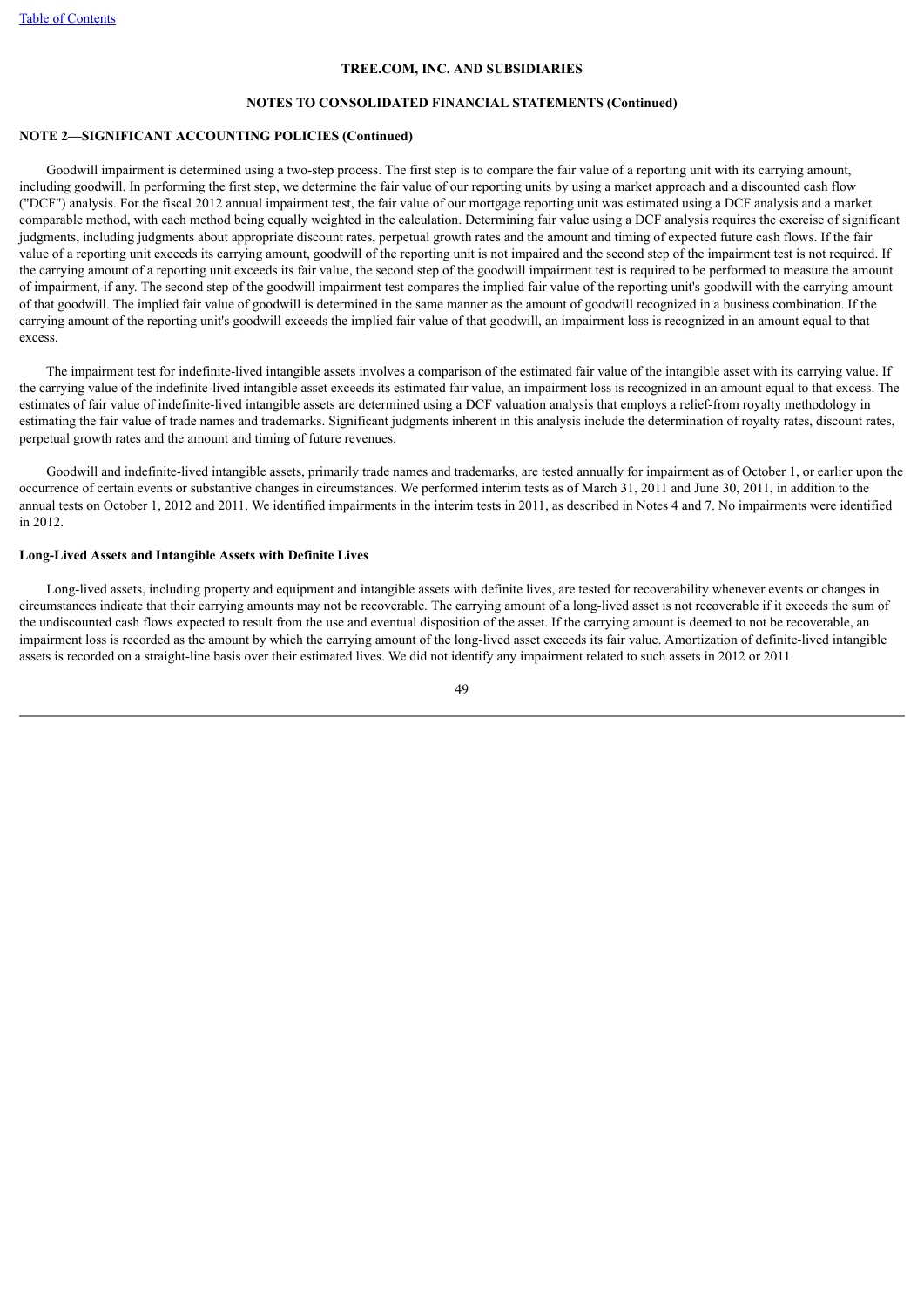TREE.COM, INC. AND SUBSIDIARIES

NOTES TO CONSOLIDATED FINANCIAL STATEMENTS (Continued)

**NOTE 2—SIGNIFICANT ACCOUNTING POLICIES (Continued)**

Goodwill impairment is determined using a two-step process. The first step is to compare the fair value of a reporting unit with its carrying amount, including goodwill. In performing the first step, we determine the fair value of our reporting units by using a market approach and a discounted cash flow ("DCF") analysis. For the fiscal 2012 annual impairment test, the fair value of our mortgage reporting unit was estimated using a DCF analysis and a market comparable method, with each method being equally weighted in the calculation. Determining fair value using a DCF analysis requires the exercise of significant judgments, including judgments about appropriate discount rates, perpetual growth rates and the amount and timing of expected future cash flows. If the fair value of a reporting unit exceeds its carrying amount, goodwill of the reporting unit is not impaired and the second step of the impairment test is not required. If the carrying amount of a reporting unit exceeds its fair value, the second step of the goodwill impairment test is required to be performed to measure the amount of impairment, if any. The second step of the goodwill impairment test compares the implied fair value of the reporting unit's goodwill with the carrying amount of that goodwill. The implied fair value of goodwill is determined in the same manner as the amount of goodwill recognized in a business combination. If the carrying amount of the reporting unit's goodwill exceeds the implied fair value of that goodwill, an impairment loss is recognized in an amount equal to that excess.

The impairment test for indefinite-lived intangible assets involves a comparison of the estimated fair value of the intangible asset with its carrying value. If the carrying value of the indefinite-lived intangible asset exceeds its estimated fair value, an impairment loss is recognized in an amount equal to that excess. The estimates of fair value of indefinite-lived intangible assets are determined using a DCF valuation analysis that employs a relief-from royalty methodology in estimating the fair value of trade names and trademarks. Significant judgments inherent in this analysis include the determination of royalty rates, discount rates, perpetual growth rates and the amount and timing of future revenues.

Goodwill and indefinite-lived intangible assets, primarily trade names and trademarks, are tested annually for impairment as of October 1, or earlier upon the occurrence of certain events or substantive changes in circumstances. We performed interim tests as of March 31, 2011 and June 30, 2011, in addition to the annual tests on October 1, 2012 and 2011. We identified impairments in the interim tests in 2011, as described in Notes 4 and 7. No impairments were identified in 2012.

**Long-Lived Assets and Intangible Assets with Definite Lives**

Long-lived assets, including property and equipment and intangible assets with definite lives, are tested for recoverability whenever events or changes in circumstances indicate that their carrying amounts may not be recoverable. The carrying amount of a long-lived asset is not recoverable if it exceeds the sum of the undiscounted cash flows expected to result from the use and eventual disposition of the asset. If the carrying amount is deemed to not be recoverable, an impairment loss is recorded as the amount by which the carrying amount of the long-lived asset exceeds its fair value. Amortization of definite-lived intangible assets is recorded on a straight-line basis over their estimated lives. We did not identify any impairment related to such assets in 2012 or 2011.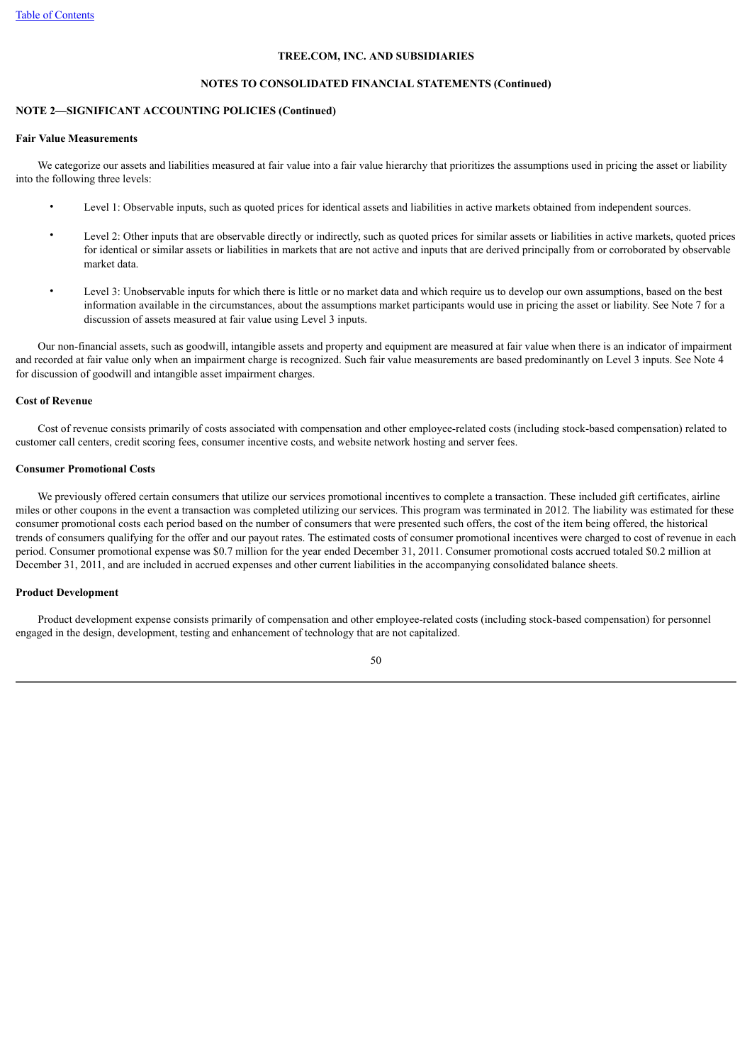**TREE.COM, INC. AND SUBSIDIARIES**

**NOTES TO CONSOLIDATED FINANCIAL STATEMENTS (Continued)**

**NOTE 2—SIGNIFICANT ACCOUNTING POLICIES (Continued)**

**Fair Value Measurements**

We categorize our assets and liabilities measured at fair value into a fair value hierarchy that prioritizes the assumptions used in pricing the asset or liability into the following three levels:

- Level 1: Observable inputs, such as quoted prices for identical assets and liabilities in active markets obtained from independent sources.
- Level 2: Other inputs that are observable directly or indirectly, such as quoted prices for similar assets or liabilities in active markets, quoted prices for identical or similar assets or liabilities in markets that are not active and inputs that are derived principally from or corroborated by observable market data.
- Level 3: Unobservable inputs for which there is little or no market data and which require us to develop our own assumptions, based on the best information available in the circumstances, about the assumptions market participants would use in pricing the asset or liability. See Note 7 for a discussion of assets measured at fair value using Level 3 inputs.

Our non-financial assets, such as goodwill, intangible assets and property and equipment are measured at fair value when there is an indicator of impairment and recorded at fair value only when an impairment charge is recognized. Such fair value measurements are based predominantly on Level 3 inputs. See Note 4 for discussion of goodwill and intangible asset impairment charges.

**Cost of Revenue**

Cost of revenue consists primarily of costs associated with compensation and other employee-related costs (including stock-based compensation) related to customer call centers, credit scoring fees, consumer incentive costs, and website network hosting and server fees.

**Consumer Promotional Costs**

We previously offered certain consumers that utilize our services promotional incentives to complete a transaction. These included gift certificates, airline miles or other coupons in the event a transaction was completed utilizing our services. This program was terminated in 2012. The liability was estimated for these consumer promotional costs each period based on the number of consumers that were presented such offers, the cost of the item being offered, the historical trends of consumers qualifying for the offer and our payout rates. The estimated costs of consumer promotional incentives were charged to cost of revenue in each period. Consumer promotional expense was $0.7 million for the year ended December 31, 2011. Consumer promotional costs accrued totaled $0.2 million at December 31, 2011, and are included in accrued expenses and other current liabilities in the accompanying consolidated balance sheets.

**Product Development**

Product development expense consists primarily of compensation and other employee-related costs (including stock-based compensation) for personnel engaged in the design, development, testing and enhancement of technology that are not capitalized.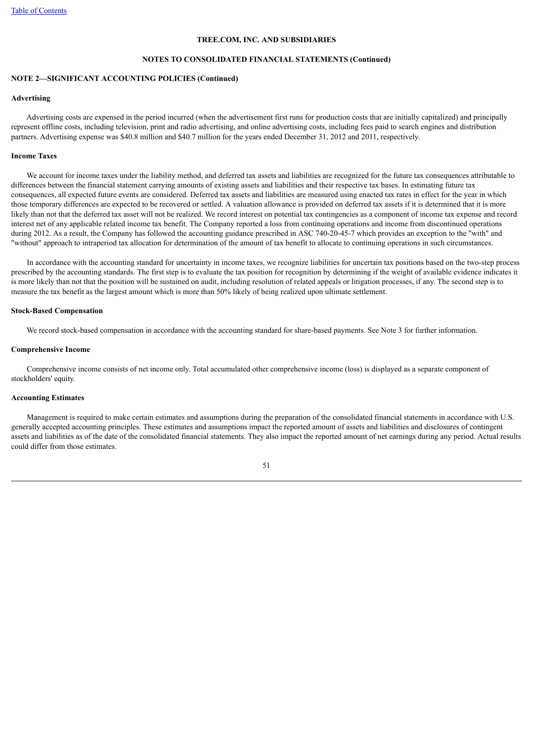**TREE.COM, INC. AND SUBSIDIARIES**

**NOTES TO CONSOLIDATED FINANCIAL STATEMENTS (Continued)**

**NOTE 2—SIGNIFICANT ACCOUNTING POLICIES (Continued)**

**Advertising**

Advertising costs are expensed in the period incurred (when the advertisement first runs for production costs that are initially capitalized) and principally represent offline costs, including television, print and radio advertising, and online advertising costs, including fees paid to search engines and distribution partners. Advertising expense was $40.8 million and $40.7 million for the years ended December 31, 2012 and 2011, respectively.

**Income Taxes**

We account for income taxes under the liability method, and deferred tax assets and liabilities are recognized for the future tax consequences attributable to differences between the financial statement carrying amounts of existing assets and liabilities and their respective tax bases. In estimating future tax consequences, all expected future events are considered. Deferred tax assets and liabilities are measured using enacted tax rates in effect for the year in which those temporary differences are expected to be recovered or settled. A valuation allowance is provided on deferred tax assets if it is determined that it is more likely than not that the deferred tax asset will not be realized. We record interest on potential tax contingencies as a component of income tax expense and record interest net of any applicable related income tax benefit. The Company reported a loss from continuing operations and income from discontinued operations during 2012. As a result, the Company has followed the accounting guidance prescribed in ASC 740-20-45-7 which provides an exception to the "with" and "without" approach to intraperiod tax allocation for determination of the amount of tax benefit to allocate to continuing operations in such circumstances.

In accordance with the accounting standard for uncertainty in income taxes, we recognize liabilities for uncertain tax positions based on the two-step process prescribed by the accounting standards. The first step is to evaluate the tax position for recognition by determining if the weight of available evidence indicates it is more likely than not that the position will be sustained on audit, including resolution of related appeals or litigation processes, if any. The second step is to measure the tax benefit as the largest amount which is more than 50% likely of being realized upon ultimate settlement.

**Stock-Based Compensation**

We record stock-based compensation in accordance with the accounting standard for share-based payments. See Note 3 for further information.

**Comprehensive Income**

Comprehensive income consists of net income only. Total accumulated other comprehensive income (loss) is displayed as a separate component of stockholders' equity.

**Accounting Estimates**

Management is required to make certain estimates and assumptions during the preparation of the consolidated financial statements in accordance with U.S. generally accepted accounting principles. These estimates and assumptions impact the reported amount of assets and liabilities and disclosures of contingent assets and liabilities as of the date of the consolidated financial statements. They also impact the reported amount of net earnings during any period. Actual results could differ from those estimates.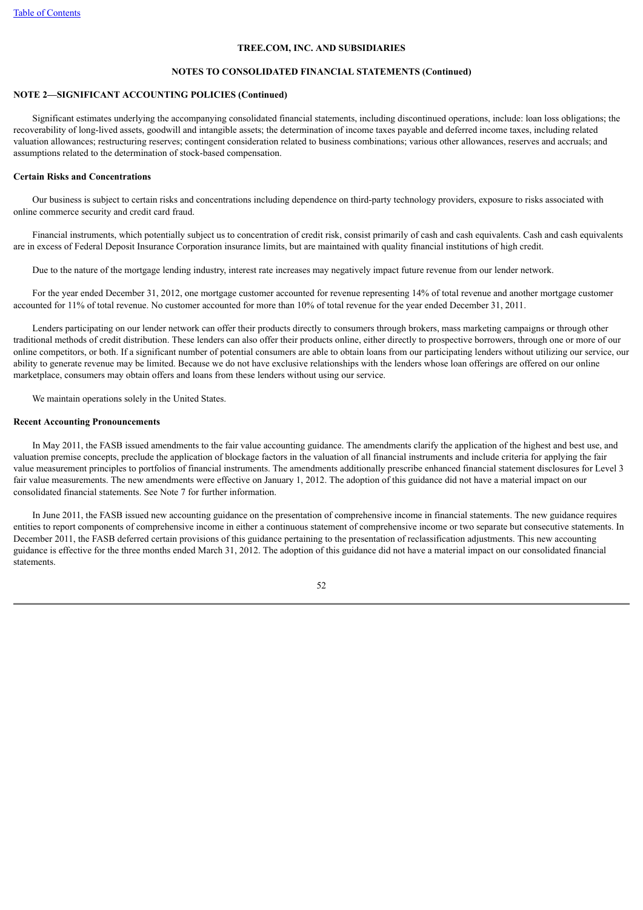**TREE.COM, INC. AND SUBSIDIARIES**

**NOTES TO CONSOLIDATED FINANCIAL STATEMENTS (Continued)**

**NOTE 2—SIGNIFICANT ACCOUNTING POLICIES (Continued)**

Significant estimates underlying the accompanying consolidated financial statements, including discontinued operations, include: loan loss obligations; the recoverability of long-lived assets, goodwill and intangible assets; the determination of income taxes payable and deferred income taxes, including related valuation allowances; restructuring reserves; contingent consideration related to business combinations; various other allowances, reserves and accruals; and assumptions related to the determination of stock-based compensation.

**Certain Risks and Concentrations**

Our business is subject to certain risks and concentrations including dependence on third-party technology providers, exposure to risks associated with online commerce security and credit card fraud.

Financial instruments, which potentially subject us to concentration of credit risk, consist primarily of cash and cash equivalents. Cash and cash equivalents are in excess of Federal Deposit Insurance Corporation insurance limits, but are maintained with quality financial institutions of high credit.

Due to the nature of the mortgage lending industry, interest rate increases may negatively impact future revenue from our lender network.

For the year ended December 31, 2012, one mortgage customer accounted for revenue representing 14% of total revenue and another mortgage customer accounted for 11% of total revenue. No customer accounted for more than 10% of total revenue for the year ended December 31, 2011.

Lenders participating on our lender network can offer their products directly to consumers through brokers, mass marketing campaigns or through other traditional methods of credit distribution. These lenders can also offer their products online, either directly to prospective borrowers, through one or more of our online competitors, or both. If a significant number of potential consumers are able to obtain loans from our participating lenders without utilizing our service, our ability to generate revenue may be limited. Because we do not have exclusive relationships with the lenders whose loan offerings are offered on our online marketplace, consumers may obtain offers and loans from these lenders without using our service.

We maintain operations solely in the United States.

**Recent Accounting Pronouncements**

In May 2011, the FASB issued amendments to the fair value accounting guidance. The amendments clarify the application of the highest and best use, and valuation premise concepts, preclude the application of blockage factors in the valuation of all financial instruments and include criteria for applying the fair value measurement principles to portfolios of financial instruments. The amendments additionally prescribe enhanced financial statement disclosures for Level 3 fair value measurements. The new amendments were effective on January 1, 2012. The adoption of this guidance did not have a material impact on our consolidated financial statements. See Note 7 for further information.

In June 2011, the FASB issued new accounting guidance on the presentation of comprehensive income in financial statements. The new guidance requires entities to report components of comprehensive income in either a continuous statement of comprehensive income or two separate but consecutive statements. In December 2011, the FASB deferred certain provisions of this guidance pertaining to the presentation of reclassification adjustments. This new accounting guidance is effective for the three months ended March 31, 2012. The adoption of this guidance did not have a material impact on our consolidated financial statements.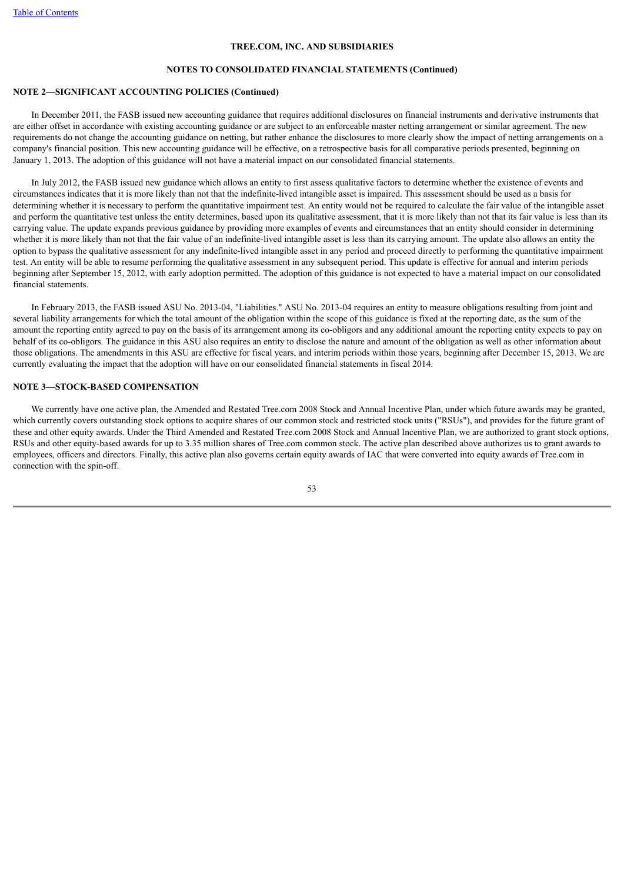**NOTE 2—SIGNIFICANT ACCOUNTING POLICIES (Continued)**

In December 2011, the FASB issued new accounting guidance that requires additional disclosures on financial instruments and derivative instruments that are either offset in accordance with existing accounting guidance or are subject to an enforceable master netting arrangement or similar agreement. The new requirements do not change the accounting guidance on netting, but rather enhance the disclosures to more clearly show the impact of netting arrangements on a company's financial position. This new accounting guidance will be effective, on a retrospective basis for all comparative periods presented, beginning on January 1, 2013. The adoption of this guidance will not have a material impact on our consolidated financial statements.

In July 2012, the FASB issued new guidance which allows an entity to first assess qualitative factors to determine whether the existence of events and circumstances indicates that it is more likely than not that the indefinite-lived intangible asset is impaired. This assessment should be used as a basis for determining whether it is necessary to perform the quantitative impairment test. An entity would not be required to calculate the fair value of the intangible asset and perform the quantitative test unless the entity determines, based upon its qualitative assessment, that it is more likely than not that its fair value is less than its carrying value. The update expands previous guidance by providing more examples of events and circumstances that an entity should consider in determining whether it is more likely than not that the fair value of an indefinite-lived intangible asset is less than its carrying amount. The update also allows an entity the option to bypass the qualitative assessment for any indefinite-lived intangible asset in any period and proceed directly to performing the quantitative impairment test. An entity will be able to resume performing the qualitative assessment in any subsequent period. This update is effective for annual and interim periods beginning after September 15, 2012, with early adoption permitted. The adoption of this guidance is not expected to have a material impact on our consolidated financial statements.

In February 2013, the FASB issued ASU No. 2013-04, "Liabilities." ASU No. 2013-04 requires an entity to measure obligations resulting from joint and several liability arrangements for which the total amount of the obligation within the scope of this guidance is fixed at the reporting date, as the sum of the amount the reporting entity agreed to pay on the basis of its arrangement among its co-obligors and any additional amount the reporting entity expects to pay on behalf of its co-obligors. The guidance in this ASU also requires an entity to disclose the nature and amount of the obligation as well as other information about those obligations. The amendments in this ASU are effective for fiscal years, and interim periods within those years, beginning after December 15, 2013. We are currently evaluating the impact that the adoption will have on our consolidated financial statements in fiscal 2014.

## NOTE 3—STOCK-BASED COMPENSATION

We currently have one active plan, the Amended and Restated Tree.com 2008 Stock and Annual Incentive Plan, under which future awards may be granted, which currently covers outstanding stock options to acquire shares of our common stock and restricted stock units ("RSUs"), and provides for the future grant of these and other equity awards. Under the Third Amended and Restated Tree.com 2008 Stock and Annual Incentive Plan, we are authorized to grant stock options, RSUs and other equity-based awards for up to 3.35 million shares of Tree.com common stock. The active plan described above authorizes us to grant awards to employees, officers and directors. Finally, this active plan also governs certain equity awards of IAC that were converted into equity awards of Tree.com in connection with the spin-off.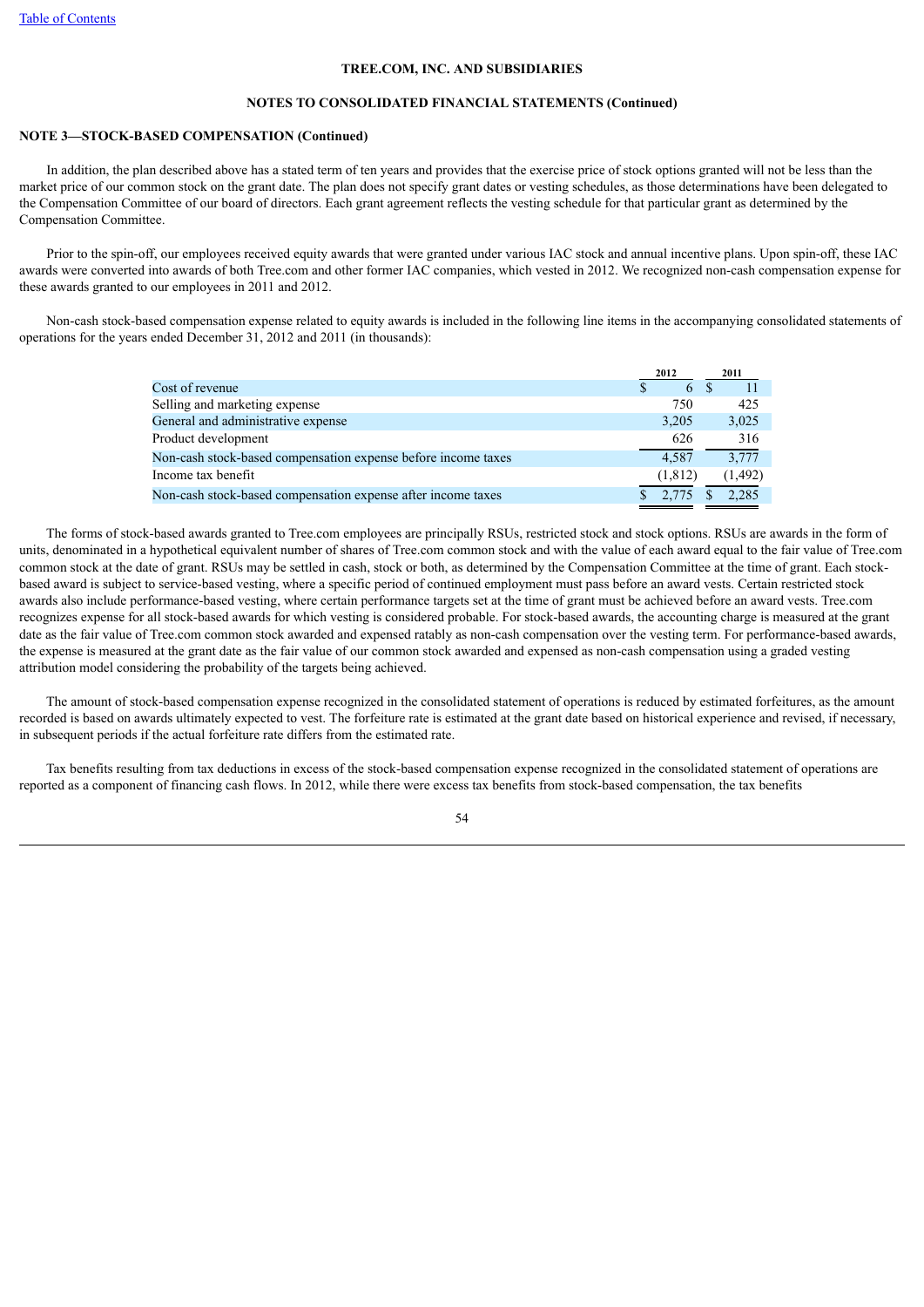**TREE.COM, INC. AND SUBSIDIARIES**

**NOTES TO CONSOLIDATED FINANCIAL STATEMENTS (Continued)**

**NOTE 3—STOCK-BASED COMPENSATION (Continued)**

In addition, the plan described above has a stated term of ten years and provides that the exercise price of stock options granted will not be less than the market price of our common stock on the grant date. The plan does not specify grant dates or vesting schedules, as those determinations have been delegated to the Compensation Committee of our board of directors. Each grant agreement reflects the vesting schedule for that particular grant as determined by the Compensation Committee.

Prior to the spin-off, our employees received equity awards that were granted under various IAC stock and annual incentive plans. Upon spin-off, these IAC awards were converted into awards of both Tree.com and other former IAC companies, which vested in 2012. We recognized non-cash compensation expense for these awards granted to our employees in 2011 and 2012.

Non-cash stock-based compensation expense related to equity awards is included in the following line items in the accompanying consolidated statements of operations for the years ended December 31, 2012 and 2011 (in thousands):

| | 2012 | 2011 |
|---|---|---|
| Cost of revenue | $ 6 | $ 11 |
| Selling and marketing expense | 750 | 425 |
| General and administrative expense | 3,205 | 3,025 |
| Product development | 626 | 316 |
| Non-cash stock-based compensation expense before income taxes | 4,587 | 3,777 |
| Income tax benefit | (1,812) | (1,492) |
| Non-cash stock-based compensation expense after income taxes | $ 2,775 | $ 2,285 |

The forms of stock-based awards granted to Tree.com employees are principally RSUs, restricted stock and stock options. RSUs are awards in the form of units, denominated in a hypothetical equivalent number of shares of Tree.com common stock and with the value of each award equal to the fair value of Tree.com common stock at the date of grant. RSUs may be settled in cash, stock or both, as determined by the Compensation Committee at the time of grant. Each stock-based award is subject to service-based vesting, where a specific period of continued employment must pass before an award vests. Certain restricted stock awards also include performance-based vesting, where certain performance targets set at the time of grant must be achieved before an award vests. Tree.com recognizes expense for all stock-based awards for which vesting is considered probable. For stock-based awards, the accounting charge is measured at the grant date as the fair value of Tree.com common stock awarded and expensed ratably as non-cash compensation over the vesting term. For performance-based awards, the expense is measured at the grant date as the fair value of our common stock awarded and expensed as non-cash compensation using a graded vesting attribution model considering the probability of the targets being achieved.

The amount of stock-based compensation expense recognized in the consolidated statement of operations is reduced by estimated forfeitures, as the amount recorded is based on awards ultimately expected to vest. The forfeiture rate is estimated at the grant date based on historical experience and revised, if necessary, in subsequent periods if the actual forfeiture rate differs from the estimated rate.

Tax benefits resulting from tax deductions in excess of the stock-based compensation expense recognized in the consolidated statement of operations are reported as a component of financing cash flows. In 2012, while there were excess tax benefits from stock-based compensation, the tax benefits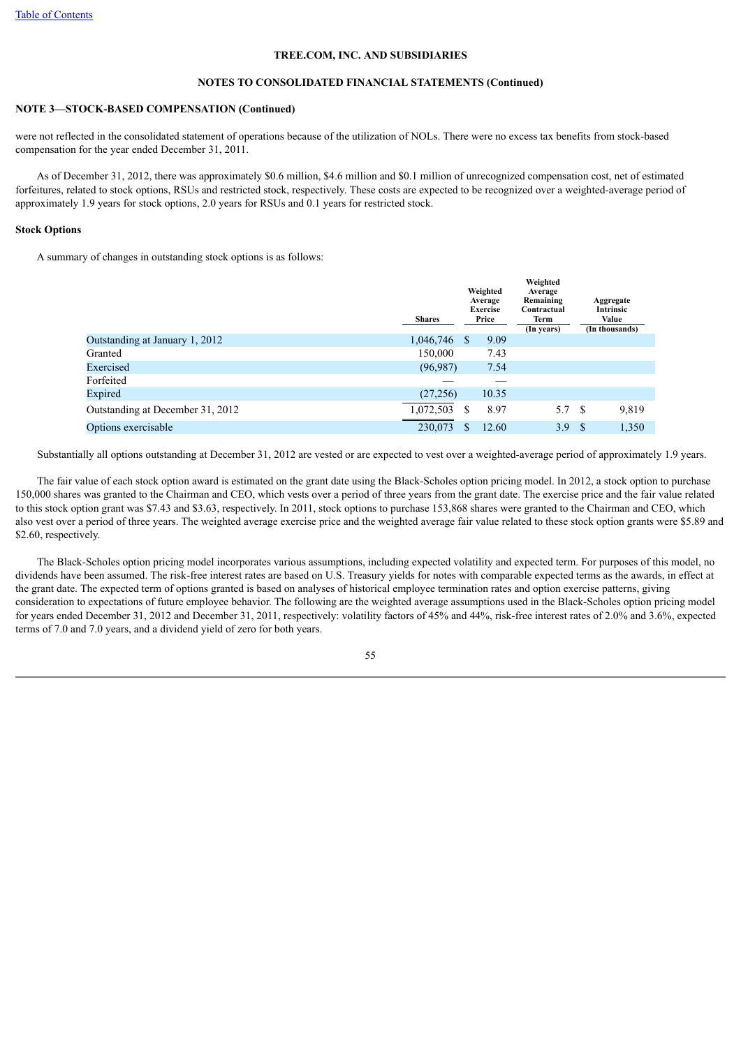TREE.COM, INC. AND SUBSIDIARIES

NOTES TO CONSOLIDATED FINANCIAL STATEMENTS (Continued)

NOTE 3—STOCK-BASED COMPENSATION (Continued)

were not reflected in the consolidated statement of operations because of the utilization of NOLs. There were no excess tax benefits from stock-based compensation for the year ended December 31, 2011.

As of December 31, 2012, there was approximately $0.6 million, $4.6 million and $0.1 million of unrecognized compensation cost, net of estimated forfeitures, related to stock options, RSUs and restricted stock, respectively. These costs are expected to be recognized over a weighted-average period of approximately 1.9 years for stock options, 2.0 years for RSUs and 0.1 years for restricted stock.

### Stock Options

A summary of changes in outstanding stock options is as follows:

| | Shares | Weighted Average Exercise Price | Weighted Average Remaining Contractual Term (In years) | Aggregate Intrinsic Value (In thousands) |
|---|---|---|---|---|
| Outstanding at January 1, 2012 | 1,046,746 | $ 9.09 | | |
| Granted | 150,000 | 7.43 | | |
| Exercised | (96,987) | 7.54 | | |
| Forfeited | — | — | | |
| Expired | (27,256) | 10.35 | | |
| Outstanding at December 31, 2012 | 1,072,503 | $ 8.97 | 5.7 | $ 9,819 |
| Options exercisable | 230,073 | $ 12.60 | 3.9 | $ 1,350 |

Substantially all options outstanding at December 31, 2012 are vested or are expected to vest over a weighted-average period of approximately 1.9 years.

The fair value of each stock option award is estimated on the grant date using the Black-Scholes option pricing model. In 2012, a stock option to purchase 150,000 shares was granted to the Chairman and CEO, which vests over a period of three years from the grant date. The exercise price and the fair value related to this stock option grant was $7.43 and $3.63, respectively. In 2011, stock options to purchase 153,868 shares were granted to the Chairman and CEO, which also vest over a period of three years. The weighted average exercise price and the weighted average fair value related to these stock option grants were $5.89 and $2.60, respectively.

The Black-Scholes option pricing model incorporates various assumptions, including expected volatility and expected term. For purposes of this model, no dividends have been assumed. The risk-free interest rates are based on U.S. Treasury yields for notes with comparable expected terms as the awards, in effect at the grant date. The expected term of options granted is based on analyses of historical employee termination rates and option exercise patterns, giving consideration to expectations of future employee behavior. The following are the weighted average assumptions used in the Black-Scholes option pricing model for years ended December 31, 2012 and December 31, 2011, respectively: volatility factors of 45% and 44%, risk-free interest rates of 2.0% and 3.6%, expected terms of 7.0 and 7.0 years, and a dividend yield of zero for both years.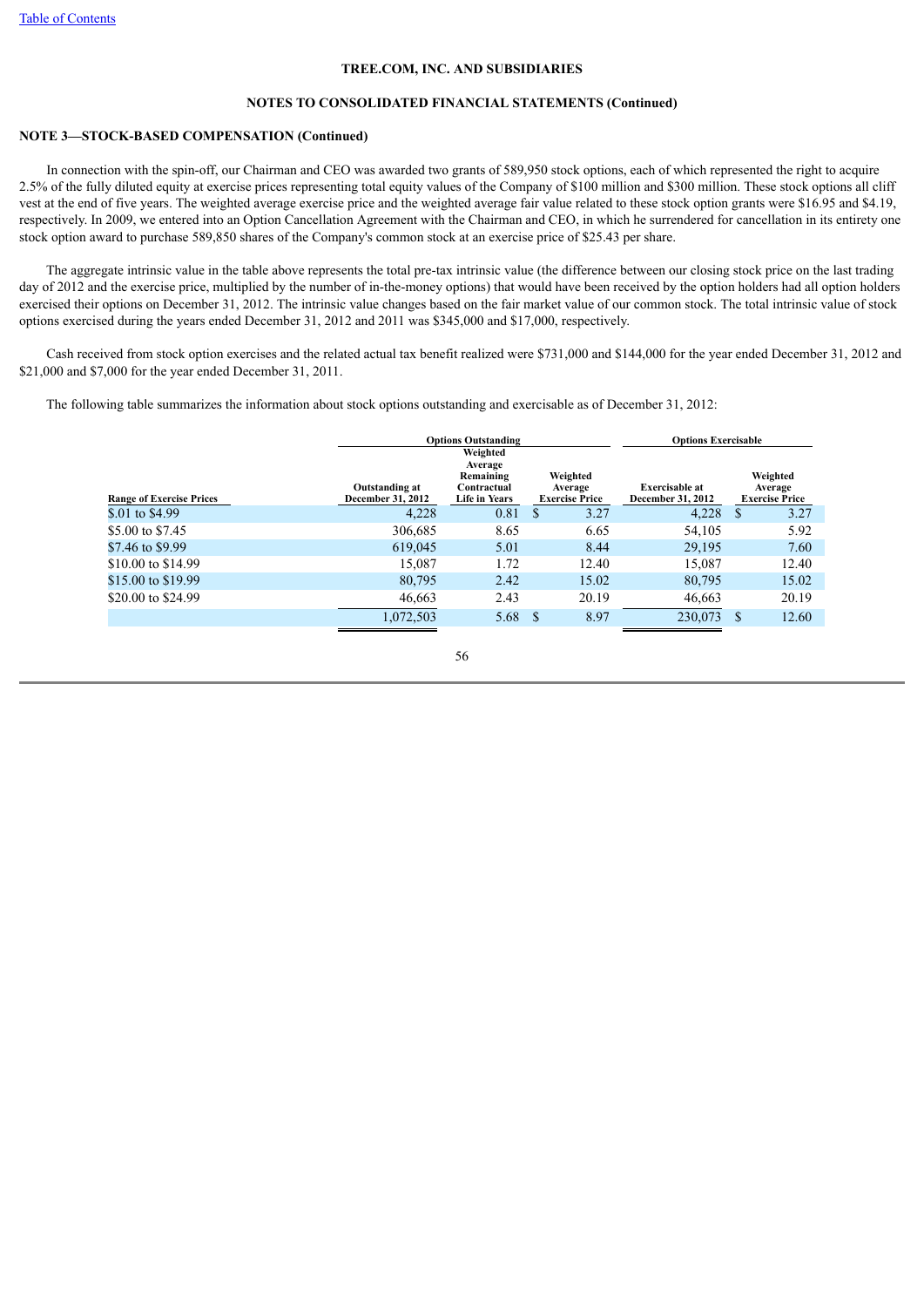TREE.COM, INC. AND SUBSIDIARIES

NOTES TO CONSOLIDATED FINANCIAL STATEMENTS (Continued)

**NOTE 3—STOCK-BASED COMPENSATION (Continued)**

In connection with the spin-off, our Chairman and CEO was awarded two grants of 589,950 stock options, each of which represented the right to acquire 2.5% of the fully diluted equity at exercise prices representing total equity values of the Company of $100 million and $300 million. These stock options all cliff vest at the end of five years. The weighted average exercise price and the weighted average fair value related to these stock option grants were $16.95 and $4.19, respectively. In 2009, we entered into an Option Cancellation Agreement with the Chairman and CEO, in which he surrendered for cancellation in its entirety one stock option award to purchase 589,850 shares of the Company's common stock at an exercise price of $25.43 per share.

The aggregate intrinsic value in the table above represents the total pre-tax intrinsic value (the difference between our closing stock price on the last trading day of 2012 and the exercise price, multiplied by the number of in-the-money options) that would have been received by the option holders had all option holders exercised their options on December 31, 2012. The intrinsic value changes based on the fair market value of our common stock. The total intrinsic value of stock options exercised during the years ended December 31, 2012 and 2011 was $345,000 and $17,000, respectively.

Cash received from stock option exercises and the related actual tax benefit realized were $731,000 and $144,000 for the year ended December 31, 2012 and $21,000 and $7,000 for the year ended December 31, 2011.

The following table summarizes the information about stock options outstanding and exercisable as of December 31, 2012:

| | Options Outstanding | | | Options Exercisable | |
|---|---|---|---|---|---|
| Range of Exercise Prices | Outstanding at December 31, 2012 | Weighted Average Remaining Contractual Life in Years | Weighted Average Exercise Price | Exercisable at December 31, 2012 | Weighted Average Exercise Price |
| $.01 to $4.99 | 4,228 | 0.81 | $ 3.27 | 4,228 | $ 3.27 |
| $5.00 to $7.45 | 306,685 | 8.65 | 6.65 | 54,105 | 5.92 |
| $7.46 to $9.99 | 619,045 | 5.01 | 8.44 | 29,195 | 7.60 |
| $10.00 to $14.99 | 15,087 | 1.72 | 12.40 | 15,087 | 12.40 |
| $15.00 to $19.99 | 80,795 | 2.42 | 15.02 | 80,795 | 15.02 |
| $20.00 to $24.99 | 46,663 | 2.43 | 20.19 | 46,663 | 20.19 |
| | 1,072,503 | 5.68 | $ 8.97 | 230,073 | $ 12.60 |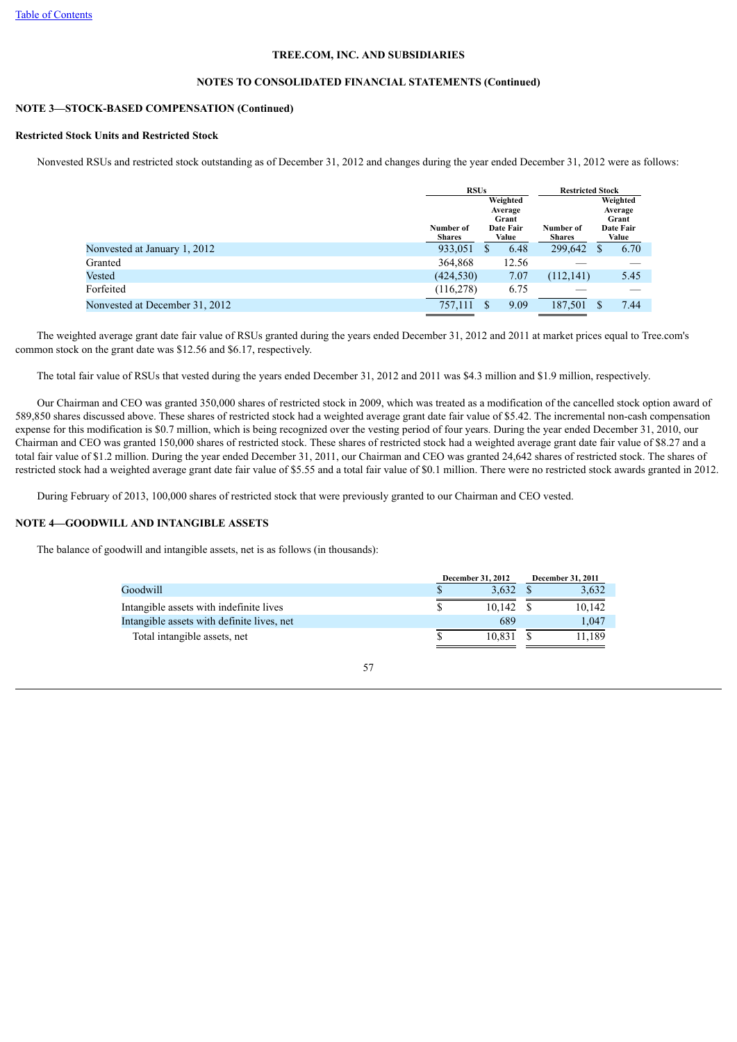Table of Contents

TREE.COM, INC. AND SUBSIDIARIES

NOTES TO CONSOLIDATED FINANCIAL STATEMENTS (Continued)

**NOTE 3—STOCK-BASED COMPENSATION (Continued)**

**Restricted Stock Units and Restricted Stock**

Nonvested RSUs and restricted stock outstanding as of December 31, 2012 and changes during the year ended December 31, 2012 were as follows:

| | RSUs | | Restricted Stock | |
|---|---|---|---|---|
| | Number of Shares | Weighted Average Grant Date Fair Value | Number of Shares | Weighted Average Grant Date Fair Value |
| Nonvested at January 1, 2012 | 933,051 | $ 6.48 | 299,642 | $ 6.70 |
| Granted | 364,868 | 12.56 | — | — |
| Vested | (424,530) | 7.07 | (112,141) | 5.45 |
| Forfeited | (116,278) | 6.75 | — | — |
| Nonvested at December 31, 2012 | 757,111 | $ 9.09 | 187,501 | $ 7.44 |

The weighted average grant date fair value of RSUs granted during the years ended December 31, 2012 and 2011 at market prices equal to Tree.com's common stock on the grant date was $12.56 and $6.17, respectively.

The total fair value of RSUs that vested during the years ended December 31, 2012 and 2011 was $4.3 million and $1.9 million, respectively.

Our Chairman and CEO was granted 350,000 shares of restricted stock in 2009, which was treated as a modification of the cancelled stock option award of 589,850 shares discussed above. These shares of restricted stock had a weighted average grant date fair value of $5.42. The incremental non-cash compensation expense for this modification is $0.7 million, which is being recognized over the vesting period of four years. During the year ended December 31, 2010, our Chairman and CEO was granted 150,000 shares of restricted stock. These shares of restricted stock had a weighted average grant date fair value of $8.27 and a total fair value of $1.2 million. During the year ended December 31, 2011, our Chairman and CEO was granted 24,642 shares of restricted stock. The shares of restricted stock had a weighted average grant date fair value of $5.55 and a total fair value of $0.1 million. There were no restricted stock awards granted in 2012.

During February of 2013, 100,000 shares of restricted stock that were previously granted to our Chairman and CEO vested.

**NOTE 4—GOODWILL AND INTANGIBLE ASSETS**

The balance of goodwill and intangible assets, net is as follows (in thousands):

| | December 31, 2012 | December 31, 2011 |
|---|---|---|
| Goodwill | $ 3,632 | $ 3,632 |
| Intangible assets with indefinite lives | $ 10,142 | $ 10,142 |
| Intangible assets with definite lives, net | 689 | 1,047 |
| Total intangible assets, net | $ 10,831 | $ 11,189 |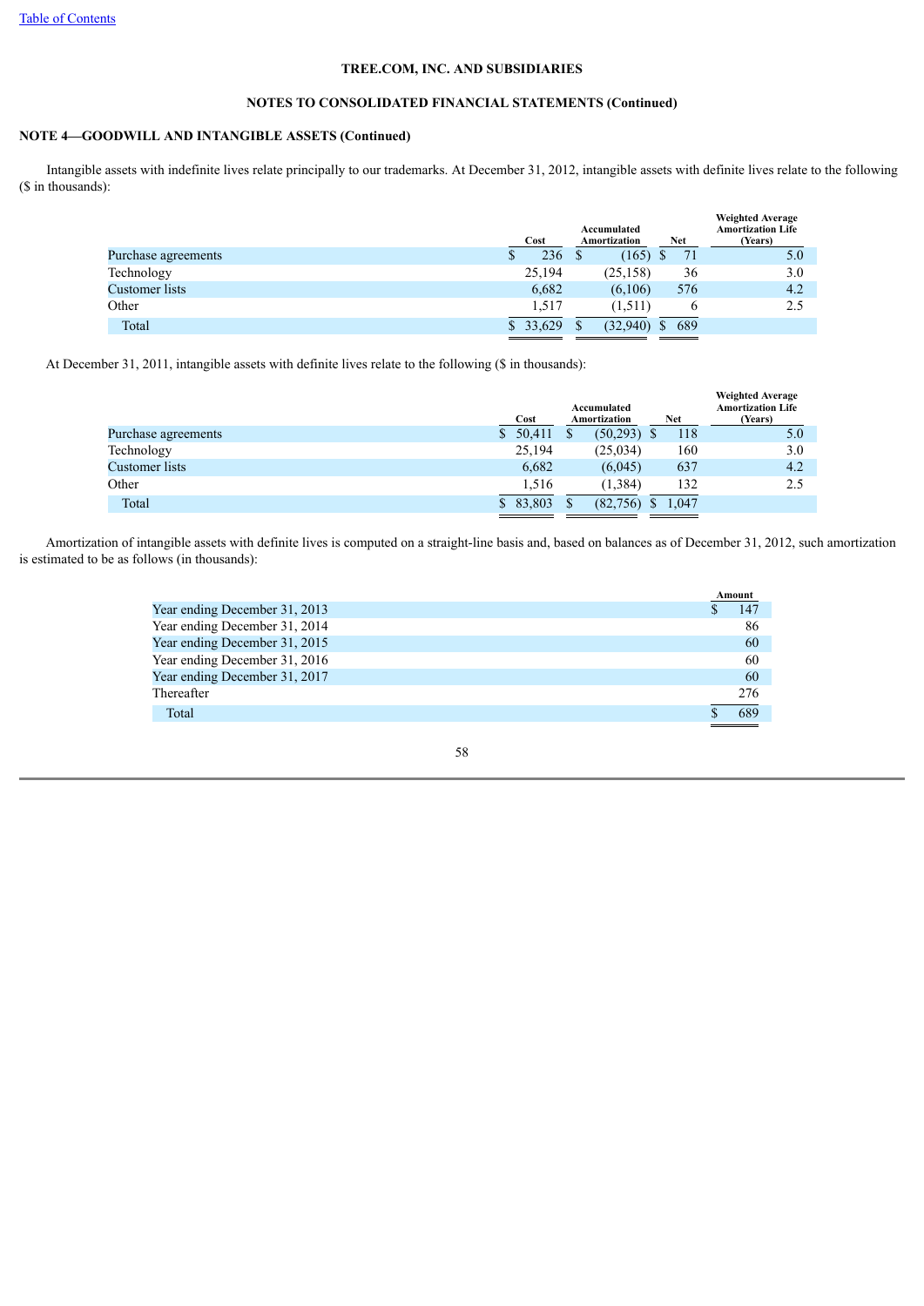**TREE.COM, INC. AND SUBSIDIARIES**

**NOTES TO CONSOLIDATED FINANCIAL STATEMENTS (Continued)**

**NOTE 4—GOODWILL AND INTANGIBLE ASSETS (Continued)**

Intangible assets with indefinite lives relate principally to our trademarks. At December 31, 2012, intangible assets with definite lives relate to the following ($ in thousands):

| | Cost | Accumulated Amortization | Net | Weighted Average Amortization Life (Years) |
|---|---|---|---|---|
| Purchase agreements | $ 236 | $ (165) | $ 71 | 5.0 |
| Technology | 25,194 | (25,158) | 36 | 3.0 |
| Customer lists | 6,682 | (6,106) | 576 | 4.2 |
| Other | 1,517 | (1,511) | 6 | 2.5 |
| Total | $ 33,629 | $ (32,940) | $ 689 | |

At December 31, 2011, intangible assets with definite lives relate to the following ($ in thousands):

| | Cost | Accumulated Amortization | Net | Weighted Average Amortization Life (Years) |
|---|---|---|---|---|
| Purchase agreements | $ 50,411 | $ (50,293) | $ 118 | 5.0 |
| Technology | 25,194 | (25,034) | 160 | 3.0 |
| Customer lists | 6,682 | (6,045) | 637 | 4.2 |
| Other | 1,516 | (1,384) | 132 | 2.5 |
| Total | $ 83,803 | $ (82,756) | $ 1,047 | |

Amortization of intangible assets with definite lives is computed on a straight-line basis and, based on balances as of December 31, 2012, such amortization is estimated to be as follows (in thousands):

| | Amount |
|---|---|
| Year ending December 31, 2013 | $ 147 |
| Year ending December 31, 2014 | 86 |
| Year ending December 31, 2015 | 60 |
| Year ending December 31, 2016 | 60 |
| Year ending December 31, 2017 | 60 |
| Thereafter | 276 |
| Total | $ 689 |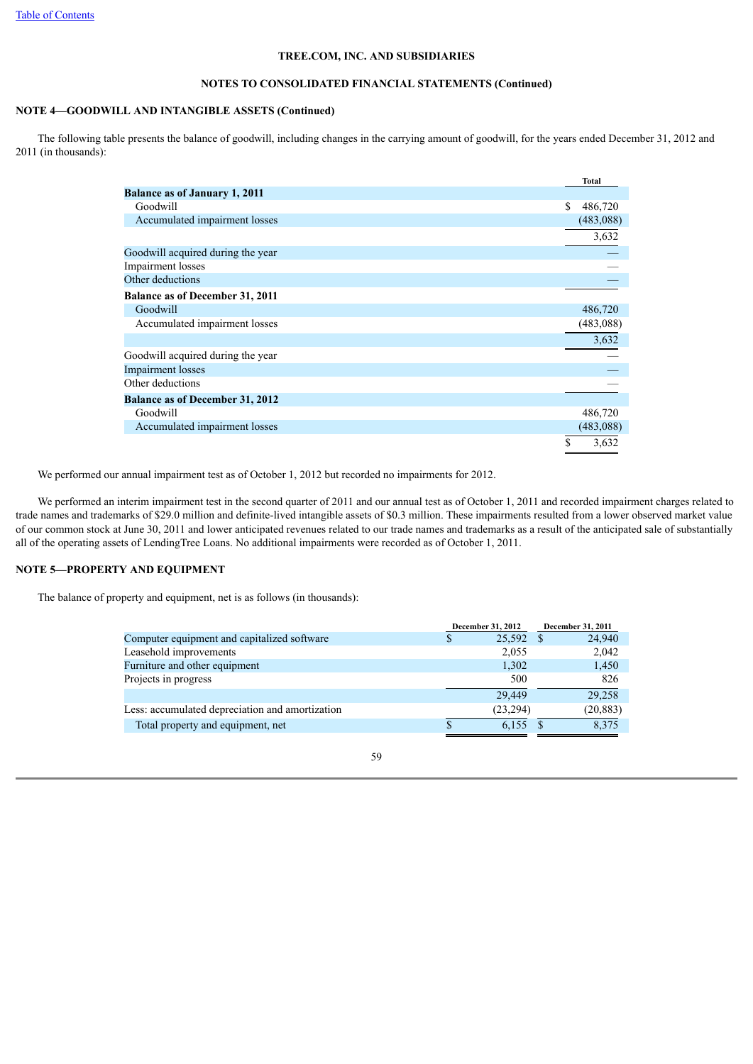**TREE.COM, INC. AND SUBSIDIARIES**

**NOTES TO CONSOLIDATED FINANCIAL STATEMENTS (Continued)**

**NOTE 4—GOODWILL AND INTANGIBLE ASSETS (Continued)**

The following table presents the balance of goodwill, including changes in the carrying amount of goodwill, for the years ended December 31, 2012 and 2011 (in thousands):

| | Total |
|---|---|
| **Balance as of January 1, 2011** | |
| Goodwill | $ 486,720 |
| Accumulated impairment losses | (483,088) |
| | 3,632 |
| Goodwill acquired during the year | — |
| Impairment losses | — |
| Other deductions | — |
| **Balance as of December 31, 2011** | |
| Goodwill | 486,720 |
| Accumulated impairment losses | (483,088) |
| | 3,632 |
| Goodwill acquired during the year | — |
| Impairment losses | — |
| Other deductions | — |
| **Balance as of December 31, 2012** | |
| Goodwill | 486,720 |
| Accumulated impairment losses | (483,088) |
| | $ 3,632 |

We performed our annual impairment test as of October 1, 2012 but recorded no impairments for 2012.

We performed an interim impairment test in the second quarter of 2011 and our annual test as of October 1, 2011 and recorded impairment charges related to trade names and trademarks of $29.0 million and definite-lived intangible assets of $0.3 million. These impairments resulted from a lower observed market value of our common stock at June 30, 2011 and lower anticipated revenues related to our trade names and trademarks as a result of the anticipated sale of substantially all of the operating assets of LendingTree Loans. No additional impairments were recorded as of October 1, 2011.

**NOTE 5—PROPERTY AND EQUIPMENT**

The balance of property and equipment, net is as follows (in thousands):

| | December 31, 2012 | December 31, 2011 |
|---|---|---|
| Computer equipment and capitalized software | $ 25,592 | $ 24,940 |
| Leasehold improvements | 2,055 | 2,042 |
| Furniture and other equipment | 1,302 | 1,450 |
| Projects in progress | 500 | 826 |
| | 29,449 | 29,258 |
| Less: accumulated depreciation and amortization | (23,294) | (20,883) |
| Total property and equipment, net | $ 6,155 | $ 8,375 |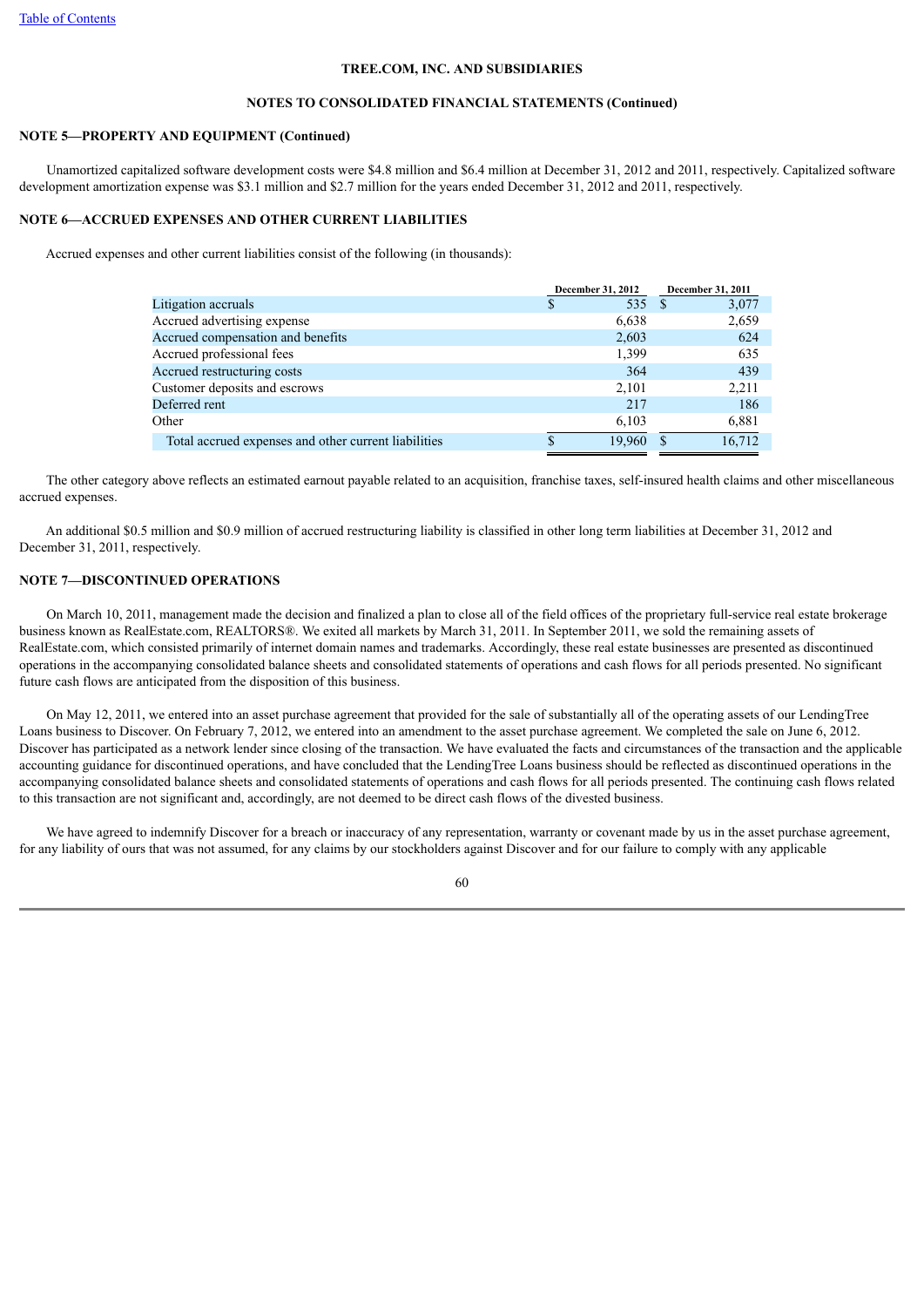**TREE.COM, INC. AND SUBSIDIARIES**

**NOTES TO CONSOLIDATED FINANCIAL STATEMENTS (Continued)**

**NOTE 5—PROPERTY AND EQUIPMENT (Continued)**

Unamortized capitalized software development costs were $4.8 million and $6.4 million at December 31, 2012 and 2011, respectively. Capitalized software development amortization expense was $3.1 million and $2.7 million for the years ended December 31, 2012 and 2011, respectively.

**NOTE 6—ACCRUED EXPENSES AND OTHER CURRENT LIABILITIES**

Accrued expenses and other current liabilities consist of the following (in thousands):

| | December 31, 2012 | December 31, 2011 |
|---|---|---|
| Litigation accruals | $ 535 | $ 3,077 |
| Accrued advertising expense | 6,638 | 2,659 |
| Accrued compensation and benefits | 2,603 | 624 |
| Accrued professional fees | 1,399 | 635 |
| Accrued restructuring costs | 364 | 439 |
| Customer deposits and escrows | 2,101 | 2,211 |
| Deferred rent | 217 | 186 |
| Other | 6,103 | 6,881 |
| Total accrued expenses and other current liabilities | $ 19,960 | $ 16,712 |

The other category above reflects an estimated earnout payable related to an acquisition, franchise taxes, self-insured health claims and other miscellaneous accrued expenses.

An additional $0.5 million and $0.9 million of accrued restructuring liability is classified in other long term liabilities at December 31, 2012 and December 31, 2011, respectively.

**NOTE 7—DISCONTINUED OPERATIONS**

On March 10, 2011, management made the decision and finalized a plan to close all of the field offices of the proprietary full-service real estate brokerage business known as RealEstate.com, REALTORS®. We exited all markets by March 31, 2011. In September 2011, we sold the remaining assets of RealEstate.com, which consisted primarily of internet domain names and trademarks. Accordingly, these real estate businesses are presented as discontinued operations in the accompanying consolidated balance sheets and consolidated statements of operations and cash flows for all periods presented. No significant future cash flows are anticipated from the disposition of this business.

On May 12, 2011, we entered into an asset purchase agreement that provided for the sale of substantially all of the operating assets of our LendingTree Loans business to Discover. On February 7, 2012, we entered into an amendment to the asset purchase agreement. We completed the sale on June 6, 2012. Discover has participated as a network lender since closing of the transaction. We have evaluated the facts and circumstances of the transaction and the applicable accounting guidance for discontinued operations, and have concluded that the LendingTree Loans business should be reflected as discontinued operations in the accompanying consolidated balance sheets and consolidated statements of operations and cash flows for all periods presented. The continuing cash flows related to this transaction are not significant and, accordingly, are not deemed to be direct cash flows of the divested business.

We have agreed to indemnify Discover for a breach or inaccuracy of any representation, warranty or covenant made by us in the asset purchase agreement, for any liability of ours that was not assumed, for any claims by our stockholders against Discover and for our failure to comply with any applicable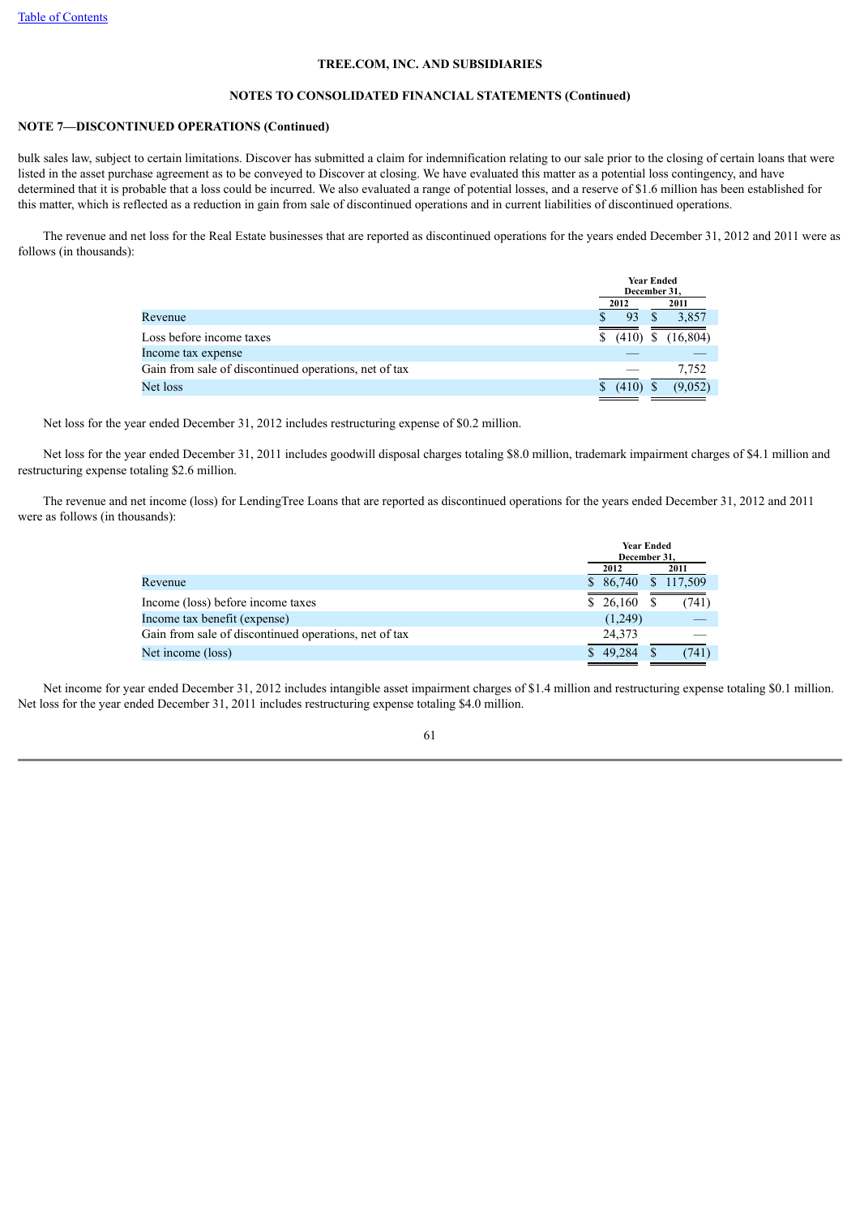TREE.COM, INC. AND SUBSIDIARIES

NOTES TO CONSOLIDATED FINANCIAL STATEMENTS (Continued)

**NOTE 7—DISCONTINUED OPERATIONS (Continued)**

bulk sales law, subject to certain limitations. Discover has submitted a claim for indemnification relating to our sale prior to the closing of certain loans that were listed in the asset purchase agreement as to be conveyed to Discover at closing. We have evaluated this matter as a potential loss contingency, and have determined that it is probable that a loss could be incurred. We also evaluated a range of potential losses, and a reserve of $1.6 million has been established for this matter, which is reflected as a reduction in gain from sale of discontinued operations and in current liabilities of discontinued operations.

The revenue and net loss for the Real Estate businesses that are reported as discontinued operations for the years ended December 31, 2012 and 2011 were as follows (in thousands):

| | Year Ended December 31, | |
|---|---|---|
| | 2012 | 2011 |
| Revenue | $ 93 | $ 3,857 |
| Loss before income taxes | $ (410) | $ (16,804) |
| Income tax expense | — | — |
| Gain from sale of discontinued operations, net of tax | — | 7,752 |
| Net loss | $ (410) | $ (9,052) |

Net loss for the year ended December 31, 2012 includes restructuring expense of $0.2 million.

Net loss for the year ended December 31, 2011 includes goodwill disposal charges totaling $8.0 million, trademark impairment charges of $4.1 million and restructuring expense totaling $2.6 million.

The revenue and net income (loss) for LendingTree Loans that are reported as discontinued operations for the years ended December 31, 2012 and 2011 were as follows (in thousands):

| | Year Ended December 31, | |
|---|---|---|
| | 2012 | 2011 |
| Revenue | $ 86,740 | $ 117,509 |
| Income (loss) before income taxes | $ 26,160 | $ (741) |
| Income tax benefit (expense) | (1,249) | — |
| Gain from sale of discontinued operations, net of tax | 24,373 | — |
| Net income (loss) | $ 49,284 | $ (741) |

Net income for year ended December 31, 2012 includes intangible asset impairment charges of $1.4 million and restructuring expense totaling $0.1 million. Net loss for the year ended December 31, 2011 includes restructuring expense totaling $4.0 million.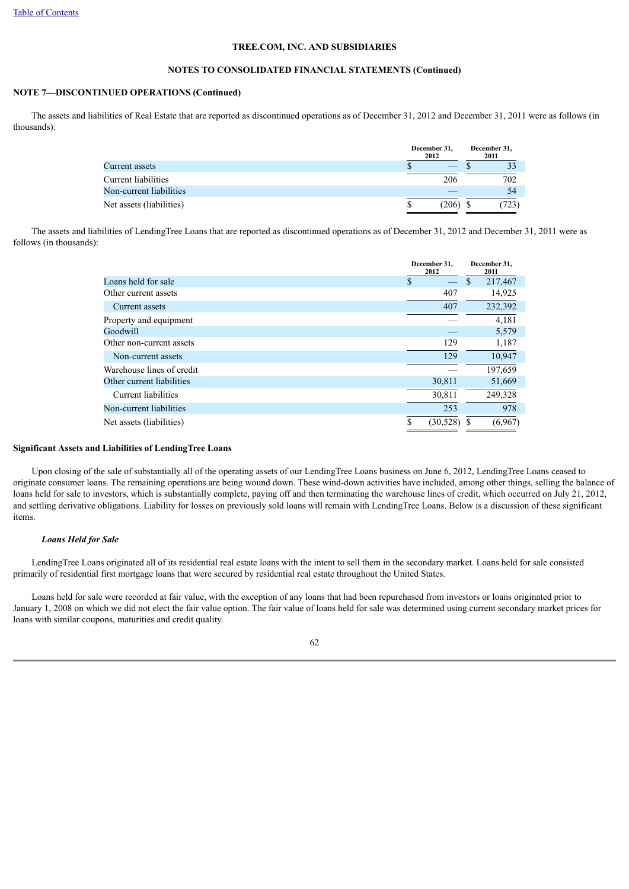**TREE.COM, INC. AND SUBSIDIARIES**

**NOTES TO CONSOLIDATED FINANCIAL STATEMENTS (Continued)**

**NOTE 7—DISCONTINUED OPERATIONS (Continued)**

The assets and liabilities of Real Estate that are reported as discontinued operations as of December 31, 2012 and December 31, 2011 were as follows (in thousands):

| | December 31, 2012 | December 31, 2011 |
|---|---|---|
| Current assets | $ — | $ 33 |
| Current liabilities | 206 | 702 |
| Non-current liabilities | — | 54 |
| Net assets (liabilities) | $ (206) | $ (723) |

The assets and liabilities of LendingTree Loans that are reported as discontinued operations as of December 31, 2012 and December 31, 2011 were as follows (in thousands):

| | December 31, 2012 | December 31, 2011 |
|---|---|---|
| Loans held for sale | $ — | $ 217,467 |
| Other current assets | 407 | 14,925 |
| Current assets | 407 | 232,392 |
| Property and equipment | — | 4,181 |
| Goodwill | — | 5,579 |
| Other non-current assets | 129 | 1,187 |
| Non-current assets | 129 | 10,947 |
| Warehouse lines of credit | — | 197,659 |
| Other current liabilities | 30,811 | 51,669 |
| Current liabilities | 30,811 | 249,328 |
| Non-current liabilities | 253 | 978 |
| Net assets (liabilities) | $ (30,528) | $ (6,967) |

**Significant Assets and Liabilities of LendingTree Loans**

Upon closing of the sale of substantially all of the operating assets of our LendingTree Loans business on June 6, 2012, LendingTree Loans ceased to originate consumer loans. The remaining operations are being wound down. These wind-down activities have included, among other things, selling the balance of loans held for sale to investors, which is substantially complete, paying off and then terminating the warehouse lines of credit, which occurred on July 21, 2012, and settling derivative obligations. Liability for losses on previously sold loans will remain with LendingTree Loans. Below is a discussion of these significant items.

***Loans Held for Sale***

LendingTree Loans originated all of its residential real estate loans with the intent to sell them in the secondary market. Loans held for sale consisted primarily of residential first mortgage loans that were secured by residential real estate throughout the United States.

Loans held for sale were recorded at fair value, with the exception of any loans that had been repurchased from investors or loans originated prior to January 1, 2008 on which we did not elect the fair value option. The fair value of loans held for sale was determined using current secondary market prices for loans with similar coupons, maturities and credit quality.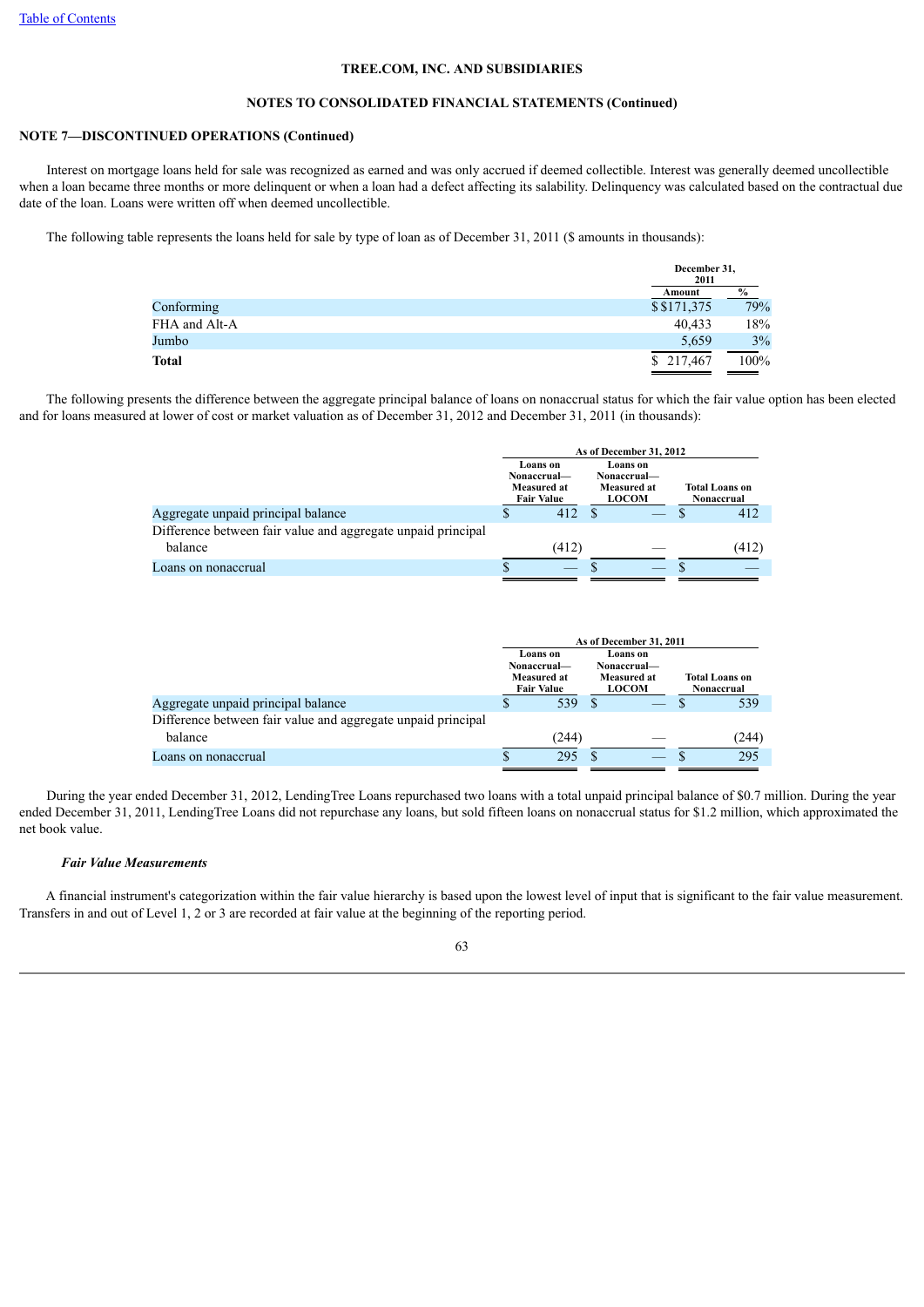TREE.COM, INC. AND SUBSIDIARIES

NOTES TO CONSOLIDATED FINANCIAL STATEMENTS (Continued)

**NOTE 7—DISCONTINUED OPERATIONS (Continued)**

Interest on mortgage loans held for sale was recognized as earned and was only accrued if deemed collectible. Interest was generally deemed uncollectible when a loan became three months or more delinquent or when a loan had a defect affecting its salability. Delinquency was calculated based on the contractual due date of the loan. Loans were written off when deemed uncollectible.

The following table represents the loans held for sale by type of loan as of December 31, 2011 ($ amounts in thousands):

| | December 31, 2011 | |
|---|---|---|
| | Amount | % |
| Conforming | $ $171,375 | 79% |
| FHA and Alt-A | 40,433 | 18% |
| Jumbo | 5,659 | 3% |
| **Total** | $ 217,467 | 100% |

The following presents the difference between the aggregate principal balance of loans on nonaccrual status for which the fair value option has been elected and for loans measured at lower of cost or market valuation as of December 31, 2012 and December 31, 2011 (in thousands):

| | As of December 31, 2012 | | |
|---|---|---|---|
| | Loans on Nonaccrual—Measured at Fair Value | Loans on Nonaccrual—Measured at LOCOM | Total Loans on Nonaccrual |
| Aggregate unpaid principal balance | $ 412 | $ — | $ 412 |
| Difference between fair value and aggregate unpaid principal balance | (412) | — | (412) |
| Loans on nonaccrual | $ — | $ — | $ — |

| | As of December 31, 2011 | | |
|---|---|---|---|
| | Loans on Nonaccrual—Measured at Fair Value | Loans on Nonaccrual—Measured at LOCOM | Total Loans on Nonaccrual |
| Aggregate unpaid principal balance | $ 539 | $ — | $ 539 |
| Difference between fair value and aggregate unpaid principal balance | (244) | — | (244) |
| Loans on nonaccrual | $ 295 | $ — | $ 295 |

During the year ended December 31, 2012, LendingTree Loans repurchased two loans with a total unpaid principal balance of $0.7 million. During the year ended December 31, 2011, LendingTree Loans did not repurchase any loans, but sold fifteen loans on nonaccrual status for $1.2 million, which approximated the net book value.

***Fair Value Measurements***

A financial instrument's categorization within the fair value hierarchy is based upon the lowest level of input that is significant to the fair value measurement. Transfers in and out of Level 1, 2 or 3 are recorded at fair value at the beginning of the reporting period.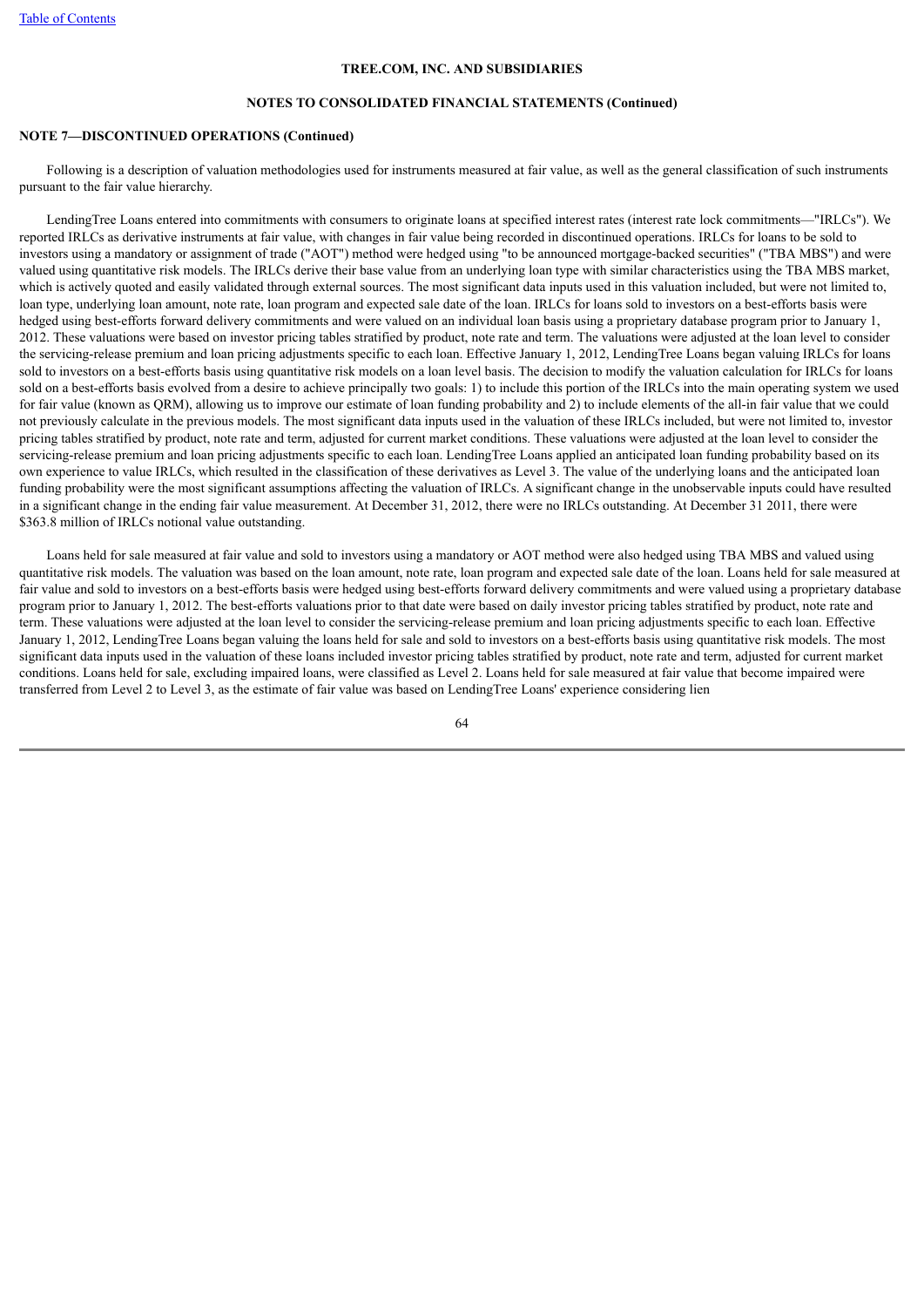**NOTE 7—DISCONTINUED OPERATIONS (Continued)**

Following is a description of valuation methodologies used for instruments measured at fair value, as well as the general classification of such instruments pursuant to the fair value hierarchy.

LendingTree Loans entered into commitments with consumers to originate loans at specified interest rates (interest rate lock commitments—"IRLCs"). We reported IRLCs as derivative instruments at fair value, with changes in fair value being recorded in discontinued operations. IRLCs for loans to be sold to investors using a mandatory or assignment of trade ("AOT") method were hedged using "to be announced mortgage-backed securities" ("TBA MBS") and were valued using quantitative risk models. The IRLCs derive their base value from an underlying loan type with similar characteristics using the TBA MBS market, which is actively quoted and easily validated through external sources. The most significant data inputs used in this valuation included, but were not limited to, loan type, underlying loan amount, note rate, loan program and expected sale date of the loan. IRLCs for loans sold to investors on a best-efforts basis were hedged using best-efforts forward delivery commitments and were valued on an individual loan basis using a proprietary database program prior to January 1, 2012. These valuations were based on investor pricing tables stratified by product, note rate and term. The valuations were adjusted at the loan level to consider the servicing-release premium and loan pricing adjustments specific to each loan. Effective January 1, 2012, LendingTree Loans began valuing IRLCs for loans sold to investors on a best-efforts basis using quantitative risk models on a loan level basis. The decision to modify the valuation calculation for IRLCs for loans sold on a best-efforts basis evolved from a desire to achieve principally two goals: 1) to include this portion of the IRLCs into the main operating system we used for fair value (known as QRM), allowing us to improve our estimate of loan funding probability and 2) to include elements of the all-in fair value that we could not previously calculate in the previous models. The most significant data inputs used in the valuation of these IRLCs included, but were not limited to, investor pricing tables stratified by product, note rate and term, adjusted for current market conditions. These valuations were adjusted at the loan level to consider the servicing-release premium and loan pricing adjustments specific to each loan. LendingTree Loans applied an anticipated loan funding probability based on its own experience to value IRLCs, which resulted in the classification of these derivatives as Level 3. The value of the underlying loans and the anticipated loan funding probability were the most significant assumptions affecting the valuation of IRLCs. A significant change in the unobservable inputs could have resulted in a significant change in the ending fair value measurement. At December 31, 2012, there were no IRLCs outstanding. At December 31 2011, there were $363.8 million of IRLCs notional value outstanding.

Loans held for sale measured at fair value and sold to investors using a mandatory or AOT method were also hedged using TBA MBS and valued using quantitative risk models. The valuation was based on the loan amount, note rate, loan program and expected sale date of the loan. Loans held for sale measured at fair value and sold to investors on a best-efforts basis were hedged using best-efforts forward delivery commitments and were valued using a proprietary database program prior to January 1, 2012. The best-efforts valuations prior to that date were based on daily investor pricing tables stratified by product, note rate and term. These valuations were adjusted at the loan level to consider the servicing-release premium and loan pricing adjustments specific to each loan. Effective January 1, 2012, LendingTree Loans began valuing the loans held for sale and sold to investors on a best-efforts basis using quantitative risk models. The most significant data inputs used in the valuation of these loans included investor pricing tables stratified by product, note rate and term, adjusted for current market conditions. Loans held for sale, excluding impaired loans, were classified as Level 2. Loans held for sale measured at fair value that become impaired were transferred from Level 2 to Level 3, as the estimate of fair value was based on LendingTree Loans' experience considering lien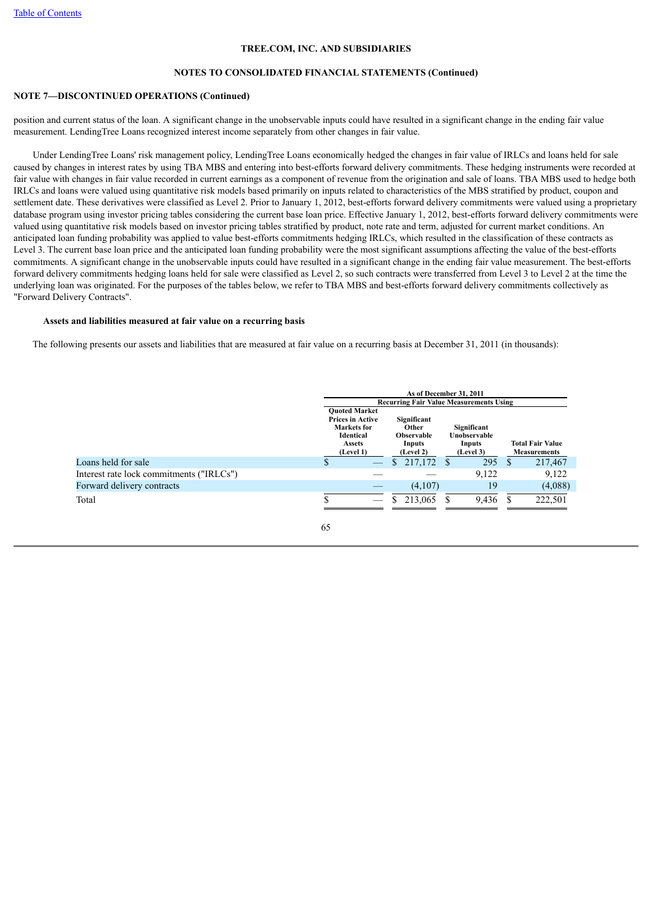**TREE.COM, INC. AND SUBSIDIARIES**

**NOTES TO CONSOLIDATED FINANCIAL STATEMENTS (Continued)**

**NOTE 7—DISCONTINUED OPERATIONS (Continued)**

position and current status of the loan. A significant change in the unobservable inputs could have resulted in a significant change in the ending fair value measurement. LendingTree Loans recognized interest income separately from other changes in fair value.

Under LendingTree Loans' risk management policy, LendingTree Loans economically hedged the changes in fair value of IRLCs and loans held for sale caused by changes in interest rates by using TBA MBS and entering into best-efforts forward delivery commitments. These hedging instruments were recorded at fair value with changes in fair value recorded in current earnings as a component of revenue from the origination and sale of loans. TBA MBS used to hedge both IRLCs and loans were valued using quantitative risk models based primarily on inputs related to characteristics of the MBS stratified by product, coupon and settlement date. These derivatives were classified as Level 2. Prior to January 1, 2012, best-efforts forward delivery commitments were valued using a proprietary database program using investor pricing tables considering the current base loan price. Effective January 1, 2012, best-efforts forward delivery commitments were valued using quantitative risk models based on investor pricing tables stratified by product, note rate and term, adjusted for current market conditions. An anticipated loan funding probability was applied to value best-efforts commitments hedging IRLCs, which resulted in the classification of these contracts as Level 3. The current base loan price and the anticipated loan funding probability were the most significant assumptions affecting the value of the best-efforts commitments. A significant change in the unobservable inputs could have resulted in a significant change in the ending fair value measurement. The best-efforts forward delivery commitments hedging loans held for sale were classified as Level 2, so such contracts were transferred from Level 3 to Level 2 at the time the underlying loan was originated. For the purposes of the tables below, we refer to TBA MBS and best-efforts forward delivery commitments collectively as "Forward Delivery Contracts".

**Assets and liabilities measured at fair value on a recurring basis**

The following presents our assets and liabilities that are measured at fair value on a recurring basis at December 31, 2011 (in thousands):

| | As of December 31, 2011 | | | |
|---|---|---|---|---|
| | Recurring Fair Value Measurements Using | | | |
| | Quoted Market Prices in Active Markets for Identical Assets (Level 1) | Significant Other Observable Inputs (Level 2) | Significant Unobservable Inputs (Level 3) | Total Fair Value Measurements |
| Loans held for sale | $ — | $ 217,172 | $ 295 | $ 217,467 |
| Interest rate lock commitments ("IRLCs") | — | — | 9,122 | 9,122 |
| Forward delivery contracts | — | (4,107) | 19 | (4,088) |
| Total | $ — | $ 213,065 | $ 9,436 | $ 222,501 |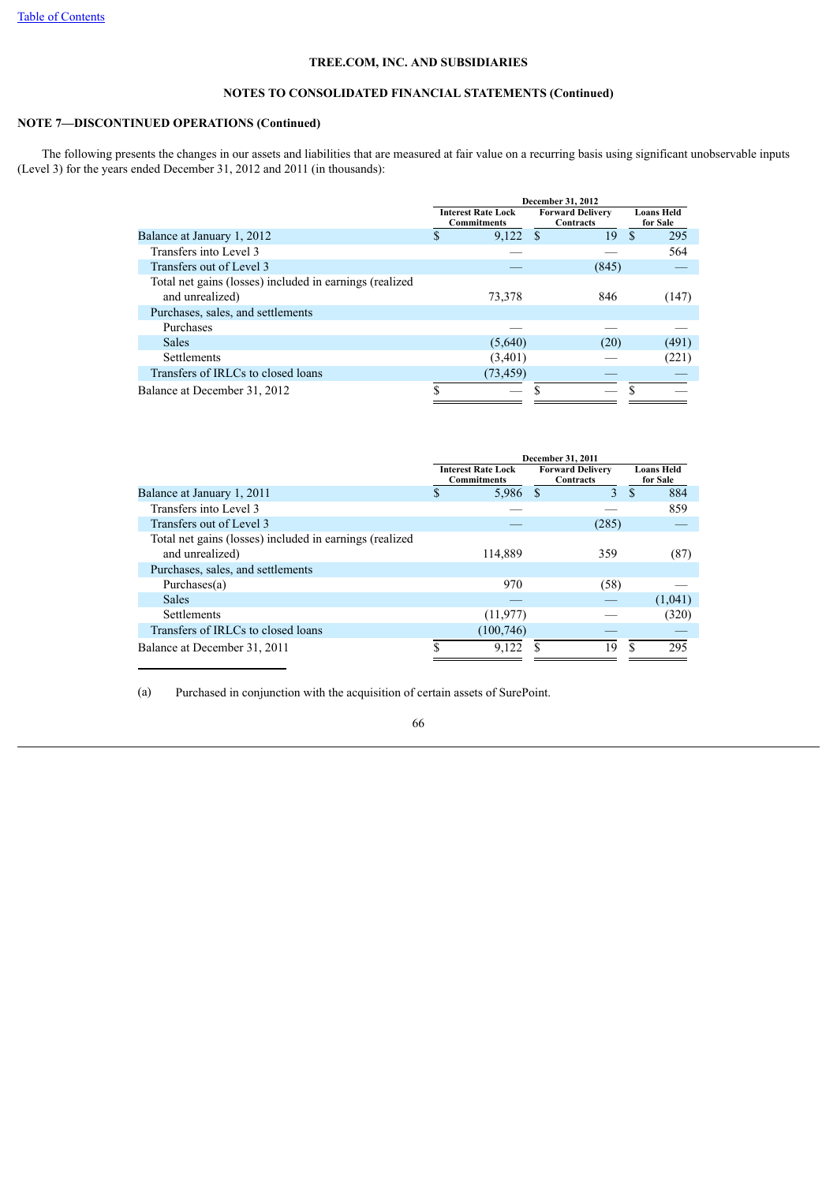**TREE.COM, INC. AND SUBSIDIARIES**

**NOTES TO CONSOLIDATED FINANCIAL STATEMENTS (Continued)**

**NOTE 7—DISCONTINUED OPERATIONS (Continued)**

The following presents the changes in our assets and liabilities that are measured at fair value on a recurring basis using significant unobservable inputs (Level 3) for the years ended December 31, 2012 and 2011 (in thousands):

| | December 31, 2012 | | |
|---|---|---|---|
| | Interest Rate Lock Commitments | Forward Delivery Contracts | Loans Held for Sale |
| Balance at January 1, 2012 | $ 9,122 | $ 19 | $ 295 |
| Transfers into Level 3 | — | — | 564 |
| Transfers out of Level 3 | — | (845) | — |
| Total net gains (losses) included in earnings (realized and unrealized) | 73,378 | 846 | (147) |
| Purchases, sales, and settlements | | | |
| Purchases | — | — | — |
| Sales | (5,640) | (20) | (491) |
| Settlements | (3,401) | — | (221) |
| Transfers of IRLCs to closed loans | (73,459) | — | — |
| Balance at December 31, 2012 | $ — | $ — | $ — |

| | December 31, 2011 | | |
|---|---|---|---|
| | Interest Rate Lock Commitments | Forward Delivery Contracts | Loans Held for Sale |
| Balance at January 1, 2011 | $ 5,986 | $ 3 | $ 884 |
| Transfers into Level 3 | — | — | 859 |
| Transfers out of Level 3 | — | (285) | — |
| Total net gains (losses) included in earnings (realized and unrealized) | 114,889 | 359 | (87) |
| Purchases, sales, and settlements | | | |
| Purchases(a) | 970 | (58) | — |
| Sales | — | — | (1,041) |
| Settlements | (11,977) | — | (320) |
| Transfers of IRLCs to closed loans | (100,746) | — | — |
| Balance at December 31, 2011 | $ 9,122 | $ 19 | $ 295 |

(a) Purchased in conjunction with the acquisition of certain assets of SurePoint.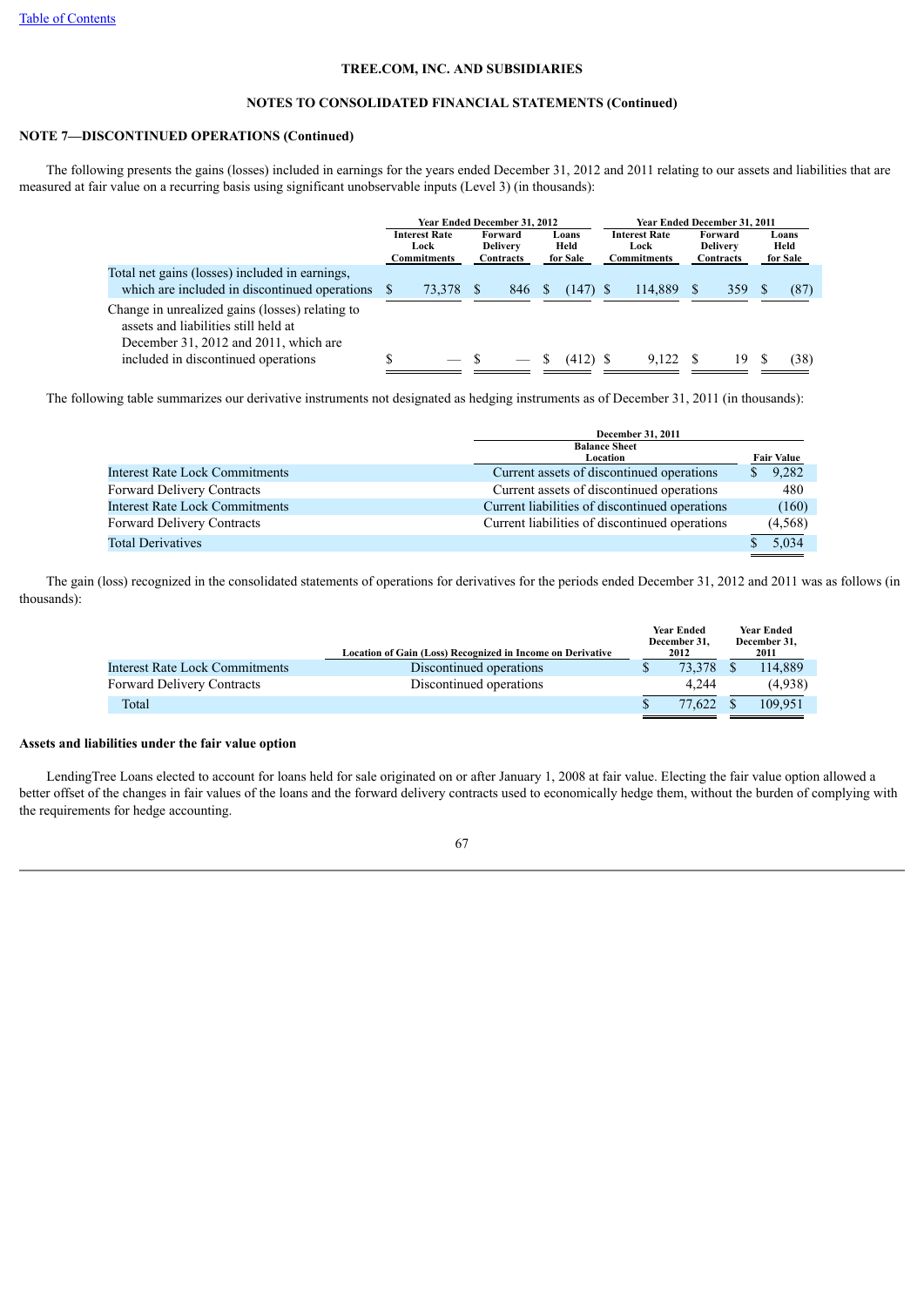TREE.COM, INC. AND SUBSIDIARIES

NOTES TO CONSOLIDATED FINANCIAL STATEMENTS (Continued)

**NOTE 7—DISCONTINUED OPERATIONS (Continued)**

The following presents the gains (losses) included in earnings for the years ended December 31, 2012 and 2011 relating to our assets and liabilities that are measured at fair value on a recurring basis using significant unobservable inputs (Level 3) (in thousands):

| | Year Ended December 31, 2012 | | | Year Ended December 31, 2011 | | |
|---|---|---|---|---|---|---|
| | Interest Rate Lock Commitments | Forward Delivery Contracts | Loans Held for Sale | Interest Rate Lock Commitments | Forward Delivery Contracts | Loans Held for Sale |
| Total net gains (losses) included in earnings, which are included in discontinued operations | $ 73,378 | $ 846 | $ (147) | $ 114,889 | $ 359 | $ (87) |
| Change in unrealized gains (losses) relating to assets and liabilities still held at December 31, 2012 and 2011, which are included in discontinued operations | $ — | $ — | $ (412) | $ 9,122 | $ 19 | $ (38) |

The following table summarizes our derivative instruments not designated as hedging instruments as of December 31, 2011 (in thousands):

| | December 31, 2011 | |
|---|---|---|
| | Balance Sheet Location | Fair Value |
| Interest Rate Lock Commitments | Current assets of discontinued operations | $ 9,282 |
| Forward Delivery Contracts | Current assets of discontinued operations | 480 |
| Interest Rate Lock Commitments | Current liabilities of discontinued operations | (160) |
| Forward Delivery Contracts | Current liabilities of discontinued operations | (4,568) |
| Total Derivatives | | $ 5,034 |

The gain (loss) recognized in the consolidated statements of operations for derivatives for the periods ended December 31, 2012 and 2011 was as follows (in thousands):

| | Location of Gain (Loss) Recognized in Income on Derivative | Year Ended December 31, 2012 | Year Ended December 31, 2011 |
|---|---|---|---|
| Interest Rate Lock Commitments | Discontinued operations | $ 73,378 | $ 114,889 |
| Forward Delivery Contracts | Discontinued operations | 4,244 | (4,938) |
| Total | | $ 77,622 | $ 109,951 |

**Assets and liabilities under the fair value option**

LendingTree Loans elected to account for loans held for sale originated on or after January 1, 2008 at fair value. Electing the fair value option allowed a better offset of the changes in fair values of the loans and the forward delivery contracts used to economically hedge them, without the burden of complying with the requirements for hedge accounting.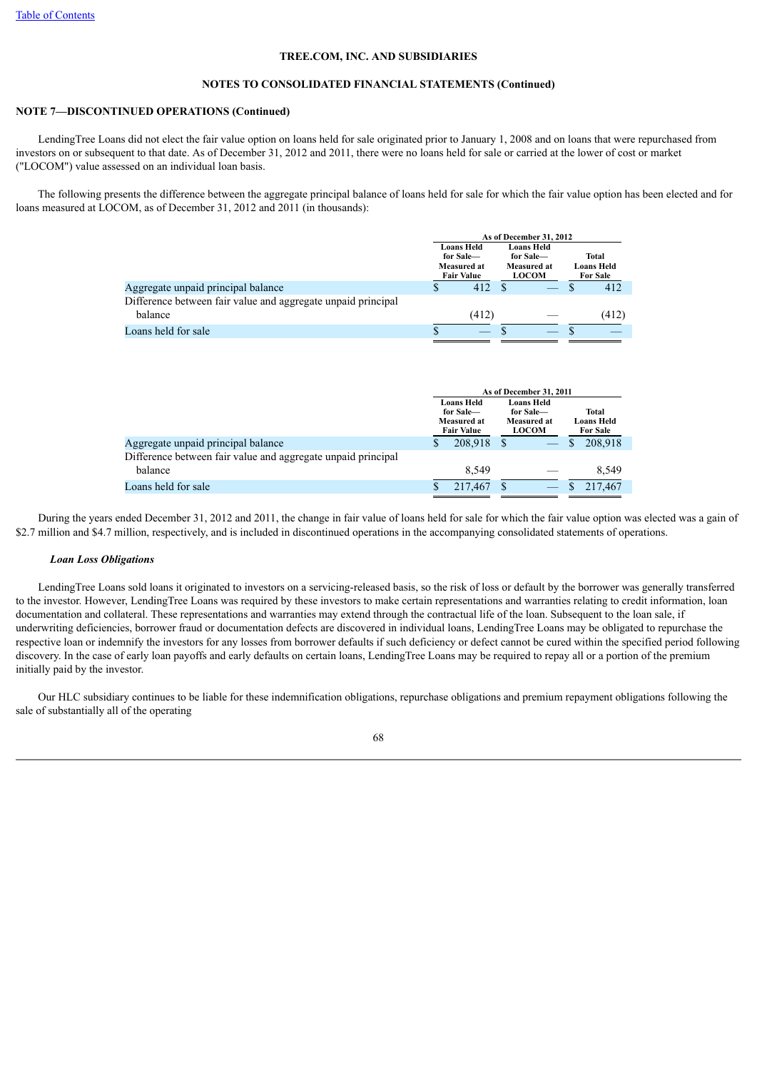**TREE.COM, INC. AND SUBSIDIARIES**

**NOTES TO CONSOLIDATED FINANCIAL STATEMENTS (Continued)**

**NOTE 7—DISCONTINUED OPERATIONS (Continued)**

LendingTree Loans did not elect the fair value option on loans held for sale originated prior to January 1, 2008 and on loans that were repurchased from investors on or subsequent to that date. As of December 31, 2012 and 2011, there were no loans held for sale or carried at the lower of cost or market ("LOCOM") value assessed on an individual loan basis.

The following presents the difference between the aggregate principal balance of loans held for sale for which the fair value option has been elected and for loans measured at LOCOM, as of December 31, 2012 and 2011 (in thousands):

| | As of December 31, 2012 | | |
|---|---|---|---|
| | Loans Held for Sale— Measured at Fair Value | Loans Held for Sale— Measured at LOCOM | Total Loans Held For Sale |
| Aggregate unpaid principal balance | $ 412 | $ — | $ 412 |
| Difference between fair value and aggregate unpaid principal balance | (412) | — | (412) |
| Loans held for sale | $ — | $ — | $ — |

| | As of December 31, 2011 | | |
|---|---|---|---|
| | Loans Held for Sale— Measured at Fair Value | Loans Held for Sale— Measured at LOCOM | Total Loans Held For Sale |
| Aggregate unpaid principal balance | $ 208,918 | $ — | $ 208,918 |
| Difference between fair value and aggregate unpaid principal balance | 8,549 | — | 8,549 |
| Loans held for sale | $ 217,467 | $ — | $ 217,467 |

During the years ended December 31, 2012 and 2011, the change in fair value of loans held for sale for which the fair value option was elected was a gain of $2.7 million and $4.7 million, respectively, and is included in discontinued operations in the accompanying consolidated statements of operations.

***Loan Loss Obligations***

LendingTree Loans sold loans it originated to investors on a servicing-released basis, so the risk of loss or default by the borrower was generally transferred to the investor. However, LendingTree Loans was required by these investors to make certain representations and warranties relating to credit information, loan documentation and collateral. These representations and warranties may extend through the contractual life of the loan. Subsequent to the loan sale, if underwriting deficiencies, borrower fraud or documentation defects are discovered in individual loans, LendingTree Loans may be obligated to repurchase the respective loan or indemnify the investors for any losses from borrower defaults if such deficiency or defect cannot be cured within the specified period following discovery. In the case of early loan payoffs and early defaults on certain loans, LendingTree Loans may be required to repay all or a portion of the premium initially paid by the investor.

Our HLC subsidiary continues to be liable for these indemnification obligations, repurchase obligations and premium repayment obligations following the sale of substantially all of the operating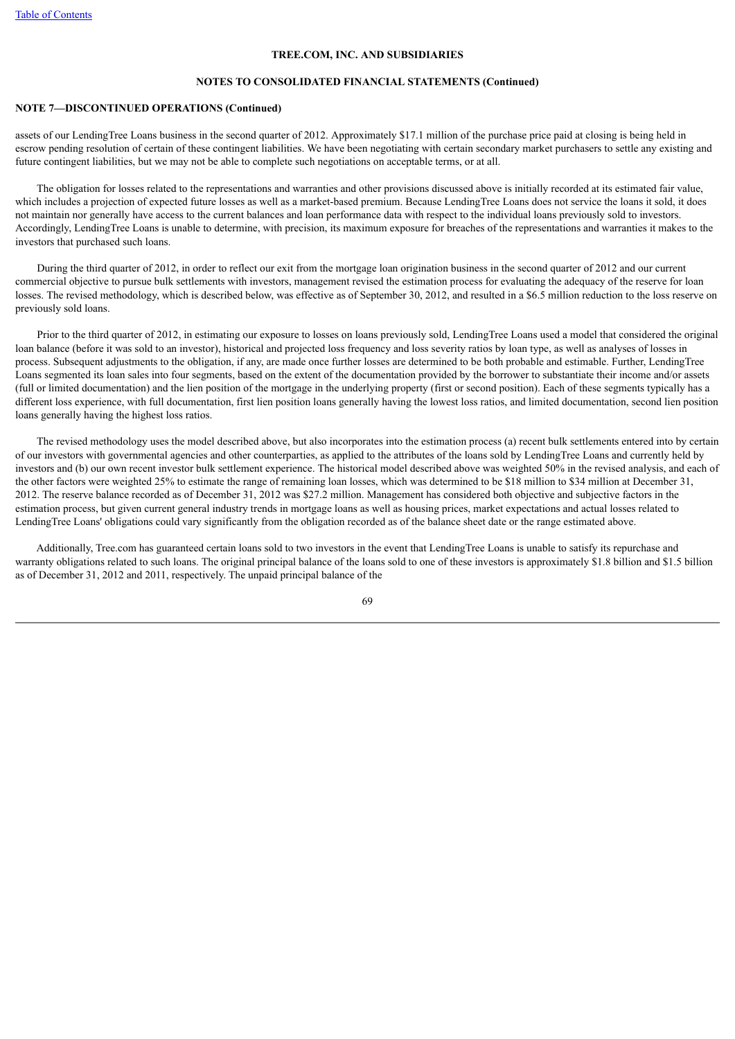**TREE.COM, INC. AND SUBSIDIARIES**

**NOTES TO CONSOLIDATED FINANCIAL STATEMENTS (Continued)**

**NOTE 7—DISCONTINUED OPERATIONS (Continued)**

assets of our LendingTree Loans business in the second quarter of 2012. Approximately $17.1 million of the purchase price paid at closing is being held in escrow pending resolution of certain of these contingent liabilities. We have been negotiating with certain secondary market purchasers to settle any existing and future contingent liabilities, but we may not be able to complete such negotiations on acceptable terms, or at all.

The obligation for losses related to the representations and warranties and other provisions discussed above is initially recorded at its estimated fair value, which includes a projection of expected future losses as well as a market-based premium. Because LendingTree Loans does not service the loans it sold, it does not maintain nor generally have access to the current balances and loan performance data with respect to the individual loans previously sold to investors. Accordingly, LendingTree Loans is unable to determine, with precision, its maximum exposure for breaches of the representations and warranties it makes to the investors that purchased such loans.

During the third quarter of 2012, in order to reflect our exit from the mortgage loan origination business in the second quarter of 2012 and our current commercial objective to pursue bulk settlements with investors, management revised the estimation process for evaluating the adequacy of the reserve for loan losses. The revised methodology, which is described below, was effective as of September 30, 2012, and resulted in a $6.5 million reduction to the loss reserve on previously sold loans.

Prior to the third quarter of 2012, in estimating our exposure to losses on loans previously sold, LendingTree Loans used a model that considered the original loan balance (before it was sold to an investor), historical and projected loss frequency and loss severity ratios by loan type, as well as analyses of losses in process. Subsequent adjustments to the obligation, if any, are made once further losses are determined to be both probable and estimable. Further, LendingTree Loans segmented its loan sales into four segments, based on the extent of the documentation provided by the borrower to substantiate their income and/or assets (full or limited documentation) and the lien position of the mortgage in the underlying property (first or second position). Each of these segments typically has a different loss experience, with full documentation, first lien position loans generally having the lowest loss ratios, and limited documentation, second lien position loans generally having the highest loss ratios.

The revised methodology uses the model described above, but also incorporates into the estimation process (a) recent bulk settlements entered into by certain of our investors with governmental agencies and other counterparties, as applied to the attributes of the loans sold by LendingTree Loans and currently held by investors and (b) our own recent investor bulk settlement experience. The historical model described above was weighted 50% in the revised analysis, and each of the other factors were weighted 25% to estimate the range of remaining loan losses, which was determined to be $18 million to $34 million at December 31, 2012. The reserve balance recorded as of December 31, 2012 was $27.2 million. Management has considered both objective and subjective factors in the estimation process, but given current general industry trends in mortgage loans as well as housing prices, market expectations and actual losses related to LendingTree Loans' obligations could vary significantly from the obligation recorded as of the balance sheet date or the range estimated above.

Additionally, Tree.com has guaranteed certain loans sold to two investors in the event that LendingTree Loans is unable to satisfy its repurchase and warranty obligations related to such loans. The original principal balance of the loans sold to one of these investors is approximately $1.8 billion and $1.5 billion as of December 31, 2012 and 2011, respectively. The unpaid principal balance of the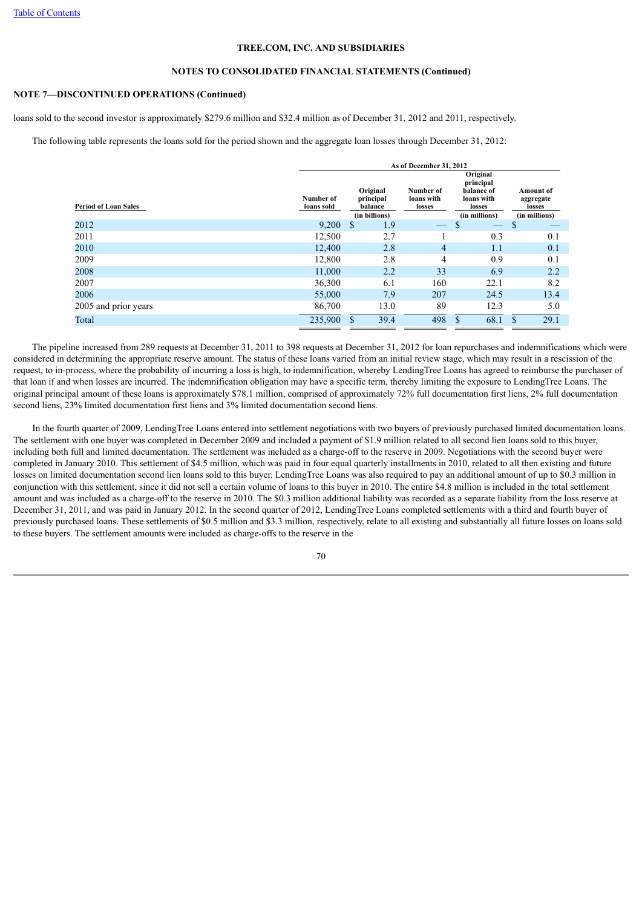**TREE.COM, INC. AND SUBSIDIARIES**

**NOTES TO CONSOLIDATED FINANCIAL STATEMENTS (Continued)**

**NOTE 7—DISCONTINUED OPERATIONS (Continued)**

loans sold to the second investor is approximately $279.6 million and $32.4 million as of December 31, 2012 and 2011, respectively.

The following table represents the loans sold for the period shown and the aggregate loan losses through December 31, 2012:

| | As of December 31, 2012 | | | | |
|---|---|---|---|---|---|
| Period of Loan Sales | Number of loans sold | Original principal balance (in billions) | Number of loans with losses | Original principal balance of loans with losses (in millions) | Amount of aggregate losses (in millions) |
| 2012 | 9,200 | $ 1.9 | — | $ — | $ — |
| 2011 | 12,500 | 2.7 | 1 | 0.3 | 0.1 |
| 2010 | 12,400 | 2.8 | 4 | 1.1 | 0.1 |
| 2009 | 12,800 | 2.8 | 4 | 0.9 | 0.1 |
| 2008 | 11,000 | 2.2 | 33 | 6.9 | 2.2 |
| 2007 | 36,300 | 6.1 | 160 | 22.1 | 8.2 |
| 2006 | 55,000 | 7.9 | 207 | 24.5 | 13.4 |
| 2005 and prior years | 86,700 | 13.0 | 89 | 12.3 | 5.0 |
| Total | 235,900 | $ 39.4 | 498 | $ 68.1 | $ 29.1 |

The pipeline increased from 289 requests at December 31, 2011 to 398 requests at December 31, 2012 for loan repurchases and indemnifications which were considered in determining the appropriate reserve amount. The status of these loans varied from an initial review stage, which may result in a rescission of the request, to in-process, where the probability of incurring a loss is high, to indemnification, whereby LendingTree Loans has agreed to reimburse the purchaser of that loan if and when losses are incurred. The indemnification obligation may have a specific term, thereby limiting the exposure to LendingTree Loans. The original principal amount of these loans is approximately $78.1 million, comprised of approximately 72% full documentation first liens, 2% full documentation second liens, 23% limited documentation first liens and 3% limited documentation second liens.

In the fourth quarter of 2009, LendingTree Loans entered into settlement negotiations with two buyers of previously purchased limited documentation loans. The settlement with one buyer was completed in December 2009 and included a payment of $1.9 million related to all second lien loans sold to this buyer, including both full and limited documentation. The settlement was included as a charge-off to the reserve in 2009. Negotiations with the second buyer were completed in January 2010. This settlement of $4.5 million, which was paid in four equal quarterly installments in 2010, related to all then existing and future losses on limited documentation second lien loans sold to this buyer. LendingTree Loans was also required to pay an additional amount of up to $0.3 million in conjunction with this settlement, since it did not sell a certain volume of loans to this buyer in 2010. The entire $4.8 million is included in the total settlement amount and was included as a charge-off to the reserve in 2010. The $0.3 million additional liability was recorded as a separate liability from the loss reserve at December 31, 2011, and was paid in January 2012. In the second quarter of 2012, LendingTree Loans completed settlements with a third and fourth buyer of previously purchased loans. These settlements of $0.5 million and $3.3 million, respectively, relate to all existing and substantially all future losses on loans sold to these buyers. The settlement amounts were included as charge-offs to the reserve in the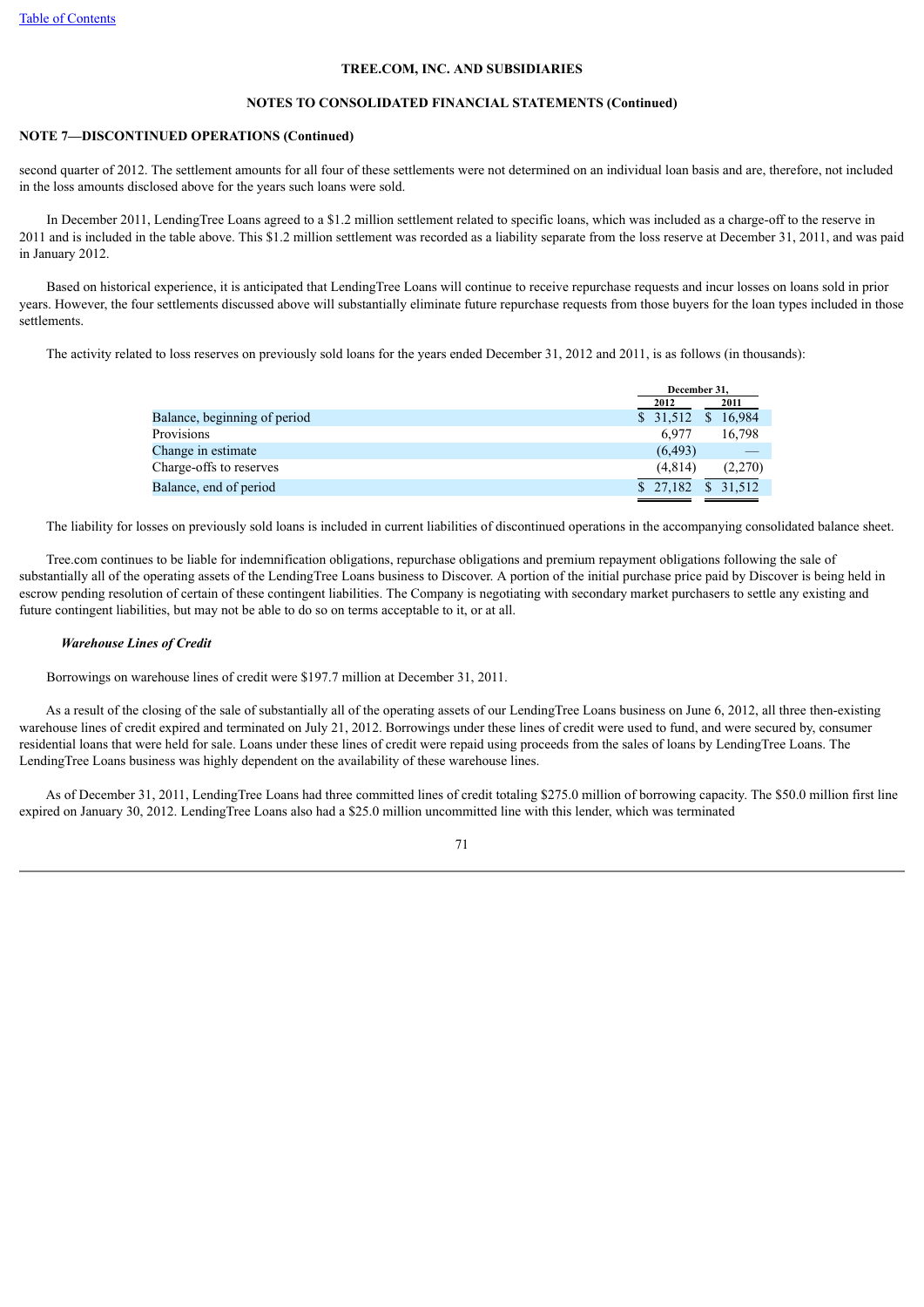**TREE.COM, INC. AND SUBSIDIARIES**

**NOTES TO CONSOLIDATED FINANCIAL STATEMENTS (Continued)**

**NOTE 7—DISCONTINUED OPERATIONS (Continued)**

second quarter of 2012. The settlement amounts for all four of these settlements were not determined on an individual loan basis and are, therefore, not included in the loss amounts disclosed above for the years such loans were sold.

In December 2011, LendingTree Loans agreed to a $1.2 million settlement related to specific loans, which was included as a charge-off to the reserve in 2011 and is included in the table above. This $1.2 million settlement was recorded as a liability separate from the loss reserve at December 31, 2011, and was paid in January 2012.

Based on historical experience, it is anticipated that LendingTree Loans will continue to receive repurchase requests and incur losses on loans sold in prior years. However, the four settlements discussed above will substantially eliminate future repurchase requests from those buyers for the loan types included in those settlements.

The activity related to loss reserves on previously sold loans for the years ended December 31, 2012 and 2011, is as follows (in thousands):

| | December 31, | |
|---|---|---|
| | 2012 | 2011 |
| Balance, beginning of period | $ 31,512 | $ 16,984 |
| Provisions | 6,977 | 16,798 |
| Change in estimate | (6,493) | — |
| Charge-offs to reserves | (4,814) | (2,270) |
| Balance, end of period | $ 27,182 | $ 31,512 |

The liability for losses on previously sold loans is included in current liabilities of discontinued operations in the accompanying consolidated balance sheet.

Tree.com continues to be liable for indemnification obligations, repurchase obligations and premium repayment obligations following the sale of substantially all of the operating assets of the LendingTree Loans business to Discover. A portion of the initial purchase price paid by Discover is being held in escrow pending resolution of certain of these contingent liabilities. The Company is negotiating with secondary market purchasers to settle any existing and future contingent liabilities, but may not be able to do so on terms acceptable to it, or at all.

***Warehouse Lines of Credit***

Borrowings on warehouse lines of credit were $197.7 million at December 31, 2011.

As a result of the closing of the sale of substantially all of the operating assets of our LendingTree Loans business on June 6, 2012, all three then-existing warehouse lines of credit expired and terminated on July 21, 2012. Borrowings under these lines of credit were used to fund, and were secured by, consumer residential loans that were held for sale. Loans under these lines of credit were repaid using proceeds from the sales of loans by LendingTree Loans. The LendingTree Loans business was highly dependent on the availability of these warehouse lines.

As of December 31, 2011, LendingTree Loans had three committed lines of credit totaling $275.0 million of borrowing capacity. The $50.0 million first line expired on January 30, 2012. LendingTree Loans also had a $25.0 million uncommitted line with this lender, which was terminated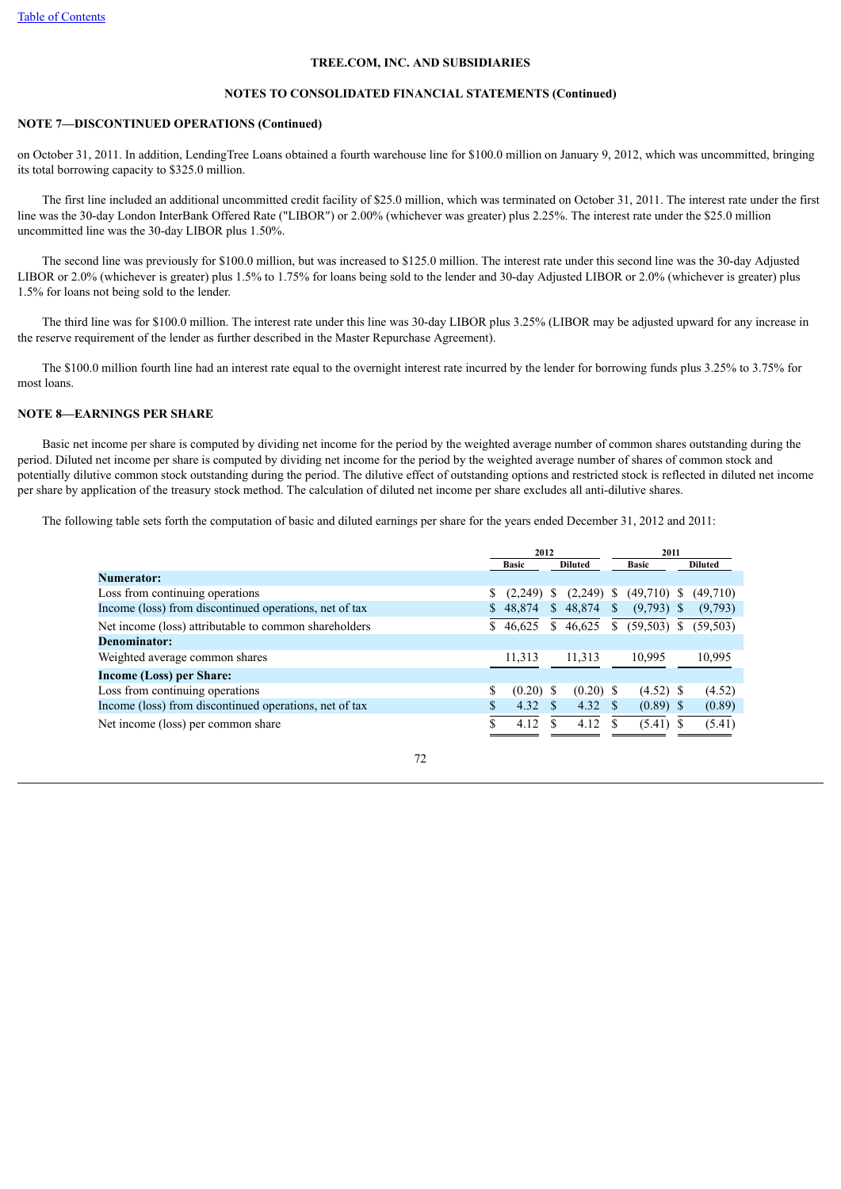**TREE.COM, INC. AND SUBSIDIARIES**

**NOTES TO CONSOLIDATED FINANCIAL STATEMENTS (Continued)**

**NOTE 7—DISCONTINUED OPERATIONS (Continued)**

on October 31, 2011. In addition, LendingTree Loans obtained a fourth warehouse line for $100.0 million on January 9, 2012, which was uncommitted, bringing its total borrowing capacity to $325.0 million.

The first line included an additional uncommitted credit facility of $25.0 million, which was terminated on October 31, 2011. The interest rate under the first line was the 30-day London InterBank Offered Rate ("LIBOR") or 2.00% (whichever was greater) plus 2.25%. The interest rate under the $25.0 million uncommitted line was the 30-day LIBOR plus 1.50%.

The second line was previously for $100.0 million, but was increased to $125.0 million. The interest rate under this second line was the 30-day Adjusted LIBOR or 2.0% (whichever is greater) plus 1.5% to 1.75% for loans being sold to the lender and 30-day Adjusted LIBOR or 2.0% (whichever is greater) plus 1.5% for loans not being sold to the lender.

The third line was for $100.0 million. The interest rate under this line was 30-day LIBOR plus 3.25% (LIBOR may be adjusted upward for any increase in the reserve requirement of the lender as further described in the Master Repurchase Agreement).

The $100.0 million fourth line had an interest rate equal to the overnight interest rate incurred by the lender for borrowing funds plus 3.25% to 3.75% for most loans.

**NOTE 8—EARNINGS PER SHARE**

Basic net income per share is computed by dividing net income for the period by the weighted average number of common shares outstanding during the period. Diluted net income per share is computed by dividing net income for the period by the weighted average number of shares of common stock and potentially dilutive common stock outstanding during the period. The dilutive effect of outstanding options and restricted stock is reflected in diluted net income per share by application of the treasury stock method. The calculation of diluted net income per share excludes all anti-dilutive shares.

The following table sets forth the computation of basic and diluted earnings per share for the years ended December 31, 2012 and 2011:

| | 2012 | | 2011 | |
|---|---|---|---|---|
| | Basic | Diluted | Basic | Diluted |
| **Numerator:** | | | | |
| Loss from continuing operations | $ (2,249) | $ (2,249) | $ (49,710) | $ (49,710) |
| Income (loss) from discontinued operations, net of tax | $ 48,874 | $ 48,874 | $ (9,793) | $ (9,793) |
| Net income (loss) attributable to common shareholders | $ 46,625 | $ 46,625 | $ (59,503) | $ (59,503) |
| **Denominator:** | | | | |
| Weighted average common shares | 11,313 | 11,313 | 10,995 | 10,995 |
| **Income (Loss) per Share:** | | | | |
| Loss from continuing operations | $ (0.20) | $ (0.20) | $ (4.52) | $ (4.52) |
| Income (loss) from discontinued operations, net of tax | $ 4.32 | $ 4.32 | $ (0.89) | $ (0.89) |
| Net income (loss) per common share | $ 4.12 | $ 4.12 | $ (5.41) | $ (5.41) |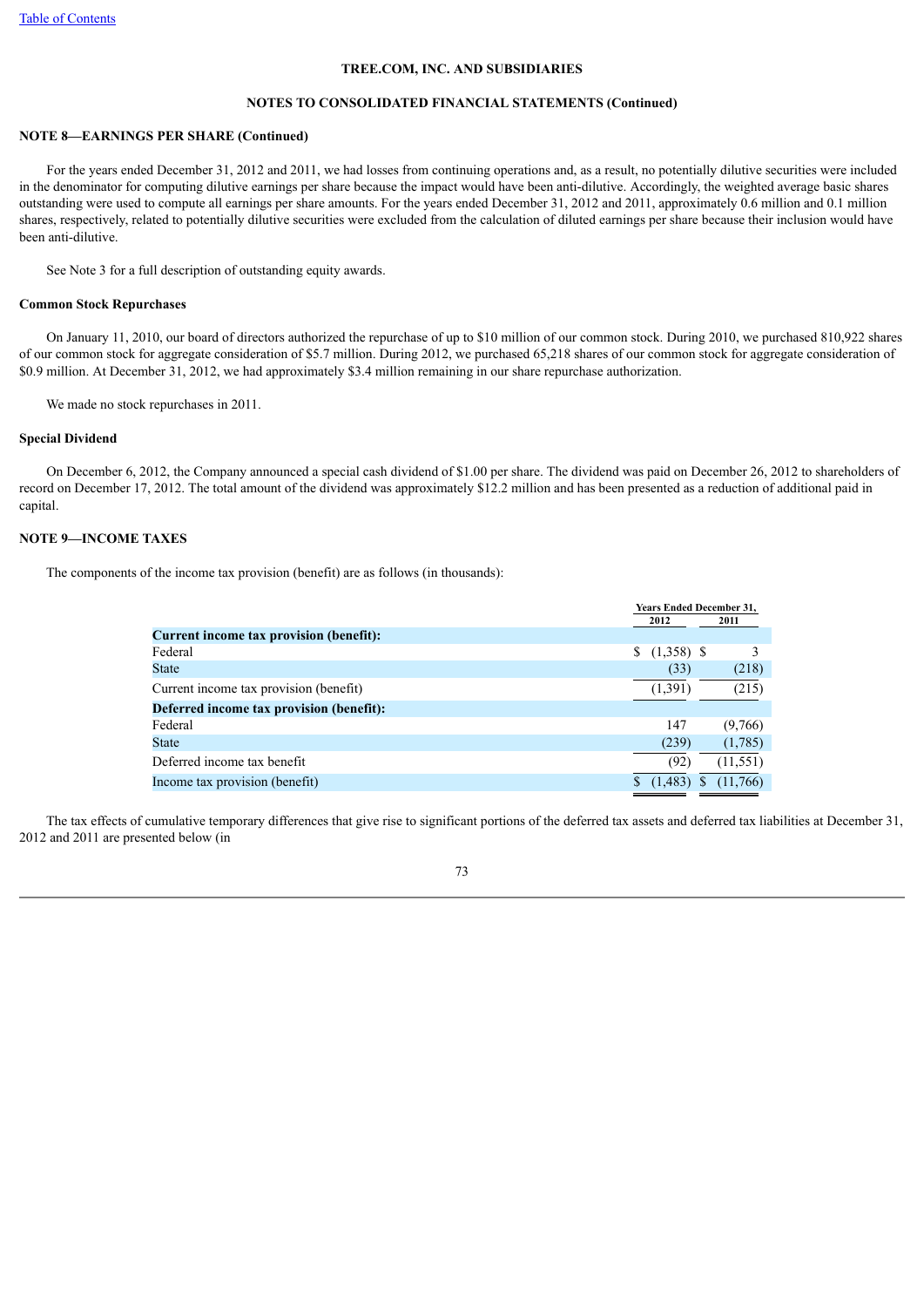TREE.COM, INC. AND SUBSIDIARIES

NOTES TO CONSOLIDATED FINANCIAL STATEMENTS (Continued)

**NOTE 8—EARNINGS PER SHARE (Continued)**

For the years ended December 31, 2012 and 2011, we had losses from continuing operations and, as a result, no potentially dilutive securities were included in the denominator for computing dilutive earnings per share because the impact would have been anti-dilutive. Accordingly, the weighted average basic shares outstanding were used to compute all earnings per share amounts. For the years ended December 31, 2012 and 2011, approximately 0.6 million and 0.1 million shares, respectively, related to potentially dilutive securities were excluded from the calculation of diluted earnings per share because their inclusion would have been anti-dilutive.

See Note 3 for a full description of outstanding equity awards.

**Common Stock Repurchases**

On January 11, 2010, our board of directors authorized the repurchase of up to $10 million of our common stock. During 2010, we purchased 810,922 shares of our common stock for aggregate consideration of $5.7 million. During 2012, we purchased 65,218 shares of our common stock for aggregate consideration of $0.9 million. At December 31, 2012, we had approximately $3.4 million remaining in our share repurchase authorization.

We made no stock repurchases in 2011.

**Special Dividend**

On December 6, 2012, the Company announced a special cash dividend of $1.00 per share. The dividend was paid on December 26, 2012 to shareholders of record on December 17, 2012. The total amount of the dividend was approximately $12.2 million and has been presented as a reduction of additional paid in capital.

**NOTE 9—INCOME TAXES**

The components of the income tax provision (benefit) are as follows (in thousands):

| | Years Ended December 31, | |
|---|---|---|
| | 2012 | 2011 |
| **Current income tax provision (benefit):** | | |
| Federal | $ (1,358) | $ 3 |
| State | (33) | (218) |
| Current income tax provision (benefit) | (1,391) | (215) |
| **Deferred income tax provision (benefit):** | | |
| Federal | 147 | (9,766) |
| State | (239) | (1,785) |
| Deferred income tax benefit | (92) | (11,551) |
| Income tax provision (benefit) | $ (1,483) | $ (11,766) |

The tax effects of cumulative temporary differences that give rise to significant portions of the deferred tax assets and deferred tax liabilities at December 31, 2012 and 2011 are presented below (in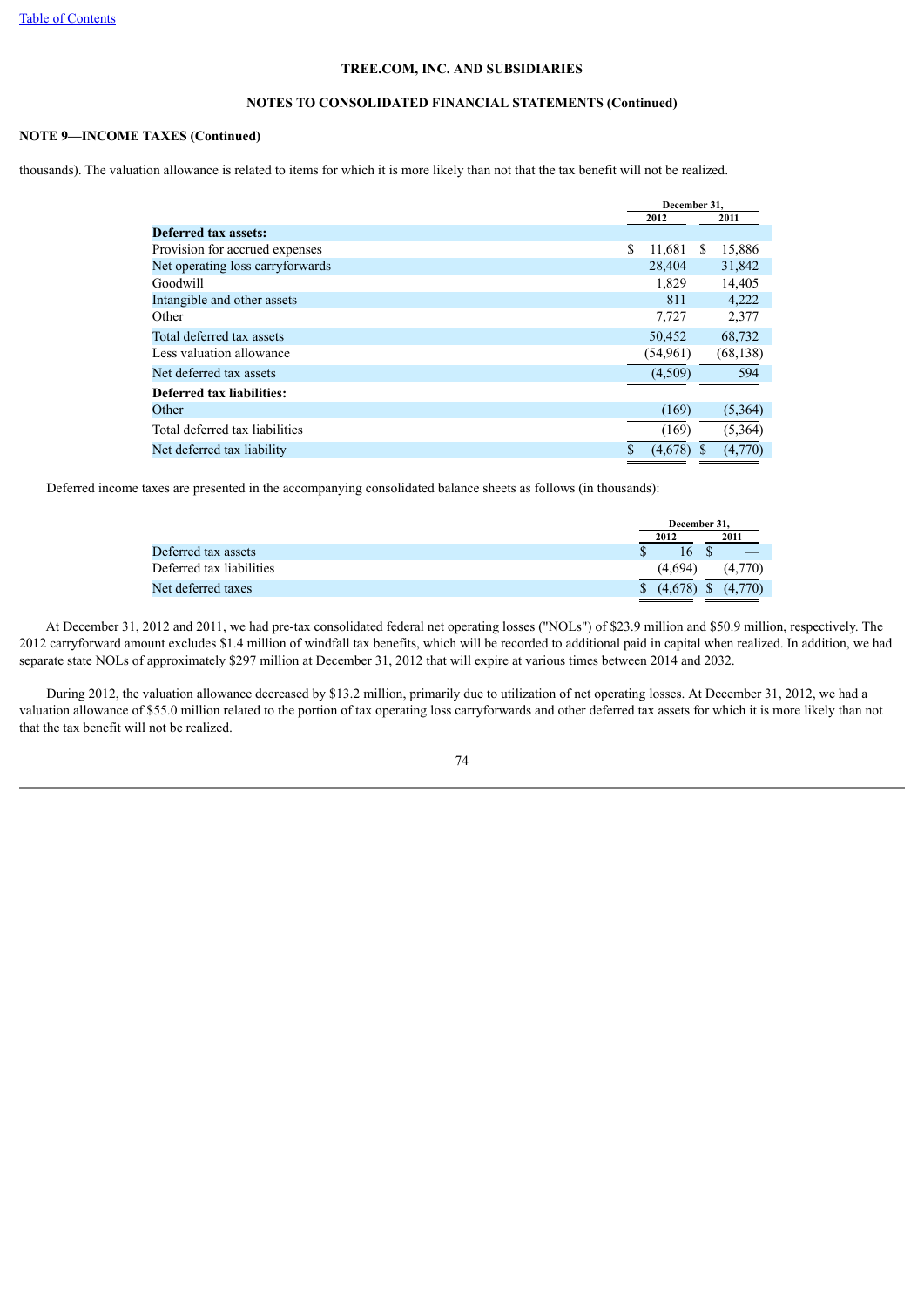**TREE.COM, INC. AND SUBSIDIARIES**

**NOTES TO CONSOLIDATED FINANCIAL STATEMENTS (Continued)**

**NOTE 9—INCOME TAXES (Continued)**

thousands). The valuation allowance is related to items for which it is more likely than not that the tax benefit will not be realized.

| | December 31, 2012 | December 31, 2011 |
|---|---|---|
| **Deferred tax assets:** | | |
| Provision for accrued expenses | $ 11,681 | $ 15,886 |
| Net operating loss carryforwards | 28,404 | 31,842 |
| Goodwill | 1,829 | 14,405 |
| Intangible and other assets | 811 | 4,222 |
| Other | 7,727 | 2,377 |
| Total deferred tax assets | 50,452 | 68,732 |
| Less valuation allowance | (54,961) | (68,138) |
| Net deferred tax assets | (4,509) | 594 |
| **Deferred tax liabilities:** | | |
| Other | (169) | (5,364) |
| Total deferred tax liabilities | (169) | (5,364) |
| Net deferred tax liability | $ (4,678) | $ (4,770) |

Deferred income taxes are presented in the accompanying consolidated balance sheets as follows (in thousands):

| | December 31, 2012 | December 31, 2011 |
|---|---|---|
| Deferred tax assets | $ 16 | $ — |
| Deferred tax liabilities | (4,694) | (4,770) |
| Net deferred taxes | $ (4,678) | $ (4,770) |

At December 31, 2012 and 2011, we had pre-tax consolidated federal net operating losses ("NOLs") of $23.9 million and $50.9 million, respectively. The 2012 carryforward amount excludes $1.4 million of windfall tax benefits, which will be recorded to additional paid in capital when realized. In addition, we had separate state NOLs of approximately $297 million at December 31, 2012 that will expire at various times between 2014 and 2032.

During 2012, the valuation allowance decreased by $13.2 million, primarily due to utilization of net operating losses. At December 31, 2012, we had a valuation allowance of $55.0 million related to the portion of tax operating loss carryforwards and other deferred tax assets for which it is more likely than not that the tax benefit will not be realized.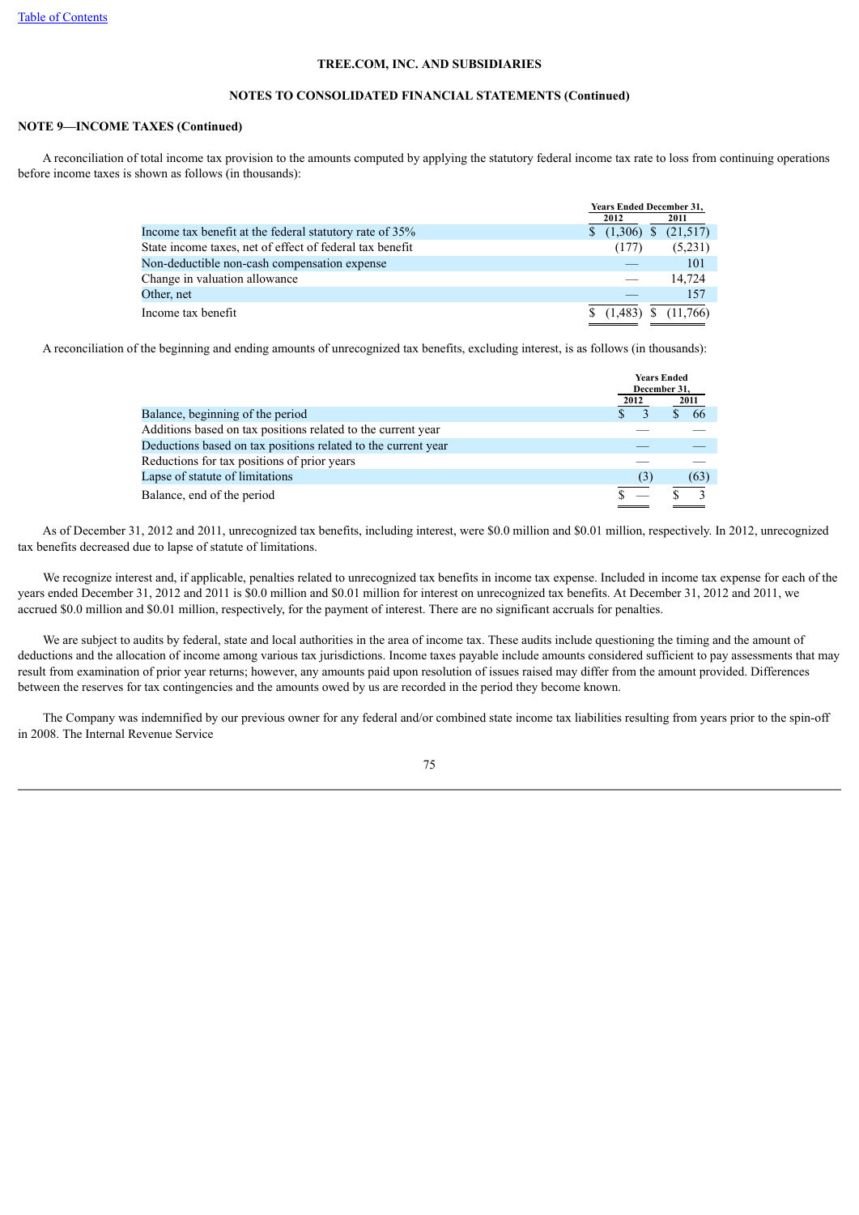**TREE.COM, INC. AND SUBSIDIARIES**

**NOTES TO CONSOLIDATED FINANCIAL STATEMENTS (Continued)**

**NOTE 9—INCOME TAXES (Continued)**

A reconciliation of total income tax provision to the amounts computed by applying the statutory federal income tax rate to loss from continuing operations before income taxes is shown as follows (in thousands):

| | Years Ended December 31, | |
|---|---|---|
| | 2012 | 2011 |
| Income tax benefit at the federal statutory rate of 35% | $ (1,306) | $ (21,517) |
| State income taxes, net of effect of federal tax benefit | (177) | (5,231) |
| Non-deductible non-cash compensation expense | — | 101 |
| Change in valuation allowance | — | 14,724 |
| Other, net | — | 157 |
| Income tax benefit | $ (1,483) | $ (11,766) |

A reconciliation of the beginning and ending amounts of unrecognized tax benefits, excluding interest, is as follows (in thousands):

| | Years Ended December 31, | |
|---|---|---|
| | 2012 | 2011 |
| Balance, beginning of the period | $ 3 | $ 66 |
| Additions based on tax positions related to the current year | — | — |
| Deductions based on tax positions related to the current year | — | — |
| Reductions for tax positions of prior years | — | — |
| Lapse of statute of limitations | (3) | (63) |
| Balance, end of the period | $ — | $ 3 |

As of December 31, 2012 and 2011, unrecognized tax benefits, including interest, were $0.0 million and $0.01 million, respectively. In 2012, unrecognized tax benefits decreased due to lapse of statute of limitations.

We recognize interest and, if applicable, penalties related to unrecognized tax benefits in income tax expense. Included in income tax expense for each of the years ended December 31, 2012 and 2011 is $0.0 million and $0.01 million for interest on unrecognized tax benefits. At December 31, 2012 and 2011, we accrued $0.0 million and $0.01 million, respectively, for the payment of interest. There are no significant accruals for penalties.

We are subject to audits by federal, state and local authorities in the area of income tax. These audits include questioning the timing and the amount of deductions and the allocation of income among various tax jurisdictions. Income taxes payable include amounts considered sufficient to pay assessments that may result from examination of prior year returns; however, any amounts paid upon resolution of issues raised may differ from the amount provided. Differences between the reserves for tax contingencies and the amounts owed by us are recorded in the period they become known.

The Company was indemnified by our previous owner for any federal and/or combined state income tax liabilities resulting from years prior to the spin-off in 2008. The Internal Revenue Service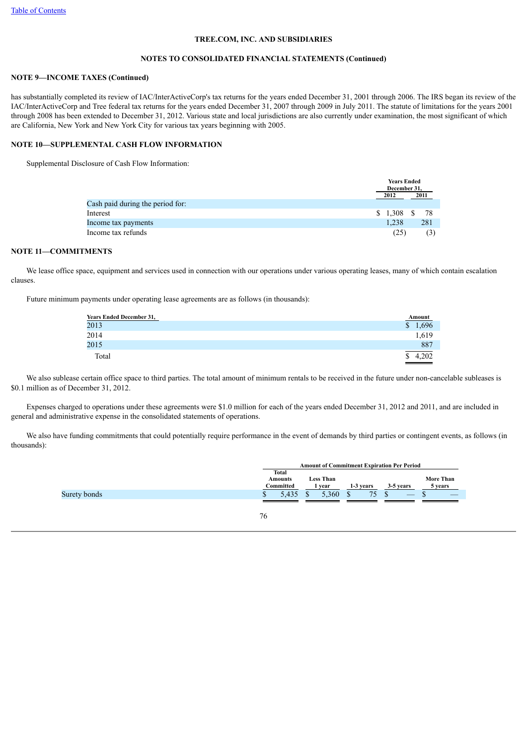**TREE.COM, INC. AND SUBSIDIARIES**

**NOTES TO CONSOLIDATED FINANCIAL STATEMENTS (Continued)**

**NOTE 9—INCOME TAXES (Continued)**

has substantially completed its review of IAC/InterActiveCorp's tax returns for the years ended December 31, 2001 through 2006. The IRS began its review of the IAC/InterActiveCorp and Tree federal tax returns for the years ended December 31, 2007 through 2009 in July 2011. The statute of limitations for the years 2001 through 2008 has been extended to December 31, 2012. Various state and local jurisdictions are also currently under examination, the most significant of which are California, New York and New York City for various tax years beginning with 2005.

## NOTE 10—SUPPLEMENTAL CASH FLOW INFORMATION

Supplemental Disclosure of Cash Flow Information:

| | Years Ended December 31, | |
|---|---|---|
| | 2012 | 2011 |
| Cash paid during the period for: | | |
| Interest | $ 1,308 | $ 78 |
| Income tax payments | 1,238 | 281 |
| Income tax refunds | (25) | (3) |

## NOTE 11—COMMITMENTS

We lease office space, equipment and services used in connection with our operations under various operating leases, many of which contain escalation clauses.

Future minimum payments under operating lease agreements are as follows (in thousands):

| Years Ended December 31, | Amount |
|---|---|
| 2013 | $ 1,696 |
| 2014 | 1,619 |
| 2015 | 887 |
| Total | $ 4,202 |

We also sublease certain office space to third parties. The total amount of minimum rentals to be received in the future under non-cancelable subleases is $0.1 million as of December 31, 2012.

Expenses charged to operations under these agreements were $1.0 million for each of the years ended December 31, 2012 and 2011, and are included in general and administrative expense in the consolidated statements of operations.

We also have funding commitments that could potentially require performance in the event of demands by third parties or contingent events, as follows (in thousands):

| | Amount of Commitment Expiration Per Period | | | | |
|---|---|---|---|---|---|
| | Total Amounts Committed | Less Than 1 year | 1-3 years | 3-5 years | More Than 5 years |
| Surety bonds | $ 5,435 | $ 5,360 | $ 75 | $ — | $ — |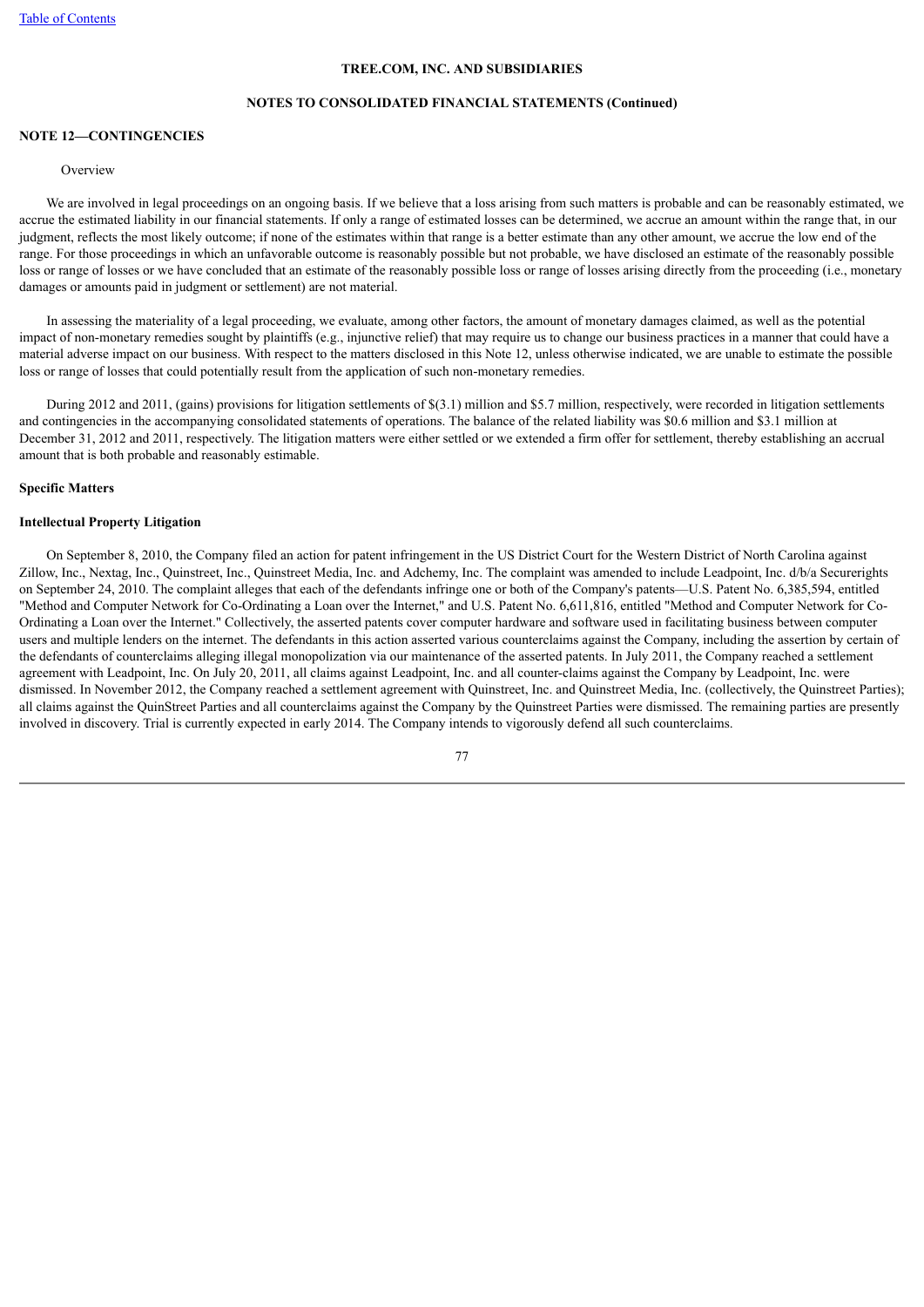**TREE.COM, INC. AND SUBSIDIARIES**

**NOTES TO CONSOLIDATED FINANCIAL STATEMENTS (Continued)**

## NOTE 12—CONTINGENCIES

Overview

We are involved in legal proceedings on an ongoing basis. If we believe that a loss arising from such matters is probable and can be reasonably estimated, we accrue the estimated liability in our financial statements. If only a range of estimated losses can be determined, we accrue an amount within the range that, in our judgment, reflects the most likely outcome; if none of the estimates within that range is a better estimate than any other amount, we accrue the low end of the range. For those proceedings in which an unfavorable outcome is reasonably possible but not probable, we have disclosed an estimate of the reasonably possible loss or range of losses or we have concluded that an estimate of the reasonably possible loss or range of losses arising directly from the proceeding (i.e., monetary damages or amounts paid in judgment or settlement) are not material.

In assessing the materiality of a legal proceeding, we evaluate, among other factors, the amount of monetary damages claimed, as well as the potential impact of non-monetary remedies sought by plaintiffs (e.g., injunctive relief) that may require us to change our business practices in a manner that could have a material adverse impact on our business. With respect to the matters disclosed in this Note 12, unless otherwise indicated, we are unable to estimate the possible loss or range of losses that could potentially result from the application of such non-monetary remedies.

During 2012 and 2011, (gains) provisions for litigation settlements of $(3.1) million and $5.7 million, respectively, were recorded in litigation settlements and contingencies in the accompanying consolidated statements of operations. The balance of the related liability was $0.6 million and $3.1 million at December 31, 2012 and 2011, respectively. The litigation matters were either settled or we extended a firm offer for settlement, thereby establishing an accrual amount that is both probable and reasonably estimable.

### Specific Matters

### Intellectual Property Litigation

On September 8, 2010, the Company filed an action for patent infringement in the US District Court for the Western District of North Carolina against Zillow, Inc., Nextag, Inc., Quinstreet, Inc., Quinstreet Media, Inc. and Adchemy, Inc. The complaint was amended to include Leadpoint, Inc. d/b/a Securerights on September 24, 2010. The complaint alleges that each of the defendants infringe one or both of the Company's patents—U.S. Patent No. 6,385,594, entitled "Method and Computer Network for Co-Ordinating a Loan over the Internet," and U.S. Patent No. 6,611,816, entitled "Method and Computer Network for Co-Ordinating a Loan over the Internet." Collectively, the asserted patents cover computer hardware and software used in facilitating business between computer users and multiple lenders on the internet. The defendants in this action asserted various counterclaims against the Company, including the assertion by certain of the defendants of counterclaims alleging illegal monopolization via our maintenance of the asserted patents. In July 2011, the Company reached a settlement agreement with Leadpoint, Inc. On July 20, 2011, all claims against Leadpoint, Inc. and all counter-claims against the Company by Leadpoint, Inc. were dismissed. In November 2012, the Company reached a settlement agreement with Quinstreet, Inc. and Quinstreet Media, Inc. (collectively, the Quinstreet Parties); all claims against the QuinStreet Parties and all counterclaims against the Company by the Quinstreet Parties were dismissed. The remaining parties are presently involved in discovery. Trial is currently expected in early 2014. The Company intends to vigorously defend all such counterclaims.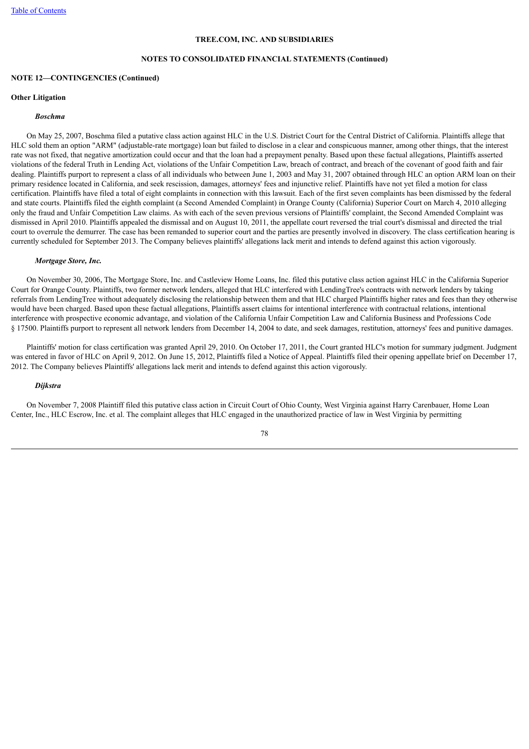**TREE.COM, INC. AND SUBSIDIARIES**

**NOTES TO CONSOLIDATED FINANCIAL STATEMENTS (Continued)**

**NOTE 12—CONTINGENCIES (Continued)**

**Other Litigation**

***Boschma***

On May 25, 2007, Boschma filed a putative class action against HLC in the U.S. District Court for the Central District of California. Plaintiffs allege that HLC sold them an option "ARM" (adjustable-rate mortgage) loan but failed to disclose in a clear and conspicuous manner, among other things, that the interest rate was not fixed, that negative amortization could occur and that the loan had a prepayment penalty. Based upon these factual allegations, Plaintiffs asserted violations of the federal Truth in Lending Act, violations of the Unfair Competition Law, breach of contract, and breach of the covenant of good faith and fair dealing. Plaintiffs purport to represent a class of all individuals who between June 1, 2003 and May 31, 2007 obtained through HLC an option ARM loan on their primary residence located in California, and seek rescission, damages, attorneys' fees and injunctive relief. Plaintiffs have not yet filed a motion for class certification. Plaintiffs have filed a total of eight complaints in connection with this lawsuit. Each of the first seven complaints has been dismissed by the federal and state courts. Plaintiffs filed the eighth complaint (a Second Amended Complaint) in Orange County (California) Superior Court on March 4, 2010 alleging only the fraud and Unfair Competition Law claims. As with each of the seven previous versions of Plaintiffs' complaint, the Second Amended Complaint was dismissed in April 2010. Plaintiffs appealed the dismissal and on August 10, 2011, the appellate court reversed the trial court's dismissal and directed the trial court to overrule the demurrer. The case has been remanded to superior court and the parties are presently involved in discovery. The class certification hearing is currently scheduled for September 2013. The Company believes plaintiffs' allegations lack merit and intends to defend against this action vigorously.

***Mortgage Store, Inc.***

On November 30, 2006, The Mortgage Store, Inc. and Castleview Home Loans, Inc. filed this putative class action against HLC in the California Superior Court for Orange County. Plaintiffs, two former network lenders, alleged that HLC interfered with LendingTree's contracts with network lenders by taking referrals from LendingTree without adequately disclosing the relationship between them and that HLC charged Plaintiffs higher rates and fees than they otherwise would have been charged. Based upon these factual allegations, Plaintiffs assert claims for intentional interference with contractual relations, intentional interference with prospective economic advantage, and violation of the California Unfair Competition Law and California Business and Professions Code § 17500. Plaintiffs purport to represent all network lenders from December 14, 2004 to date, and seek damages, restitution, attorneys' fees and punitive damages.

Plaintiffs' motion for class certification was granted April 29, 2010. On October 17, 2011, the Court granted HLC's motion for summary judgment. Judgment was entered in favor of HLC on April 9, 2012. On June 15, 2012, Plaintiffs filed a Notice of Appeal. Plaintiffs filed their opening appellate brief on December 17, 2012. The Company believes Plaintiffs' allegations lack merit and intends to defend against this action vigorously.

***Dijkstra***

On November 7, 2008 Plaintiff filed this putative class action in Circuit Court of Ohio County, West Virginia against Harry Carenbauer, Home Loan Center, Inc., HLC Escrow, Inc. et al. The complaint alleges that HLC engaged in the unauthorized practice of law in West Virginia by permitting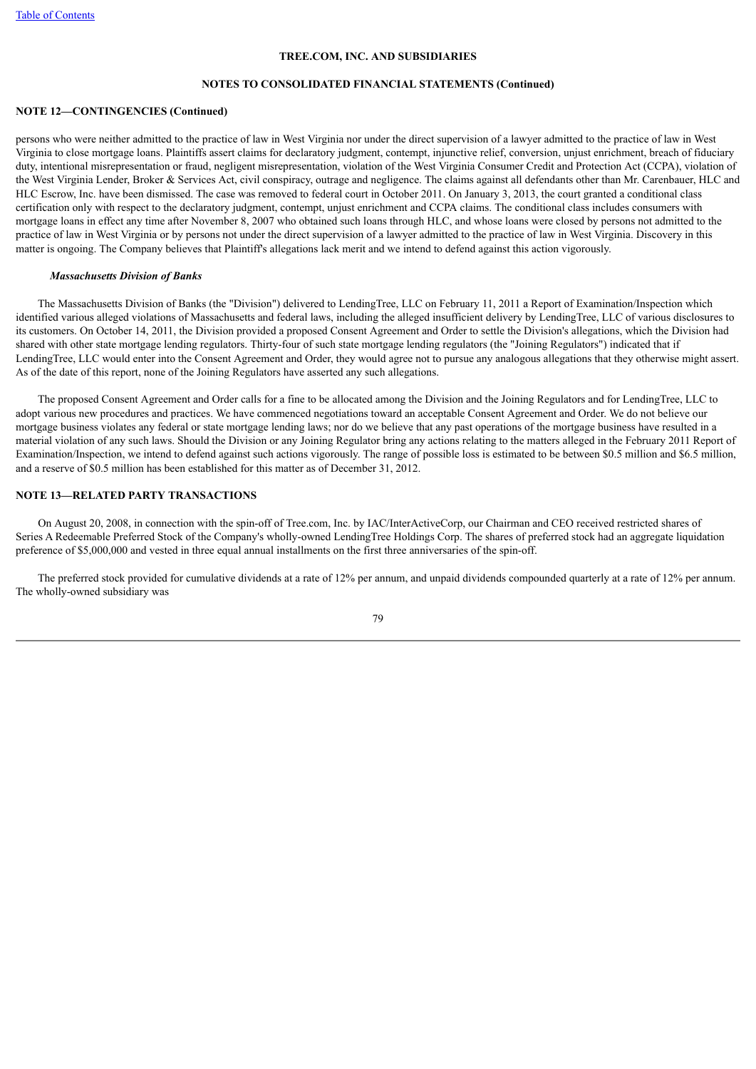**NOTE 12—CONTINGENCIES (Continued)**

persons who were neither admitted to the practice of law in West Virginia nor under the direct supervision of a lawyer admitted to the practice of law in West Virginia to close mortgage loans. Plaintiffs assert claims for declaratory judgment, contempt, injunctive relief, conversion, unjust enrichment, breach of fiduciary duty, intentional misrepresentation or fraud, negligent misrepresentation, violation of the West Virginia Consumer Credit and Protection Act (CCPA), violation of the West Virginia Lender, Broker & Services Act, civil conspiracy, outrage and negligence. The claims against all defendants other than Mr. Carenbauer, HLC and HLC Escrow, Inc. have been dismissed. The case was removed to federal court in October 2011. On January 3, 2013, the court granted a conditional class certification only with respect to the declaratory judgment, contempt, unjust enrichment and CCPA claims. The conditional class includes consumers with mortgage loans in effect any time after November 8, 2007 who obtained such loans through HLC, and whose loans were closed by persons not admitted to the practice of law in West Virginia or by persons not under the direct supervision of a lawyer admitted to the practice of law in West Virginia. Discovery in this matter is ongoing. The Company believes that Plaintiff's allegations lack merit and we intend to defend against this action vigorously.

***Massachusetts Division of Banks***

The Massachusetts Division of Banks (the "Division") delivered to LendingTree, LLC on February 11, 2011 a Report of Examination/Inspection which identified various alleged violations of Massachusetts and federal laws, including the alleged insufficient delivery by LendingTree, LLC of various disclosures to its customers. On October 14, 2011, the Division provided a proposed Consent Agreement and Order to settle the Division's allegations, which the Division had shared with other state mortgage lending regulators. Thirty-four of such state mortgage lending regulators (the "Joining Regulators") indicated that if LendingTree, LLC would enter into the Consent Agreement and Order, they would agree not to pursue any analogous allegations that they otherwise might assert. As of the date of this report, none of the Joining Regulators have asserted any such allegations.

The proposed Consent Agreement and Order calls for a fine to be allocated among the Division and the Joining Regulators and for LendingTree, LLC to adopt various new procedures and practices. We have commenced negotiations toward an acceptable Consent Agreement and Order. We do not believe our mortgage business violates any federal or state mortgage lending laws; nor do we believe that any past operations of the mortgage business have resulted in a material violation of any such laws. Should the Division or any Joining Regulator bring any actions relating to the matters alleged in the February 2011 Report of Examination/Inspection, we intend to defend against such actions vigorously. The range of possible loss is estimated to be between $0.5 million and $6.5 million, and a reserve of $0.5 million has been established for this matter as of December 31, 2012.

**NOTE 13—RELATED PARTY TRANSACTIONS**

On August 20, 2008, in connection with the spin-off of Tree.com, Inc. by IAC/InterActiveCorp, our Chairman and CEO received restricted shares of Series A Redeemable Preferred Stock of the Company's wholly-owned LendingTree Holdings Corp. The shares of preferred stock had an aggregate liquidation preference of $5,000,000 and vested in three equal annual installments on the first three anniversaries of the spin-off.

The preferred stock provided for cumulative dividends at a rate of 12% per annum, and unpaid dividends compounded quarterly at a rate of 12% per annum. The wholly-owned subsidiary was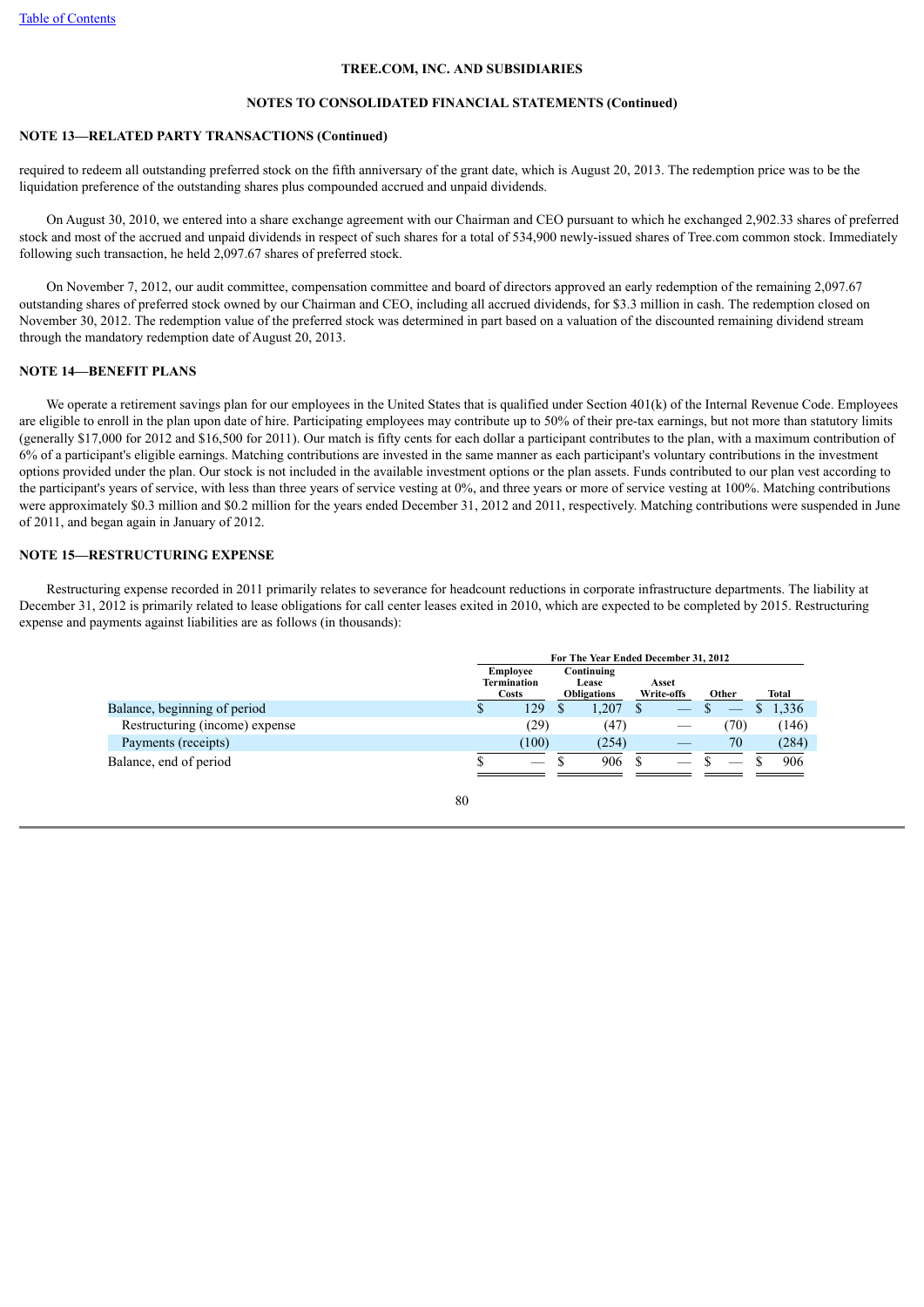TREE.COM, INC. AND SUBSIDIARIES

NOTES TO CONSOLIDATED FINANCIAL STATEMENTS (Continued)

**NOTE 13—RELATED PARTY TRANSACTIONS (Continued)**

required to redeem all outstanding preferred stock on the fifth anniversary of the grant date, which is August 20, 2013. The redemption price was to be the liquidation preference of the outstanding shares plus compounded accrued and unpaid dividends.

On August 30, 2010, we entered into a share exchange agreement with our Chairman and CEO pursuant to which he exchanged 2,902.33 shares of preferred stock and most of the accrued and unpaid dividends in respect of such shares for a total of 534,900 newly-issued shares of Tree.com common stock. Immediately following such transaction, he held 2,097.67 shares of preferred stock.

On November 7, 2012, our audit committee, compensation committee and board of directors approved an early redemption of the remaining 2,097.67 outstanding shares of preferred stock owned by our Chairman and CEO, including all accrued dividends, for $3.3 million in cash. The redemption closed on November 30, 2012. The redemption value of the preferred stock was determined in part based on a valuation of the discounted remaining dividend stream through the mandatory redemption date of August 20, 2013.

**NOTE 14—BENEFIT PLANS**

We operate a retirement savings plan for our employees in the United States that is qualified under Section 401(k) of the Internal Revenue Code. Employees are eligible to enroll in the plan upon date of hire. Participating employees may contribute up to 50% of their pre-tax earnings, but not more than statutory limits (generally $17,000 for 2012 and $16,500 for 2011). Our match is fifty cents for each dollar a participant contributes to the plan, with a maximum contribution of 6% of a participant's eligible earnings. Matching contributions are invested in the same manner as each participant's voluntary contributions in the investment options provided under the plan. Our stock is not included in the available investment options or the plan assets. Funds contributed to our plan vest according to the participant's years of service, with less than three years of service vesting at 0%, and three years or more of service vesting at 100%. Matching contributions were approximately $0.3 million and $0.2 million for the years ended December 31, 2012 and 2011, respectively. Matching contributions were suspended in June of 2011, and began again in January of 2012.

**NOTE 15—RESTRUCTURING EXPENSE**

Restructuring expense recorded in 2011 primarily relates to severance for headcount reductions in corporate infrastructure departments. The liability at December 31, 2012 is primarily related to lease obligations for call center leases exited in 2010, which are expected to be completed by 2015. Restructuring expense and payments against liabilities are as follows (in thousands):

| | For The Year Ended December 31, 2012 | | | | |
|---|---|---|---|---|---|
| | Employee Termination Costs | Continuing Lease Obligations | Asset Write-offs | Other | Total |
| Balance, beginning of period | $ 129 | $ 1,207 | $ — | $ — | $ 1,336 |
| Restructuring (income) expense | (29) | (47) | — | (70) | (146) |
| Payments (receipts) | (100) | (254) | — | 70 | (284) |
| Balance, end of period | $ — | $ 906 | $ — | $ — | $ 906 |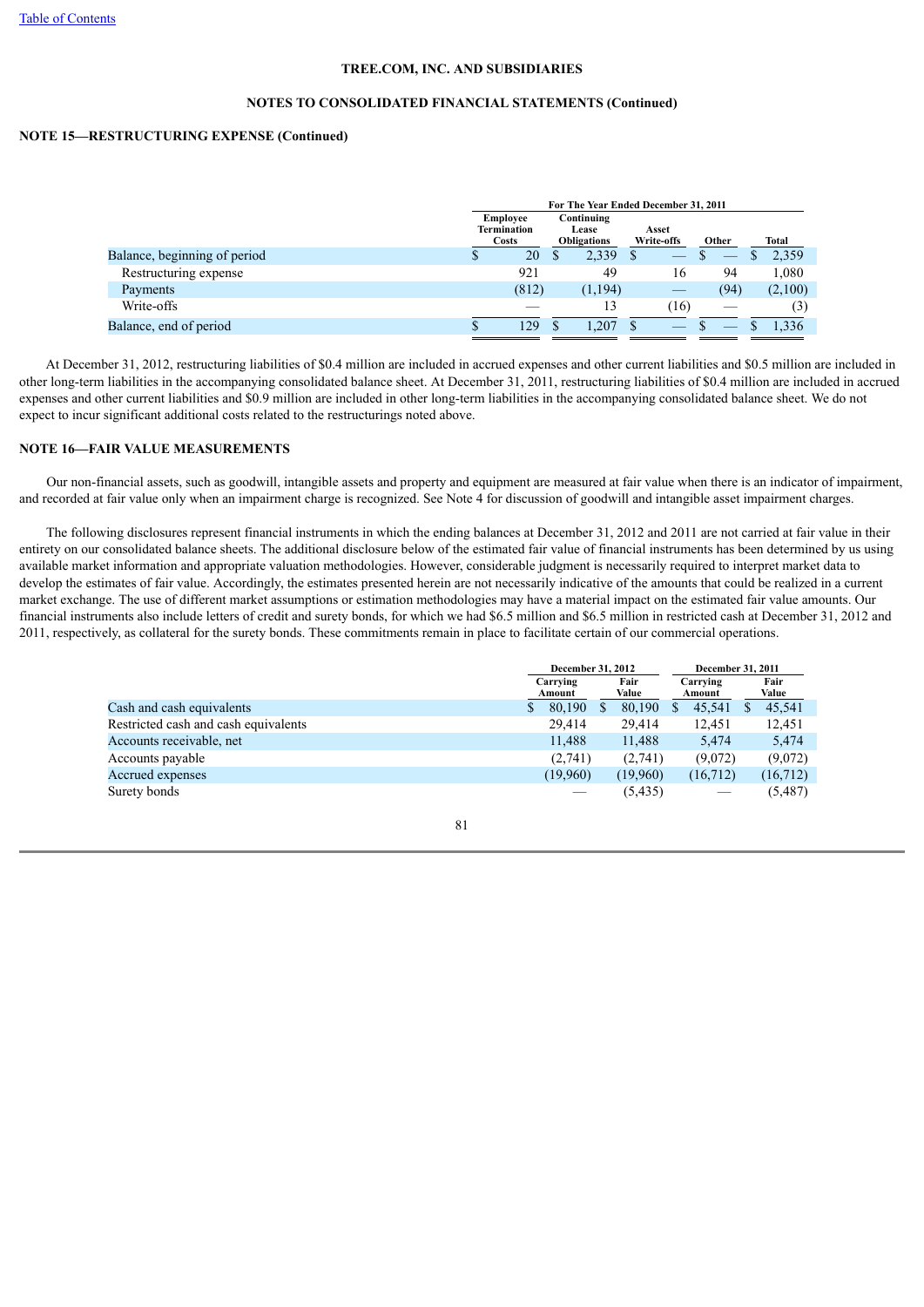TREE.COM, INC. AND SUBSIDIARIES

NOTES TO CONSOLIDATED FINANCIAL STATEMENTS (Continued)

**NOTE 15—RESTRUCTURING EXPENSE (Continued)**

| | For The Year Ended December 31, 2011 | | | | |
|---|---|---|---|---|---|
| | Employee Termination Costs | Continuing Lease Obligations | Asset Write-offs | Other | Total |
| Balance, beginning of period | $ 20 | $ 2,339 | $ — | $ — | $ 2,359 |
| Restructuring expense | 921 | 49 | 16 | 94 | 1,080 |
| Payments | (812) | (1,194) | — | (94) | (2,100) |
| Write-offs | — | 13 | (16) | — | (3) |
| Balance, end of period | $ 129 | $ 1,207 | $ — | $ — | $ 1,336 |

At December 31, 2012, restructuring liabilities of $0.4 million are included in accrued expenses and other current liabilities and $0.5 million are included in other long-term liabilities in the accompanying consolidated balance sheet. At December 31, 2011, restructuring liabilities of $0.4 million are included in accrued expenses and other current liabilities and $0.9 million are included in other long-term liabilities in the accompanying consolidated balance sheet. We do not expect to incur significant additional costs related to the restructurings noted above.

**NOTE 16—FAIR VALUE MEASUREMENTS**

Our non-financial assets, such as goodwill, intangible assets and property and equipment are measured at fair value when there is an indicator of impairment, and recorded at fair value only when an impairment charge is recognized. See Note 4 for discussion of goodwill and intangible asset impairment charges.

The following disclosures represent financial instruments in which the ending balances at December 31, 2012 and 2011 are not carried at fair value in their entirety on our consolidated balance sheets. The additional disclosure below of the estimated fair value of financial instruments has been determined by us using available market information and appropriate valuation methodologies. However, considerable judgment is necessarily required to interpret market data to develop the estimates of fair value. Accordingly, the estimates presented herein are not necessarily indicative of the amounts that could be realized in a current market exchange. The use of different market assumptions or estimation methodologies may have a material impact on the estimated fair value amounts. Our financial instruments also include letters of credit and surety bonds, for which we had $6.5 million and $6.5 million in restricted cash at December 31, 2012 and 2011, respectively, as collateral for the surety bonds. These commitments remain in place to facilitate certain of our commercial operations.

| | December 31, 2012 | | December 31, 2011 | |
|---|---|---|---|---|
| | Carrying Amount | Fair Value | Carrying Amount | Fair Value |
| Cash and cash equivalents | $ 80,190 | $ 80,190 | $ 45,541 | $ 45,541 |
| Restricted cash and cash equivalents | 29,414 | 29,414 | 12,451 | 12,451 |
| Accounts receivable, net | 11,488 | 11,488 | 5,474 | 5,474 |
| Accounts payable | (2,741) | (2,741) | (9,072) | (9,072) |
| Accrued expenses | (19,960) | (19,960) | (16,712) | (16,712) |
| Surety bonds | — | (5,435) | — | (5,487) |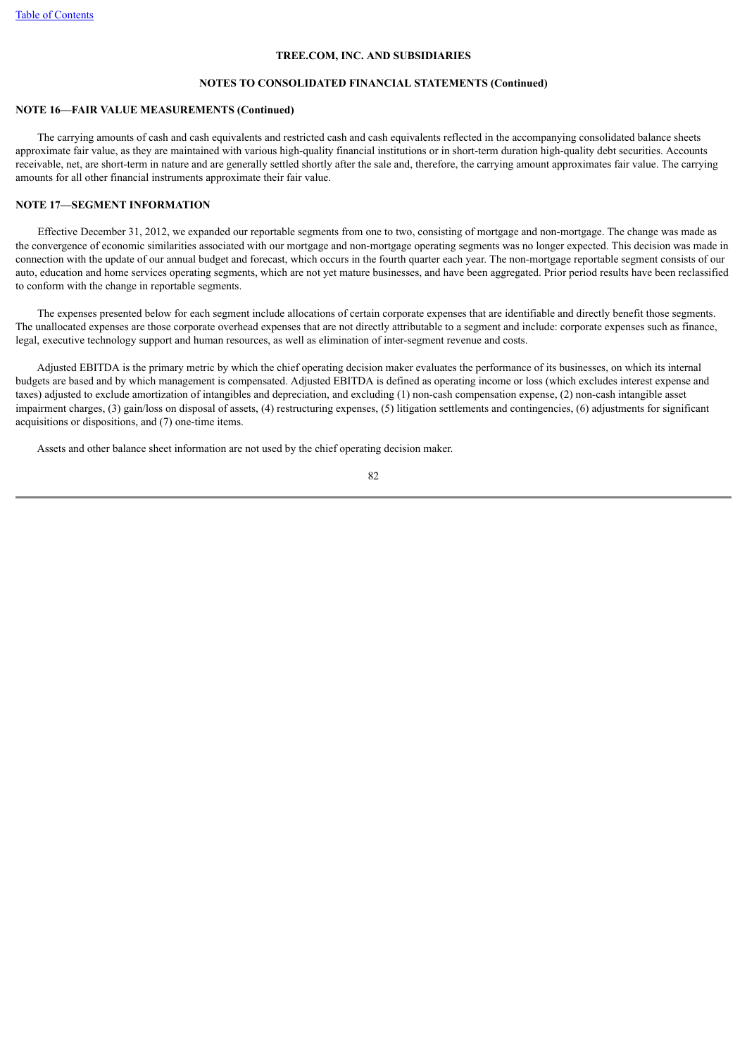TREE.COM, INC. AND SUBSIDIARIES

NOTES TO CONSOLIDATED FINANCIAL STATEMENTS (Continued)

**NOTE 16—FAIR VALUE MEASUREMENTS (Continued)**

The carrying amounts of cash and cash equivalents and restricted cash and cash equivalents reflected in the accompanying consolidated balance sheets approximate fair value, as they are maintained with various high-quality financial institutions or in short-term duration high-quality debt securities. Accounts receivable, net, are short-term in nature and are generally settled shortly after the sale and, therefore, the carrying amount approximates fair value. The carrying amounts for all other financial instruments approximate their fair value.

**NOTE 17—SEGMENT INFORMATION**

Effective December 31, 2012, we expanded our reportable segments from one to two, consisting of mortgage and non-mortgage. The change was made as the convergence of economic similarities associated with our mortgage and non-mortgage operating segments was no longer expected. This decision was made in connection with the update of our annual budget and forecast, which occurs in the fourth quarter each year. The non-mortgage reportable segment consists of our auto, education and home services operating segments, which are not yet mature businesses, and have been aggregated. Prior period results have been reclassified to conform with the change in reportable segments.

The expenses presented below for each segment include allocations of certain corporate expenses that are identifiable and directly benefit those segments. The unallocated expenses are those corporate overhead expenses that are not directly attributable to a segment and include: corporate expenses such as finance, legal, executive technology support and human resources, as well as elimination of inter-segment revenue and costs.

Adjusted EBITDA is the primary metric by which the chief operating decision maker evaluates the performance of its businesses, on which its internal budgets are based and by which management is compensated. Adjusted EBITDA is defined as operating income or loss (which excludes interest expense and taxes) adjusted to exclude amortization of intangibles and depreciation, and excluding (1) non-cash compensation expense, (2) non-cash intangible asset impairment charges, (3) gain/loss on disposal of assets, (4) restructuring expenses, (5) litigation settlements and contingencies, (6) adjustments for significant acquisitions or dispositions, and (7) one-time items.

Assets and other balance sheet information are not used by the chief operating decision maker.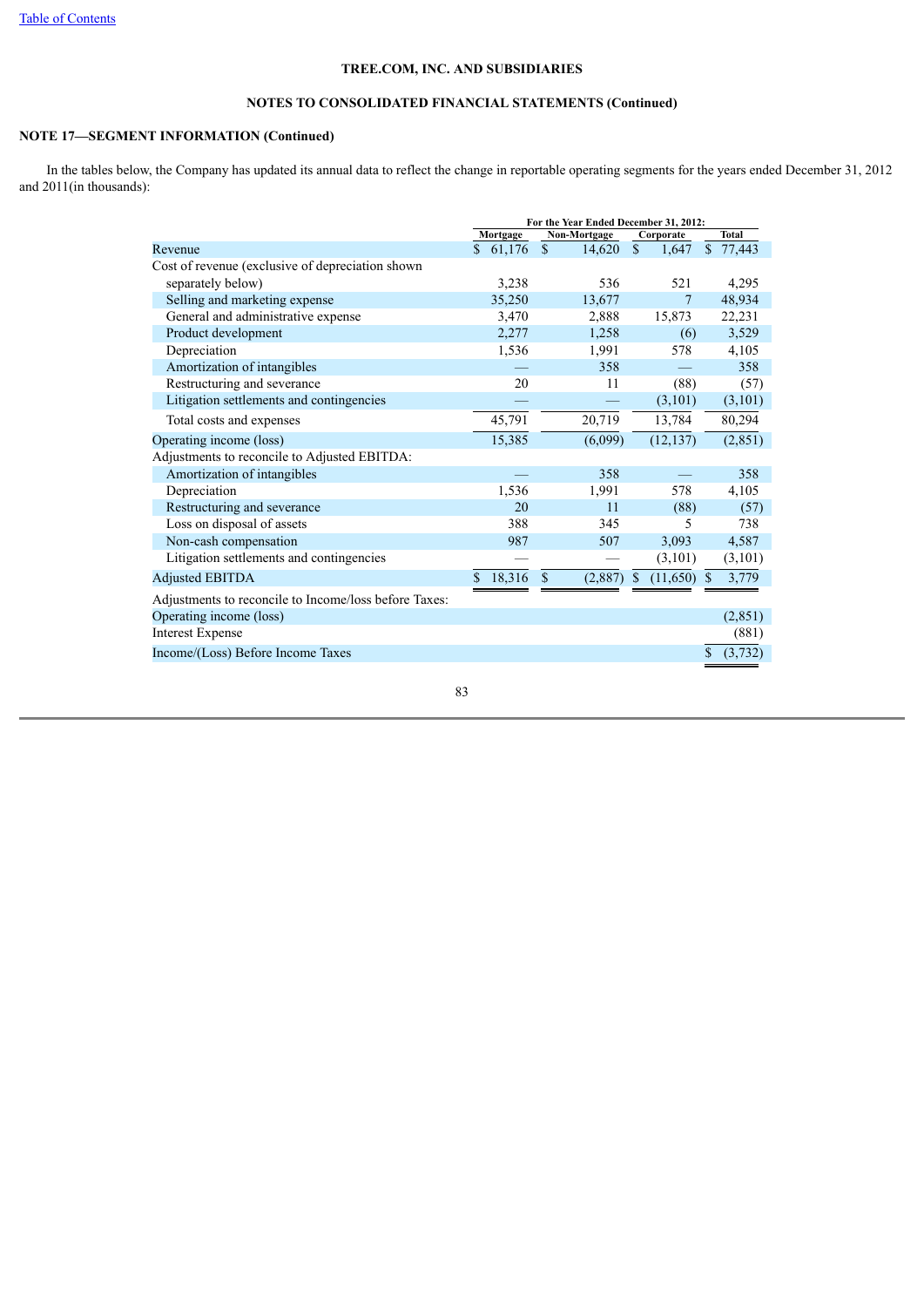TREE.COM, INC. AND SUBSIDIARIES

NOTES TO CONSOLIDATED FINANCIAL STATEMENTS (Continued)

**NOTE 17—SEGMENT INFORMATION (Continued)**

In the tables below, the Company has updated its annual data to reflect the change in reportable operating segments for the years ended December 31, 2012 and 2011(in thousands):

| | For the Year Ended December 31, 2012: | | | |
|---|---|---|---|---|
| | Mortgage | Non-Mortgage | Corporate | Total |
| Revenue | $ 61,176 | $ 14,620 | $ 1,647 | $ 77,443 |
| Cost of revenue (exclusive of depreciation shown separately below) | 3,238 | 536 | 521 | 4,295 |
| Selling and marketing expense | 35,250 | 13,677 | 7 | 48,934 |
| General and administrative expense | 3,470 | 2,888 | 15,873 | 22,231 |
| Product development | 2,277 | 1,258 | (6) | 3,529 |
| Depreciation | 1,536 | 1,991 | 578 | 4,105 |
| Amortization of intangibles | — | 358 | — | 358 |
| Restructuring and severance | 20 | 11 | (88) | (57) |
| Litigation settlements and contingencies | — | — | (3,101) | (3,101) |
| Total costs and expenses | 45,791 | 20,719 | 13,784 | 80,294 |
| Operating income (loss) | 15,385 | (6,099) | (12,137) | (2,851) |
| Adjustments to reconcile to Adjusted EBITDA: | | | | |
| Amortization of intangibles | — | 358 | — | 358 |
| Depreciation | 1,536 | 1,991 | 578 | 4,105 |
| Restructuring and severance | 20 | 11 | (88) | (57) |
| Loss on disposal of assets | 388 | 345 | 5 | 738 |
| Non-cash compensation | 987 | 507 | 3,093 | 4,587 |
| Litigation settlements and contingencies | — | — | (3,101) | (3,101) |
| Adjusted EBITDA | $ 18,316 | $ (2,887) | $ (11,650) | $ 3,779 |
| Adjustments to reconcile to Income/loss before Taxes: | | | | |
| Operating income (loss) | | | | (2,851) |
| Interest Expense | | | | (881) |
| Income/(Loss) Before Income Taxes | | | | $ (3,732) |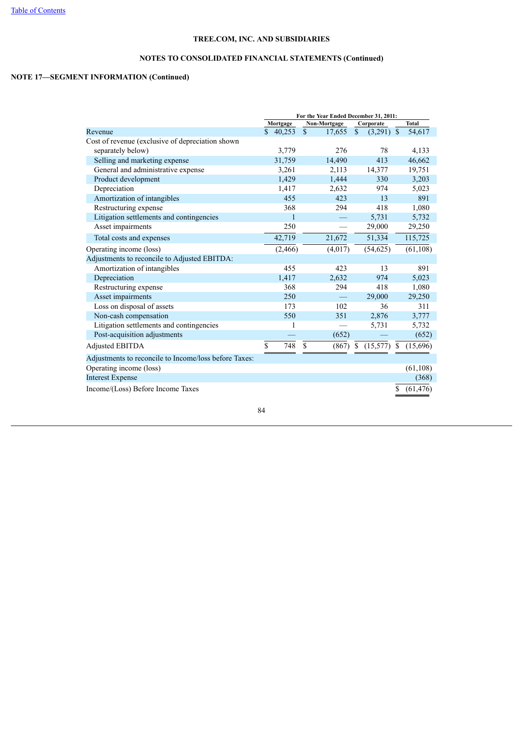TREE.COM, INC. AND SUBSIDIARIES

NOTES TO CONSOLIDATED FINANCIAL STATEMENTS (Continued)

**NOTE 17—SEGMENT INFORMATION (Continued)**

| | For the Year Ended December 31, 2011: | | | |
|---|---|---|---|---|
| | Mortgage | Non-Mortgage | Corporate | Total |
| Revenue | $ 40,253 | $ 17,655 | $ (3,291) | $ 54,617 |
| Cost of revenue (exclusive of depreciation shown separately below) | 3,779 | 276 | 78 | 4,133 |
| Selling and marketing expense | 31,759 | 14,490 | 413 | 46,662 |
| General and administrative expense | 3,261 | 2,113 | 14,377 | 19,751 |
| Product development | 1,429 | 1,444 | 330 | 3,203 |
| Depreciation | 1,417 | 2,632 | 974 | 5,023 |
| Amortization of intangibles | 455 | 423 | 13 | 891 |
| Restructuring expense | 368 | 294 | 418 | 1,080 |
| Litigation settlements and contingencies | 1 | — | 5,731 | 5,732 |
| Asset impairments | 250 | — | 29,000 | 29,250 |
| Total costs and expenses | 42,719 | 21,672 | 51,334 | 115,725 |
| Operating income (loss) | (2,466) | (4,017) | (54,625) | (61,108) |
| Adjustments to reconcile to Adjusted EBITDA: | | | | |
| Amortization of intangibles | 455 | 423 | 13 | 891 |
| Depreciation | 1,417 | 2,632 | 974 | 5,023 |
| Restructuring expense | 368 | 294 | 418 | 1,080 |
| Asset impairments | 250 | — | 29,000 | 29,250 |
| Loss on disposal of assets | 173 | 102 | 36 | 311 |
| Non-cash compensation | 550 | 351 | 2,876 | 3,777 |
| Litigation settlements and contingencies | 1 | — | 5,731 | 5,732 |
| Post-acquisition adjustments | — | (652) | — | (652) |
| Adjusted EBITDA | $ 748 | $ (867) | $ (15,577) | $ (15,696) |
| Adjustments to reconcile to Income/loss before Taxes: | | | | |
| Operating income (loss) | | | | (61,108) |
| Interest Expense | | | | (368) |
| Income/(Loss) Before Income Taxes | | | | $ (61,476) |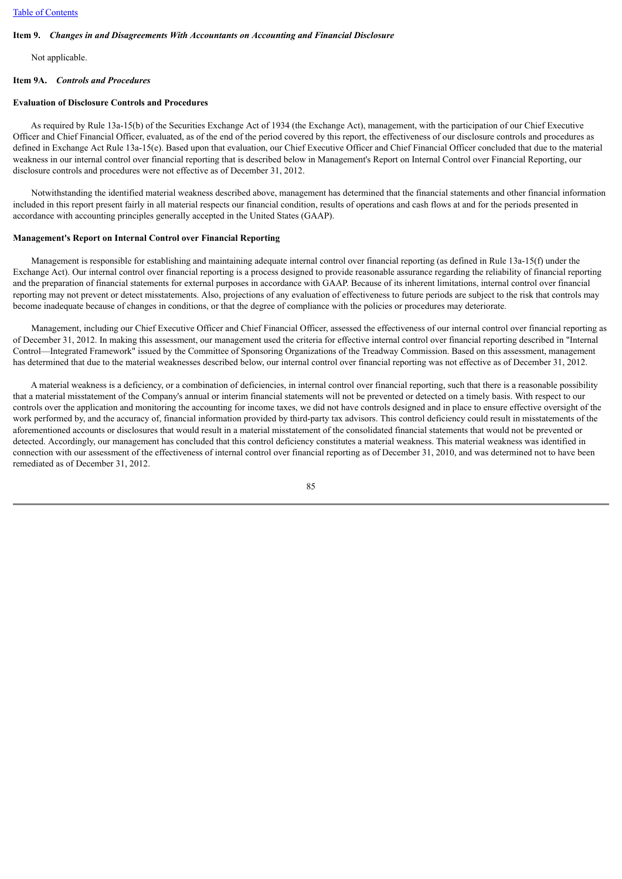**Item 9.** ***Changes in and Disagreements With Accountants on Accounting and Financial Disclosure***

Not applicable.

**Item 9A.** ***Controls and Procedures***

**Evaluation of Disclosure Controls and Procedures**

As required by Rule 13a-15(b) of the Securities Exchange Act of 1934 (the Exchange Act), management, with the participation of our Chief Executive Officer and Chief Financial Officer, evaluated, as of the end of the period covered by this report, the effectiveness of our disclosure controls and procedures as defined in Exchange Act Rule 13a-15(e). Based upon that evaluation, our Chief Executive Officer and Chief Financial Officer concluded that due to the material weakness in our internal control over financial reporting that is described below in Management's Report on Internal Control over Financial Reporting, our disclosure controls and procedures were not effective as of December 31, 2012.

Notwithstanding the identified material weakness described above, management has determined that the financial statements and other financial information included in this report present fairly in all material respects our financial condition, results of operations and cash flows at and for the periods presented in accordance with accounting principles generally accepted in the United States (GAAP).

**Management's Report on Internal Control over Financial Reporting**

Management is responsible for establishing and maintaining adequate internal control over financial reporting (as defined in Rule 13a-15(f) under the Exchange Act). Our internal control over financial reporting is a process designed to provide reasonable assurance regarding the reliability of financial reporting and the preparation of financial statements for external purposes in accordance with GAAP. Because of its inherent limitations, internal control over financial reporting may not prevent or detect misstatements. Also, projections of any evaluation of effectiveness to future periods are subject to the risk that controls may become inadequate because of changes in conditions, or that the degree of compliance with the policies or procedures may deteriorate.

Management, including our Chief Executive Officer and Chief Financial Officer, assessed the effectiveness of our internal control over financial reporting as of December 31, 2012. In making this assessment, our management used the criteria for effective internal control over financial reporting described in "Internal Control—Integrated Framework" issued by the Committee of Sponsoring Organizations of the Treadway Commission. Based on this assessment, management has determined that due to the material weaknesses described below, our internal control over financial reporting was not effective as of December 31, 2012.

A material weakness is a deficiency, or a combination of deficiencies, in internal control over financial reporting, such that there is a reasonable possibility that a material misstatement of the Company's annual or interim financial statements will not be prevented or detected on a timely basis. With respect to our controls over the application and monitoring the accounting for income taxes, we did not have controls designed and in place to ensure effective oversight of the work performed by, and the accuracy of, financial information provided by third-party tax advisors. This control deficiency could result in misstatements of the aforementioned accounts or disclosures that would result in a material misstatement of the consolidated financial statements that would not be prevented or detected. Accordingly, our management has concluded that this control deficiency constitutes a material weakness. This material weakness was identified in connection with our assessment of the effectiveness of internal control over financial reporting as of December 31, 2010, and was determined not to have been remediated as of December 31, 2012.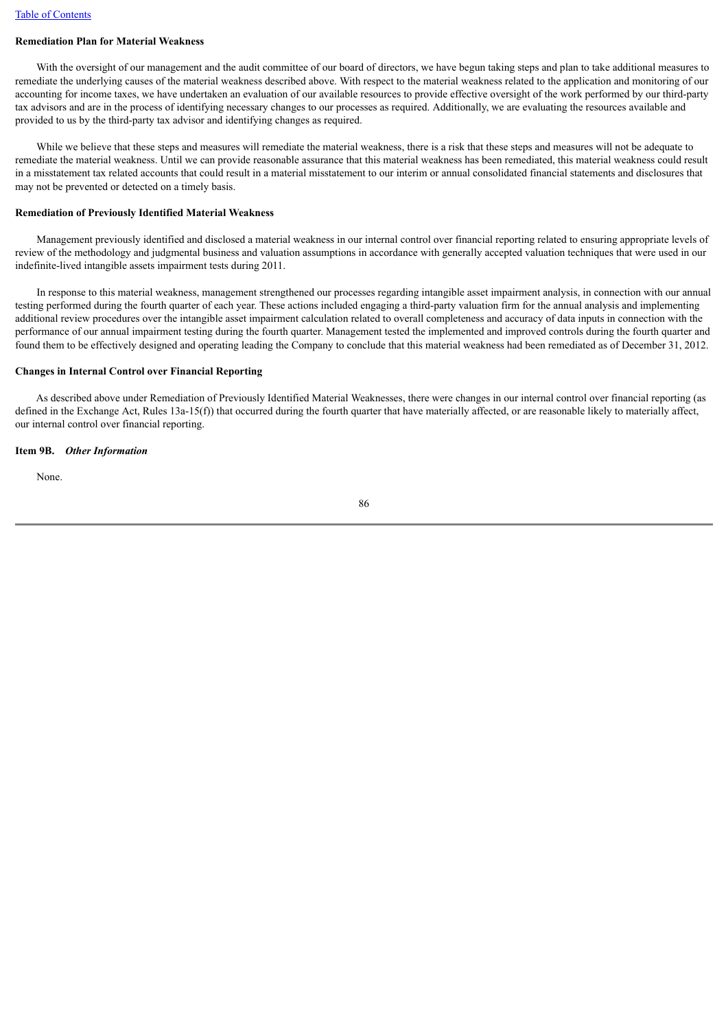**Remediation Plan for Material Weakness**

With the oversight of our management and the audit committee of our board of directors, we have begun taking steps and plan to take additional measures to remediate the underlying causes of the material weakness described above. With respect to the material weakness related to the application and monitoring of our accounting for income taxes, we have undertaken an evaluation of our available resources to provide effective oversight of the work performed by our third-party tax advisors and are in the process of identifying necessary changes to our processes as required. Additionally, we are evaluating the resources available and provided to us by the third-party tax advisor and identifying changes as required.

While we believe that these steps and measures will remediate the material weakness, there is a risk that these steps and measures will not be adequate to remediate the material weakness. Until we can provide reasonable assurance that this material weakness has been remediated, this material weakness could result in a misstatement tax related accounts that could result in a material misstatement to our interim or annual consolidated financial statements and disclosures that may not be prevented or detected on a timely basis.

**Remediation of Previously Identified Material Weakness**

Management previously identified and disclosed a material weakness in our internal control over financial reporting related to ensuring appropriate levels of review of the methodology and judgmental business and valuation assumptions in accordance with generally accepted valuation techniques that were used in our indefinite-lived intangible assets impairment tests during 2011.

In response to this material weakness, management strengthened our processes regarding intangible asset impairment analysis, in connection with our annual testing performed during the fourth quarter of each year. These actions included engaging a third-party valuation firm for the annual analysis and implementing additional review procedures over the intangible asset impairment calculation related to overall completeness and accuracy of data inputs in connection with the performance of our annual impairment testing during the fourth quarter. Management tested the implemented and improved controls during the fourth quarter and found them to be effectively designed and operating leading the Company to conclude that this material weakness had been remediated as of December 31, 2012.

**Changes in Internal Control over Financial Reporting**

As described above under Remediation of Previously Identified Material Weaknesses, there were changes in our internal control over financial reporting (as defined in the Exchange Act, Rules 13a-15(f)) that occurred during the fourth quarter that have materially affected, or are reasonable likely to materially affect, our internal control over financial reporting.

**Item 9B.** ***Other Information***

None.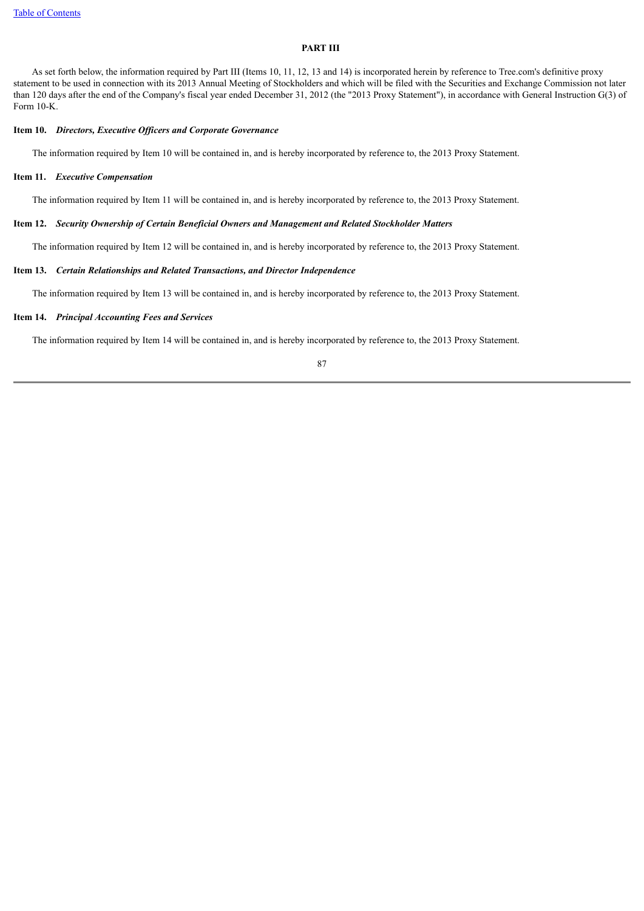## PART III

As set forth below, the information required by Part III (Items 10, 11, 12, 13 and 14) is incorporated herein by reference to Tree.com's definitive proxy statement to be used in connection with its 2013 Annual Meeting of Stockholders and which will be filed with the Securities and Exchange Commission not later than 120 days after the end of the Company's fiscal year ended December 31, 2012 (the "2013 Proxy Statement"), in accordance with General Instruction G(3) of Form 10-K.

### Item 10. *Directors, Executive Officers and Corporate Governance*

The information required by Item 10 will be contained in, and is hereby incorporated by reference to, the 2013 Proxy Statement.

### Item 11. *Executive Compensation*

The information required by Item 11 will be contained in, and is hereby incorporated by reference to, the 2013 Proxy Statement.

### Item 12. *Security Ownership of Certain Beneficial Owners and Management and Related Stockholder Matters*

The information required by Item 12 will be contained in, and is hereby incorporated by reference to, the 2013 Proxy Statement.

### Item 13. *Certain Relationships and Related Transactions, and Director Independence*

The information required by Item 13 will be contained in, and is hereby incorporated by reference to, the 2013 Proxy Statement.

### Item 14. *Principal Accounting Fees and Services*

The information required by Item 14 will be contained in, and is hereby incorporated by reference to, the 2013 Proxy Statement.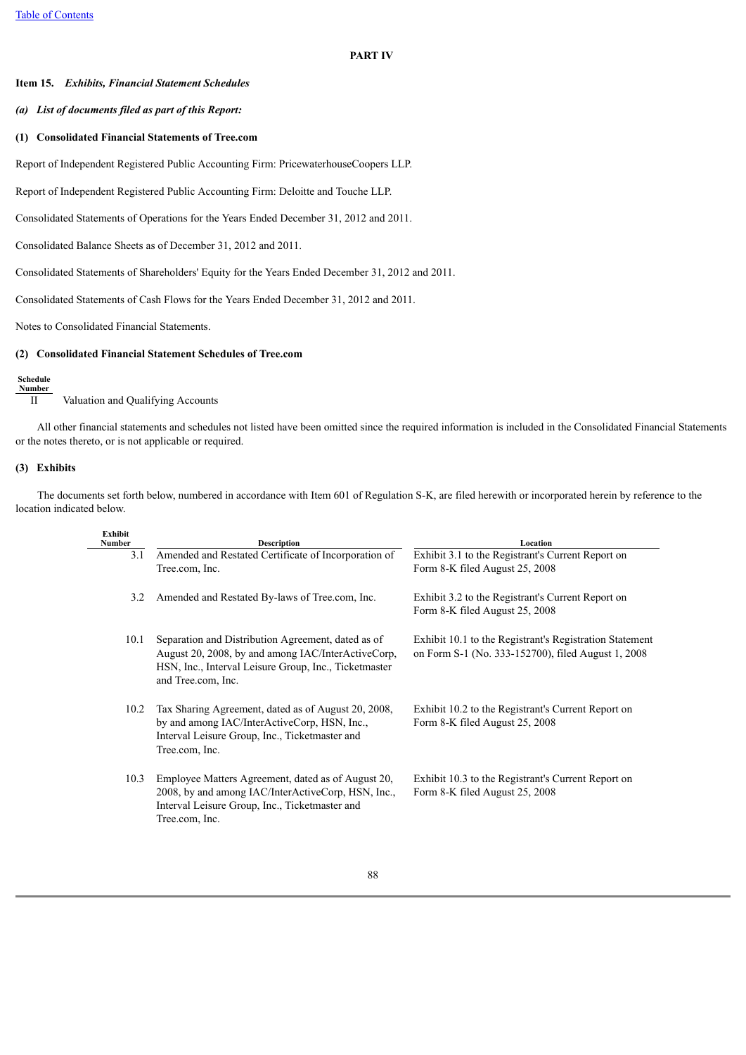[Table of Contents](#)

# PART IV

## Item 15. *Exhibits, Financial Statement Schedules*

***(a) List of documents filed as part of this Report:***

**(1) Consolidated Financial Statements of Tree.com**

Report of Independent Registered Public Accounting Firm: PricewaterhouseCoopers LLP.

Report of Independent Registered Public Accounting Firm: Deloitte and Touche LLP.

Consolidated Statements of Operations for the Years Ended December 31, 2012 and 2011.

Consolidated Balance Sheets as of December 31, 2012 and 2011.

Consolidated Statements of Shareholders' Equity for the Years Ended December 31, 2012 and 2011.

Consolidated Statements of Cash Flows for the Years Ended December 31, 2012 and 2011.

Notes to Consolidated Financial Statements.

**(2) Consolidated Financial Statement Schedules of Tree.com**

| Schedule Number | |
|---|---|
| II | Valuation and Qualifying Accounts |

All other financial statements and schedules not listed have been omitted since the required information is included in the Consolidated Financial Statements or the notes thereto, or is not applicable or required.

**(3) Exhibits**

The documents set forth below, numbered in accordance with Item 601 of Regulation S-K, are filed herewith or incorporated herein by reference to the location indicated below.

| Exhibit Number | Description | Location |
|---|---|---|
| 3.1 | Amended and Restated Certificate of Incorporation of Tree.com, Inc. | Exhibit 3.1 to the Registrant's Current Report on Form 8-K filed August 25, 2008 |
| 3.2 | Amended and Restated By-laws of Tree.com, Inc. | Exhibit 3.2 to the Registrant's Current Report on Form 8-K filed August 25, 2008 |
| 10.1 | Separation and Distribution Agreement, dated as of August 20, 2008, by and among IAC/InterActiveCorp, HSN, Inc., Interval Leisure Group, Inc., Ticketmaster and Tree.com, Inc. | Exhibit 10.1 to the Registrant's Registration Statement on Form S-1 (No. 333-152700), filed August 1, 2008 |
| 10.2 | Tax Sharing Agreement, dated as of August 20, 2008, by and among IAC/InterActiveCorp, HSN, Inc., Interval Leisure Group, Inc., Ticketmaster and Tree.com, Inc. | Exhibit 10.2 to the Registrant's Current Report on Form 8-K filed August 25, 2008 |
| 10.3 | Employee Matters Agreement, dated as of August 20, 2008, by and among IAC/InterActiveCorp, HSN, Inc., Interval Leisure Group, Inc., Ticketmaster and Tree.com, Inc. | Exhibit 10.3 to the Registrant's Current Report on Form 8-K filed August 25, 2008 |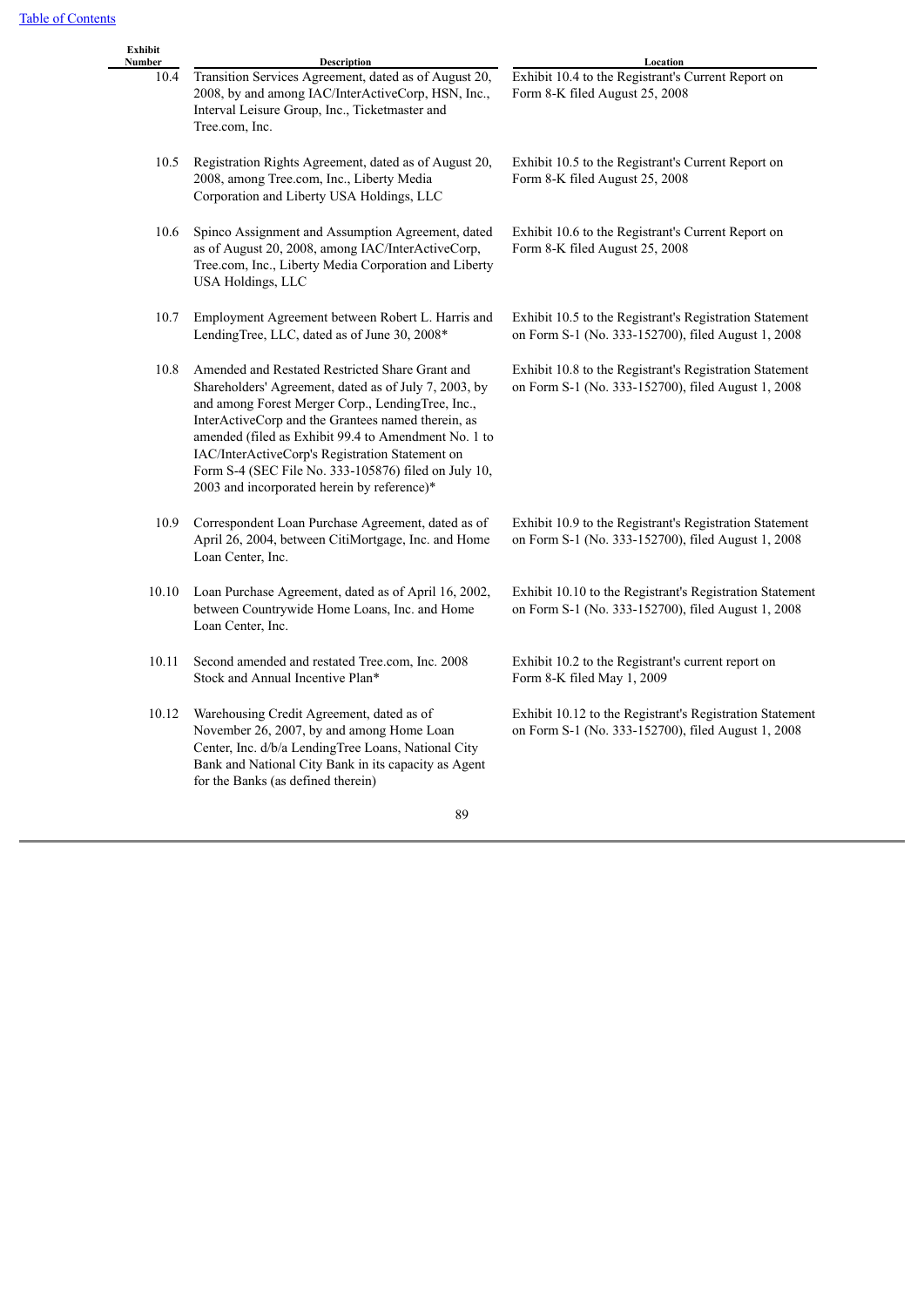| Exhibit Number | Description | Location |
|---|---|---|
| 10.4 | Transition Services Agreement, dated as of August 20, 2008, by and among IAC/InterActiveCorp, HSN, Inc., Interval Leisure Group, Inc., Ticketmaster and Tree.com, Inc. | Exhibit 10.4 to the Registrant's Current Report on Form 8-K filed August 25, 2008 |
| 10.5 | Registration Rights Agreement, dated as of August 20, 2008, among Tree.com, Inc., Liberty Media Corporation and Liberty USA Holdings, LLC | Exhibit 10.5 to the Registrant's Current Report on Form 8-K filed August 25, 2008 |
| 10.6 | Spinco Assignment and Assumption Agreement, dated as of August 20, 2008, among IAC/InterActiveCorp, Tree.com, Inc., Liberty Media Corporation and Liberty USA Holdings, LLC | Exhibit 10.6 to the Registrant's Current Report on Form 8-K filed August 25, 2008 |
| 10.7 | Employment Agreement between Robert L. Harris and LendingTree, LLC, dated as of June 30, 2008* | Exhibit 10.5 to the Registrant's Registration Statement on Form S-1 (No. 333-152700), filed August 1, 2008 |
| 10.8 | Amended and Restated Restricted Share Grant and Shareholders' Agreement, dated as of July 7, 2003, by and among Forest Merger Corp., LendingTree, Inc., InterActiveCorp and the Grantees named therein, as amended (filed as Exhibit 99.4 to Amendment No. 1 to IAC/InterActiveCorp's Registration Statement on Form S-4 (SEC File No. 333-105876) filed on July 10, 2003 and incorporated herein by reference)* | Exhibit 10.8 to the Registrant's Registration Statement on Form S-1 (No. 333-152700), filed August 1, 2008 |
| 10.9 | Correspondent Loan Purchase Agreement, dated as of April 26, 2004, between CitiMortgage, Inc. and Home Loan Center, Inc. | Exhibit 10.9 to the Registrant's Registration Statement on Form S-1 (No. 333-152700), filed August 1, 2008 |
| 10.10 | Loan Purchase Agreement, dated as of April 16, 2002, between Countrywide Home Loans, Inc. and Home Loan Center, Inc. | Exhibit 10.10 to the Registrant's Registration Statement on Form S-1 (No. 333-152700), filed August 1, 2008 |
| 10.11 | Second amended and restated Tree.com, Inc. 2008 Stock and Annual Incentive Plan* | Exhibit 10.2 to the Registrant's current report on Form 8-K filed May 1, 2009 |
| 10.12 | Warehousing Credit Agreement, dated as of November 26, 2007, by and among Home Loan Center, Inc. d/b/a LendingTree Loans, National City Bank and National City Bank in its capacity as Agent for the Banks (as defined therein) | Exhibit 10.12 to the Registrant's Registration Statement on Form S-1 (No. 333-152700), filed August 1, 2008 |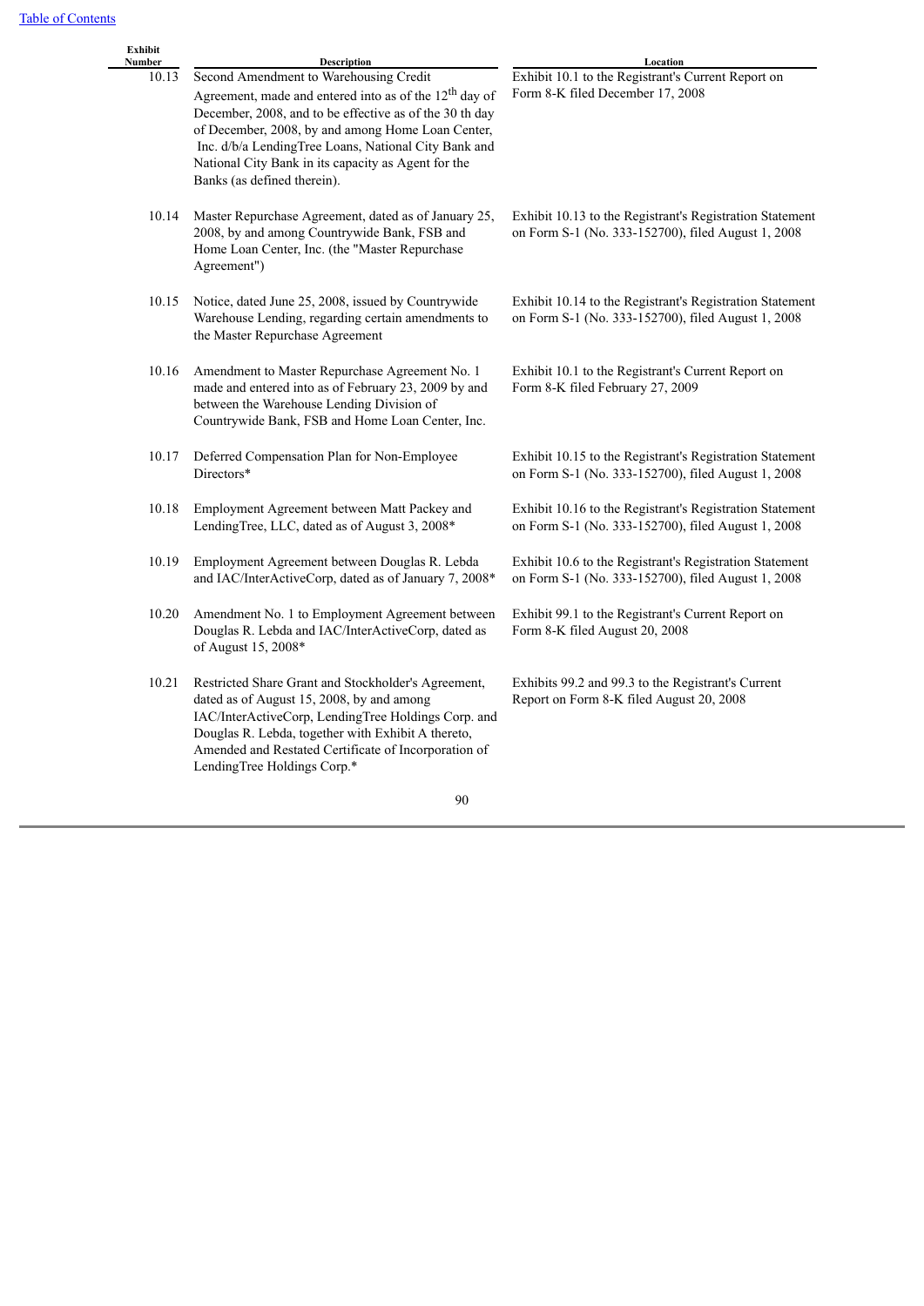[Table of Contents](#)

| Exhibit Number | Description | Location |
|---|---|---|
| 10.13 | Second Amendment to Warehousing Credit Agreement, made and entered into as of the 12th day of December, 2008, and to be effective as of the 30 th day of December, 2008, by and among Home Loan Center, Inc. d/b/a LendingTree Loans, National City Bank and National City Bank in its capacity as Agent for the Banks (as defined therein). | Exhibit 10.1 to the Registrant's Current Report on Form 8-K filed December 17, 2008 |
| 10.14 | Master Repurchase Agreement, dated as of January 25, 2008, by and among Countrywide Bank, FSB and Home Loan Center, Inc. (the "Master Repurchase Agreement") | Exhibit 10.13 to the Registrant's Registration Statement on Form S-1 (No. 333-152700), filed August 1, 2008 |
| 10.15 | Notice, dated June 25, 2008, issued by Countrywide Warehouse Lending, regarding certain amendments to the Master Repurchase Agreement | Exhibit 10.14 to the Registrant's Registration Statement on Form S-1 (No. 333-152700), filed August 1, 2008 |
| 10.16 | Amendment to Master Repurchase Agreement No. 1 made and entered into as of February 23, 2009 by and between the Warehouse Lending Division of Countrywide Bank, FSB and Home Loan Center, Inc. | Exhibit 10.1 to the Registrant's Current Report on Form 8-K filed February 27, 2009 |
| 10.17 | Deferred Compensation Plan for Non-Employee Directors* | Exhibit 10.15 to the Registrant's Registration Statement on Form S-1 (No. 333-152700), filed August 1, 2008 |
| 10.18 | Employment Agreement between Matt Packey and LendingTree, LLC, dated as of August 3, 2008* | Exhibit 10.16 to the Registrant's Registration Statement on Form S-1 (No. 333-152700), filed August 1, 2008 |
| 10.19 | Employment Agreement between Douglas R. Lebda and IAC/InterActiveCorp, dated as of January 7, 2008* | Exhibit 10.6 to the Registrant's Registration Statement on Form S-1 (No. 333-152700), filed August 1, 2008 |
| 10.20 | Amendment No. 1 to Employment Agreement between Douglas R. Lebda and IAC/InterActiveCorp, dated as of August 15, 2008* | Exhibit 99.1 to the Registrant's Current Report on Form 8-K filed August 20, 2008 |
| 10.21 | Restricted Share Grant and Stockholder's Agreement, dated as of August 15, 2008, by and among IAC/InterActiveCorp, LendingTree Holdings Corp. and Douglas R. Lebda, together with Exhibit A thereto, Amended and Restated Certificate of Incorporation of LendingTree Holdings Corp.* | Exhibits 99.2 and 99.3 to the Registrant's Current Report on Form 8-K filed August 20, 2008 |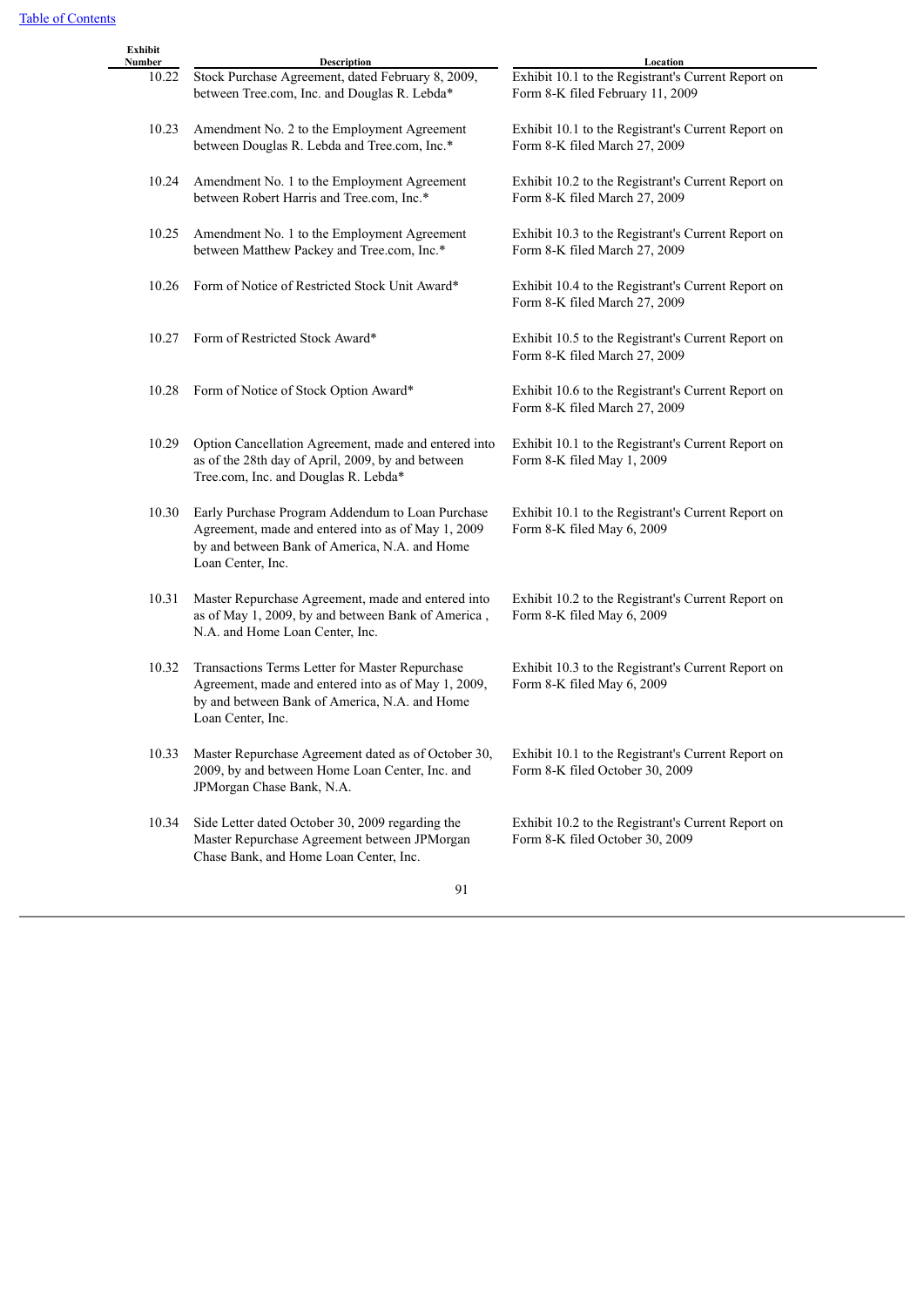[Table of Contents](#)

| Exhibit Number | Description | Location |
|---|---|---|
| 10.22 | Stock Purchase Agreement, dated February 8, 2009, between Tree.com, Inc. and Douglas R. Lebda* | Exhibit 10.1 to the Registrant's Current Report on Form 8-K filed February 11, 2009 |
| 10.23 | Amendment No. 2 to the Employment Agreement between Douglas R. Lebda and Tree.com, Inc.* | Exhibit 10.1 to the Registrant's Current Report on Form 8-K filed March 27, 2009 |
| 10.24 | Amendment No. 1 to the Employment Agreement between Robert Harris and Tree.com, Inc.* | Exhibit 10.2 to the Registrant's Current Report on Form 8-K filed March 27, 2009 |
| 10.25 | Amendment No. 1 to the Employment Agreement between Matthew Packey and Tree.com, Inc.* | Exhibit 10.3 to the Registrant's Current Report on Form 8-K filed March 27, 2009 |
| 10.26 | Form of Notice of Restricted Stock Unit Award* | Exhibit 10.4 to the Registrant's Current Report on Form 8-K filed March 27, 2009 |
| 10.27 | Form of Restricted Stock Award* | Exhibit 10.5 to the Registrant's Current Report on Form 8-K filed March 27, 2009 |
| 10.28 | Form of Notice of Stock Option Award* | Exhibit 10.6 to the Registrant's Current Report on Form 8-K filed March 27, 2009 |
| 10.29 | Option Cancellation Agreement, made and entered into as of the 28th day of April, 2009, by and between Tree.com, Inc. and Douglas R. Lebda* | Exhibit 10.1 to the Registrant's Current Report on Form 8-K filed May 1, 2009 |
| 10.30 | Early Purchase Program Addendum to Loan Purchase Agreement, made and entered into as of May 1, 2009 by and between Bank of America, N.A. and Home Loan Center, Inc. | Exhibit 10.1 to the Registrant's Current Report on Form 8-K filed May 6, 2009 |
| 10.31 | Master Repurchase Agreement, made and entered into as of May 1, 2009, by and between Bank of America , N.A. and Home Loan Center, Inc. | Exhibit 10.2 to the Registrant's Current Report on Form 8-K filed May 6, 2009 |
| 10.32 | Transactions Terms Letter for Master Repurchase Agreement, made and entered into as of May 1, 2009, by and between Bank of America, N.A. and Home Loan Center, Inc. | Exhibit 10.3 to the Registrant's Current Report on Form 8-K filed May 6, 2009 |
| 10.33 | Master Repurchase Agreement dated as of October 30, 2009, by and between Home Loan Center, Inc. and JPMorgan Chase Bank, N.A. | Exhibit 10.1 to the Registrant's Current Report on Form 8-K filed October 30, 2009 |
| 10.34 | Side Letter dated October 30, 2009 regarding the Master Repurchase Agreement between JPMorgan Chase Bank, and Home Loan Center, Inc. | Exhibit 10.2 to the Registrant's Current Report on Form 8-K filed October 30, 2009 |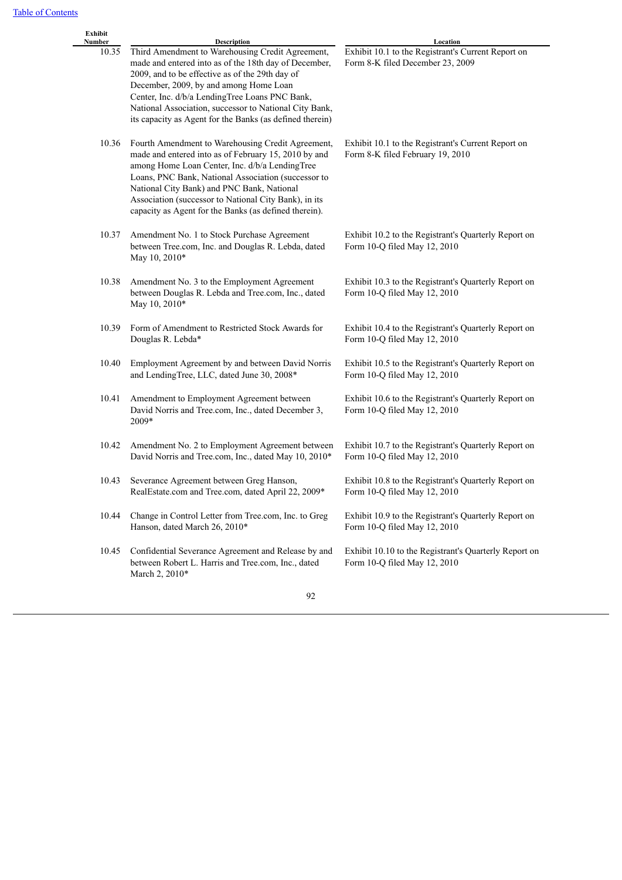| Exhibit Number | Description | Location |
|---|---|---|
| 10.35 | Third Amendment to Warehousing Credit Agreement, made and entered into as of the 18th day of December, 2009, and to be effective as of the 29th day of December, 2009, by and among Home Loan Center, Inc. d/b/a LendingTree Loans PNC Bank, National Association, successor to National City Bank, its capacity as Agent for the Banks (as defined therein) | Exhibit 10.1 to the Registrant's Current Report on Form 8-K filed December 23, 2009 |
| 10.36 | Fourth Amendment to Warehousing Credit Agreement, made and entered into as of February 15, 2010 by and among Home Loan Center, Inc. d/b/a LendingTree Loans, PNC Bank, National Association (successor to National City Bank) and PNC Bank, National Association (successor to National City Bank), in its capacity as Agent for the Banks (as defined therein). | Exhibit 10.1 to the Registrant's Current Report on Form 8-K filed February 19, 2010 |
| 10.37 | Amendment No. 1 to Stock Purchase Agreement between Tree.com, Inc. and Douglas R. Lebda, dated May 10, 2010* | Exhibit 10.2 to the Registrant's Quarterly Report on Form 10-Q filed May 12, 2010 |
| 10.38 | Amendment No. 3 to the Employment Agreement between Douglas R. Lebda and Tree.com, Inc., dated May 10, 2010* | Exhibit 10.3 to the Registrant's Quarterly Report on Form 10-Q filed May 12, 2010 |
| 10.39 | Form of Amendment to Restricted Stock Awards for Douglas R. Lebda* | Exhibit 10.4 to the Registrant's Quarterly Report on Form 10-Q filed May 12, 2010 |
| 10.40 | Employment Agreement by and between David Norris and LendingTree, LLC, dated June 30, 2008* | Exhibit 10.5 to the Registrant's Quarterly Report on Form 10-Q filed May 12, 2010 |
| 10.41 | Amendment to Employment Agreement between David Norris and Tree.com, Inc., dated December 3, 2009* | Exhibit 10.6 to the Registrant's Quarterly Report on Form 10-Q filed May 12, 2010 |
| 10.42 | Amendment No. 2 to Employment Agreement between David Norris and Tree.com, Inc., dated May 10, 2010* | Exhibit 10.7 to the Registrant's Quarterly Report on Form 10-Q filed May 12, 2010 |
| 10.43 | Severance Agreement between Greg Hanson, RealEstate.com and Tree.com, dated April 22, 2009* | Exhibit 10.8 to the Registrant's Quarterly Report on Form 10-Q filed May 12, 2010 |
| 10.44 | Change in Control Letter from Tree.com, Inc. to Greg Hanson, dated March 26, 2010* | Exhibit 10.9 to the Registrant's Quarterly Report on Form 10-Q filed May 12, 2010 |
| 10.45 | Confidential Severance Agreement and Release by and between Robert L. Harris and Tree.com, Inc., dated March 2, 2010* | Exhibit 10.10 to the Registrant's Quarterly Report on Form 10-Q filed May 12, 2010 |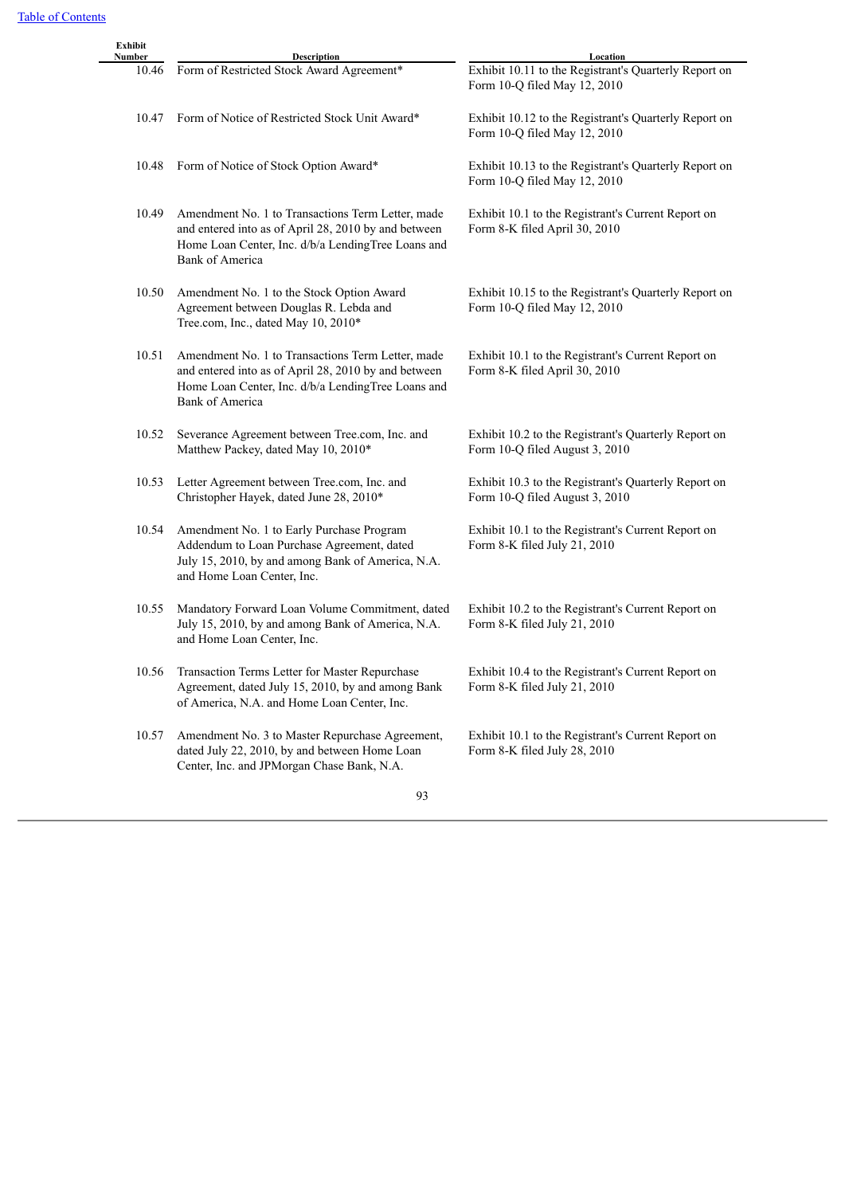[Table of Contents](#)

| Exhibit Number | Description | Location |
|---|---|---|
| 10.46 | Form of Restricted Stock Award Agreement* | Exhibit 10.11 to the Registrant's Quarterly Report on Form 10-Q filed May 12, 2010 |
| 10.47 | Form of Notice of Restricted Stock Unit Award* | Exhibit 10.12 to the Registrant's Quarterly Report on Form 10-Q filed May 12, 2010 |
| 10.48 | Form of Notice of Stock Option Award* | Exhibit 10.13 to the Registrant's Quarterly Report on Form 10-Q filed May 12, 2010 |
| 10.49 | Amendment No. 1 to Transactions Term Letter, made and entered into as of April 28, 2010 by and between Home Loan Center, Inc. d/b/a LendingTree Loans and Bank of America | Exhibit 10.1 to the Registrant's Current Report on Form 8-K filed April 30, 2010 |
| 10.50 | Amendment No. 1 to the Stock Option Award Agreement between Douglas R. Lebda and Tree.com, Inc., dated May 10, 2010* | Exhibit 10.15 to the Registrant's Quarterly Report on Form 10-Q filed May 12, 2010 |
| 10.51 | Amendment No. 1 to Transactions Term Letter, made and entered into as of April 28, 2010 by and between Home Loan Center, Inc. d/b/a LendingTree Loans and Bank of America | Exhibit 10.1 to the Registrant's Current Report on Form 8-K filed April 30, 2010 |
| 10.52 | Severance Agreement between Tree.com, Inc. and Matthew Packey, dated May 10, 2010* | Exhibit 10.2 to the Registrant's Quarterly Report on Form 10-Q filed August 3, 2010 |
| 10.53 | Letter Agreement between Tree.com, Inc. and Christopher Hayek, dated June 28, 2010* | Exhibit 10.3 to the Registrant's Quarterly Report on Form 10-Q filed August 3, 2010 |
| 10.54 | Amendment No. 1 to Early Purchase Program Addendum to Loan Purchase Agreement, dated July 15, 2010, by and among Bank of America, N.A. and Home Loan Center, Inc. | Exhibit 10.1 to the Registrant's Current Report on Form 8-K filed July 21, 2010 |
| 10.55 | Mandatory Forward Loan Volume Commitment, dated July 15, 2010, by and among Bank of America, N.A. and Home Loan Center, Inc. | Exhibit 10.2 to the Registrant's Current Report on Form 8-K filed July 21, 2010 |
| 10.56 | Transaction Terms Letter for Master Repurchase Agreement, dated July 15, 2010, by and among Bank of America, N.A. and Home Loan Center, Inc. | Exhibit 10.4 to the Registrant's Current Report on Form 8-K filed July 21, 2010 |
| 10.57 | Amendment No. 3 to Master Repurchase Agreement, dated July 22, 2010, by and between Home Loan Center, Inc. and JPMorgan Chase Bank, N.A. | Exhibit 10.1 to the Registrant's Current Report on Form 8-K filed July 28, 2010 |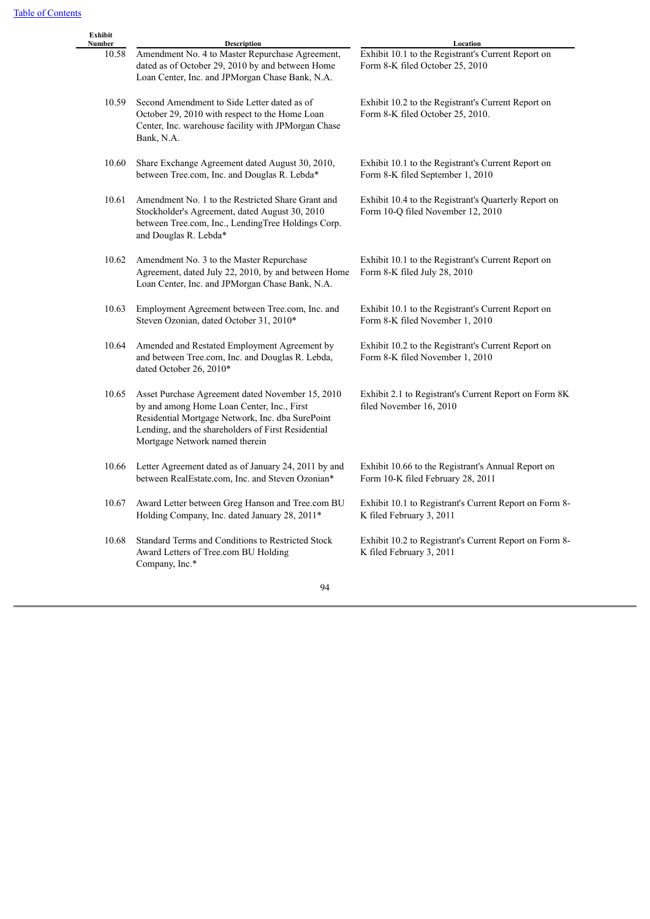| Exhibit Number | Description | Location |
|---|---|---|
| 10.58 | Amendment No. 4 to Master Repurchase Agreement, dated as of October 29, 2010 by and between Home Loan Center, Inc. and JPMorgan Chase Bank, N.A. | Exhibit 10.1 to the Registrant's Current Report on Form 8-K filed October 25, 2010 |
| 10.59 | Second Amendment to Side Letter dated as of October 29, 2010 with respect to the Home Loan Center, Inc. warehouse facility with JPMorgan Chase Bank, N.A. | Exhibit 10.2 to the Registrant's Current Report on Form 8-K filed October 25, 2010. |
| 10.60 | Share Exchange Agreement dated August 30, 2010, between Tree.com, Inc. and Douglas R. Lebda* | Exhibit 10.1 to the Registrant's Current Report on Form 8-K filed September 1, 2010 |
| 10.61 | Amendment No. 1 to the Restricted Share Grant and Stockholder's Agreement, dated August 30, 2010 between Tree.com, Inc., LendingTree Holdings Corp. and Douglas R. Lebda* | Exhibit 10.4 to the Registrant's Quarterly Report on Form 10-Q filed November 12, 2010 |
| 10.62 | Amendment No. 3 to the Master Repurchase Agreement, dated July 22, 2010, by and between Home Loan Center, Inc. and JPMorgan Chase Bank, N.A. | Exhibit 10.1 to the Registrant's Current Report on Form 8-K filed July 28, 2010 |
| 10.63 | Employment Agreement between Tree.com, Inc. and Steven Ozonian, dated October 31, 2010* | Exhibit 10.1 to the Registrant's Current Report on Form 8-K filed November 1, 2010 |
| 10.64 | Amended and Restated Employment Agreement by and between Tree.com, Inc. and Douglas R. Lebda, dated October 26, 2010* | Exhibit 10.2 to the Registrant's Current Report on Form 8-K filed November 1, 2010 |
| 10.65 | Asset Purchase Agreement dated November 15, 2010 by and among Home Loan Center, Inc., First Residential Mortgage Network, Inc. dba SurePoint Lending, and the shareholders of First Residential Mortgage Network named therein | Exhibit 2.1 to Registrant's Current Report on Form 8K filed November 16, 2010 |
| 10.66 | Letter Agreement dated as of January 24, 2011 by and between RealEstate.com, Inc. and Steven Ozonian* | Exhibit 10.66 to the Registrant's Annual Report on Form 10-K filed February 28, 2011 |
| 10.67 | Award Letter between Greg Hanson and Tree.com BU Holding Company, Inc. dated January 28, 2011* | Exhibit 10.1 to Registrant's Current Report on Form 8-K filed February 3, 2011 |
| 10.68 | Standard Terms and Conditions to Restricted Stock Award Letters of Tree.com BU Holding Company, Inc.* | Exhibit 10.2 to Registrant's Current Report on Form 8-K filed February 3, 2011 |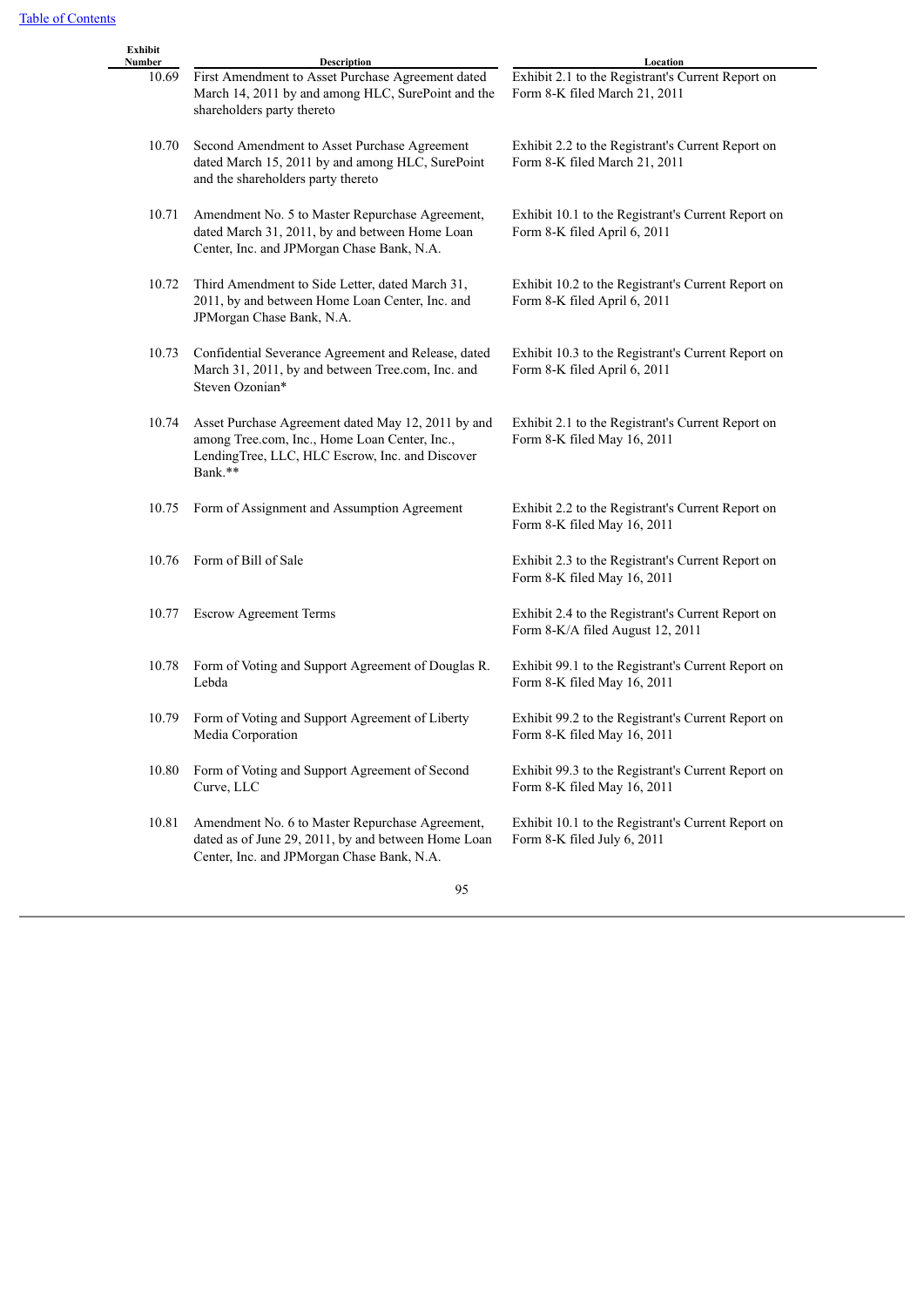| Exhibit Number | Description | Location |
|---|---|---|
| 10.69 | First Amendment to Asset Purchase Agreement dated March 14, 2011 by and among HLC, SurePoint and the shareholders party thereto | Exhibit 2.1 to the Registrant's Current Report on Form 8-K filed March 21, 2011 |
| 10.70 | Second Amendment to Asset Purchase Agreement dated March 15, 2011 by and among HLC, SurePoint and the shareholders party thereto | Exhibit 2.2 to the Registrant's Current Report on Form 8-K filed March 21, 2011 |
| 10.71 | Amendment No. 5 to Master Repurchase Agreement, dated March 31, 2011, by and between Home Loan Center, Inc. and JPMorgan Chase Bank, N.A. | Exhibit 10.1 to the Registrant's Current Report on Form 8-K filed April 6, 2011 |
| 10.72 | Third Amendment to Side Letter, dated March 31, 2011, by and between Home Loan Center, Inc. and JPMorgan Chase Bank, N.A. | Exhibit 10.2 to the Registrant's Current Report on Form 8-K filed April 6, 2011 |
| 10.73 | Confidential Severance Agreement and Release, dated March 31, 2011, by and between Tree.com, Inc. and Steven Ozonian* | Exhibit 10.3 to the Registrant's Current Report on Form 8-K filed April 6, 2011 |
| 10.74 | Asset Purchase Agreement dated May 12, 2011 by and among Tree.com, Inc., Home Loan Center, Inc., LendingTree, LLC, HLC Escrow, Inc. and Discover Bank.** | Exhibit 2.1 to the Registrant's Current Report on Form 8-K filed May 16, 2011 |
| 10.75 | Form of Assignment and Assumption Agreement | Exhibit 2.2 to the Registrant's Current Report on Form 8-K filed May 16, 2011 |
| 10.76 | Form of Bill of Sale | Exhibit 2.3 to the Registrant's Current Report on Form 8-K filed May 16, 2011 |
| 10.77 | Escrow Agreement Terms | Exhibit 2.4 to the Registrant's Current Report on Form 8-K/A filed August 12, 2011 |
| 10.78 | Form of Voting and Support Agreement of Douglas R. Lebda | Exhibit 99.1 to the Registrant's Current Report on Form 8-K filed May 16, 2011 |
| 10.79 | Form of Voting and Support Agreement of Liberty Media Corporation | Exhibit 99.2 to the Registrant's Current Report on Form 8-K filed May 16, 2011 |
| 10.80 | Form of Voting and Support Agreement of Second Curve, LLC | Exhibit 99.3 to the Registrant's Current Report on Form 8-K filed May 16, 2011 |
| 10.81 | Amendment No. 6 to Master Repurchase Agreement, dated as of June 29, 2011, by and between Home Loan Center, Inc. and JPMorgan Chase Bank, N.A. | Exhibit 10.1 to the Registrant's Current Report on Form 8-K filed July 6, 2011 |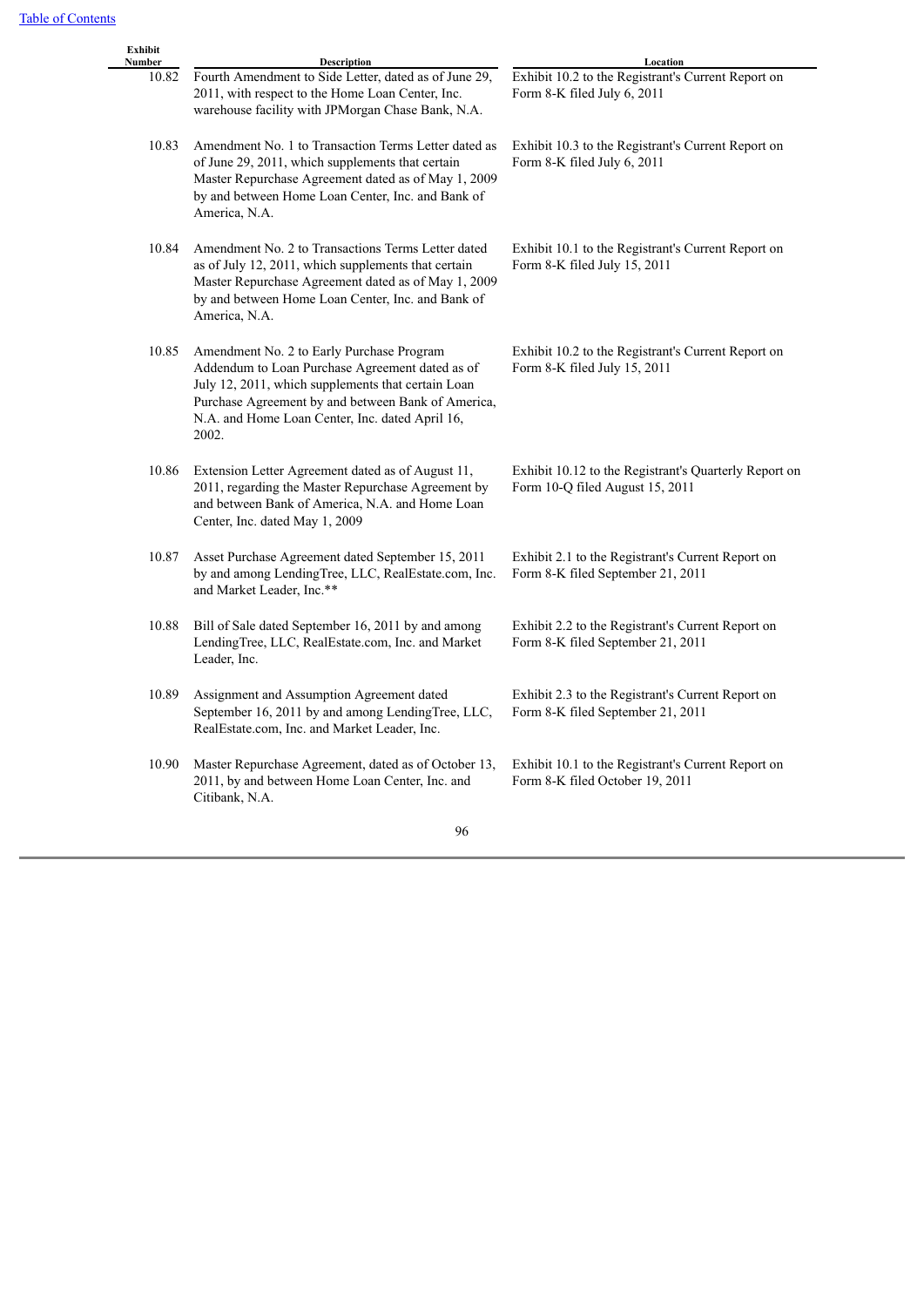| Exhibit Number | Description | Location |
|---|---|---|
| 10.82 | Fourth Amendment to Side Letter, dated as of June 29, 2011, with respect to the Home Loan Center, Inc. warehouse facility with JPMorgan Chase Bank, N.A. | Exhibit 10.2 to the Registrant's Current Report on Form 8-K filed July 6, 2011 |
| 10.83 | Amendment No. 1 to Transaction Terms Letter dated as of June 29, 2011, which supplements that certain Master Repurchase Agreement dated as of May 1, 2009 by and between Home Loan Center, Inc. and Bank of America, N.A. | Exhibit 10.3 to the Registrant's Current Report on Form 8-K filed July 6, 2011 |
| 10.84 | Amendment No. 2 to Transactions Terms Letter dated as of July 12, 2011, which supplements that certain Master Repurchase Agreement dated as of May 1, 2009 by and between Home Loan Center, Inc. and Bank of America, N.A. | Exhibit 10.1 to the Registrant's Current Report on Form 8-K filed July 15, 2011 |
| 10.85 | Amendment No. 2 to Early Purchase Program Addendum to Loan Purchase Agreement dated as of July 12, 2011, which supplements that certain Loan Purchase Agreement by and between Bank of America, N.A. and Home Loan Center, Inc. dated April 16, 2002. | Exhibit 10.2 to the Registrant's Current Report on Form 8-K filed July 15, 2011 |
| 10.86 | Extension Letter Agreement dated as of August 11, 2011, regarding the Master Repurchase Agreement by and between Bank of America, N.A. and Home Loan Center, Inc. dated May 1, 2009 | Exhibit 10.12 to the Registrant's Quarterly Report on Form 10-Q filed August 15, 2011 |
| 10.87 | Asset Purchase Agreement dated September 15, 2011 by and among LendingTree, LLC, RealEstate.com, Inc. and Market Leader, Inc.** | Exhibit 2.1 to the Registrant's Current Report on Form 8-K filed September 21, 2011 |
| 10.88 | Bill of Sale dated September 16, 2011 by and among LendingTree, LLC, RealEstate.com, Inc. and Market Leader, Inc. | Exhibit 2.2 to the Registrant's Current Report on Form 8-K filed September 21, 2011 |
| 10.89 | Assignment and Assumption Agreement dated September 16, 2011 by and among LendingTree, LLC, RealEstate.com, Inc. and Market Leader, Inc. | Exhibit 2.3 to the Registrant's Current Report on Form 8-K filed September 21, 2011 |
| 10.90 | Master Repurchase Agreement, dated as of October 13, 2011, by and between Home Loan Center, Inc. and Citibank, N.A. | Exhibit 10.1 to the Registrant's Current Report on Form 8-K filed October 19, 2011 |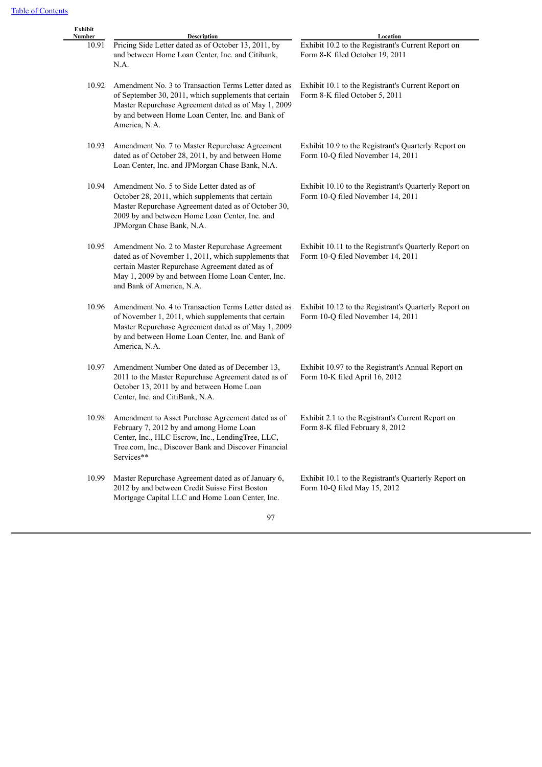| Exhibit Number | Description | Location |
|---|---|---|
| 10.91 | Pricing Side Letter dated as of October 13, 2011, by and between Home Loan Center, Inc. and Citibank, N.A. | Exhibit 10.2 to the Registrant's Current Report on Form 8-K filed October 19, 2011 |
| 10.92 | Amendment No. 3 to Transaction Terms Letter dated as of September 30, 2011, which supplements that certain Master Repurchase Agreement dated as of May 1, 2009 by and between Home Loan Center, Inc. and Bank of America, N.A. | Exhibit 10.1 to the Registrant's Current Report on Form 8-K filed October 5, 2011 |
| 10.93 | Amendment No. 7 to Master Repurchase Agreement dated as of October 28, 2011, by and between Home Loan Center, Inc. and JPMorgan Chase Bank, N.A. | Exhibit 10.9 to the Registrant's Quarterly Report on Form 10-Q filed November 14, 2011 |
| 10.94 | Amendment No. 5 to Side Letter dated as of October 28, 2011, which supplements that certain Master Repurchase Agreement dated as of October 30, 2009 by and between Home Loan Center, Inc. and JPMorgan Chase Bank, N.A. | Exhibit 10.10 to the Registrant's Quarterly Report on Form 10-Q filed November 14, 2011 |
| 10.95 | Amendment No. 2 to Master Repurchase Agreement dated as of November 1, 2011, which supplements that certain Master Repurchase Agreement dated as of May 1, 2009 by and between Home Loan Center, Inc. and Bank of America, N.A. | Exhibit 10.11 to the Registrant's Quarterly Report on Form 10-Q filed November 14, 2011 |
| 10.96 | Amendment No. 4 to Transaction Terms Letter dated as of November 1, 2011, which supplements that certain Master Repurchase Agreement dated as of May 1, 2009 by and between Home Loan Center, Inc. and Bank of America, N.A. | Exhibit 10.12 to the Registrant's Quarterly Report on Form 10-Q filed November 14, 2011 |
| 10.97 | Amendment Number One dated as of December 13, 2011 to the Master Repurchase Agreement dated as of October 13, 2011 by and between Home Loan Center, Inc. and CitiBank, N.A. | Exhibit 10.97 to the Registrant's Annual Report on Form 10-K filed April 16, 2012 |
| 10.98 | Amendment to Asset Purchase Agreement dated as of February 7, 2012 by and among Home Loan Center, Inc., HLC Escrow, Inc., LendingTree, LLC, Tree.com, Inc., Discover Bank and Discover Financial Services** | Exhibit 2.1 to the Registrant's Current Report on Form 8-K filed February 8, 2012 |
| 10.99 | Master Repurchase Agreement dated as of January 6, 2012 by and between Credit Suisse First Boston Mortgage Capital LLC and Home Loan Center, Inc. | Exhibit 10.1 to the Registrant's Quarterly Report on Form 10-Q filed May 15, 2012 |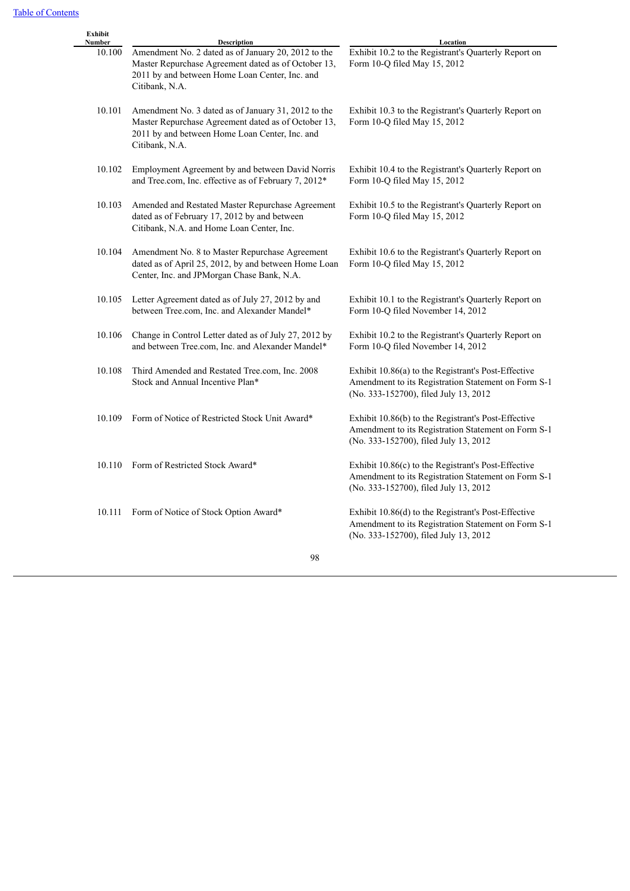[Table of Contents](#)

| Exhibit Number | Description | Location |
| --- | --- | --- |
| 10.100 | Amendment No. 2 dated as of January 20, 2012 to the Master Repurchase Agreement dated as of October 13, 2011 by and between Home Loan Center, Inc. and Citibank, N.A. | Exhibit 10.2 to the Registrant's Quarterly Report on Form 10-Q filed May 15, 2012 |
| 10.101 | Amendment No. 3 dated as of January 31, 2012 to the Master Repurchase Agreement dated as of October 13, 2011 by and between Home Loan Center, Inc. and Citibank, N.A. | Exhibit 10.3 to the Registrant's Quarterly Report on Form 10-Q filed May 15, 2012 |
| 10.102 | Employment Agreement by and between David Norris and Tree.com, Inc. effective as of February 7, 2012* | Exhibit 10.4 to the Registrant's Quarterly Report on Form 10-Q filed May 15, 2012 |
| 10.103 | Amended and Restated Master Repurchase Agreement dated as of February 17, 2012 by and between Citibank, N.A. and Home Loan Center, Inc. | Exhibit 10.5 to the Registrant's Quarterly Report on Form 10-Q filed May 15, 2012 |
| 10.104 | Amendment No. 8 to Master Repurchase Agreement dated as of April 25, 2012, by and between Home Loan Center, Inc. and JPMorgan Chase Bank, N.A. | Exhibit 10.6 to the Registrant's Quarterly Report on Form 10-Q filed May 15, 2012 |
| 10.105 | Letter Agreement dated as of July 27, 2012 by and between Tree.com, Inc. and Alexander Mandel* | Exhibit 10.1 to the Registrant's Quarterly Report on Form 10-Q filed November 14, 2012 |
| 10.106 | Change in Control Letter dated as of July 27, 2012 by and between Tree.com, Inc. and Alexander Mandel* | Exhibit 10.2 to the Registrant's Quarterly Report on Form 10-Q filed November 14, 2012 |
| 10.108 | Third Amended and Restated Tree.com, Inc. 2008 Stock and Annual Incentive Plan* | Exhibit 10.86(a) to the Registrant's Post-Effective Amendment to its Registration Statement on Form S-1 (No. 333-152700), filed July 13, 2012 |
| 10.109 | Form of Notice of Restricted Stock Unit Award* | Exhibit 10.86(b) to the Registrant's Post-Effective Amendment to its Registration Statement on Form S-1 (No. 333-152700), filed July 13, 2012 |
| 10.110 | Form of Restricted Stock Award* | Exhibit 10.86(c) to the Registrant's Post-Effective Amendment to its Registration Statement on Form S-1 (No. 333-152700), filed July 13, 2012 |
| 10.111 | Form of Notice of Stock Option Award* | Exhibit 10.86(d) to the Registrant's Post-Effective Amendment to its Registration Statement on Form S-1 (No. 333-152700), filed July 13, 2012 |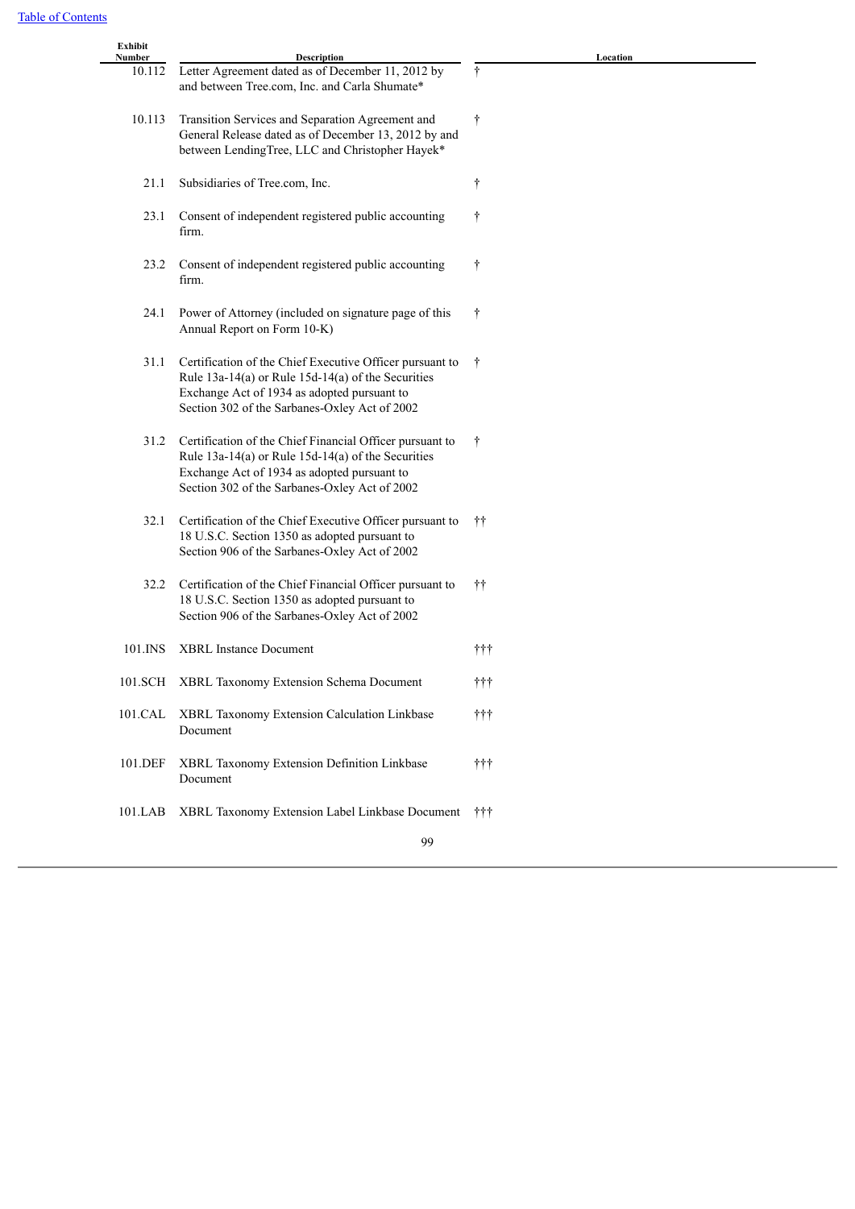[Table of Contents](#)

| Exhibit Number | Description | Location |
| --- | --- | --- |
| 10.112 | Letter Agreement dated as of December 11, 2012 by and between Tree.com, Inc. and Carla Shumate* | † |
| 10.113 | Transition Services and Separation Agreement and General Release dated as of December 13, 2012 by and between LendingTree, LLC and Christopher Hayek* | † |
| 21.1 | Subsidiaries of Tree.com, Inc. | † |
| 23.1 | Consent of independent registered public accounting firm. | † |
| 23.2 | Consent of independent registered public accounting firm. | † |
| 24.1 | Power of Attorney (included on signature page of this Annual Report on Form 10-K) | † |
| 31.1 | Certification of the Chief Executive Officer pursuant to Rule 13a-14(a) or Rule 15d-14(a) of the Securities Exchange Act of 1934 as adopted pursuant to Section 302 of the Sarbanes-Oxley Act of 2002 | † |
| 31.2 | Certification of the Chief Financial Officer pursuant to Rule 13a-14(a) or Rule 15d-14(a) of the Securities Exchange Act of 1934 as adopted pursuant to Section 302 of the Sarbanes-Oxley Act of 2002 | † |
| 32.1 | Certification of the Chief Executive Officer pursuant to 18 U.S.C. Section 1350 as adopted pursuant to Section 906 of the Sarbanes-Oxley Act of 2002 | †† |
| 32.2 | Certification of the Chief Financial Officer pursuant to 18 U.S.C. Section 1350 as adopted pursuant to Section 906 of the Sarbanes-Oxley Act of 2002 | †† |
| 101.INS | XBRL Instance Document | ††† |
| 101.SCH | XBRL Taxonomy Extension Schema Document | ††† |
| 101.CAL | XBRL Taxonomy Extension Calculation Linkbase Document | ††† |
| 101.DEF | XBRL Taxonomy Extension Definition Linkbase Document | ††† |
| 101.LAB | XBRL Taxonomy Extension Label Linkbase Document | ††† |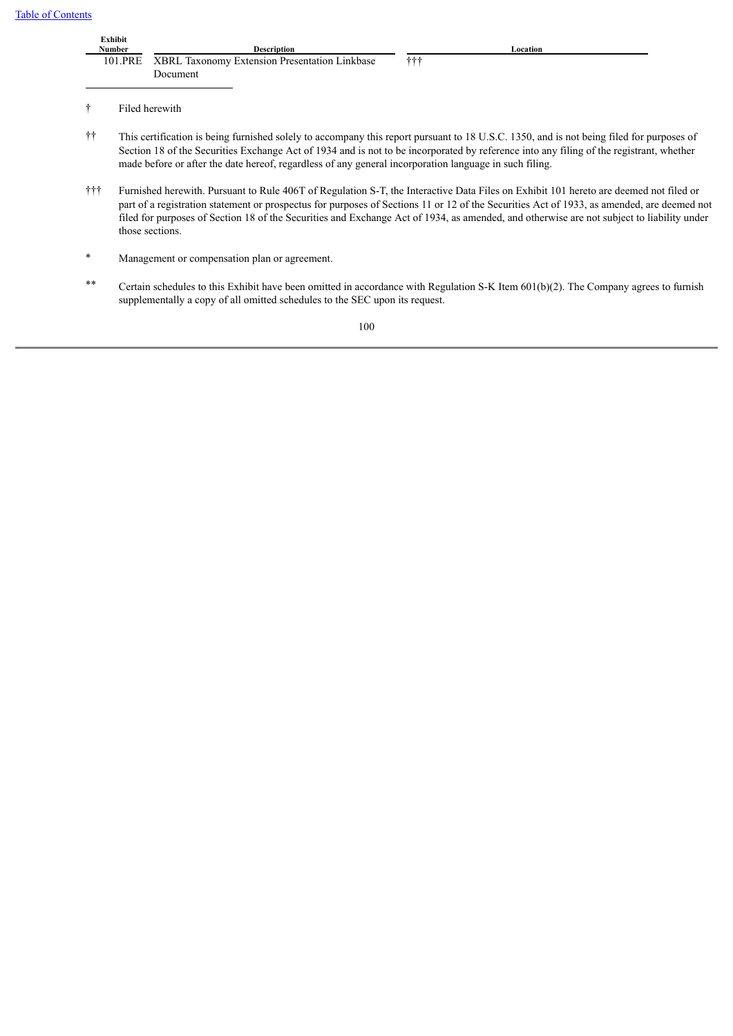| Exhibit Number | Description | Location |
|---|---|---|
| 101.PRE | XBRL Taxonomy Extension Presentation Linkbase Document | ††† |

† Filed herewith

†† This certification is being furnished solely to accompany this report pursuant to 18 U.S.C. 1350, and is not being filed for purposes of Section 18 of the Securities Exchange Act of 1934 and is not to be incorporated by reference into any filing of the registrant, whether made before or after the date hereof, regardless of any general incorporation language in such filing.

††† Furnished herewith. Pursuant to Rule 406T of Regulation S-T, the Interactive Data Files on Exhibit 101 hereto are deemed not filed or part of a registration statement or prospectus for purposes of Sections 11 or 12 of the Securities Act of 1933, as amended, are deemed not filed for purposes of Section 18 of the Securities and Exchange Act of 1934, as amended, and otherwise are not subject to liability under those sections.

\* Management or compensation plan or agreement.

\*\* Certain schedules to this Exhibit have been omitted in accordance with Regulation S-K Item 601(b)(2). The Company agrees to furnish supplementally a copy of all omitted schedules to the SEC upon its request.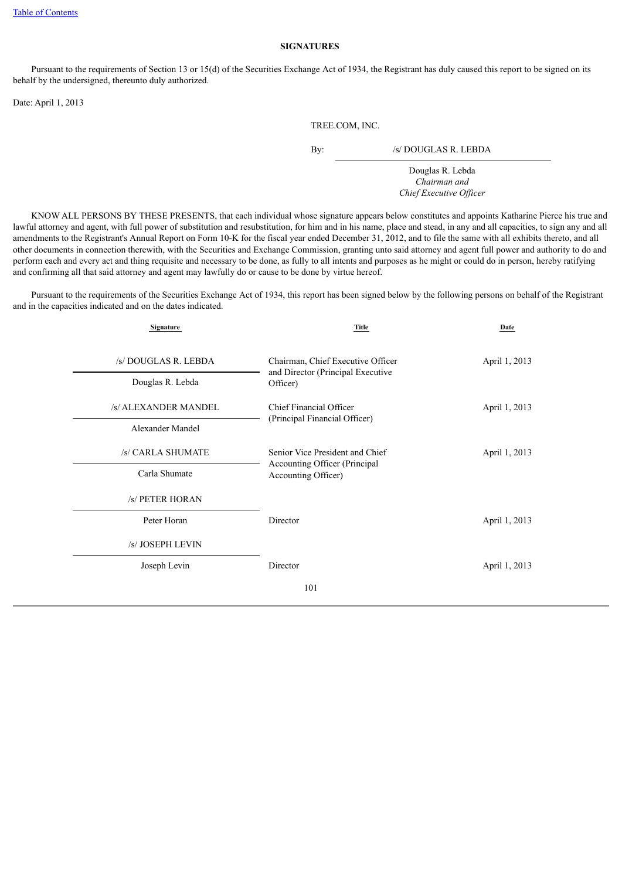## SIGNATURES

Pursuant to the requirements of Section 13 or 15(d) of the Securities Exchange Act of 1934, the Registrant has duly caused this report to be signed on its behalf by the undersigned, thereunto duly authorized.

Date: April 1, 2013

TREE.COM, INC.

By: /s/ DOUGLAS R. LEBDA

Douglas R. Lebda
*Chairman and*
*Chief Executive Officer*

KNOW ALL PERSONS BY THESE PRESENTS, that each individual whose signature appears below constitutes and appoints Katharine Pierce his true and lawful attorney and agent, with full power of substitution and resubstitution, for him and in his name, place and stead, in any and all capacities, to sign any and all amendments to the Registrant's Annual Report on Form 10-K for the fiscal year ended December 31, 2012, and to file the same with all exhibits thereto, and all other documents in connection therewith, with the Securities and Exchange Commission, granting unto said attorney and agent full power and authority to do and perform each and every act and thing requisite and necessary to be done, as fully to all intents and purposes as he might or could do in person, hereby ratifying and confirming all that said attorney and agent may lawfully do or cause to be done by virtue hereof.

Pursuant to the requirements of the Securities Exchange Act of 1934, this report has been signed below by the following persons on behalf of the Registrant and in the capacities indicated and on the dates indicated.

| Signature | Title | Date |
|---|---|---|
| /s/ DOUGLAS R. LEBDA<br>Douglas R. Lebda | Chairman, Chief Executive Officer and Director (Principal Executive Officer) | April 1, 2013 |
| /s/ ALEXANDER MANDEL<br>Alexander Mandel | Chief Financial Officer (Principal Financial Officer) | April 1, 2013 |
| /s/ CARLA SHUMATE<br>Carla Shumate | Senior Vice President and Chief Accounting Officer (Principal Accounting Officer) | April 1, 2013 |
| /s/ PETER HORAN<br>Peter Horan | Director | April 1, 2013 |
| /s/ JOSEPH LEVIN<br>Joseph Levin | Director | April 1, 2013 |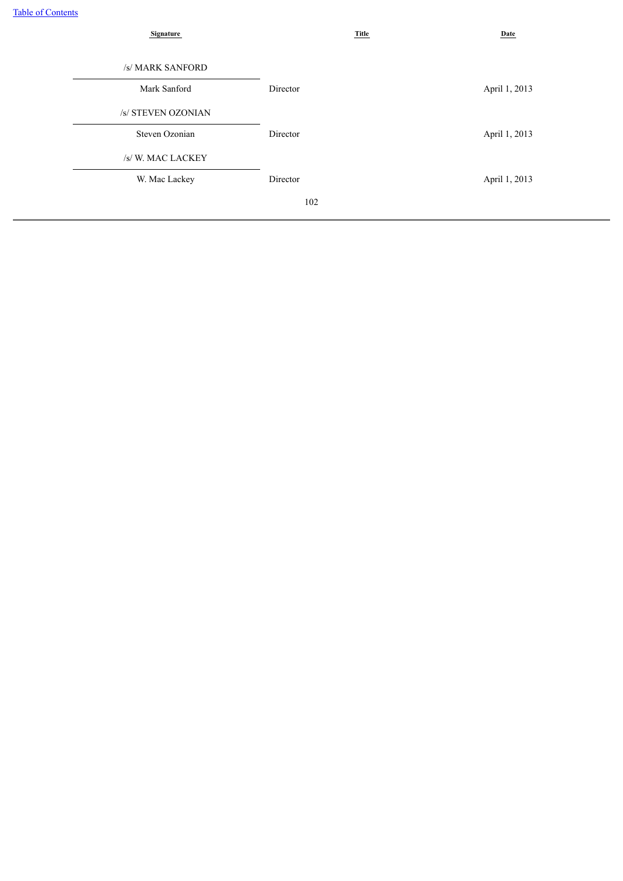| Signature | Title | Date |
| --- | --- | --- |
| /s/ MARK SANFORD<br>Mark Sanford | Director | April 1, 2013 |
| /s/ STEVEN OZONIAN<br>Steven Ozonian | Director | April 1, 2013 |
| /s/ W. MAC LACKEY<br>W. Mac Lackey | Director | April 1, 2013 |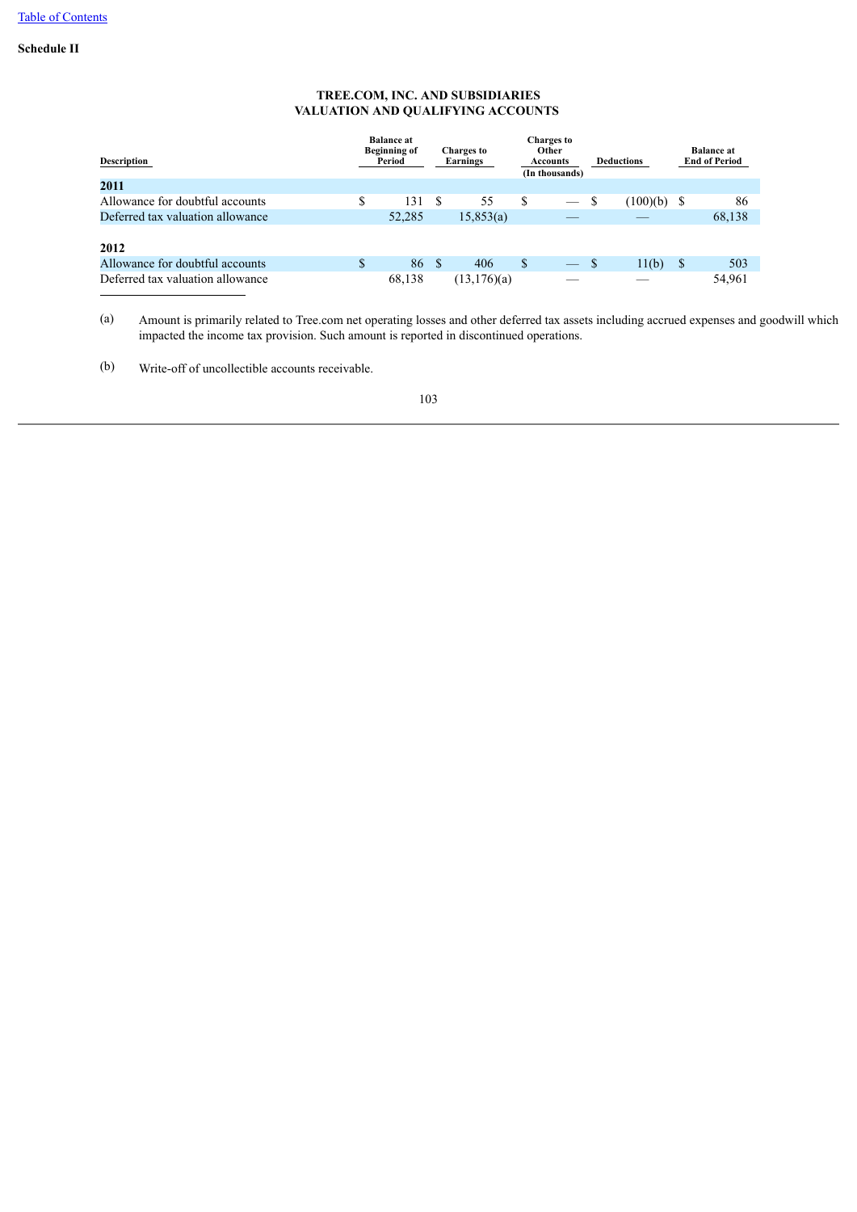Schedule II

**TREE.COM, INC. AND SUBSIDIARIES**
**VALUATION AND QUALIFYING ACCOUNTS**

| Description | Balance at Beginning of Period | Charges to Earnings | Charges to Other Accounts (In thousands) | Deductions | Balance at End of Period |
|---|---|---|---|---|---|
| **2011** | | | | | |
| Allowance for doubtful accounts | $ 131 | $ 55 | $ — | $ (100)(b) | $ 86 |
| Deferred tax valuation allowance | 52,285 | 15,853(a) | — | — | 68,138 |
| **2012** | | | | | |
| Allowance for doubtful accounts | $ 86 | $ 406 | $ — | $ 11(b) | $ 503 |
| Deferred tax valuation allowance | 68,138 | (13,176)(a) | — | — | 54,961 |

(a) Amount is primarily related to Tree.com net operating losses and other deferred tax assets including accrued expenses and goodwill which impacted the income tax provision. Such amount is reported in discontinued operations.

(b) Write-off of uncollectible accounts receivable.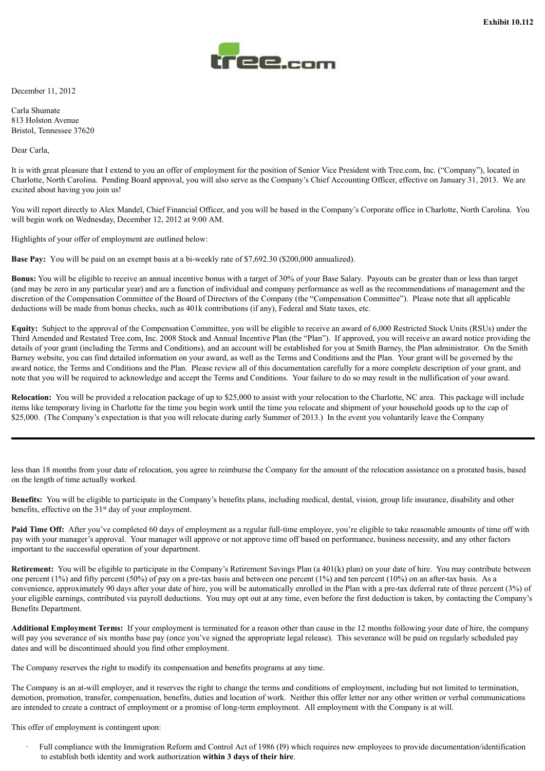**Exhibit 10.112**

December 11, 2012

Carla Shumate
813 Holston Avenue
Bristol, Tennessee 37620

Dear Carla,

It is with great pleasure that I extend to you an offer of employment for the position of Senior Vice President with Tree.com, Inc. ("Company"), located in Charlotte, North Carolina. Pending Board approval, you will also serve as the Company's Chief Accounting Officer, effective on January 31, 2013. We are excited about having you join us!

You will report directly to Alex Mandel, Chief Financial Officer, and you will be based in the Company's Corporate office in Charlotte, North Carolina. You will begin work on Wednesday, December 12, 2012 at 9:00 AM.

Highlights of your offer of employment are outlined below:

**Base Pay:** You will be paid on an exempt basis at a bi-weekly rate of $7,692.30 ($200,000 annualized).

**Bonus:** You will be eligible to receive an annual incentive bonus with a target of 30% of your Base Salary. Payouts can be greater than or less than target (and may be zero in any particular year) and are a function of individual and company performance as well as the recommendations of management and the discretion of the Compensation Committee of the Board of Directors of the Company (the "Compensation Committee"). Please note that all applicable deductions will be made from bonus checks, such as 401k contributions (if any), Federal and State taxes, etc.

**Equity:** Subject to the approval of the Compensation Committee, you will be eligible to receive an award of 6,000 Restricted Stock Units (RSUs) under the Third Amended and Restated Tree.com, Inc. 2008 Stock and Annual Incentive Plan (the "Plan"). If approved, you will receive an award notice providing the details of your grant (including the Terms and Conditions), and an account will be established for you at Smith Barney, the Plan administrator. On the Smith Barney website, you can find detailed information on your award, as well as the Terms and Conditions and the Plan. Your grant will be governed by the award notice, the Terms and Conditions and the Plan. Please review all of this documentation carefully for a more complete description of your grant, and note that you will be required to acknowledge and accept the Terms and Conditions. Your failure to do so may result in the nullification of your award.

**Relocation:** You will be provided a relocation package of up to $25,000 to assist with your relocation to the Charlotte, NC area. This package will include items like temporary living in Charlotte for the time you begin work until the time you relocate and shipment of your household goods up to the cap of $25,000. (The Company's expectation is that you will relocate during early Summer of 2013.) In the event you voluntarily leave the Company less than 18 months from your date of relocation, you agree to reimburse the Company for the amount of the relocation assistance on a prorated basis, based on the length of time actually worked.

**Benefits:** You will be eligible to participate in the Company's benefits plans, including medical, dental, vision, group life insurance, disability and other benefits, effective on the 31st day of your employment.

**Paid Time Off:** After you've completed 60 days of employment as a regular full-time employee, you're eligible to take reasonable amounts of time off with pay with your manager's approval. Your manager will approve or not approve time off based on performance, business necessity, and any other factors important to the successful operation of your department.

**Retirement:** You will be eligible to participate in the Company's Retirement Savings Plan (a 401(k) plan) on your date of hire. You may contribute between one percent (1%) and fifty percent (50%) of pay on a pre-tax basis and between one percent (1%) and ten percent (10%) on an after-tax basis. As a convenience, approximately 90 days after your date of hire, you will be automatically enrolled in the Plan with a pre-tax deferral rate of three percent (3%) of your eligible earnings, contributed via payroll deductions. You may opt out at any time, even before the first deduction is taken, by contacting the Company's Benefits Department.

**Additional Employment Terms:** If your employment is terminated for a reason other than cause in the 12 months following your date of hire, the company will pay you severance of six months base pay (once you've signed the appropriate legal release). This severance will be paid on regularly scheduled pay dates and will be discontinued should you find other employment.

The Company reserves the right to modify its compensation and benefits programs at any time.

The Company is an at-will employer, and it reserves the right to change the terms and conditions of employment, including but not limited to termination, demotion, promotion, transfer, compensation, benefits, duties and location of work. Neither this offer letter nor any other written or verbal communications are intended to create a contract of employment or a promise of long-term employment. All employment with the Company is at will.

This offer of employment is contingent upon:

- Full compliance with the Immigration Reform and Control Act of 1986 (I9) which requires new employees to provide documentation/identification to establish both identity and work authorization **within 3 days of their hire**.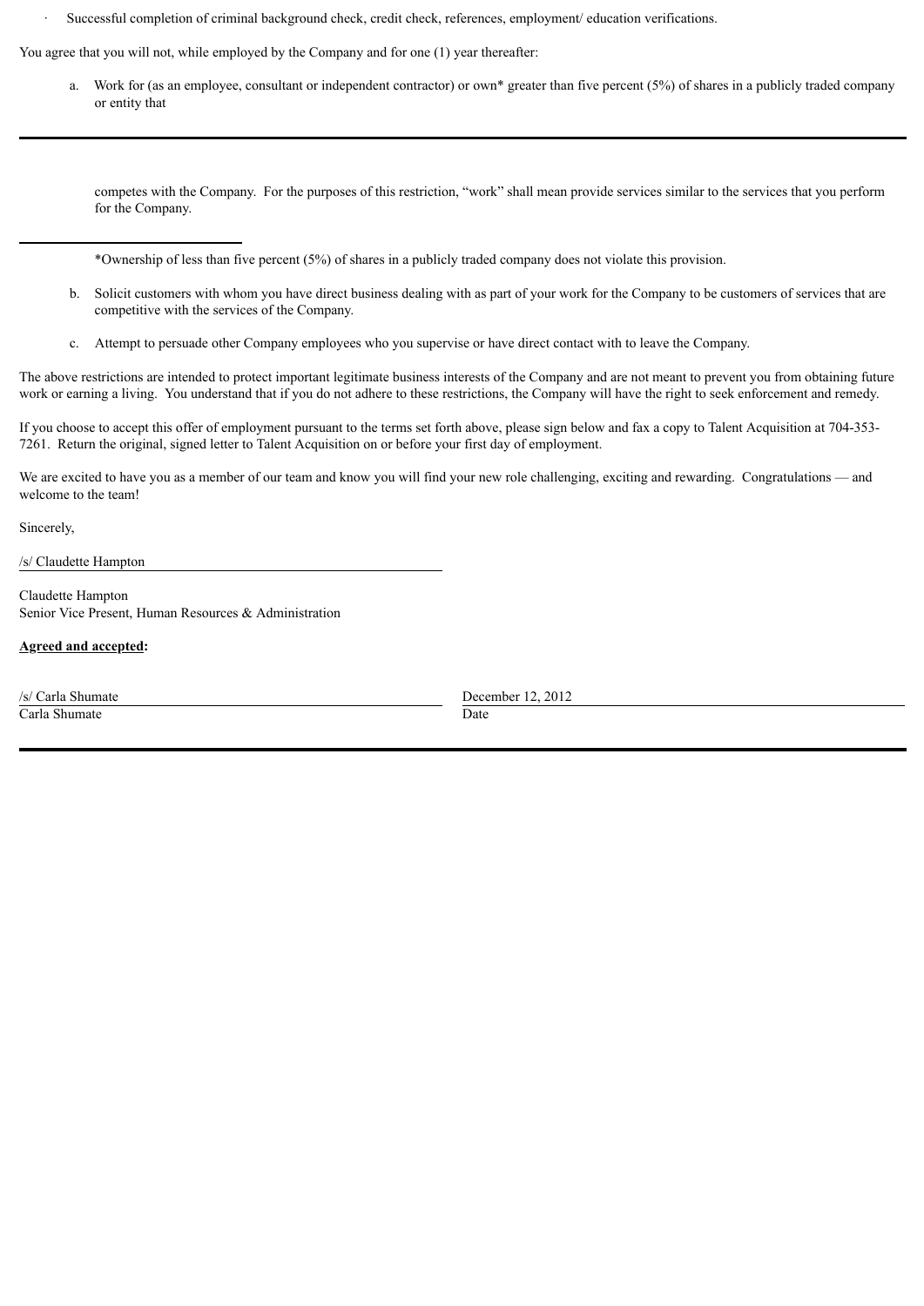- Successful completion of criminal background check, credit check, references, employment/ education verifications.

You agree that you will not, while employed by the Company and for one (1) year thereafter:

a. Work for (as an employee, consultant or independent contractor) or own* greater than five percent (5%) of shares in a publicly traded company or entity that competes with the Company. For the purposes of this restriction, "work" shall mean provide services similar to the services that you perform for the Company.

*Ownership of less than five percent (5%) of shares in a publicly traded company does not violate this provision.

b. Solicit customers with whom you have direct business dealing with as part of your work for the Company to be customers of services that are competitive with the services of the Company.

c. Attempt to persuade other Company employees who you supervise or have direct contact with to leave the Company.

The above restrictions are intended to protect important legitimate business interests of the Company and are not meant to prevent you from obtaining future work or earning a living. You understand that if you do not adhere to these restrictions, the Company will have the right to seek enforcement and remedy.

If you choose to accept this offer of employment pursuant to the terms set forth above, please sign below and fax a copy to Talent Acquisition at 704-353-7261. Return the original, signed letter to Talent Acquisition on or before your first day of employment.

We are excited to have you as a member of our team and know you will find your new role challenging, exciting and rewarding. Congratulations — and welcome to the team!

Sincerely,

/s/ Claudette Hampton

Claudette Hampton
Senior Vice Present, Human Resources & Administration

**Agreed and accepted:**

| /s/ Carla Shumate | December 12, 2012 |
|---|---|
| Carla Shumate | Date |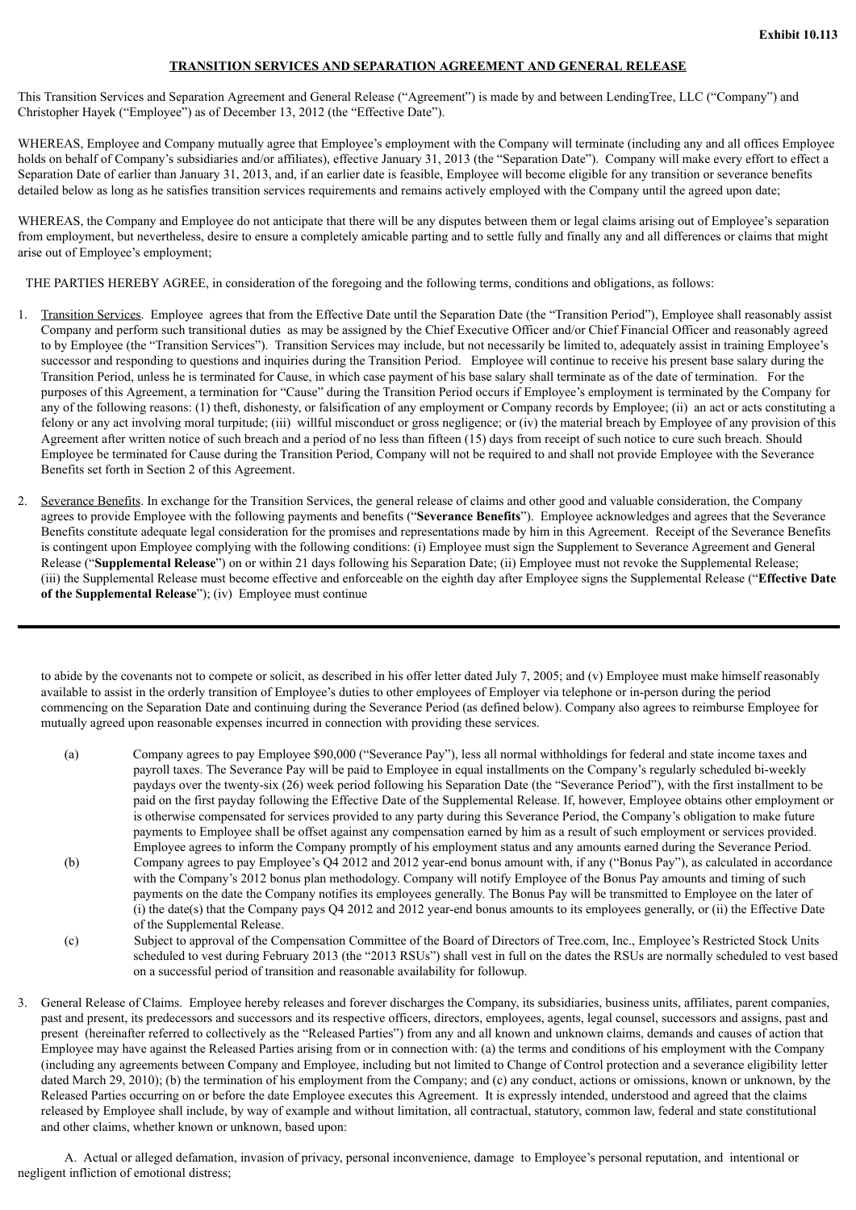**Exhibit 10.113**

**TRANSITION SERVICES AND SEPARATION AGREEMENT AND GENERAL RELEASE**

This Transition Services and Separation Agreement and General Release ("Agreement") is made by and between LendingTree, LLC ("Company") and Christopher Hayek ("Employee") as of December 13, 2012 (the "Effective Date").

WHEREAS, Employee and Company mutually agree that Employee's employment with the Company will terminate (including any and all offices Employee holds on behalf of Company's subsidiaries and/or affiliates), effective January 31, 2013 (the "Separation Date"). Company will make every effort to effect a Separation Date of earlier than January 31, 2013, and, if an earlier date is feasible, Employee will become eligible for any transition or severance benefits detailed below as long as he satisfies transition services requirements and remains actively employed with the Company until the agreed upon date;

WHEREAS, the Company and Employee do not anticipate that there will be any disputes between them or legal claims arising out of Employee's separation from employment, but nevertheless, desire to ensure a completely amicable parting and to settle fully and finally any and all differences or claims that might arise out of Employee's employment;

THE PARTIES HEREBY AGREE, in consideration of the foregoing and the following terms, conditions and obligations, as follows:

1. Transition Services. Employee agrees that from the Effective Date until the Separation Date (the "Transition Period"), Employee shall reasonably assist Company and perform such transitional duties as may be assigned by the Chief Executive Officer and/or Chief Financial Officer and reasonably agreed to by Employee (the "Transition Services"). Transition Services may include, but not necessarily be limited to, adequately assist in training Employee's successor and responding to questions and inquiries during the Transition Period. Employee will continue to receive his present base salary during the Transition Period, unless he is terminated for Cause, in which case payment of his base salary shall terminate as of the date of termination. For the purposes of this Agreement, a termination for "Cause" during the Transition Period occurs if Employee's employment is terminated by the Company for any of the following reasons: (1) theft, dishonesty, or falsification of any employment or Company records by Employee; (ii) an act or acts constituting a felony or any act involving moral turpitude; (iii) willful misconduct or gross negligence; or (iv) the material breach by Employee of any provision of this Agreement after written notice of such breach and a period of no less than fifteen (15) days from receipt of such notice to cure such breach. Should Employee be terminated for Cause during the Transition Period, Company will not be required to and shall not provide Employee with the Severance Benefits set forth in Section 2 of this Agreement.

2. Severance Benefits. In exchange for the Transition Services, the general release of claims and other good and valuable consideration, the Company agrees to provide Employee with the following payments and benefits ("**Severance Benefits**"). Employee acknowledges and agrees that the Severance Benefits constitute adequate legal consideration for the promises and representations made by him in this Agreement. Receipt of the Severance Benefits is contingent upon Employee complying with the following conditions: (i) Employee must sign the Supplement to Severance Agreement and General Release ("**Supplemental Release**") on or within 21 days following his Separation Date; (ii) Employee must not revoke the Supplemental Release; (iii) the Supplemental Release must become effective and enforceable on the eighth day after Employee signs the Supplemental Release ("**Effective Date of the Supplemental Release**"); (iv) Employee must continue to abide by the covenants not to compete or solicit, as described in his offer letter dated July 7, 2005; and (v) Employee must make himself reasonably available to assist in the orderly transition of Employee's duties to other employees of Employer via telephone or in-person during the period commencing on the Separation Date and continuing during the Severance Period (as defined below). Company also agrees to reimburse Employee for mutually agreed upon reasonable expenses incurred in connection with providing these services.

   (a) Company agrees to pay Employee $90,000 ("Severance Pay"), less all normal withholdings for federal and state income taxes and payroll taxes. The Severance Pay will be paid to Employee in equal installments on the Company's regularly scheduled bi-weekly paydays over the twenty-six (26) week period following his Separation Date (the "Severance Period"), with the first installment to be paid on the first payday following the Effective Date of the Supplemental Release. If, however, Employee obtains other employment or is otherwise compensated for services provided to any party during this Severance Period, the Company's obligation to make future payments to Employee shall be offset against any compensation earned by him as a result of such employment or services provided. Employee agrees to inform the Company promptly of his employment status and any amounts earned during the Severance Period.

   (b) Company agrees to pay Employee's Q4 2012 and 2012 year-end bonus amount with, if any ("Bonus Pay"), as calculated in accordance with the Company's 2012 bonus plan methodology. Company will notify Employee of the Bonus Pay amounts and timing of such payments on the date the Company notifies its employees generally. The Bonus Pay will be transmitted to Employee on the later of (i) the date(s) that the Company pays Q4 2012 and 2012 year-end bonus amounts to its employees generally, or (ii) the Effective Date of the Supplemental Release.

   (c) Subject to approval of the Compensation Committee of the Board of Directors of Tree.com, Inc., Employee's Restricted Stock Units scheduled to vest during February 2013 (the "2013 RSUs") shall vest in full on the dates the RSUs are normally scheduled to vest based on a successful period of transition and reasonable availability for followup.

3. General Release of Claims. Employee hereby releases and forever discharges the Company, its subsidiaries, business units, affiliates, parent companies, past and present, its predecessors and successors and its respective officers, directors, employees, agents, legal counsel, successors and assigns, past and present (hereinafter referred to collectively as the "Released Parties") from any and all known and unknown claims, demands and causes of action that Employee may have against the Released Parties arising from or in connection with: (a) the terms and conditions of his employment with the Company (including any agreements between Company and Employee, including but not limited to Change of Control protection and a severance eligibility letter dated March 29, 2010); (b) the termination of his employment from the Company; and (c) any conduct, actions or omissions, known or unknown, by the Released Parties occurring on or before the date Employee executes this Agreement. It is expressly intended, understood and agreed that the claims released by Employee shall include, by way of example and without limitation, all contractual, statutory, common law, federal and state constitutional and other claims, whether known or unknown, based upon:

   A. Actual or alleged defamation, invasion of privacy, personal inconvenience, damage to Employee's personal reputation, and intentional or negligent infliction of emotional distress;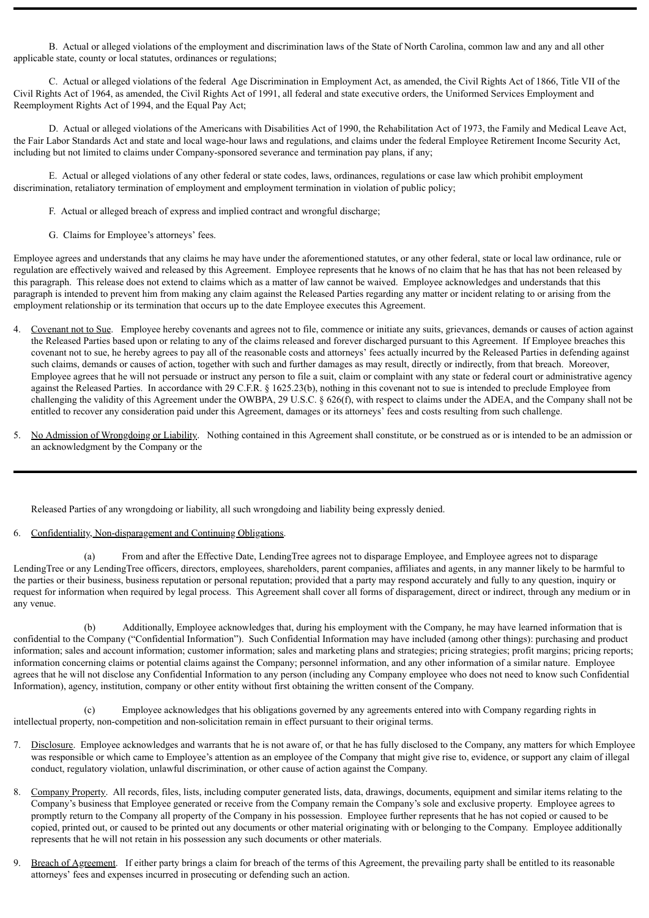B. Actual or alleged violations of the employment and discrimination laws of the State of North Carolina, common law and any and all other applicable state, county or local statutes, ordinances or regulations;

C. Actual or alleged violations of the federal Age Discrimination in Employment Act, as amended, the Civil Rights Act of 1866, Title VII of the Civil Rights Act of 1964, as amended, the Civil Rights Act of 1991, all federal and state executive orders, the Uniformed Services Employment and Reemployment Rights Act of 1994, and the Equal Pay Act;

D. Actual or alleged violations of the Americans with Disabilities Act of 1990, the Rehabilitation Act of 1973, the Family and Medical Leave Act, the Fair Labor Standards Act and state and local wage-hour laws and regulations, and claims under the federal Employee Retirement Income Security Act, including but not limited to claims under Company-sponsored severance and termination pay plans, if any;

E. Actual or alleged violations of any other federal or state codes, laws, ordinances, regulations or case law which prohibit employment discrimination, retaliatory termination of employment and employment termination in violation of public policy;

F. Actual or alleged breach of express and implied contract and wrongful discharge;

G. Claims for Employee's attorneys' fees.

Employee agrees and understands that any claims he may have under the aforementioned statutes, or any other federal, state or local law ordinance, rule or regulation are effectively waived and released by this Agreement. Employee represents that he knows of no claim that he has that has not been released by this paragraph. This release does not extend to claims which as a matter of law cannot be waived. Employee acknowledges and understands that this paragraph is intended to prevent him from making any claim against the Released Parties regarding any matter or incident relating to or arising from the employment relationship or its termination that occurs up to the date Employee executes this Agreement.

4. Covenant not to Sue. Employee hereby covenants and agrees not to file, commence or initiate any suits, grievances, demands or causes of action against the Released Parties based upon or relating to any of the claims released and forever discharged pursuant to this Agreement. If Employee breaches this covenant not to sue, he hereby agrees to pay all of the reasonable costs and attorneys' fees actually incurred by the Released Parties in defending against such claims, demands or causes of action, together with such and further damages as may result, directly or indirectly, from that breach. Moreover, Employee agrees that he will not persuade or instruct any person to file a suit, claim or complaint with any state or federal court or administrative agency against the Released Parties. In accordance with 29 C.F.R. § 1625.23(b), nothing in this covenant not to sue is intended to preclude Employee from challenging the validity of this Agreement under the OWBPA, 29 U.S.C. § 626(f), with respect to claims under the ADEA, and the Company shall not be entitled to recover any consideration paid under this Agreement, damages or its attorneys' fees and costs resulting from such challenge.

5. No Admission of Wrongdoing or Liability. Nothing contained in this Agreement shall constitute, or be construed as or is intended to be an admission or an acknowledgment by the Company or the Released Parties of any wrongdoing or liability, all such wrongdoing and liability being expressly denied.

6. Confidentiality, Non-disparagement and Continuing Obligations.

(a) From and after the Effective Date, LendingTree agrees not to disparage Employee, and Employee agrees not to disparage LendingTree or any LendingTree officers, directors, employees, shareholders, parent companies, affiliates and agents, in any manner likely to be harmful to the parties or their business, business reputation or personal reputation; provided that a party may respond accurately and fully to any question, inquiry or request for information when required by legal process. This Agreement shall cover all forms of disparagement, direct or indirect, through any medium or in any venue.

(b) Additionally, Employee acknowledges that, during his employment with the Company, he may have learned information that is confidential to the Company ("Confidential Information"). Such Confidential Information may have included (among other things): purchasing and product information; sales and account information; customer information; sales and marketing plans and strategies; pricing strategies; profit margins; pricing reports; information concerning claims or potential claims against the Company; personnel information, and any other information of a similar nature. Employee agrees that he will not disclose any Confidential Information to any person (including any Company employee who does not need to know such Confidential Information), agency, institution, company or other entity without first obtaining the written consent of the Company.

(c) Employee acknowledges that his obligations governed by any agreements entered into with Company regarding rights in intellectual property, non-competition and non-solicitation remain in effect pursuant to their original terms.

7. Disclosure. Employee acknowledges and warrants that he is not aware of, or that he has fully disclosed to the Company, any matters for which Employee was responsible or which came to Employee's attention as an employee of the Company that might give rise to, evidence, or support any claim of illegal conduct, regulatory violation, unlawful discrimination, or other cause of action against the Company.

8. Company Property. All records, files, lists, including computer generated lists, data, drawings, documents, equipment and similar items relating to the Company's business that Employee generated or receive from the Company remain the Company's sole and exclusive property. Employee agrees to promptly return to the Company all property of the Company in his possession. Employee further represents that he has not copied or caused to be copied, printed out, or caused to be printed out any documents or other material originating with or belonging to the Company. Employee additionally represents that he will not retain in his possession any such documents or other materials.

9. Breach of Agreement. If either party brings a claim for breach of the terms of this Agreement, the prevailing party shall be entitled to its reasonable attorneys' fees and expenses incurred in prosecuting or defending such an action.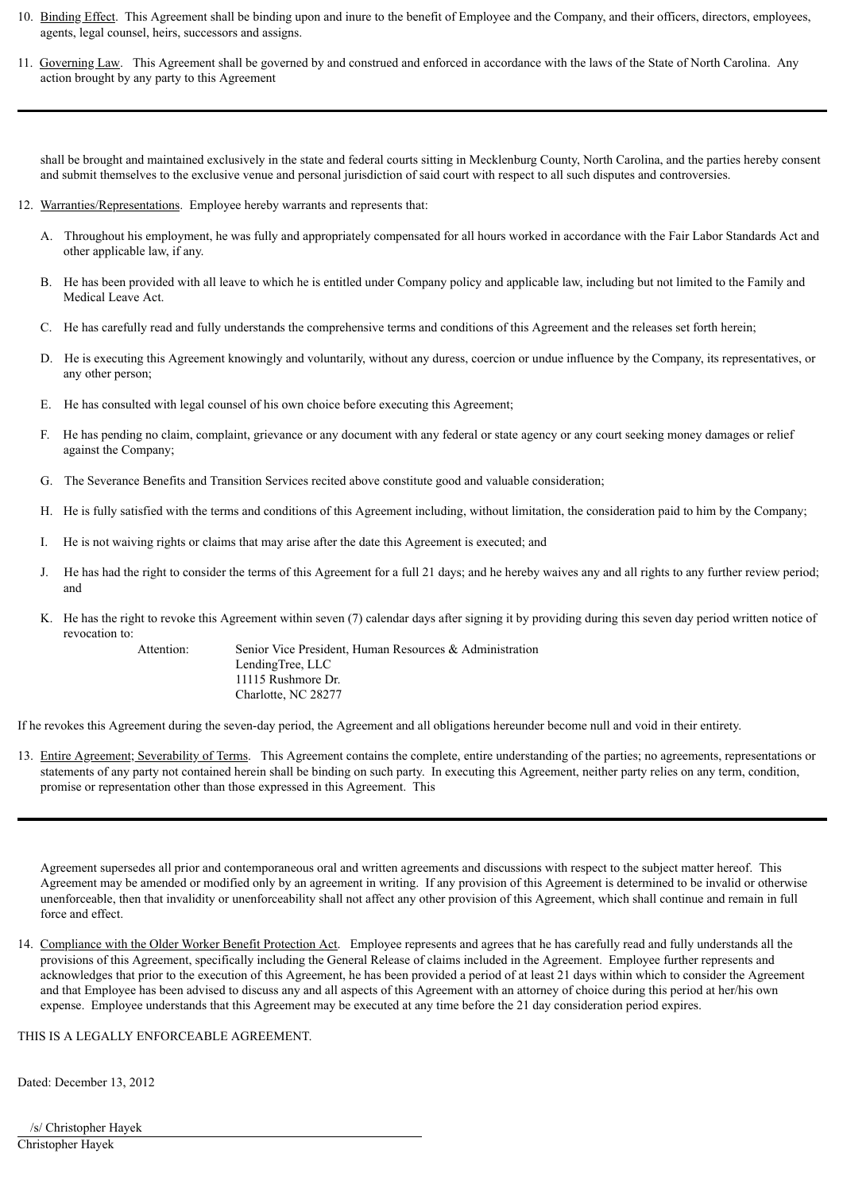10. <u>Binding Effect</u>. This Agreement shall be binding upon and inure to the benefit of Employee and the Company, and their officers, directors, employees, agents, legal counsel, heirs, successors and assigns.

11. <u>Governing Law</u>. This Agreement shall be governed by and construed and enforced in accordance with the laws of the State of North Carolina. Any action brought by any party to this Agreement shall be brought and maintained exclusively in the state and federal courts sitting in Mecklenburg County, North Carolina, and the parties hereby consent and submit themselves to the exclusive venue and personal jurisdiction of said court with respect to all such disputes and controversies.

12. <u>Warranties/Representations</u>. Employee hereby warrants and represents that:

    A. Throughout his employment, he was fully and appropriately compensated for all hours worked in accordance with the Fair Labor Standards Act and other applicable law, if any.

    B. He has been provided with all leave to which he is entitled under Company policy and applicable law, including but not limited to the Family and Medical Leave Act.

    C. He has carefully read and fully understands the comprehensive terms and conditions of this Agreement and the releases set forth herein;

    D. He is executing this Agreement knowingly and voluntarily, without any duress, coercion or undue influence by the Company, its representatives, or any other person;

    E. He has consulted with legal counsel of his own choice before executing this Agreement;

    F. He has pending no claim, complaint, grievance or any document with any federal or state agency or any court seeking money damages or relief against the Company;

    G. The Severance Benefits and Transition Services recited above constitute good and valuable consideration;

    H. He is fully satisfied with the terms and conditions of this Agreement including, without limitation, the consideration paid to him by the Company;

    I. He is not waiving rights or claims that may arise after the date this Agreement is executed; and

    J. He has had the right to consider the terms of this Agreement for a full 21 days; and he hereby waives any and all rights to any further review period; and

    K. He has the right to revoke this Agreement within seven (7) calendar days after signing it by providing during this seven day period written notice of revocation to:

    Attention: Senior Vice President, Human Resources & Administration
    LendingTree, LLC
    11115 Rushmore Dr.
    Charlotte, NC 28277

If he revokes this Agreement during the seven-day period, the Agreement and all obligations hereunder become null and void in their entirety.

13. <u>Entire Agreement; Severability of Terms</u>. This Agreement contains the complete, entire understanding of the parties; no agreements, representations or statements of any party not contained herein shall be binding on such party. In executing this Agreement, neither party relies on any term, condition, promise or representation other than those expressed in this Agreement. This Agreement supersedes all prior and contemporaneous oral and written agreements and discussions with respect to the subject matter hereof. This Agreement may be amended or modified only by an agreement in writing. If any provision of this Agreement is determined to be invalid or otherwise unenforceable, then that invalidity or unenforceability shall not affect any other provision of this Agreement, which shall continue and remain in full force and effect.

14. <u>Compliance with the Older Worker Benefit Protection Act</u>. Employee represents and agrees that he has carefully read and fully understands all the provisions of this Agreement, specifically including the General Release of claims included in the Agreement. Employee further represents and acknowledges that prior to the execution of this Agreement, he has been provided a period of at least 21 days within which to consider the Agreement and that Employee has been advised to discuss any and all aspects of this Agreement with an attorney of choice during this period at her/his own expense. Employee understands that this Agreement may be executed at any time before the 21 day consideration period expires.

THIS IS A LEGALLY ENFORCEABLE AGREEMENT.

Dated: December 13, 2012

/s/ Christopher Hayek

Christopher Hayek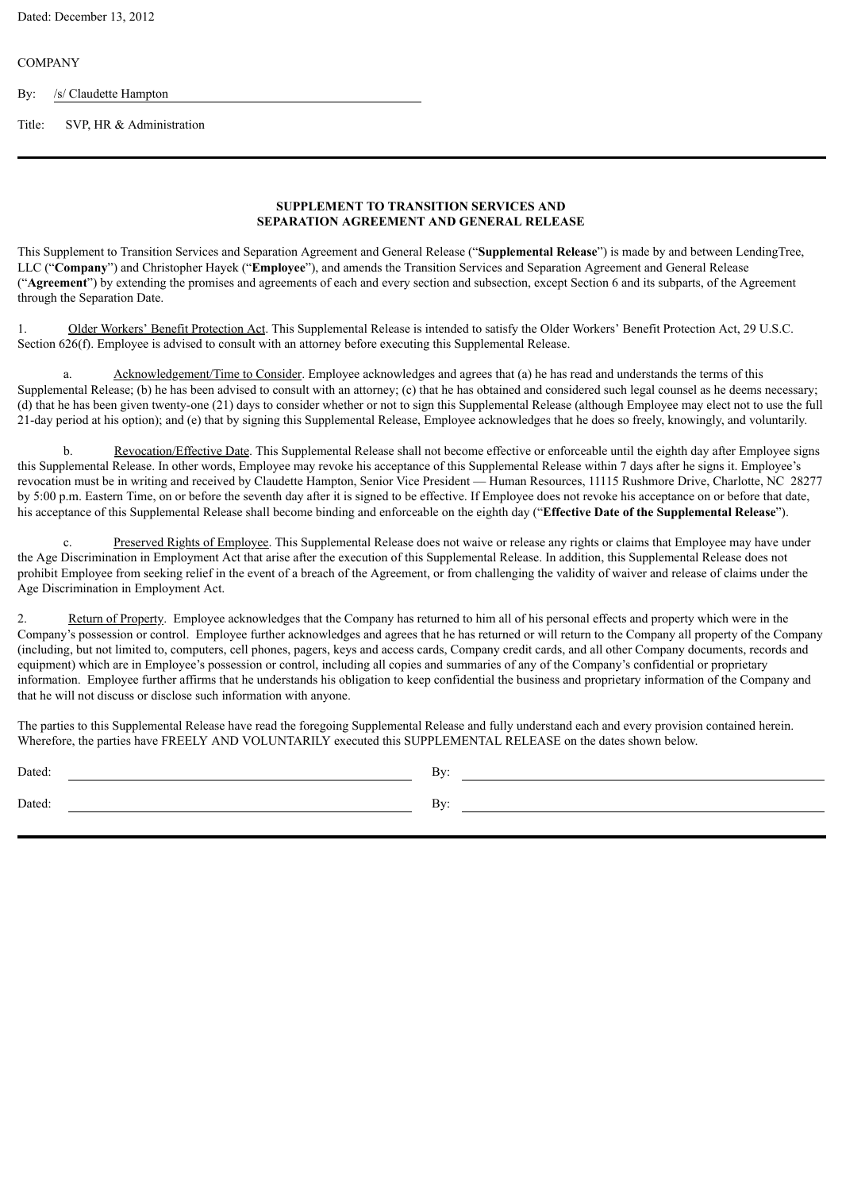Dated: December 13, 2012

COMPANY

By: /s/ Claudette Hampton

Title: SVP, HR & Administration

---

**SUPPLEMENT TO TRANSITION SERVICES AND SEPARATION AGREEMENT AND GENERAL RELEASE**

This Supplement to Transition Services and Separation Agreement and General Release ("**Supplemental Release**") is made by and between LendingTree, LLC ("**Company**") and Christopher Hayek ("**Employee**"), and amends the Transition Services and Separation Agreement and General Release ("**Agreement**") by extending the promises and agreements of each and every section and subsection, except Section 6 and its subparts, of the Agreement through the Separation Date.

1. Older Workers' Benefit Protection Act. This Supplemental Release is intended to satisfy the Older Workers' Benefit Protection Act, 29 U.S.C. Section 626(f). Employee is advised to consult with an attorney before executing this Supplemental Release.

a. Acknowledgement/Time to Consider. Employee acknowledges and agrees that (a) he has read and understands the terms of this Supplemental Release; (b) he has been advised to consult with an attorney; (c) that he has obtained and considered such legal counsel as he deems necessary; (d) that he has been given twenty-one (21) days to consider whether or not to sign this Supplemental Release (although Employee may elect not to use the full 21-day period at his option); and (e) that by signing this Supplemental Release, Employee acknowledges that he does so freely, knowingly, and voluntarily.

b. Revocation/Effective Date. This Supplemental Release shall not become effective or enforceable until the eighth day after Employee signs this Supplemental Release. In other words, Employee may revoke his acceptance of this Supplemental Release within 7 days after he signs it. Employee's revocation must be in writing and received by Claudette Hampton, Senior Vice President — Human Resources, 11115 Rushmore Drive, Charlotte, NC 28277 by 5:00 p.m. Eastern Time, on or before the seventh day after it is signed to be effective. If Employee does not revoke his acceptance on or before that date, his acceptance of this Supplemental Release shall become binding and enforceable on the eighth day ("**Effective Date of the Supplemental Release**").

c. Preserved Rights of Employee. This Supplemental Release does not waive or release any rights or claims that Employee may have under the Age Discrimination in Employment Act that arise after the execution of this Supplemental Release. In addition, this Supplemental Release does not prohibit Employee from seeking relief in the event of a breach of the Agreement, or from challenging the validity of waiver and release of claims under the Age Discrimination in Employment Act.

2. Return of Property. Employee acknowledges that the Company has returned to him all of his personal effects and property which were in the Company's possession or control. Employee further acknowledges and agrees that he has returned or will return to the Company all property of the Company (including, but not limited to, computers, cell phones, pagers, keys and access cards, Company credit cards, and all other Company documents, records and equipment) which are in Employee's possession or control, including all copies and summaries of any of the Company's confidential or proprietary information. Employee further affirms that he understands his obligation to keep confidential the business and proprietary information of the Company and that he will not discuss or disclose such information with anyone.

The parties to this Supplemental Release have read the foregoing Supplemental Release and fully understand each and every provision contained herein. Wherefore, the parties have FREELY AND VOLUNTARILY executed this SUPPLEMENTAL RELEASE on the dates shown below.

Dated: ______________________ By: ______________________

Dated: ______________________ By: ______________________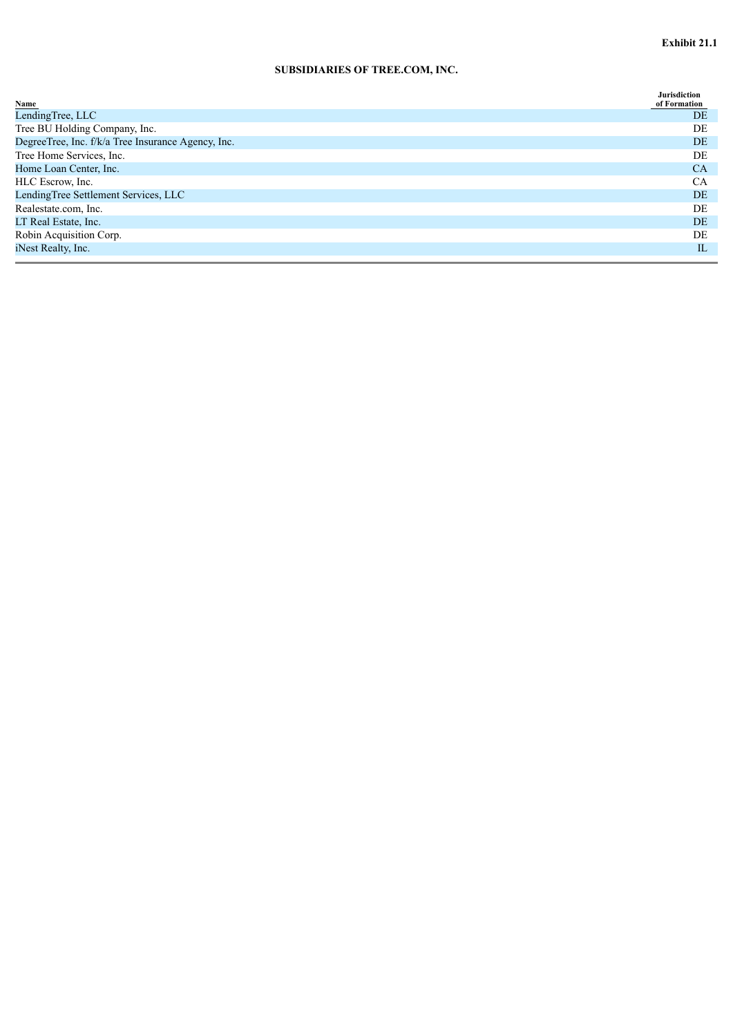**Exhibit 21.1**

**SUBSIDIARIES OF TREE.COM, INC.**

| Name | Jurisdiction of Formation |
| --- | --- |
| LendingTree, LLC | DE |
| Tree BU Holding Company, Inc. | DE |
| DegreeTree, Inc. f/k/a Tree Insurance Agency, Inc. | DE |
| Tree Home Services, Inc. | DE |
| Home Loan Center, Inc. | CA |
| HLC Escrow, Inc. | CA |
| LendingTree Settlement Services, LLC | DE |
| Realestate.com, Inc. | DE |
| LT Real Estate, Inc. | DE |
| Robin Acquisition Corp. | DE |
| iNest Realty, Inc. | IL |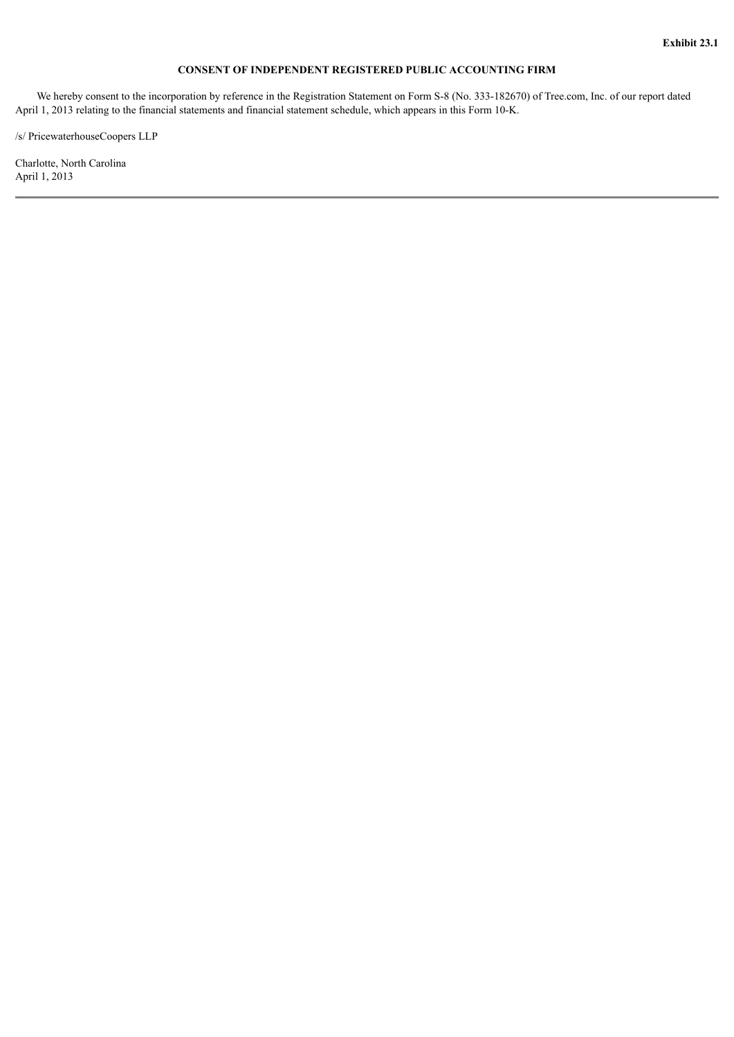**Exhibit 23.1**

**CONSENT OF INDEPENDENT REGISTERED PUBLIC ACCOUNTING FIRM**

We hereby consent to the incorporation by reference in the Registration Statement on Form S-8 (No. 333-182670) of Tree.com, Inc. of our report dated April 1, 2013 relating to the financial statements and financial statement schedule, which appears in this Form 10-K.

/s/ PricewaterhouseCoopers LLP

Charlotte, North Carolina
April 1, 2013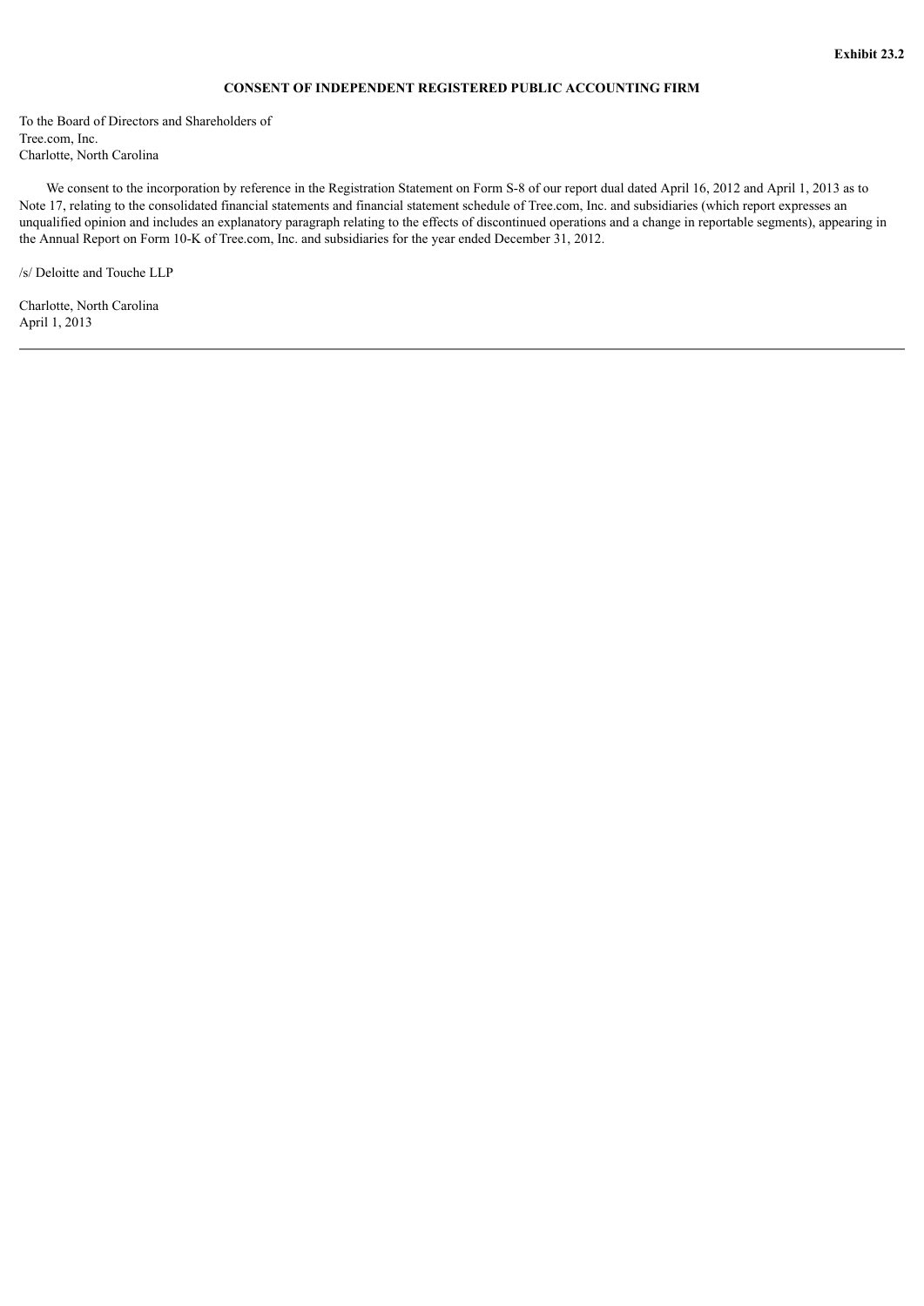**Exhibit 23.2**

**CONSENT OF INDEPENDENT REGISTERED PUBLIC ACCOUNTING FIRM**

To the Board of Directors and Shareholders of
Tree.com, Inc.
Charlotte, North Carolina

We consent to the incorporation by reference in the Registration Statement on Form S-8 of our report dual dated April 16, 2012 and April 1, 2013 as to Note 17, relating to the consolidated financial statements and financial statement schedule of Tree.com, Inc. and subsidiaries (which report expresses an unqualified opinion and includes an explanatory paragraph relating to the effects of discontinued operations and a change in reportable segments), appearing in the Annual Report on Form 10-K of Tree.com, Inc. and subsidiaries for the year ended December 31, 2012.

/s/ Deloitte and Touche LLP

Charlotte, North Carolina
April 1, 2013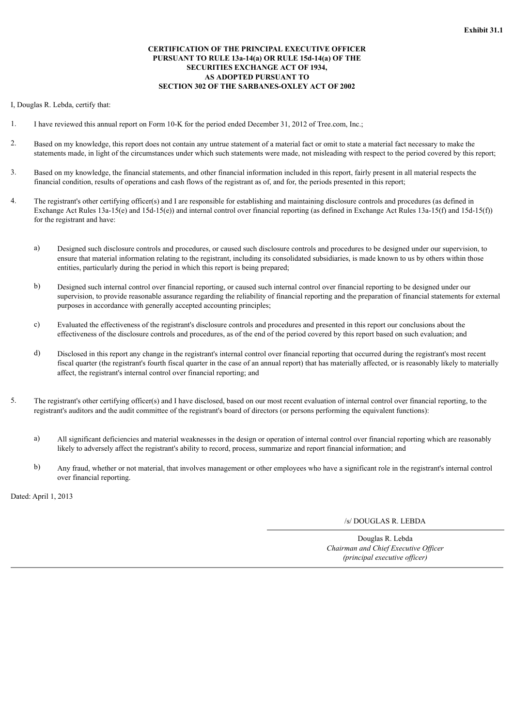**Exhibit 31.1**

**CERTIFICATION OF THE PRINCIPAL EXECUTIVE OFFICER PURSUANT TO RULE 13a-14(a) OR RULE 15d-14(a) OF THE SECURITIES EXCHANGE ACT OF 1934, AS ADOPTED PURSUANT TO SECTION 302 OF THE SARBANES-OXLEY ACT OF 2002**

I, Douglas R. Lebda, certify that:

1. I have reviewed this annual report on Form 10-K for the period ended December 31, 2012 of Tree.com, Inc.;

2. Based on my knowledge, this report does not contain any untrue statement of a material fact or omit to state a material fact necessary to make the statements made, in light of the circumstances under which such statements were made, not misleading with respect to the period covered by this report;

3. Based on my knowledge, the financial statements, and other financial information included in this report, fairly present in all material respects the financial condition, results of operations and cash flows of the registrant as of, and for, the periods presented in this report;

4. The registrant's other certifying officer(s) and I are responsible for establishing and maintaining disclosure controls and procedures (as defined in Exchange Act Rules 13a-15(e) and 15d-15(e)) and internal control over financial reporting (as defined in Exchange Act Rules 13a-15(f) and 15d-15(f)) for the registrant and have:

   a) Designed such disclosure controls and procedures, or caused such disclosure controls and procedures to be designed under our supervision, to ensure that material information relating to the registrant, including its consolidated subsidiaries, is made known to us by others within those entities, particularly during the period in which this report is being prepared;

   b) Designed such internal control over financial reporting, or caused such internal control over financial reporting to be designed under our supervision, to provide reasonable assurance regarding the reliability of financial reporting and the preparation of financial statements for external purposes in accordance with generally accepted accounting principles;

   c) Evaluated the effectiveness of the registrant's disclosure controls and procedures and presented in this report our conclusions about the effectiveness of the disclosure controls and procedures, as of the end of the period covered by this report based on such evaluation; and

   d) Disclosed in this report any change in the registrant's internal control over financial reporting that occurred during the registrant's most recent fiscal quarter (the registrant's fourth fiscal quarter in the case of an annual report) that has materially affected, or is reasonably likely to materially affect, the registrant's internal control over financial reporting; and

5. The registrant's other certifying officer(s) and I have disclosed, based on our most recent evaluation of internal control over financial reporting, to the registrant's auditors and the audit committee of the registrant's board of directors (or persons performing the equivalent functions):

   a) All significant deficiencies and material weaknesses in the design or operation of internal control over financial reporting which are reasonably likely to adversely affect the registrant's ability to record, process, summarize and report financial information; and

   b) Any fraud, whether or not material, that involves management or other employees who have a significant role in the registrant's internal control over financial reporting.

Dated: April 1, 2013

/s/ DOUGLAS R. LEBDA

Douglas R. Lebda
*Chairman and Chief Executive Officer*
*(principal executive officer)*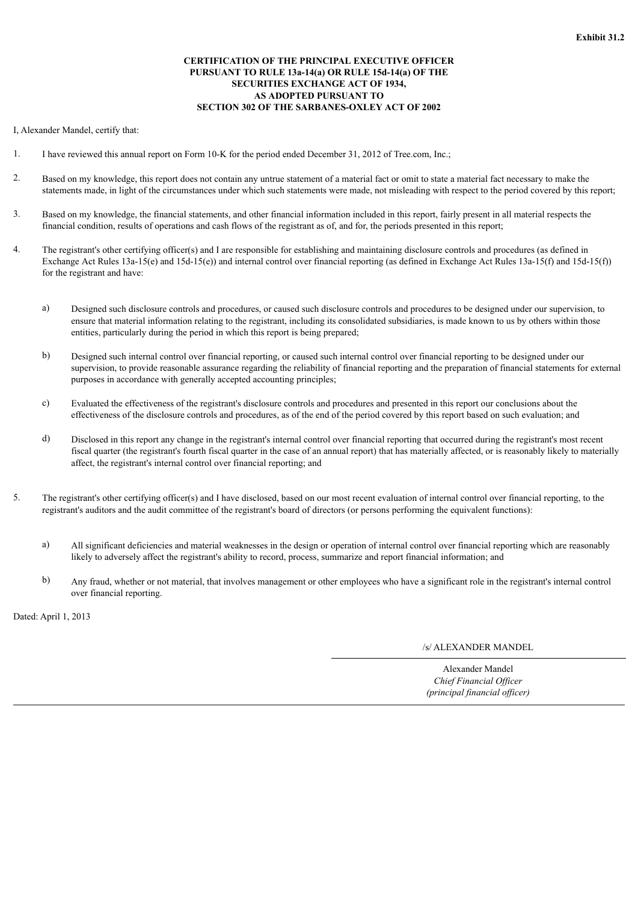**Exhibit 31.2**

**CERTIFICATION OF THE PRINCIPAL EXECUTIVE OFFICER PURSUANT TO RULE 13a-14(a) OR RULE 15d-14(a) OF THE SECURITIES EXCHANGE ACT OF 1934, AS ADOPTED PURSUANT TO SECTION 302 OF THE SARBANES-OXLEY ACT OF 2002**

I, Alexander Mandel, certify that:

1. I have reviewed this annual report on Form 10-K for the period ended December 31, 2012 of Tree.com, Inc.;

2. Based on my knowledge, this report does not contain any untrue statement of a material fact or omit to state a material fact necessary to make the statements made, in light of the circumstances under which such statements were made, not misleading with respect to the period covered by this report;

3. Based on my knowledge, the financial statements, and other financial information included in this report, fairly present in all material respects the financial condition, results of operations and cash flows of the registrant as of, and for, the periods presented in this report;

4. The registrant's other certifying officer(s) and I are responsible for establishing and maintaining disclosure controls and procedures (as defined in Exchange Act Rules 13a-15(e) and 15d-15(e)) and internal control over financial reporting (as defined in Exchange Act Rules 13a-15(f) and 15d-15(f)) for the registrant and have:

    a) Designed such disclosure controls and procedures, or caused such disclosure controls and procedures to be designed under our supervision, to ensure that material information relating to the registrant, including its consolidated subsidiaries, is made known to us by others within those entities, particularly during the period in which this report is being prepared;

    b) Designed such internal control over financial reporting, or caused such internal control over financial reporting to be designed under our supervision, to provide reasonable assurance regarding the reliability of financial reporting and the preparation of financial statements for external purposes in accordance with generally accepted accounting principles;

    c) Evaluated the effectiveness of the registrant's disclosure controls and procedures and presented in this report our conclusions about the effectiveness of the disclosure controls and procedures, as of the end of the period covered by this report based on such evaluation; and

    d) Disclosed in this report any change in the registrant's internal control over financial reporting that occurred during the registrant's most recent fiscal quarter (the registrant's fourth fiscal quarter in the case of an annual report) that has materially affected, or is reasonably likely to materially affect, the registrant's internal control over financial reporting; and

5. The registrant's other certifying officer(s) and I have disclosed, based on our most recent evaluation of internal control over financial reporting, to the registrant's auditors and the audit committee of the registrant's board of directors (or persons performing the equivalent functions):

    a) All significant deficiencies and material weaknesses in the design or operation of internal control over financial reporting which are reasonably likely to adversely affect the registrant's ability to record, process, summarize and report financial information; and

    b) Any fraud, whether or not material, that involves management or other employees who have a significant role in the registrant's internal control over financial reporting.

Dated: April 1, 2013

/s/ ALEXANDER MANDEL

Alexander Mandel
*Chief Financial Officer*
*(principal financial officer)*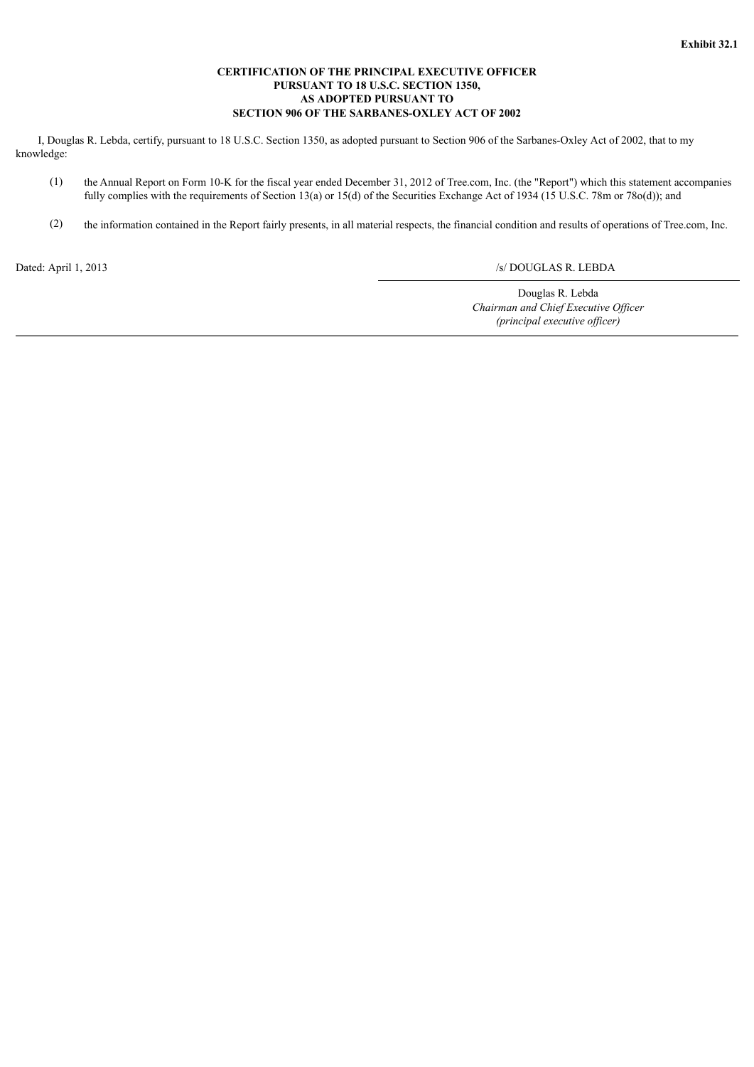**Exhibit 32.1**

**CERTIFICATION OF THE PRINCIPAL EXECUTIVE OFFICER**
**PURSUANT TO 18 U.S.C. SECTION 1350,**
**AS ADOPTED PURSUANT TO**
**SECTION 906 OF THE SARBANES-OXLEY ACT OF 2002**

I, Douglas R. Lebda, certify, pursuant to 18 U.S.C. Section 1350, as adopted pursuant to Section 906 of the Sarbanes-Oxley Act of 2002, that to my knowledge:

(1) the Annual Report on Form 10-K for the fiscal year ended December 31, 2012 of Tree.com, Inc. (the "Report") which this statement accompanies fully complies with the requirements of Section 13(a) or 15(d) of the Securities Exchange Act of 1934 (15 U.S.C. 78m or 78o(d)); and

(2) the information contained in the Report fairly presents, in all material respects, the financial condition and results of operations of Tree.com, Inc.

Dated: April 1, 2013

/s/ DOUGLAS R. LEBDA

Douglas R. Lebda
*Chairman and Chief Executive Officer*
*(principal executive officer)*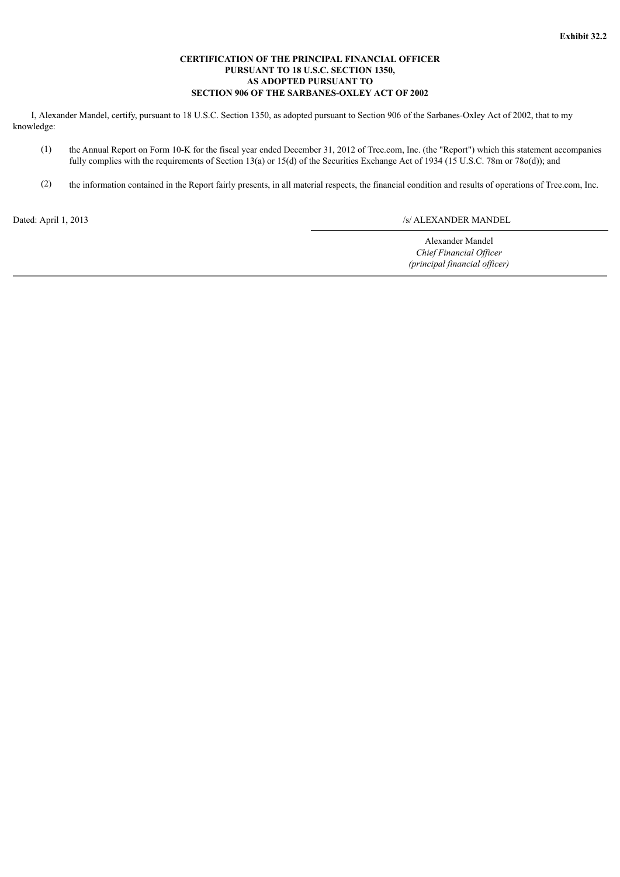**Exhibit 32.2**

**CERTIFICATION OF THE PRINCIPAL FINANCIAL OFFICER PURSUANT TO 18 U.S.C. SECTION 1350, AS ADOPTED PURSUANT TO SECTION 906 OF THE SARBANES-OXLEY ACT OF 2002**

I, Alexander Mandel, certify, pursuant to 18 U.S.C. Section 1350, as adopted pursuant to Section 906 of the Sarbanes-Oxley Act of 2002, that to my knowledge:

(1) the Annual Report on Form 10-K for the fiscal year ended December 31, 2012 of Tree.com, Inc. (the "Report") which this statement accompanies fully complies with the requirements of Section 13(a) or 15(d) of the Securities Exchange Act of 1934 (15 U.S.C. 78m or 78o(d)); and

(2) the information contained in the Report fairly presents, in all material respects, the financial condition and results of operations of Tree.com, Inc.

Dated: April 1, 2013

/s/ ALEXANDER MANDEL

Alexander Mandel
*Chief Financial Officer*
*(principal financial officer)*